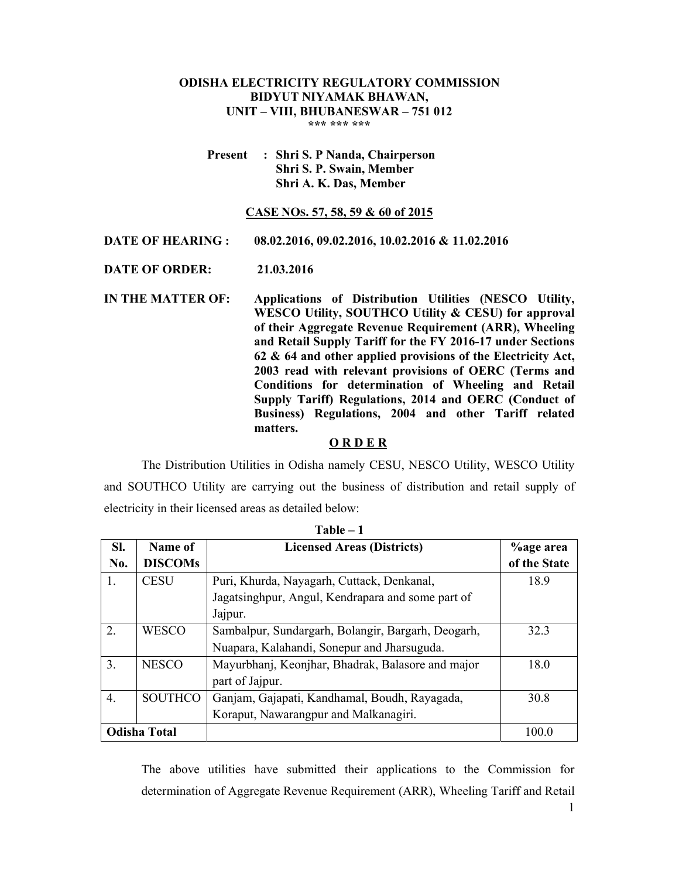**ODISHA ELECTRICITY REGULATORY COMMISSION**
**BIDYUT NIYAMAK BHAWAN,**
**UNIT – VIII, BHUBANESWAR – 751 012**
*** *** ***

**Present : Shri S. P Nanda, Chairperson**
**Shri S. P. Swain, Member**
**Shri A. K. Das, Member**

**CASE NOs. 57, 58, 59 & 60 of 2015**

**DATE OF HEARING : 08.02.2016, 09.02.2016, 10.02.2016 & 11.02.2016**

**DATE OF ORDER: 21.03.2016**

**IN THE MATTER OF: Applications of Distribution Utilities (NESCO Utility, WESCO Utility, SOUTHCO Utility & CESU) for approval of their Aggregate Revenue Requirement (ARR), Wheeling and Retail Supply Tariff for the FY 2016-17 under Sections 62 & 64 and other applied provisions of the Electricity Act, 2003 read with relevant provisions of OERC (Terms and Conditions for determination of Wheeling and Retail Supply Tariff) Regulations, 2014 and OERC (Conduct of Business) Regulations, 2004 and other Tariff related matters.**

**O R D E R**

The Distribution Utilities in Odisha namely CESU, NESCO Utility, WESCO Utility and SOUTHCO Utility are carrying out the business of distribution and retail supply of electricity in their licensed areas as detailed below:

**Table – 1**

| Sl. No. | Name of DISCOMs | Licensed Areas (Districts) | %age area of the State |
|---|---|---|---|
| 1. | CESU | Puri, Khurda, Nayagarh, Cuttack, Denkanal, Jagatsinghpur, Angul, Kendrapara and some part of Jajpur. | 18.9 |
| 2. | WESCO | Sambalpur, Sundargarh, Bolangir, Bargarh, Deogarh, Nuapara, Kalahandi, Sonepur and Jharsuguda. | 32.3 |
| 3. | NESCO | Mayurbhanj, Keonjhar, Bhadrak, Balasore and major part of Jajpur. | 18.0 |
| 4. | SOUTHCO | Ganjam, Gajapati, Kandhamal, Boudh, Rayagada, Koraput, Nawarangpur and Malkanagiri. | 30.8 |
| **Odisha Total** | | | 100.0 |

The above utilities have submitted their applications to the Commission for determination of Aggregate Revenue Requirement (ARR), Wheeling Tariff and Retail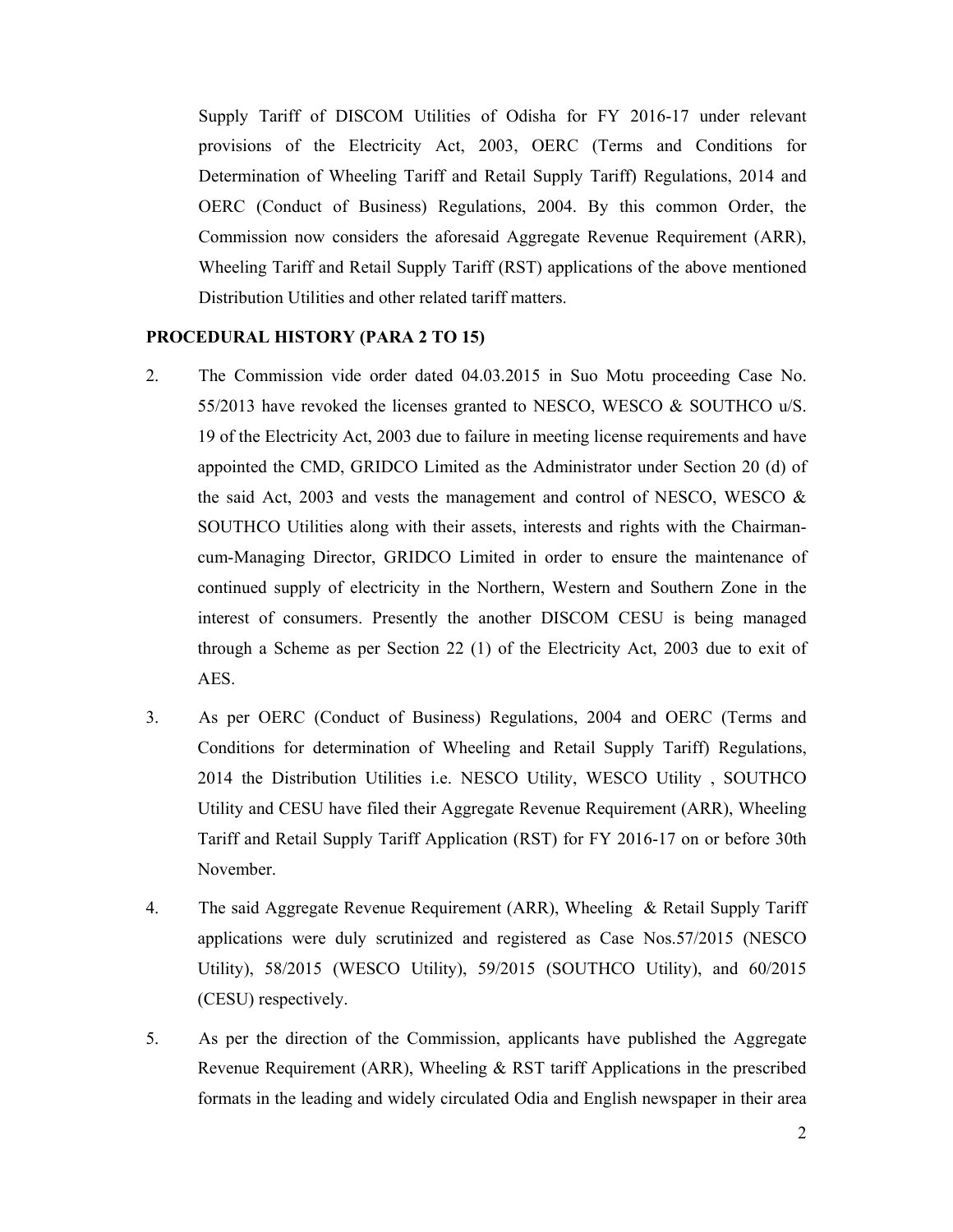Supply Tariff of DISCOM Utilities of Odisha for FY 2016-17 under relevant provisions of the Electricity Act, 2003, OERC (Terms and Conditions for Determination of Wheeling Tariff and Retail Supply Tariff) Regulations, 2014 and OERC (Conduct of Business) Regulations, 2004. By this common Order, the Commission now considers the aforesaid Aggregate Revenue Requirement (ARR), Wheeling Tariff and Retail Supply Tariff (RST) applications of the above mentioned Distribution Utilities and other related tariff matters.

**PROCEDURAL HISTORY (PARA 2 TO 15)**

2. The Commission vide order dated 04.03.2015 in Suo Motu proceeding Case No. 55/2013 have revoked the licenses granted to NESCO, WESCO & SOUTHCO u/S. 19 of the Electricity Act, 2003 due to failure in meeting license requirements and have appointed the CMD, GRIDCO Limited as the Administrator under Section 20 (d) of the said Act, 2003 and vests the management and control of NESCO, WESCO & SOUTHCO Utilities along with their assets, interests and rights with the Chairman-cum-Managing Director, GRIDCO Limited in order to ensure the maintenance of continued supply of electricity in the Northern, Western and Southern Zone in the interest of consumers. Presently the another DISCOM CESU is being managed through a Scheme as per Section 22 (1) of the Electricity Act, 2003 due to exit of AES.

3. As per OERC (Conduct of Business) Regulations, 2004 and OERC (Terms and Conditions for determination of Wheeling and Retail Supply Tariff) Regulations, 2014 the Distribution Utilities i.e. NESCO Utility, WESCO Utility , SOUTHCO Utility and CESU have filed their Aggregate Revenue Requirement (ARR), Wheeling Tariff and Retail Supply Tariff Application (RST) for FY 2016-17 on or before 30th November.

4. The said Aggregate Revenue Requirement (ARR), Wheeling & Retail Supply Tariff applications were duly scrutinized and registered as Case Nos.57/2015 (NESCO Utility), 58/2015 (WESCO Utility), 59/2015 (SOUTHCO Utility), and 60/2015 (CESU) respectively.

5. As per the direction of the Commission, applicants have published the Aggregate Revenue Requirement (ARR), Wheeling & RST tariff Applications in the prescribed formats in the leading and widely circulated Odia and English newspaper in their area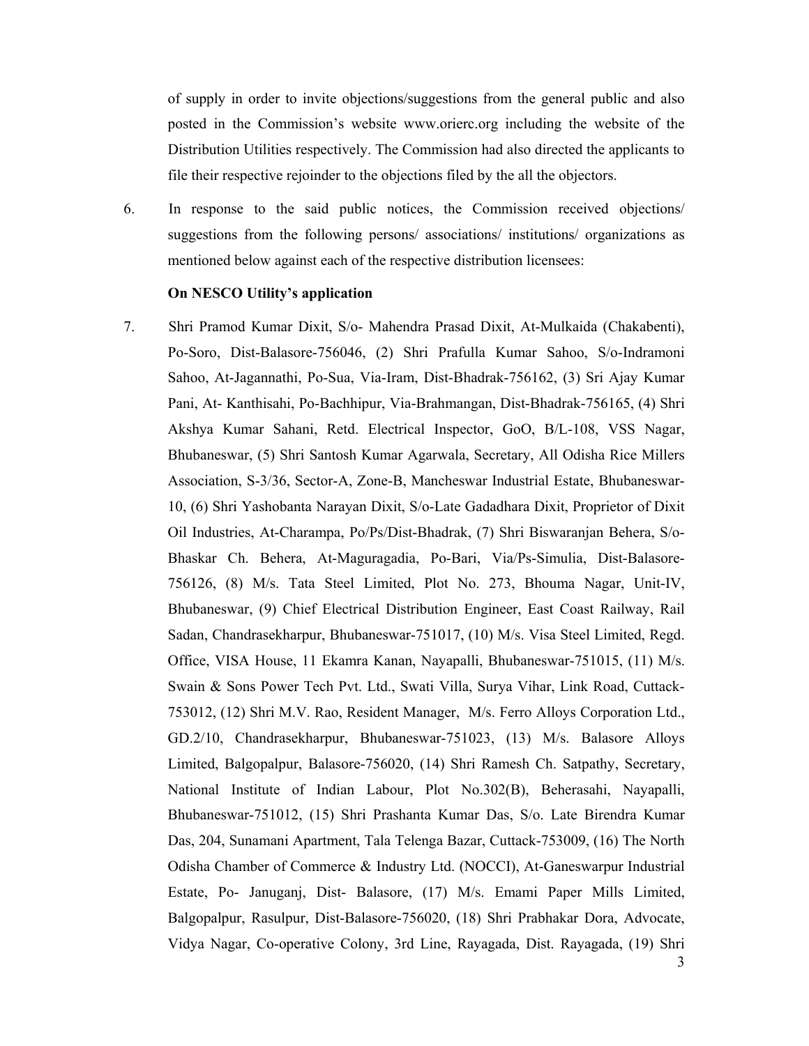of supply in order to invite objections/suggestions from the general public and also posted in the Commission's website www.orierc.org including the website of the Distribution Utilities respectively. The Commission had also directed the applicants to file their respective rejoinder to the objections filed by the all the objectors.

6. In response to the said public notices, the Commission received objections/ suggestions from the following persons/ associations/ institutions/ organizations as mentioned below against each of the respective distribution licensees:

**On NESCO Utility's application**

7. Shri Pramod Kumar Dixit, S/o- Mahendra Prasad Dixit, At-Mulkaida (Chakabenti), Po-Soro, Dist-Balasore-756046, (2) Shri Prafulla Kumar Sahoo, S/o-Indramoni Sahoo, At-Jagannathi, Po-Sua, Via-Iram, Dist-Bhadrak-756162, (3) Sri Ajay Kumar Pani, At- Kanthisahi, Po-Bachhipur, Via-Brahmangan, Dist-Bhadrak-756165, (4) Shri Akshya Kumar Sahani, Retd. Electrical Inspector, GoO, B/L-108, VSS Nagar, Bhubaneswar, (5) Shri Santosh Kumar Agarwala, Secretary, All Odisha Rice Millers Association, S-3/36, Sector-A, Zone-B, Mancheswar Industrial Estate, Bhubaneswar-10, (6) Shri Yashobanta Narayan Dixit, S/o-Late Gadadhara Dixit, Proprietor of Dixit Oil Industries, At-Charampa, Po/Ps/Dist-Bhadrak, (7) Shri Biswaranjan Behera, S/o-Bhaskar Ch. Behera, At-Maguragadia, Po-Bari, Via/Ps-Simulia, Dist-Balasore-756126, (8) M/s. Tata Steel Limited, Plot No. 273, Bhouma Nagar, Unit-IV, Bhubaneswar, (9) Chief Electrical Distribution Engineer, East Coast Railway, Rail Sadan, Chandrasekharpur, Bhubaneswar-751017, (10) M/s. Visa Steel Limited, Regd. Office, VISA House, 11 Ekamra Kanan, Nayapalli, Bhubaneswar-751015, (11) M/s. Swain & Sons Power Tech Pvt. Ltd., Swati Villa, Surya Vihar, Link Road, Cuttack-753012, (12) Shri M.V. Rao, Resident Manager, M/s. Ferro Alloys Corporation Ltd., GD.2/10, Chandrasekharpur, Bhubaneswar-751023, (13) M/s. Balasore Alloys Limited, Balgopalpur, Balasore-756020, (14) Shri Ramesh Ch. Satpathy, Secretary, National Institute of Indian Labour, Plot No.302(B), Beherasahi, Nayapalli, Bhubaneswar-751012, (15) Shri Prashanta Kumar Das, S/o. Late Birendra Kumar Das, 204, Sunamani Apartment, Tala Telenga Bazar, Cuttack-753009, (16) The North Odisha Chamber of Commerce & Industry Ltd. (NOCCI), At-Ganeswarpur Industrial Estate, Po- Januganj, Dist- Balasore, (17) M/s. Emami Paper Mills Limited, Balgopalpur, Rasulpur, Dist-Balasore-756020, (18) Shri Prabhakar Dora, Advocate, Vidya Nagar, Co-operative Colony, 3rd Line, Rayagada, Dist. Rayagada, (19) Shri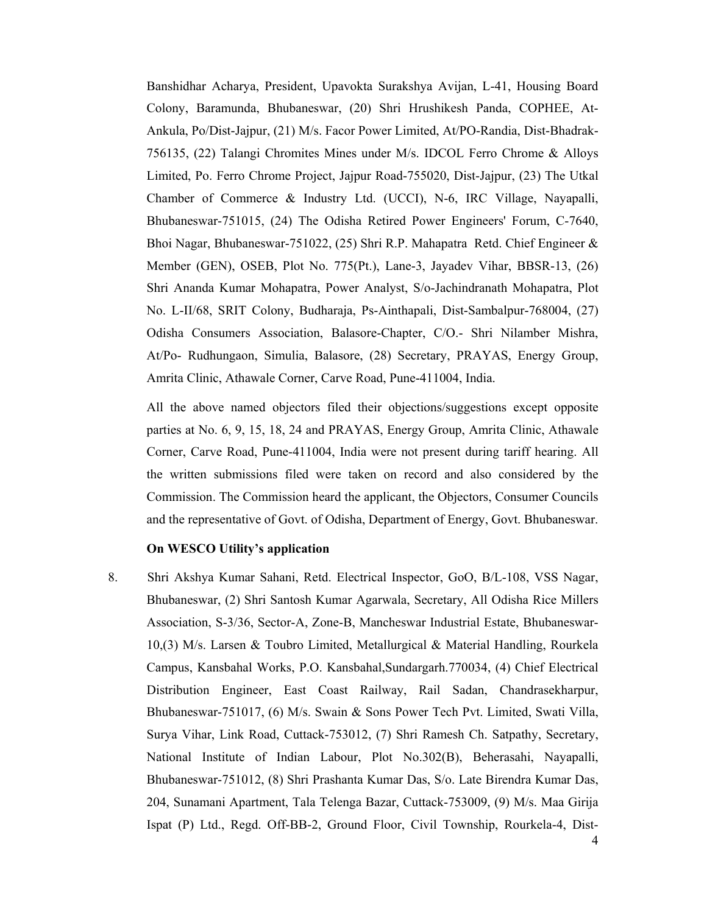Banshidhar Acharya, President, Upavokta Surakshya Avijan, L-41, Housing Board Colony, Baramunda, Bhubaneswar, (20) Shri Hrushikesh Panda, COPHEE, At-Ankula, Po/Dist-Jajpur, (21) M/s. Facor Power Limited, At/PO-Randia, Dist-Bhadrak-756135, (22) Talangi Chromites Mines under M/s. IDCOL Ferro Chrome & Alloys Limited, Po. Ferro Chrome Project, Jajpur Road-755020, Dist-Jajpur, (23) The Utkal Chamber of Commerce & Industry Ltd. (UCCI), N-6, IRC Village, Nayapalli, Bhubaneswar-751015, (24) The Odisha Retired Power Engineers' Forum, C-7640, Bhoi Nagar, Bhubaneswar-751022, (25) Shri R.P. Mahapatra Retd. Chief Engineer & Member (GEN), OSEB, Plot No. 775(Pt.), Lane-3, Jayadev Vihar, BBSR-13, (26) Shri Ananda Kumar Mohapatra, Power Analyst, S/o-Jachindranath Mohapatra, Plot No. L-II/68, SRIT Colony, Budharaja, Ps-Ainthapali, Dist-Sambalpur-768004, (27) Odisha Consumers Association, Balasore-Chapter, C/O.- Shri Nilamber Mishra, At/Po- Rudhungaon, Simulia, Balasore, (28) Secretary, PRAYAS, Energy Group, Amrita Clinic, Athawale Corner, Carve Road, Pune-411004, India.

All the above named objectors filed their objections/suggestions except opposite parties at No. 6, 9, 15, 18, 24 and PRAYAS, Energy Group, Amrita Clinic, Athawale Corner, Carve Road, Pune-411004, India were not present during tariff hearing. All the written submissions filed were taken on record and also considered by the Commission. The Commission heard the applicant, the Objectors, Consumer Councils and the representative of Govt. of Odisha, Department of Energy, Govt. Bhubaneswar.

**On WESCO Utility's application**

8. Shri Akshya Kumar Sahani, Retd. Electrical Inspector, GoO, B/L-108, VSS Nagar, Bhubaneswar, (2) Shri Santosh Kumar Agarwala, Secretary, All Odisha Rice Millers Association, S-3/36, Sector-A, Zone-B, Mancheswar Industrial Estate, Bhubaneswar-10,(3) M/s. Larsen & Toubro Limited, Metallurgical & Material Handling, Rourkela Campus, Kansbahal Works, P.O. Kansbahal,Sundargarh.770034, (4) Chief Electrical Distribution Engineer, East Coast Railway, Rail Sadan, Chandrasekharpur, Bhubaneswar-751017, (6) M/s. Swain & Sons Power Tech Pvt. Limited, Swati Villa, Surya Vihar, Link Road, Cuttack-753012, (7) Shri Ramesh Ch. Satpathy, Secretary, National Institute of Indian Labour, Plot No.302(B), Beherasahi, Nayapalli, Bhubaneswar-751012, (8) Shri Prashanta Kumar Das, S/o. Late Birendra Kumar Das, 204, Sunamani Apartment, Tala Telenga Bazar, Cuttack-753009, (9) M/s. Maa Girija Ispat (P) Ltd., Regd. Off-BB-2, Ground Floor, Civil Township, Rourkela-4, Dist-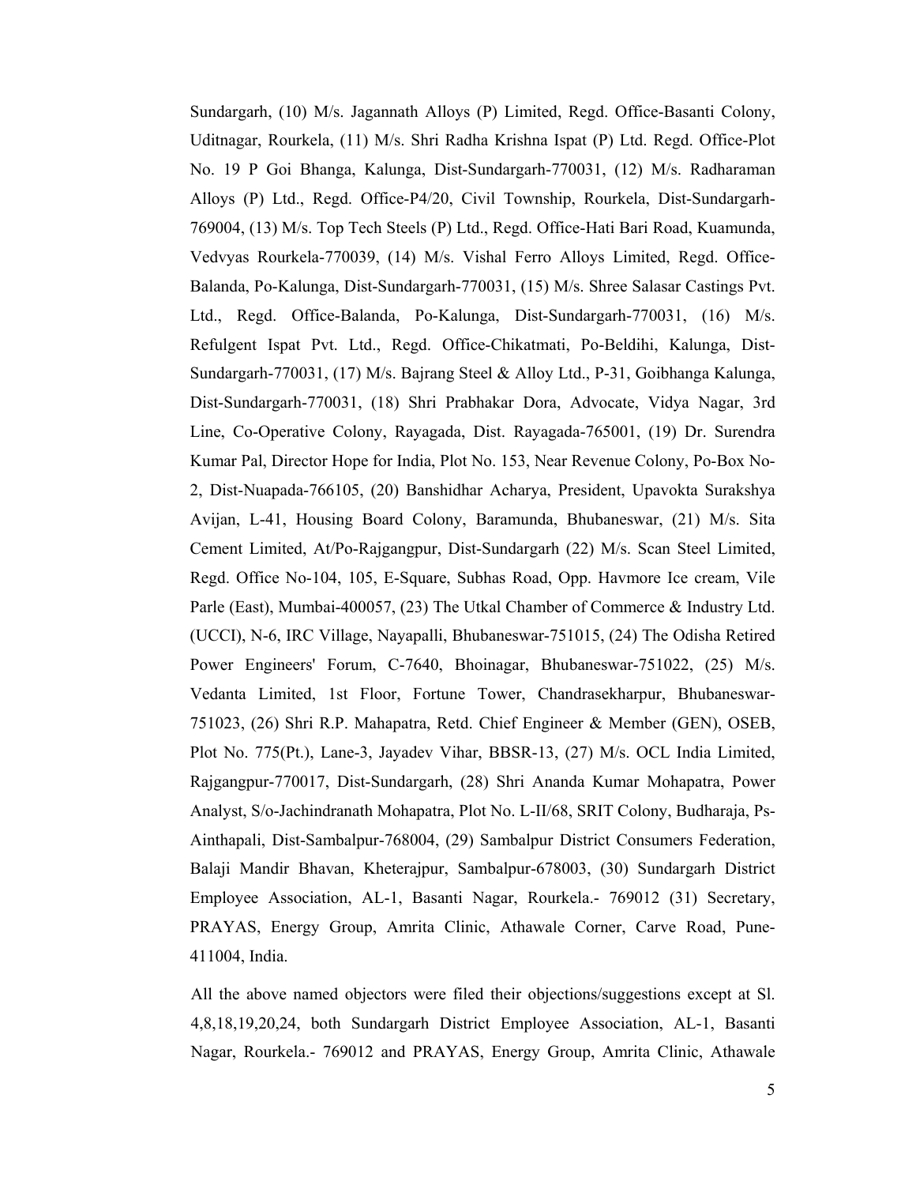Sundargarh, (10) M/s. Jagannath Alloys (P) Limited, Regd. Office-Basanti Colony, Uditnagar, Rourkela, (11) M/s. Shri Radha Krishna Ispat (P) Ltd. Regd. Office-Plot No. 19 P Goi Bhanga, Kalunga, Dist-Sundargarh-770031, (12) M/s. Radharaman Alloys (P) Ltd., Regd. Office-P4/20, Civil Township, Rourkela, Dist-Sundargarh-769004, (13) M/s. Top Tech Steels (P) Ltd., Regd. Office-Hati Bari Road, Kuamunda, Vedvyas Rourkela-770039, (14) M/s. Vishal Ferro Alloys Limited, Regd. Office-Balanda, Po-Kalunga, Dist-Sundargarh-770031, (15) M/s. Shree Salasar Castings Pvt. Ltd., Regd. Office-Balanda, Po-Kalunga, Dist-Sundargarh-770031, (16) M/s. Refulgent Ispat Pvt. Ltd., Regd. Office-Chikatmati, Po-Beldihi, Kalunga, Dist-Sundargarh-770031, (17) M/s. Bajrang Steel & Alloy Ltd., P-31, Goibhanga Kalunga, Dist-Sundargarh-770031, (18) Shri Prabhakar Dora, Advocate, Vidya Nagar, 3rd Line, Co-Operative Colony, Rayagada, Dist. Rayagada-765001, (19) Dr. Surendra Kumar Pal, Director Hope for India, Plot No. 153, Near Revenue Colony, Po-Box No-2, Dist-Nuapada-766105, (20) Banshidhar Acharya, President, Upavokta Surakshya Avijan, L-41, Housing Board Colony, Baramunda, Bhubaneswar, (21) M/s. Sita Cement Limited, At/Po-Rajgangpur, Dist-Sundargarh (22) M/s. Scan Steel Limited, Regd. Office No-104, 105, E-Square, Subhas Road, Opp. Havmore Ice cream, Vile Parle (East), Mumbai-400057, (23) The Utkal Chamber of Commerce & Industry Ltd. (UCCI), N-6, IRC Village, Nayapalli, Bhubaneswar-751015, (24) The Odisha Retired Power Engineers' Forum, C-7640, Bhoinagar, Bhubaneswar-751022, (25) M/s. Vedanta Limited, 1st Floor, Fortune Tower, Chandrasekharpur, Bhubaneswar-751023, (26) Shri R.P. Mahapatra, Retd. Chief Engineer & Member (GEN), OSEB, Plot No. 775(Pt.), Lane-3, Jayadev Vihar, BBSR-13, (27) M/s. OCL India Limited, Rajgangpur-770017, Dist-Sundargarh, (28) Shri Ananda Kumar Mohapatra, Power Analyst, S/o-Jachindranath Mohapatra, Plot No. L-II/68, SRIT Colony, Budharaja, Ps-Ainthapali, Dist-Sambalpur-768004, (29) Sambalpur District Consumers Federation, Balaji Mandir Bhavan, Kheterajpur, Sambalpur-678003, (30) Sundargarh District Employee Association, AL-1, Basanti Nagar, Rourkela.- 769012 (31) Secretary, PRAYAS, Energy Group, Amrita Clinic, Athawale Corner, Carve Road, Pune-411004, India.

All the above named objectors were filed their objections/suggestions except at Sl. 4,8,18,19,20,24, both Sundargarh District Employee Association, AL-1, Basanti Nagar, Rourkela.- 769012 and PRAYAS, Energy Group, Amrita Clinic, Athawale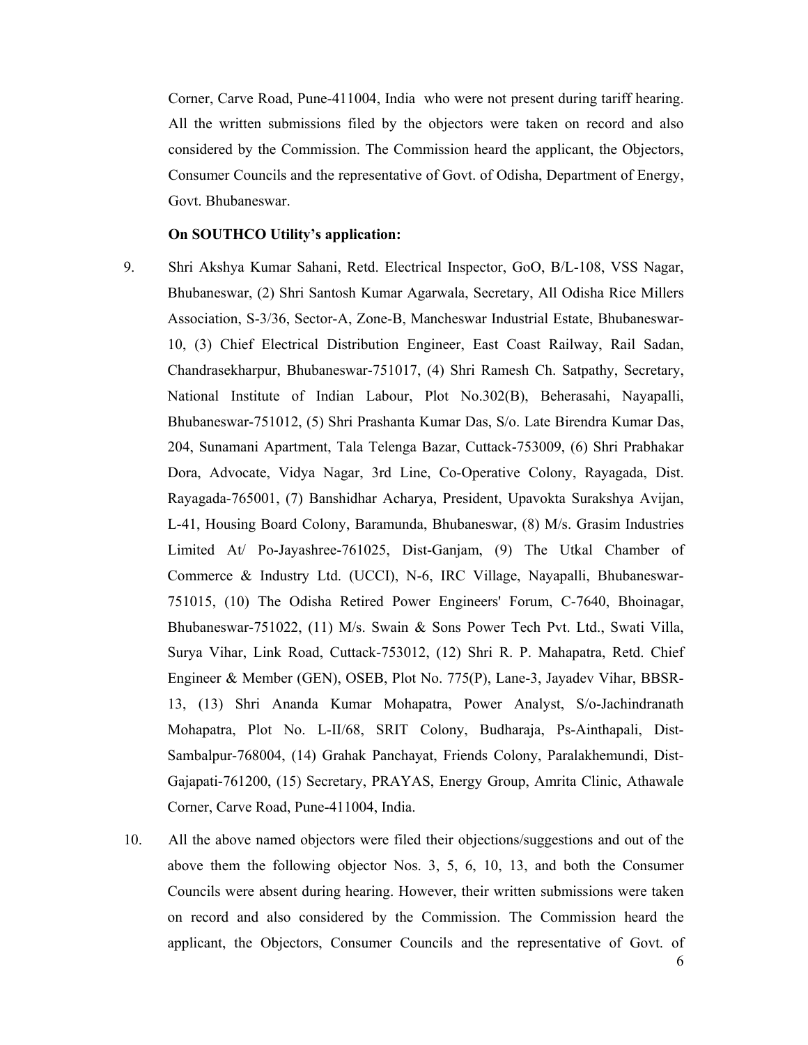Corner, Carve Road, Pune-411004, India who were not present during tariff hearing. All the written submissions filed by the objectors were taken on record and also considered by the Commission. The Commission heard the applicant, the Objectors, Consumer Councils and the representative of Govt. of Odisha, Department of Energy, Govt. Bhubaneswar.

**On SOUTHCO Utility's application:**

9. Shri Akshya Kumar Sahani, Retd. Electrical Inspector, GoO, B/L-108, VSS Nagar, Bhubaneswar, (2) Shri Santosh Kumar Agarwala, Secretary, All Odisha Rice Millers Association, S-3/36, Sector-A, Zone-B, Mancheswar Industrial Estate, Bhubaneswar-10, (3) Chief Electrical Distribution Engineer, East Coast Railway, Rail Sadan, Chandrasekharpur, Bhubaneswar-751017, (4) Shri Ramesh Ch. Satpathy, Secretary, National Institute of Indian Labour, Plot No.302(B), Beherasahi, Nayapalli, Bhubaneswar-751012, (5) Shri Prashanta Kumar Das, S/o. Late Birendra Kumar Das, 204, Sunamani Apartment, Tala Telenga Bazar, Cuttack-753009, (6) Shri Prabhakar Dora, Advocate, Vidya Nagar, 3rd Line, Co-Operative Colony, Rayagada, Dist. Rayagada-765001, (7) Banshidhar Acharya, President, Upavokta Surakshya Avijan, L-41, Housing Board Colony, Baramunda, Bhubaneswar, (8) M/s. Grasim Industries Limited At/ Po-Jayashree-761025, Dist-Ganjam, (9) The Utkal Chamber of Commerce & Industry Ltd. (UCCI), N-6, IRC Village, Nayapalli, Bhubaneswar-751015, (10) The Odisha Retired Power Engineers' Forum, C-7640, Bhoinagar, Bhubaneswar-751022, (11) M/s. Swain & Sons Power Tech Pvt. Ltd., Swati Villa, Surya Vihar, Link Road, Cuttack-753012, (12) Shri R. P. Mahapatra, Retd. Chief Engineer & Member (GEN), OSEB, Plot No. 775(P), Lane-3, Jayadev Vihar, BBSR-13, (13) Shri Ananda Kumar Mohapatra, Power Analyst, S/o-Jachindranath Mohapatra, Plot No. L-II/68, SRIT Colony, Budharaja, Ps-Ainthapali, Dist-Sambalpur-768004, (14) Grahak Panchayat, Friends Colony, Paralakhemundi, Dist-Gajapati-761200, (15) Secretary, PRAYAS, Energy Group, Amrita Clinic, Athawale Corner, Carve Road, Pune-411004, India.

10. All the above named objectors were filed their objections/suggestions and out of the above them the following objector Nos. 3, 5, 6, 10, 13, and both the Consumer Councils were absent during hearing. However, their written submissions were taken on record and also considered by the Commission. The Commission heard the applicant, the Objectors, Consumer Councils and the representative of Govt. of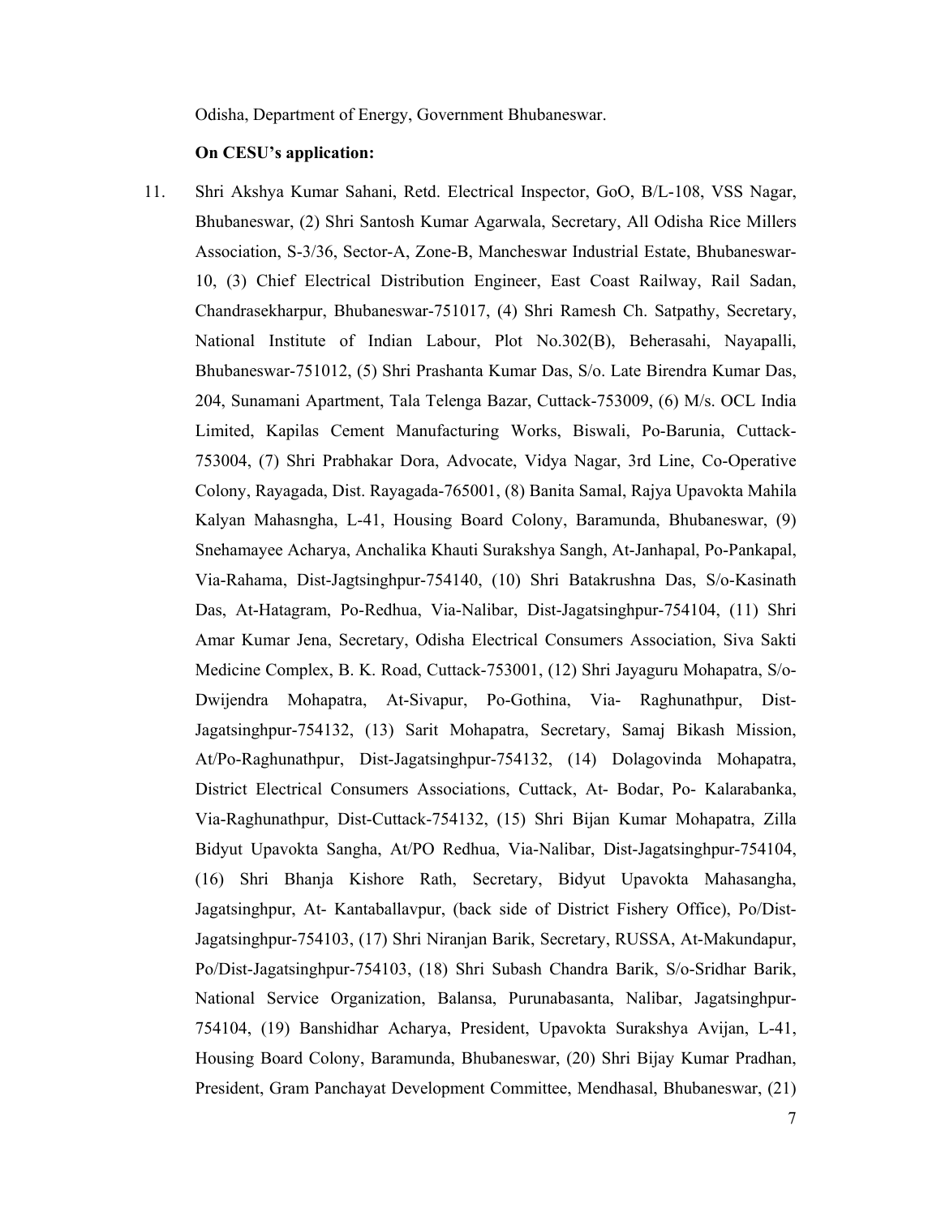Odisha, Department of Energy, Government Bhubaneswar.

**On CESU's application:**

11. Shri Akshya Kumar Sahani, Retd. Electrical Inspector, GoO, B/L-108, VSS Nagar, Bhubaneswar, (2) Shri Santosh Kumar Agarwala, Secretary, All Odisha Rice Millers Association, S-3/36, Sector-A, Zone-B, Mancheswar Industrial Estate, Bhubaneswar-10, (3) Chief Electrical Distribution Engineer, East Coast Railway, Rail Sadan, Chandrasekharpur, Bhubaneswar-751017, (4) Shri Ramesh Ch. Satpathy, Secretary, National Institute of Indian Labour, Plot No.302(B), Beherasahi, Nayapalli, Bhubaneswar-751012, (5) Shri Prashanta Kumar Das, S/o. Late Birendra Kumar Das, 204, Sunamani Apartment, Tala Telenga Bazar, Cuttack-753009, (6) M/s. OCL India Limited, Kapilas Cement Manufacturing Works, Biswali, Po-Barunia, Cuttack-753004, (7) Shri Prabhakar Dora, Advocate, Vidya Nagar, 3rd Line, Co-Operative Colony, Rayagada, Dist. Rayagada-765001, (8) Banita Samal, Rajya Upavokta Mahila Kalyan Mahasngha, L-41, Housing Board Colony, Baramunda, Bhubaneswar, (9) Snehamayee Acharya, Anchalika Khauti Surakshya Sangh, At-Janhapal, Po-Pankapal, Via-Rahama, Dist-Jagtsinghpur-754140, (10) Shri Batakrushna Das, S/o-Kasinath Das, At-Hatagram, Po-Redhua, Via-Nalibar, Dist-Jagatsinghpur-754104, (11) Shri Amar Kumar Jena, Secretary, Odisha Electrical Consumers Association, Siva Sakti Medicine Complex, B. K. Road, Cuttack-753001, (12) Shri Jayaguru Mohapatra, S/o-Dwijendra Mohapatra, At-Sivapur, Po-Gothina, Via- Raghunathpur, Dist-Jagatsinghpur-754132, (13) Sarit Mohapatra, Secretary, Samaj Bikash Mission, At/Po-Raghunathpur, Dist-Jagatsinghpur-754132, (14) Dolagovinda Mohapatra, District Electrical Consumers Associations, Cuttack, At- Bodar, Po- Kalarabanka, Via-Raghunathpur, Dist-Cuttack-754132, (15) Shri Bijan Kumar Mohapatra, Zilla Bidyut Upavokta Sangha, At/PO Redhua, Via-Nalibar, Dist-Jagatsinghpur-754104, (16) Shri Bhanja Kishore Rath, Secretary, Bidyut Upavokta Mahasangha, Jagatsinghpur, At- Kantaballavpur, (back side of District Fishery Office), Po/Dist-Jagatsinghpur-754103, (17) Shri Niranjan Barik, Secretary, RUSSA, At-Makundapur, Po/Dist-Jagatsinghpur-754103, (18) Shri Subash Chandra Barik, S/o-Sridhar Barik, National Service Organization, Balansa, Purunabasanta, Nalibar, Jagatsinghpur-754104, (19) Banshidhar Acharya, President, Upavokta Surakshya Avijan, L-41, Housing Board Colony, Baramunda, Bhubaneswar, (20) Shri Bijay Kumar Pradhan, President, Gram Panchayat Development Committee, Mendhasal, Bhubaneswar, (21)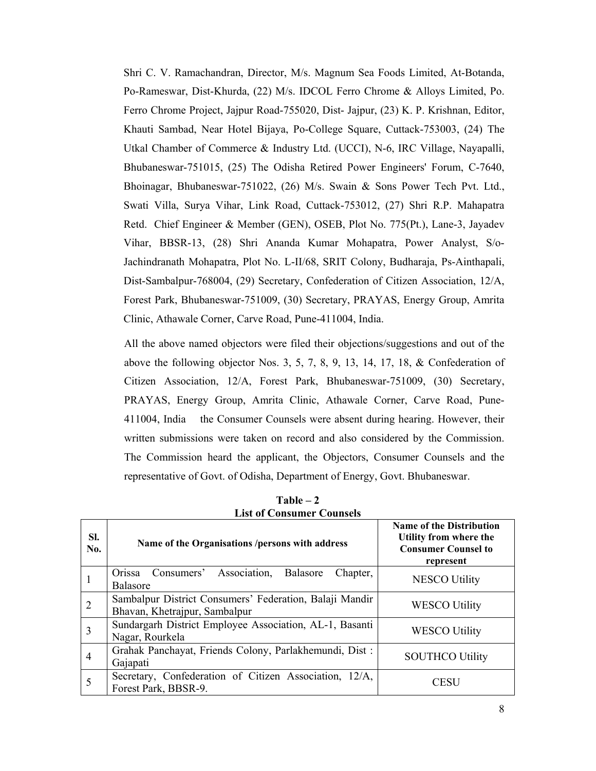Shri C. V. Ramachandran, Director, M/s. Magnum Sea Foods Limited, At-Botanda, Po-Rameswar, Dist-Khurda, (22) M/s. IDCOL Ferro Chrome & Alloys Limited, Po. Ferro Chrome Project, Jajpur Road-755020, Dist- Jajpur, (23) K. P. Krishnan, Editor, Khauti Sambad, Near Hotel Bijaya, Po-College Square, Cuttack-753003, (24) The Utkal Chamber of Commerce & Industry Ltd. (UCCI), N-6, IRC Village, Nayapalli, Bhubaneswar-751015, (25) The Odisha Retired Power Engineers' Forum, C-7640, Bhoinagar, Bhubaneswar-751022, (26) M/s. Swain & Sons Power Tech Pvt. Ltd., Swati Villa, Surya Vihar, Link Road, Cuttack-753012, (27) Shri R.P. Mahapatra Retd. Chief Engineer & Member (GEN), OSEB, Plot No. 775(Pt.), Lane-3, Jayadev Vihar, BBSR-13, (28) Shri Ananda Kumar Mohapatra, Power Analyst, S/o-Jachindranath Mohapatra, Plot No. L-II/68, SRIT Colony, Budharaja, Ps-Ainthapali, Dist-Sambalpur-768004, (29) Secretary, Confederation of Citizen Association, 12/A, Forest Park, Bhubaneswar-751009, (30) Secretary, PRAYAS, Energy Group, Amrita Clinic, Athawale Corner, Carve Road, Pune-411004, India.

All the above named objectors were filed their objections/suggestions and out of the above the following objector Nos. 3, 5, 7, 8, 9, 13, 14, 17, 18, & Confederation of Citizen Association, 12/A, Forest Park, Bhubaneswar-751009, (30) Secretary, PRAYAS, Energy Group, Amrita Clinic, Athawale Corner, Carve Road, Pune-411004, India the Consumer Counsels were absent during hearing. However, their written submissions were taken on record and also considered by the Commission. The Commission heard the applicant, the Objectors, Consumer Counsels and the representative of Govt. of Odisha, Department of Energy, Govt. Bhubaneswar.

**Table – 2**
**List of Consumer Counsels**

| Sl. No. | Name of the Organisations /persons with address | Name of the Distribution Utility from where the Consumer Counsel to represent |
|---|---|---|
| 1 | Orissa Consumers' Association, Balasore Chapter, Balasore | NESCO Utility |
| 2 | Sambalpur District Consumers' Federation, Balaji Mandir Bhavan, Khetrajpur, Sambalpur | WESCO Utility |
| 3 | Sundargarh District Employee Association, AL-1, Basanti Nagar, Rourkela | WESCO Utility |
| 4 | Grahak Panchayat, Friends Colony, Parlakhemundi, Dist : Gajapati | SOUTHCO Utility |
| 5 | Secretary, Confederation of Citizen Association, 12/A, Forest Park, BBSR-9. | CESU |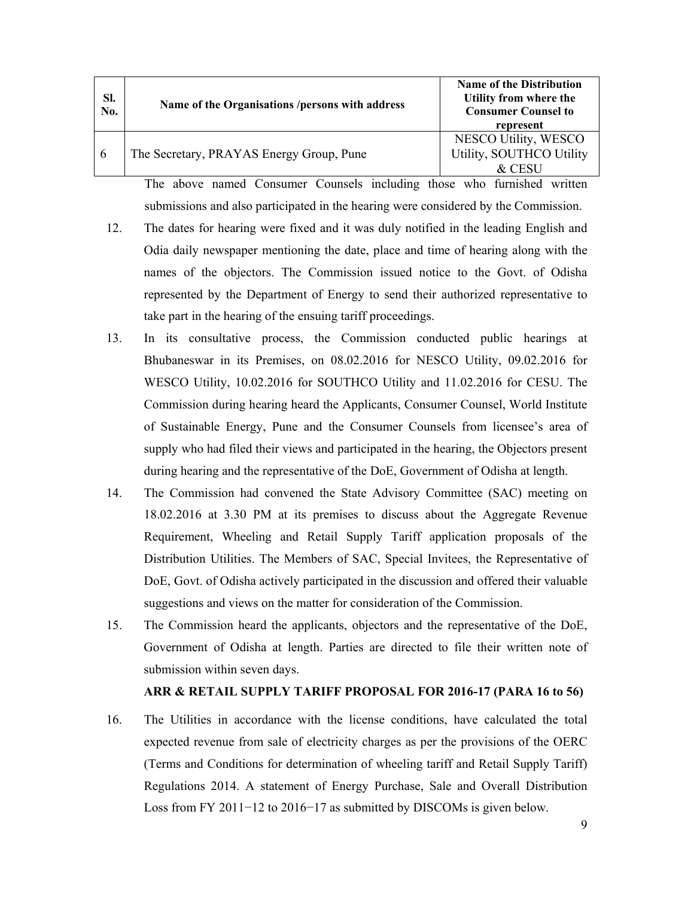| Sl. No. | Name of the Organisations /persons with address | Name of the Distribution Utility from where the Consumer Counsel to represent |
|---|---|---|
| 6 | The Secretary, PRAYAS Energy Group, Pune | NESCO Utility, WESCO Utility, SOUTHCO Utility & CESU |

The above named Consumer Counsels including those who furnished written submissions and also participated in the hearing were considered by the Commission.

12. The dates for hearing were fixed and it was duly notified in the leading English and Odia daily newspaper mentioning the date, place and time of hearing along with the names of the objectors. The Commission issued notice to the Govt. of Odisha represented by the Department of Energy to send their authorized representative to take part in the hearing of the ensuing tariff proceedings.

13. In its consultative process, the Commission conducted public hearings at Bhubaneswar in its Premises, on 08.02.2016 for NESCO Utility, 09.02.2016 for WESCO Utility, 10.02.2016 for SOUTHCO Utility and 11.02.2016 for CESU. The Commission during hearing heard the Applicants, Consumer Counsel, World Institute of Sustainable Energy, Pune and the Consumer Counsels from licensee's area of supply who had filed their views and participated in the hearing, the Objectors present during hearing and the representative of the DoE, Government of Odisha at length.

14. The Commission had convened the State Advisory Committee (SAC) meeting on 18.02.2016 at 3.30 PM at its premises to discuss about the Aggregate Revenue Requirement, Wheeling and Retail Supply Tariff application proposals of the Distribution Utilities. The Members of SAC, Special Invitees, the Representative of DoE, Govt. of Odisha actively participated in the discussion and offered their valuable suggestions and views on the matter for consideration of the Commission.

15. The Commission heard the applicants, objectors and the representative of the DoE, Government of Odisha at length. Parties are directed to file their written note of submission within seven days.

**ARR & RETAIL SUPPLY TARIFF PROPOSAL FOR 2016-17 (PARA 16 to 56)**

16. The Utilities in accordance with the license conditions, have calculated the total expected revenue from sale of electricity charges as per the provisions of the OERC (Terms and Conditions for determination of wheeling tariff and Retail Supply Tariff) Regulations 2014. A statement of Energy Purchase, Sale and Overall Distribution Loss from FY 2011−12 to 2016−17 as submitted by DISCOMs is given below.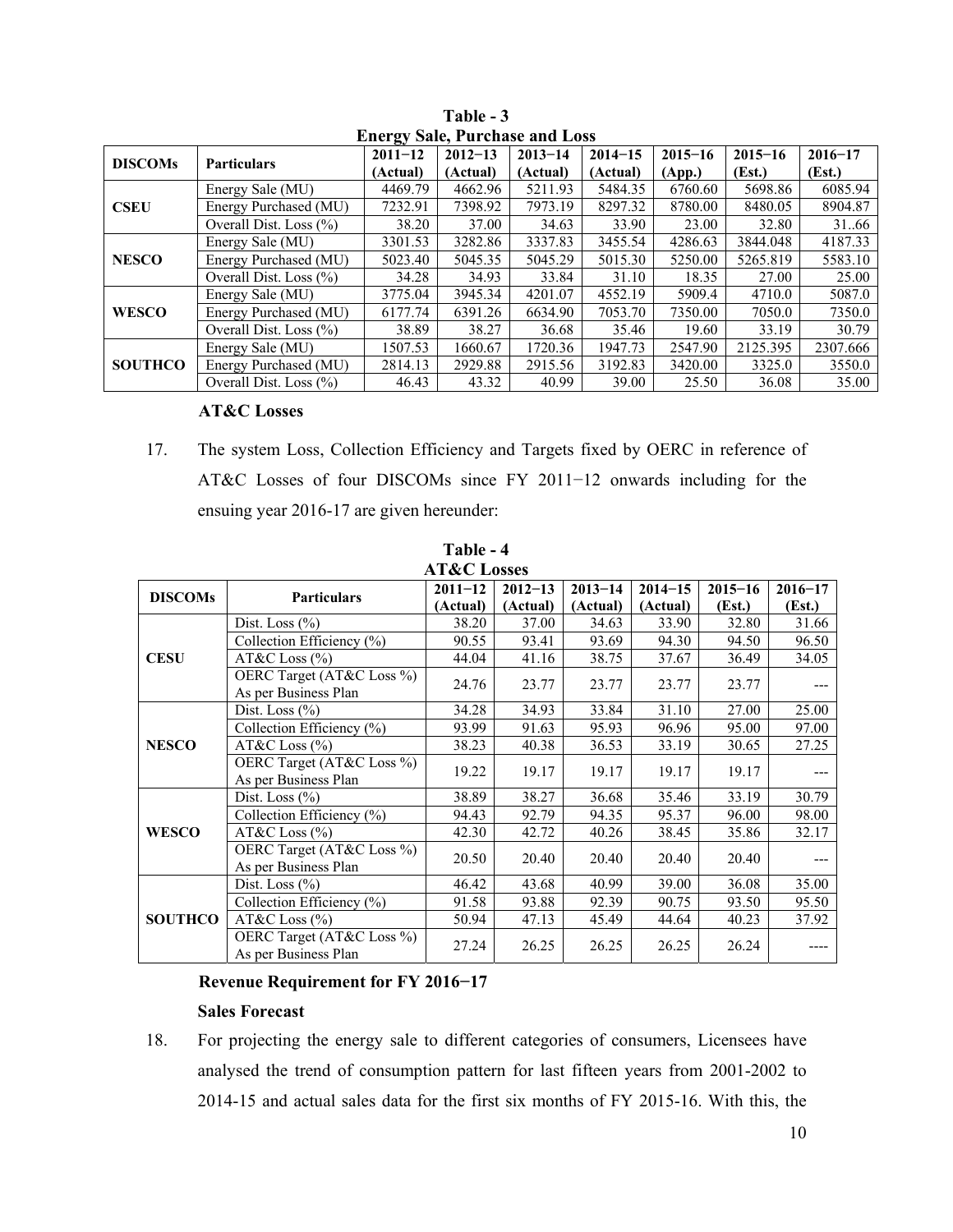**Table - 3**
**Energy Sale, Purchase and Loss**

| DISCOMs | Particulars | 2011−12 (Actual) | 2012−13 (Actual) | 2013−14 (Actual) | 2014−15 (Actual) | 2015−16 (App.) | 2015−16 (Est.) | 2016−17 (Est.) |
|---|---|---|---|---|---|---|---|---|
| CSEU | Energy Sale (MU) | 4469.79 | 4662.96 | 5211.93 | 5484.35 | 6760.60 | 5698.86 | 6085.94 |
| | Energy Purchased (MU) | 7232.91 | 7398.92 | 7973.19 | 8297.32 | 8780.00 | 8480.05 | 8904.87 |
| | Overall Dist. Loss (%) | 38.20 | 37.00 | 34.63 | 33.90 | 23.00 | 32.80 | 31..66 |
| NESCO | Energy Sale (MU) | 3301.53 | 3282.86 | 3337.83 | 3455.54 | 4286.63 | 3844.048 | 4187.33 |
| | Energy Purchased (MU) | 5023.40 | 5045.35 | 5045.29 | 5015.30 | 5250.00 | 5265.819 | 5583.10 |
| | Overall Dist. Loss (%) | 34.28 | 34.93 | 33.84 | 31.10 | 18.35 | 27.00 | 25.00 |
| WESCO | Energy Sale (MU) | 3775.04 | 3945.34 | 4201.07 | 4552.19 | 5909.4 | 4710.0 | 5087.0 |
| | Energy Purchased (MU) | 6177.74 | 6391.26 | 6634.90 | 7053.70 | 7350.00 | 7050.0 | 7350.0 |
| | Overall Dist. Loss (%) | 38.89 | 38.27 | 36.68 | 35.46 | 19.60 | 33.19 | 30.79 |
| SOUTHCO | Energy Sale (MU) | 1507.53 | 1660.67 | 1720.36 | 1947.73 | 2547.90 | 2125.395 | 2307.666 |
| | Energy Purchased (MU) | 2814.13 | 2929.88 | 2915.56 | 3192.83 | 3420.00 | 3325.0 | 3550.0 |
| | Overall Dist. Loss (%) | 46.43 | 43.32 | 40.99 | 39.00 | 25.50 | 36.08 | 35.00 |

**AT&C Losses**

17. The system Loss, Collection Efficiency and Targets fixed by OERC in reference of AT&C Losses of four DISCOMs since FY 2011−12 onwards including for the ensuing year 2016-17 are given hereunder:

**Table - 4**
**AT&C Losses**

| DISCOMs | Particulars | 2011−12 (Actual) | 2012−13 (Actual) | 2013−14 (Actual) | 2014−15 (Actual) | 2015−16 (Est.) | 2016−17 (Est.) |
|---|---|---|---|---|---|---|---|
| CESU | Dist. Loss (%) | 38.20 | 37.00 | 34.63 | 33.90 | 32.80 | 31.66 |
| | Collection Efficiency (%) | 90.55 | 93.41 | 93.69 | 94.30 | 94.50 | 96.50 |
| | AT&C Loss (%) | 44.04 | 41.16 | 38.75 | 37.67 | 36.49 | 34.05 |
| | OERC Target (AT&C Loss %) As per Business Plan | 24.76 | 23.77 | 23.77 | 23.77 | 23.77 | --- |
| NESCO | Dist. Loss (%) | 34.28 | 34.93 | 33.84 | 31.10 | 27.00 | 25.00 |
| | Collection Efficiency (%) | 93.99 | 91.63 | 95.93 | 96.96 | 95.00 | 97.00 |
| | AT&C Loss (%) | 38.23 | 40.38 | 36.53 | 33.19 | 30.65 | 27.25 |
| | OERC Target (AT&C Loss %) As per Business Plan | 19.22 | 19.17 | 19.17 | 19.17 | 19.17 | --- |
| WESCO | Dist. Loss (%) | 38.89 | 38.27 | 36.68 | 35.46 | 33.19 | 30.79 |
| | Collection Efficiency (%) | 94.43 | 92.79 | 94.35 | 95.37 | 96.00 | 98.00 |
| | AT&C Loss (%) | 42.30 | 42.72 | 40.26 | 38.45 | 35.86 | 32.17 |
| | OERC Target (AT&C Loss %) As per Business Plan | 20.50 | 20.40 | 20.40 | 20.40 | 20.40 | --- |
| SOUTHCO | Dist. Loss (%) | 46.42 | 43.68 | 40.99 | 39.00 | 36.08 | 35.00 |
| | Collection Efficiency (%) | 91.58 | 93.88 | 92.39 | 90.75 | 93.50 | 95.50 |
| | AT&C Loss (%) | 50.94 | 47.13 | 45.49 | 44.64 | 40.23 | 37.92 |
| | OERC Target (AT&C Loss %) As per Business Plan | 27.24 | 26.25 | 26.25 | 26.25 | 26.24 | ---- |

**Revenue Requirement for FY 2016−17**

**Sales Forecast**

18. For projecting the energy sale to different categories of consumers, Licensees have analysed the trend of consumption pattern for last fifteen years from 2001-2002 to 2014-15 and actual sales data for the first six months of FY 2015-16. With this, the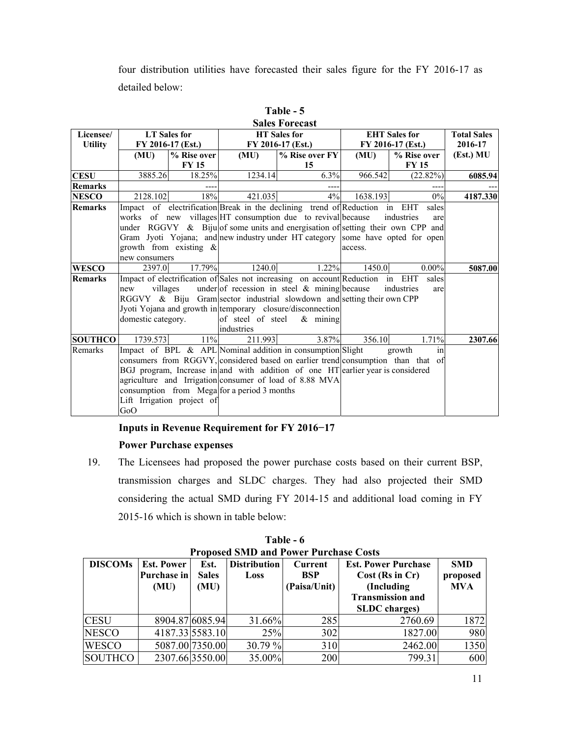four distribution utilities have forecasted their sales figure for the FY 2016-17 as detailed below:

**Table - 5**
**Sales Forecast**

| Licensee/ Utility | LT Sales for FY 2016-17 (Est.) | | HT Sales for FY 2016-17 (Est.) | | EHT Sales for FY 2016-17 (Est.) | | Total Sales 2016-17 (Est.) MU |
|---|---|---|---|---|---|---|---|
| | (MU) | % Rise over FY 15 | (MU) | % Rise over FY 15 | (MU) | % Rise over FY 15 | |
| **CESU** | 3885.26 | 18.25% | 1234.14 | 6.3% | 966.542 | (22.82%) | **6085.94** |
| **Remarks** | | ---- | | ---- | | ---- | --- |
| **NESCO** | 2128.102 | 18% | 421.035 | 4% | 1638.193 | 0% | **4187.330** |
| **Remarks** | Impact of electrification works of new villages under RGGVY & Biju Gram Jyoti Yojana; and growth from existing & new consumers | | Break in the declining trend of HT consumption due to revival of some units and energisation of new industry under HT category | | Reduction in EHT sales because industries are setting their own CPP and some have opted for open access. | | |
| **WESCO** | 2397.0 | 17.79% | 1240.0 | 1.22% | 1450.0 | 0.00% | **5087.00** |
| **Remarks** | Impact of electrification of new villages under RGGVY & Biju Gram Jyoti Yojana and growth in domestic category. | | Sales not increasing on account of recession in steel & mining sector industrial slowdown and temporary closure/disconnection of steel of steel & mining industries | | Reduction in EHT sales because industries are setting their own CPP | | |
| **SOUTHCO** | 1739.573 | 11% | 211.993 | 3.87% | 356.10 | 1.71% | **2307.66** |
| Remarks | Impact of BPL & APL consumers from RGGVY, BGJ program, Increase in agriculture and Irrigation consumption from Mega Lift Irrigation project of GoO | | Nominal addition in consumption considered based on earlier trend and with addition of one HT consumer of load of 8.88 MVA for a period 3 months | | Slight growth in consumption than that of earlier year is considered | | |

**Inputs in Revenue Requirement for FY 2016−17**

**Power Purchase expenses**

19. The Licensees had proposed the power purchase costs based on their current BSP, transmission charges and SLDC charges. They had also projected their SMD considering the actual SMD during FY 2014-15 and additional load coming in FY 2015-16 which is shown in table below:

**Table - 6**
**Proposed SMD and Power Purchase Costs**

| DISCOMs | Est. Power Purchase in (MU) | Est. Sales (MU) | Distribution Loss | Current BSP (Paisa/Unit) | Est. Power Purchase Cost (Rs in Cr) (Including Transmission and SLDC charges) | SMD proposed MVA |
|---|---|---|---|---|---|---|
| CESU | 8904.87 | 6085.94 | 31.66% | 285 | 2760.69 | 1872 |
| NESCO | 4187.33 | 5583.10 | 25% | 302 | 1827.00 | 980 |
| WESCO | 5087.00 | 7350.00 | 30.79 % | 310 | 2462.00 | 1350 |
| SOUTHCO | 2307.66 | 3550.00 | 35.00% | 200 | 799.31 | 600 |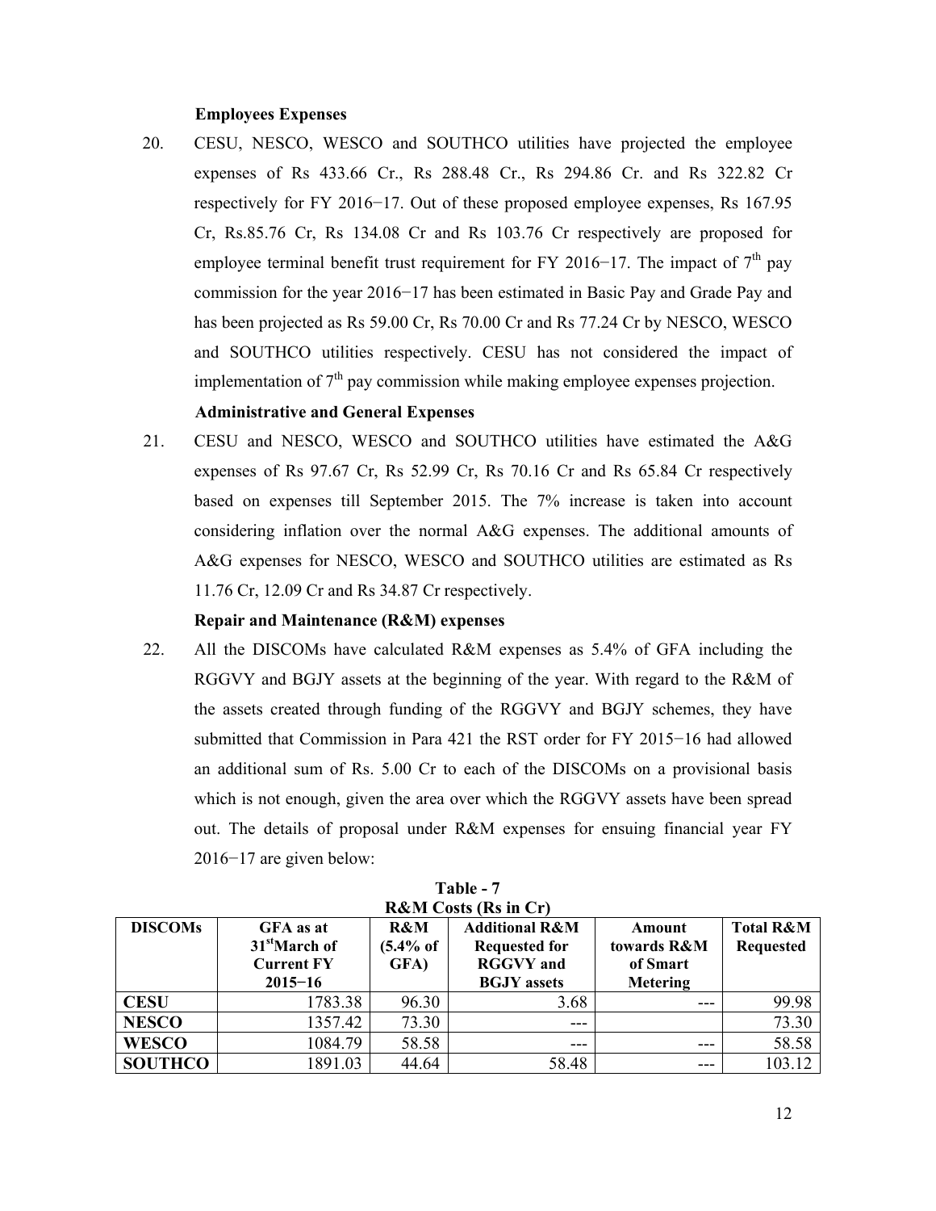**Employees Expenses**

20. CESU, NESCO, WESCO and SOUTHCO utilities have projected the employee expenses of Rs 433.66 Cr., Rs 288.48 Cr., Rs 294.86 Cr. and Rs 322.82 Cr respectively for FY 2016−17. Out of these proposed employee expenses, Rs 167.95 Cr, Rs.85.76 Cr, Rs 134.08 Cr and Rs 103.76 Cr respectively are proposed for employee terminal benefit trust requirement for FY 2016−17. The impact of 7th pay commission for the year 2016−17 has been estimated in Basic Pay and Grade Pay and has been projected as Rs 59.00 Cr, Rs 70.00 Cr and Rs 77.24 Cr by NESCO, WESCO and SOUTHCO utilities respectively. CESU has not considered the impact of implementation of 7th pay commission while making employee expenses projection.

**Administrative and General Expenses**

21. CESU and NESCO, WESCO and SOUTHCO utilities have estimated the A&G expenses of Rs 97.67 Cr, Rs 52.99 Cr, Rs 70.16 Cr and Rs 65.84 Cr respectively based on expenses till September 2015. The 7% increase is taken into account considering inflation over the normal A&G expenses. The additional amounts of A&G expenses for NESCO, WESCO and SOUTHCO utilities are estimated as Rs 11.76 Cr, 12.09 Cr and Rs 34.87 Cr respectively.

**Repair and Maintenance (R&M) expenses**

22. All the DISCOMs have calculated R&M expenses as 5.4% of GFA including the RGGVY and BGJY assets at the beginning of the year. With regard to the R&M of the assets created through funding of the RGGVY and BGJY schemes, they have submitted that Commission in Para 421 the RST order for FY 2015−16 had allowed an additional sum of Rs. 5.00 Cr to each of the DISCOMs on a provisional basis which is not enough, given the area over which the RGGVY assets have been spread out. The details of proposal under R&M expenses for ensuing financial year FY 2016−17 are given below:

**Table - 7**
**R&M Costs (Rs in Cr)**

| DISCOMs | GFA as at 31st March of Current FY 2015−16 | R&M (5.4% of GFA) | Additional R&M Requested for RGGVY and BGJY assets | Amount towards R&M of Smart Metering | Total R&M Requested |
|---|---|---|---|---|---|
| **CESU** | 1783.38 | 96.30 | 3.68 | --- | 99.98 |
| **NESCO** | 1357.42 | 73.30 | --- | | 73.30 |
| **WESCO** | 1084.79 | 58.58 | --- | --- | 58.58 |
| **SOUTHCO** | 1891.03 | 44.64 | 58.48 | --- | 103.12 |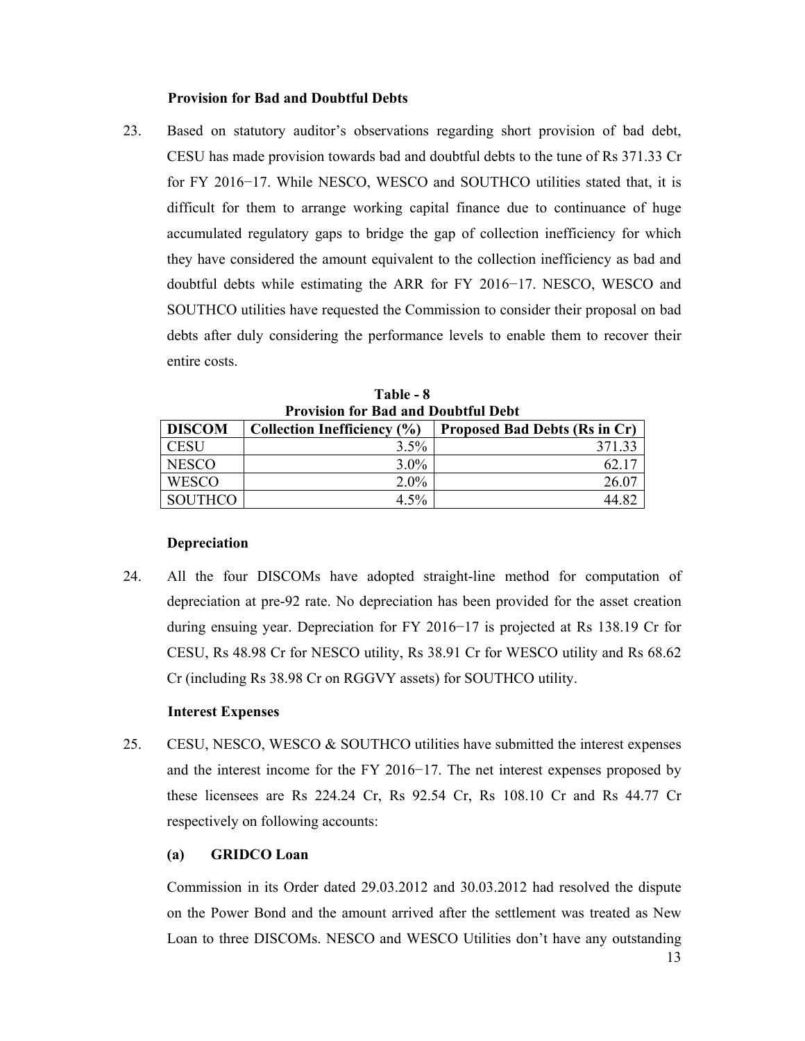**Provision for Bad and Doubtful Debts**

23. Based on statutory auditor's observations regarding short provision of bad debt, CESU has made provision towards bad and doubtful debts to the tune of Rs 371.33 Cr for FY 2016−17. While NESCO, WESCO and SOUTHCO utilities stated that, it is difficult for them to arrange working capital finance due to continuance of huge accumulated regulatory gaps to bridge the gap of collection inefficiency for which they have considered the amount equivalent to the collection inefficiency as bad and doubtful debts while estimating the ARR for FY 2016−17. NESCO, WESCO and SOUTHCO utilities have requested the Commission to consider their proposal on bad debts after duly considering the performance levels to enable them to recover their entire costs.

**Table - 8**
**Provision for Bad and Doubtful Debt**

| DISCOM | Collection Inefficiency (%) | Proposed Bad Debts (Rs in Cr) |
|---|---|---|
| CESU | 3.5% | 371.33 |
| NESCO | 3.0% | 62.17 |
| WESCO | 2.0% | 26.07 |
| SOUTHCO | 4.5% | 44.82 |

**Depreciation**

24. All the four DISCOMs have adopted straight-line method for computation of depreciation at pre-92 rate. No depreciation has been provided for the asset creation during ensuing year. Depreciation for FY 2016−17 is projected at Rs 138.19 Cr for CESU, Rs 48.98 Cr for NESCO utility, Rs 38.91 Cr for WESCO utility and Rs 68.62 Cr (including Rs 38.98 Cr on RGGVY assets) for SOUTHCO utility.

**Interest Expenses**

25. CESU, NESCO, WESCO & SOUTHCO utilities have submitted the interest expenses and the interest income for the FY 2016−17. The net interest expenses proposed by these licensees are Rs 224.24 Cr, Rs 92.54 Cr, Rs 108.10 Cr and Rs 44.77 Cr respectively on following accounts:

**(a) GRIDCO Loan**

Commission in its Order dated 29.03.2012 and 30.03.2012 had resolved the dispute on the Power Bond and the amount arrived after the settlement was treated as New Loan to three DISCOMs. NESCO and WESCO Utilities don't have any outstanding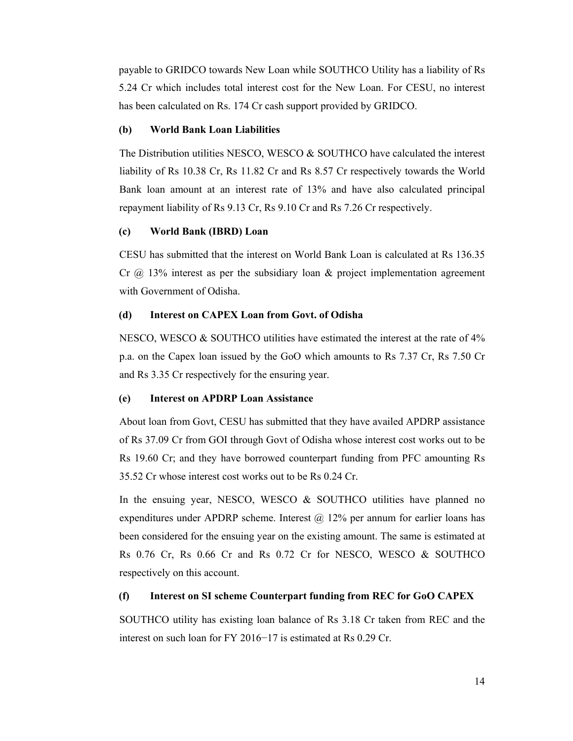payable to GRIDCO towards New Loan while SOUTHCO Utility has a liability of Rs 5.24 Cr which includes total interest cost for the New Loan. For CESU, no interest has been calculated on Rs. 174 Cr cash support provided by GRIDCO.

**(b) World Bank Loan Liabilities**

The Distribution utilities NESCO, WESCO & SOUTHCO have calculated the interest liability of Rs 10.38 Cr, Rs 11.82 Cr and Rs 8.57 Cr respectively towards the World Bank loan amount at an interest rate of 13% and have also calculated principal repayment liability of Rs 9.13 Cr, Rs 9.10 Cr and Rs 7.26 Cr respectively.

**(c) World Bank (IBRD) Loan**

CESU has submitted that the interest on World Bank Loan is calculated at Rs 136.35 Cr @ 13% interest as per the subsidiary loan & project implementation agreement with Government of Odisha.

**(d) Interest on CAPEX Loan from Govt. of Odisha**

NESCO, WESCO & SOUTHCO utilities have estimated the interest at the rate of 4% p.a. on the Capex loan issued by the GoO which amounts to Rs 7.37 Cr, Rs 7.50 Cr and Rs 3.35 Cr respectively for the ensuring year.

**(e) Interest on APDRP Loan Assistance**

About loan from Govt, CESU has submitted that they have availed APDRP assistance of Rs 37.09 Cr from GOI through Govt of Odisha whose interest cost works out to be Rs 19.60 Cr; and they have borrowed counterpart funding from PFC amounting Rs 35.52 Cr whose interest cost works out to be Rs 0.24 Cr.

In the ensuing year, NESCO, WESCO & SOUTHCO utilities have planned no expenditures under APDRP scheme. Interest @ 12% per annum for earlier loans has been considered for the ensuing year on the existing amount. The same is estimated at Rs 0.76 Cr, Rs 0.66 Cr and Rs 0.72 Cr for NESCO, WESCO & SOUTHCO respectively on this account.

**(f) Interest on SI scheme Counterpart funding from REC for GoO CAPEX**

SOUTHCO utility has existing loan balance of Rs 3.18 Cr taken from REC and the interest on such loan for FY 2016−17 is estimated at Rs 0.29 Cr.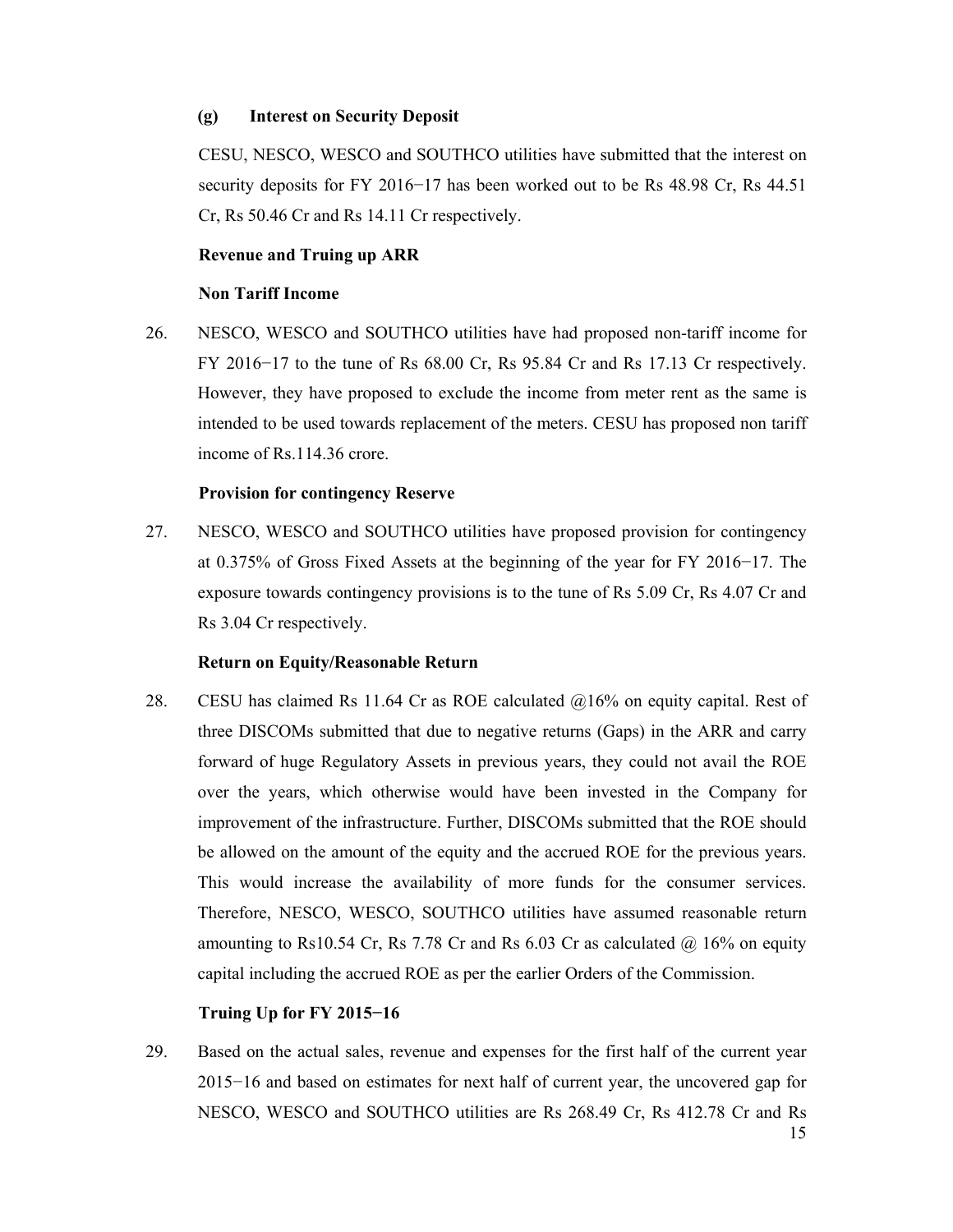**(g) Interest on Security Deposit**

CESU, NESCO, WESCO and SOUTHCO utilities have submitted that the interest on security deposits for FY 2016−17 has been worked out to be Rs 48.98 Cr, Rs 44.51 Cr, Rs 50.46 Cr and Rs 14.11 Cr respectively.

**Revenue and Truing up ARR**

**Non Tariff Income**

26. NESCO, WESCO and SOUTHCO utilities have had proposed non-tariff income for FY 2016−17 to the tune of Rs 68.00 Cr, Rs 95.84 Cr and Rs 17.13 Cr respectively. However, they have proposed to exclude the income from meter rent as the same is intended to be used towards replacement of the meters. CESU has proposed non tariff income of Rs.114.36 crore.

**Provision for contingency Reserve**

27. NESCO, WESCO and SOUTHCO utilities have proposed provision for contingency at 0.375% of Gross Fixed Assets at the beginning of the year for FY 2016−17. The exposure towards contingency provisions is to the tune of Rs 5.09 Cr, Rs 4.07 Cr and Rs 3.04 Cr respectively.

**Return on Equity/Reasonable Return**

28. CESU has claimed Rs 11.64 Cr as ROE calculated @16% on equity capital. Rest of three DISCOMs submitted that due to negative returns (Gaps) in the ARR and carry forward of huge Regulatory Assets in previous years, they could not avail the ROE over the years, which otherwise would have been invested in the Company for improvement of the infrastructure. Further, DISCOMs submitted that the ROE should be allowed on the amount of the equity and the accrued ROE for the previous years. This would increase the availability of more funds for the consumer services. Therefore, NESCO, WESCO, SOUTHCO utilities have assumed reasonable return amounting to Rs10.54 Cr, Rs 7.78 Cr and Rs 6.03 Cr as calculated @ 16% on equity capital including the accrued ROE as per the earlier Orders of the Commission.

**Truing Up for FY 2015−16**

29. Based on the actual sales, revenue and expenses for the first half of the current year 2015−16 and based on estimates for next half of current year, the uncovered gap for NESCO, WESCO and SOUTHCO utilities are Rs 268.49 Cr, Rs 412.78 Cr and Rs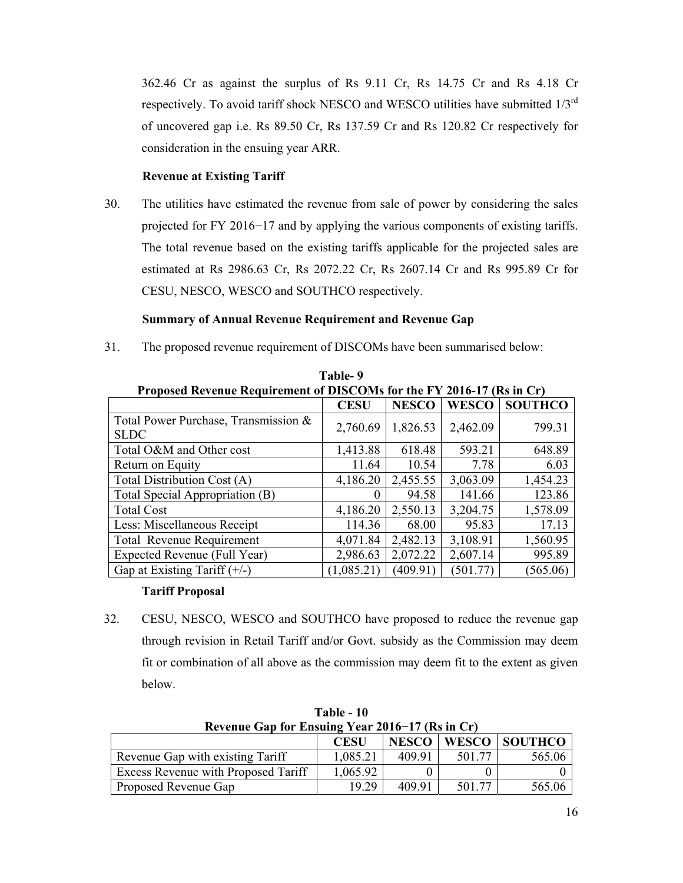362.46 Cr as against the surplus of Rs 9.11 Cr, Rs 14.75 Cr and Rs 4.18 Cr respectively. To avoid tariff shock NESCO and WESCO utilities have submitted 1/3rd of uncovered gap i.e. Rs 89.50 Cr, Rs 137.59 Cr and Rs 120.82 Cr respectively for consideration in the ensuing year ARR.

**Revenue at Existing Tariff**

30. The utilities have estimated the revenue from sale of power by considering the sales projected for FY 2016−17 and by applying the various components of existing tariffs. The total revenue based on the existing tariffs applicable for the projected sales are estimated at Rs 2986.63 Cr, Rs 2072.22 Cr, Rs 2607.14 Cr and Rs 995.89 Cr for CESU, NESCO, WESCO and SOUTHCO respectively.

**Summary of Annual Revenue Requirement and Revenue Gap**

31. The proposed revenue requirement of DISCOMs have been summarised below:

**Table- 9**
**Proposed Revenue Requirement of DISCOMs for the FY 2016-17 (Rs in Cr)**

| | CESU | NESCO | WESCO | SOUTHCO |
|---|---|---|---|---|
| Total Power Purchase, Transmission & SLDC | 2,760.69 | 1,826.53 | 2,462.09 | 799.31 |
| Total O&M and Other cost | 1,413.88 | 618.48 | 593.21 | 648.89 |
| Return on Equity | 11.64 | 10.54 | 7.78 | 6.03 |
| Total Distribution Cost (A) | 4,186.20 | 2,455.55 | 3,063.09 | 1,454.23 |
| Total Special Appropriation (B) | 0 | 94.58 | 141.66 | 123.86 |
| Total Cost | 4,186.20 | 2,550.13 | 3,204.75 | 1,578.09 |
| Less: Miscellaneous Receipt | 114.36 | 68.00 | 95.83 | 17.13 |
| Total Revenue Requirement | 4,071.84 | 2,482.13 | 3,108.91 | 1,560.95 |
| Expected Revenue (Full Year) | 2,986.63 | 2,072.22 | 2,607.14 | 995.89 |
| Gap at Existing Tariff (+/-) | (1,085.21) | (409.91) | (501.77) | (565.06) |

**Tariff Proposal**

32. CESU, NESCO, WESCO and SOUTHCO have proposed to reduce the revenue gap through revision in Retail Tariff and/or Govt. subsidy as the Commission may deem fit or combination of all above as the commission may deem fit to the extent as given below.

**Table - 10**
**Revenue Gap for Ensuing Year 2016−17 (Rs in Cr)**

| | CESU | NESCO | WESCO | SOUTHCO |
|---|---|---|---|---|
| Revenue Gap with existing Tariff | 1,085.21 | 409.91 | 501.77 | 565.06 |
| Excess Revenue with Proposed Tariff | 1,065.92 | 0 | 0 | 0 |
| Proposed Revenue Gap | 19.29 | 409.91 | 501.77 | 565.06 |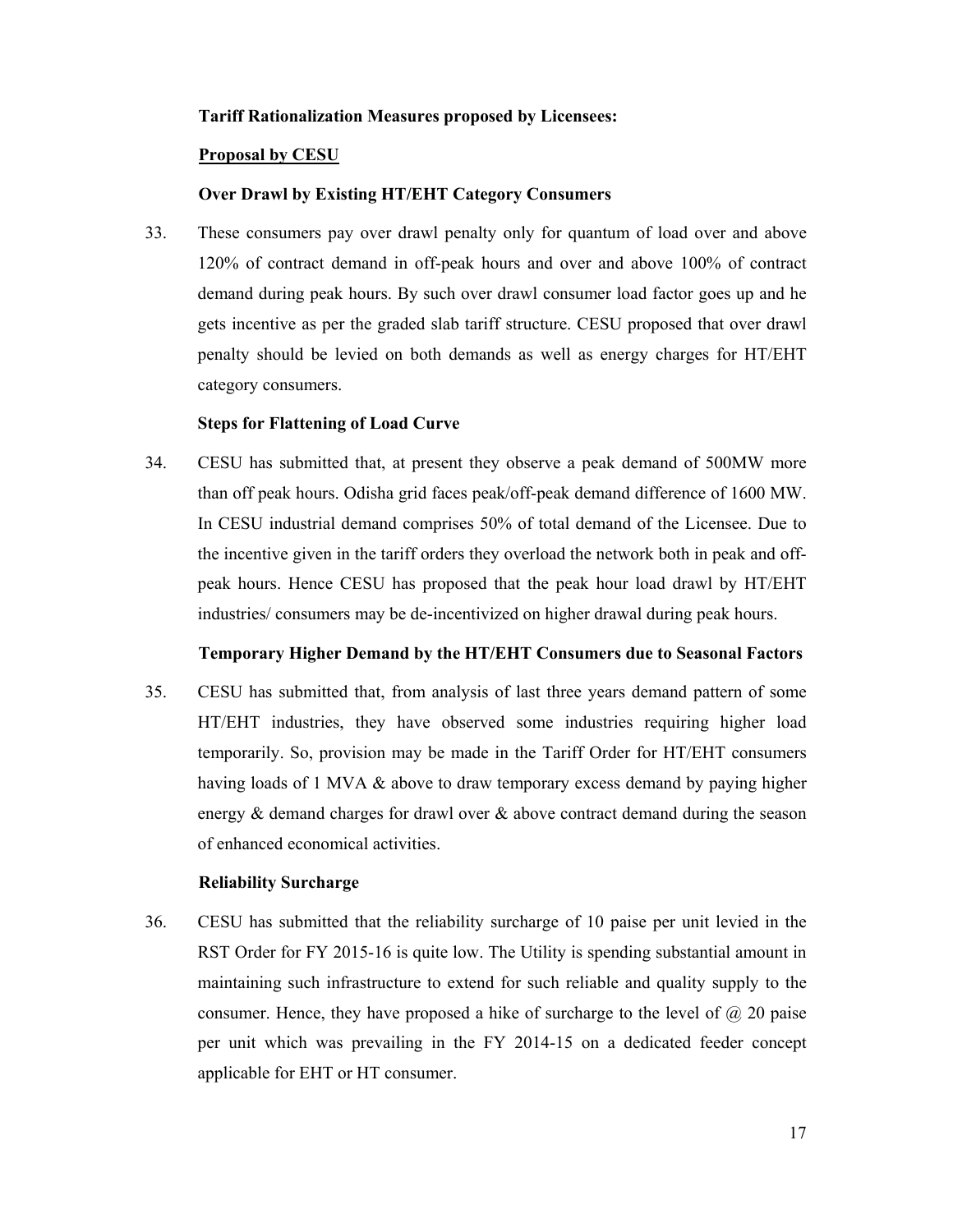**Tariff Rationalization Measures proposed by Licensees:**

**Proposal by CESU**

**Over Drawl by Existing HT/EHT Category Consumers**

33. These consumers pay over drawl penalty only for quantum of load over and above 120% of contract demand in off-peak hours and over and above 100% of contract demand during peak hours. By such over drawl consumer load factor goes up and he gets incentive as per the graded slab tariff structure. CESU proposed that over drawl penalty should be levied on both demands as well as energy charges for HT/EHT category consumers.

**Steps for Flattening of Load Curve**

34. CESU has submitted that, at present they observe a peak demand of 500MW more than off peak hours. Odisha grid faces peak/off-peak demand difference of 1600 MW. In CESU industrial demand comprises 50% of total demand of the Licensee. Due to the incentive given in the tariff orders they overload the network both in peak and off-peak hours. Hence CESU has proposed that the peak hour load drawl by HT/EHT industries/ consumers may be de-incentivized on higher drawal during peak hours.

**Temporary Higher Demand by the HT/EHT Consumers due to Seasonal Factors**

35. CESU has submitted that, from analysis of last three years demand pattern of some HT/EHT industries, they have observed some industries requiring higher load temporarily. So, provision may be made in the Tariff Order for HT/EHT consumers having loads of 1 MVA & above to draw temporary excess demand by paying higher energy & demand charges for drawl over & above contract demand during the season of enhanced economical activities.

**Reliability Surcharge**

36. CESU has submitted that the reliability surcharge of 10 paise per unit levied in the RST Order for FY 2015-16 is quite low. The Utility is spending substantial amount in maintaining such infrastructure to extend for such reliable and quality supply to the consumer. Hence, they have proposed a hike of surcharge to the level of @ 20 paise per unit which was prevailing in the FY 2014-15 on a dedicated feeder concept applicable for EHT or HT consumer.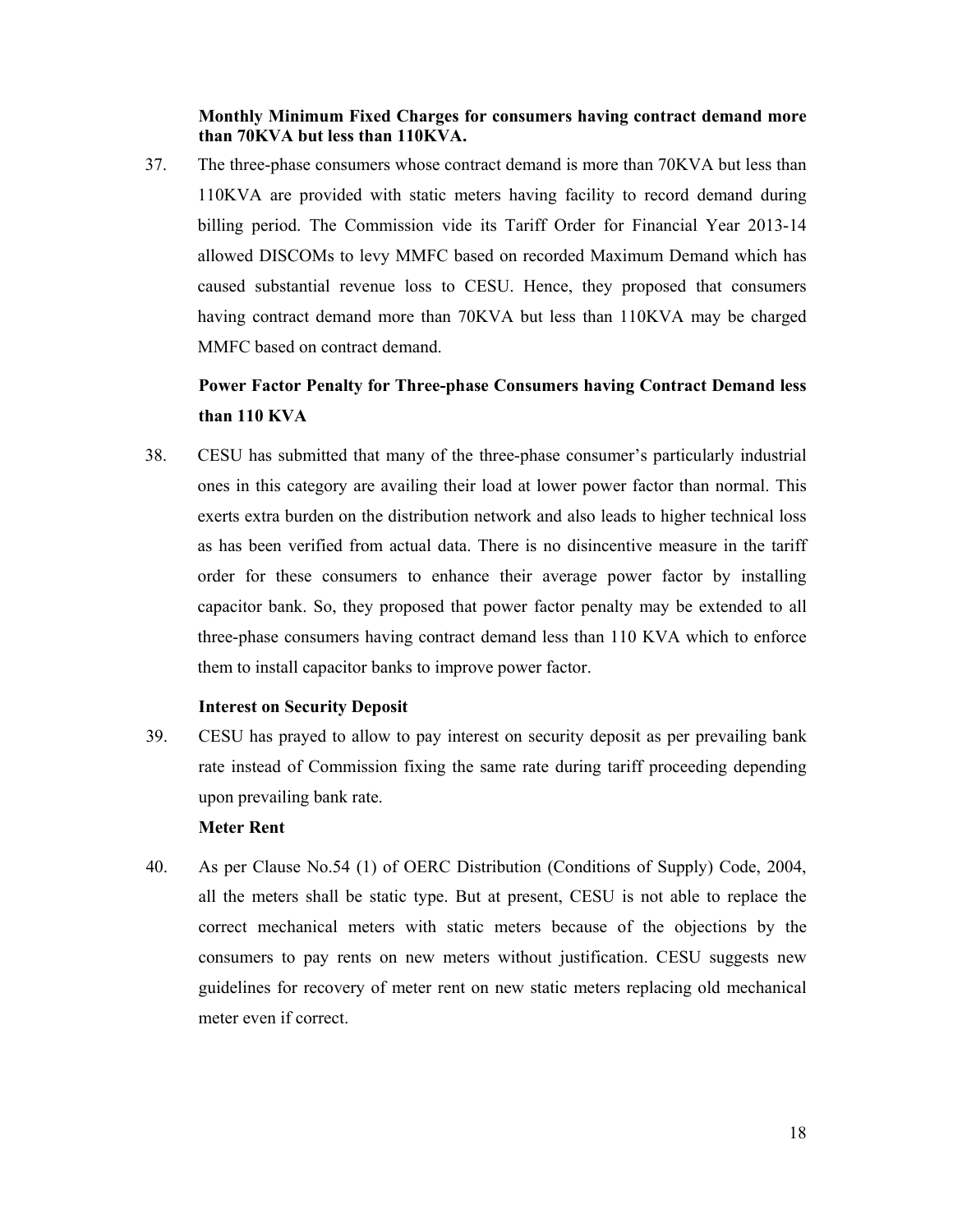**Monthly Minimum Fixed Charges for consumers having contract demand more than 70KVA but less than 110KVA.**

37. The three-phase consumers whose contract demand is more than 70KVA but less than 110KVA are provided with static meters having facility to record demand during billing period. The Commission vide its Tariff Order for Financial Year 2013-14 allowed DISCOMs to levy MMFC based on recorded Maximum Demand which has caused substantial revenue loss to CESU. Hence, they proposed that consumers having contract demand more than 70KVA but less than 110KVA may be charged MMFC based on contract demand.

**Power Factor Penalty for Three-phase Consumers having Contract Demand less than 110 KVA**

38. CESU has submitted that many of the three-phase consumer's particularly industrial ones in this category are availing their load at lower power factor than normal. This exerts extra burden on the distribution network and also leads to higher technical loss as has been verified from actual data. There is no disincentive measure in the tariff order for these consumers to enhance their average power factor by installing capacitor bank. So, they proposed that power factor penalty may be extended to all three-phase consumers having contract demand less than 110 KVA which to enforce them to install capacitor banks to improve power factor.

**Interest on Security Deposit**

39. CESU has prayed to allow to pay interest on security deposit as per prevailing bank rate instead of Commission fixing the same rate during tariff proceeding depending upon prevailing bank rate.

**Meter Rent**

40. As per Clause No.54 (1) of OERC Distribution (Conditions of Supply) Code, 2004, all the meters shall be static type. But at present, CESU is not able to replace the correct mechanical meters with static meters because of the objections by the consumers to pay rents on new meters without justification. CESU suggests new guidelines for recovery of meter rent on new static meters replacing old mechanical meter even if correct.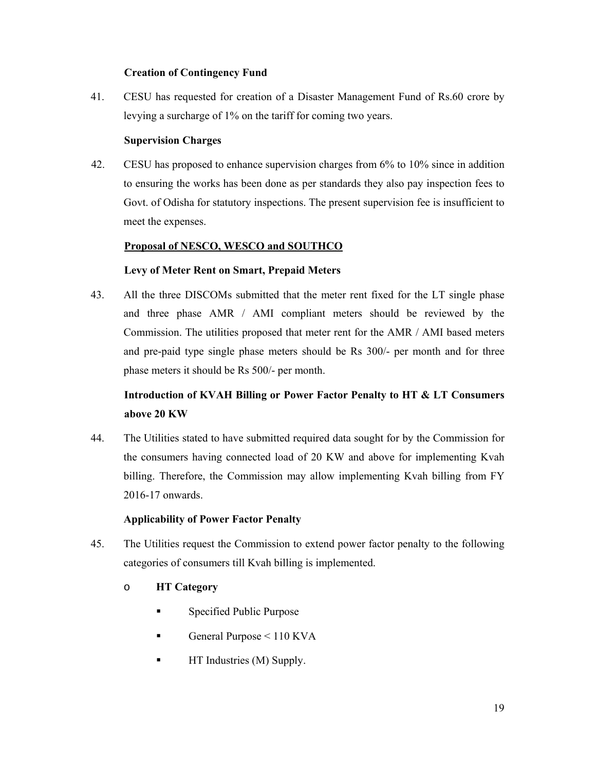**Creation of Contingency Fund**

41. CESU has requested for creation of a Disaster Management Fund of Rs.60 crore by levying a surcharge of 1% on the tariff for coming two years.

**Supervision Charges**

42. CESU has proposed to enhance supervision charges from 6% to 10% since in addition to ensuring the works has been done as per standards they also pay inspection fees to Govt. of Odisha for statutory inspections. The present supervision fee is insufficient to meet the expenses.

**Proposal of NESCO, WESCO and SOUTHCO**

**Levy of Meter Rent on Smart, Prepaid Meters**

43. All the three DISCOMs submitted that the meter rent fixed for the LT single phase and three phase AMR / AMI compliant meters should be reviewed by the Commission. The utilities proposed that meter rent for the AMR / AMI based meters and pre-paid type single phase meters should be Rs 300/- per month and for three phase meters it should be Rs 500/- per month.

**Introduction of KVAH Billing or Power Factor Penalty to HT & LT Consumers above 20 KW**

44. The Utilities stated to have submitted required data sought for by the Commission for the consumers having connected load of 20 KW and above for implementing Kvah billing. Therefore, the Commission may allow implementing Kvah billing from FY 2016-17 onwards.

**Applicability of Power Factor Penalty**

45. The Utilities request the Commission to extend power factor penalty to the following categories of consumers till Kvah billing is implemented.

- **HT Category**
  - Specified Public Purpose
  - General Purpose < 110 KVA
  - HT Industries (M) Supply.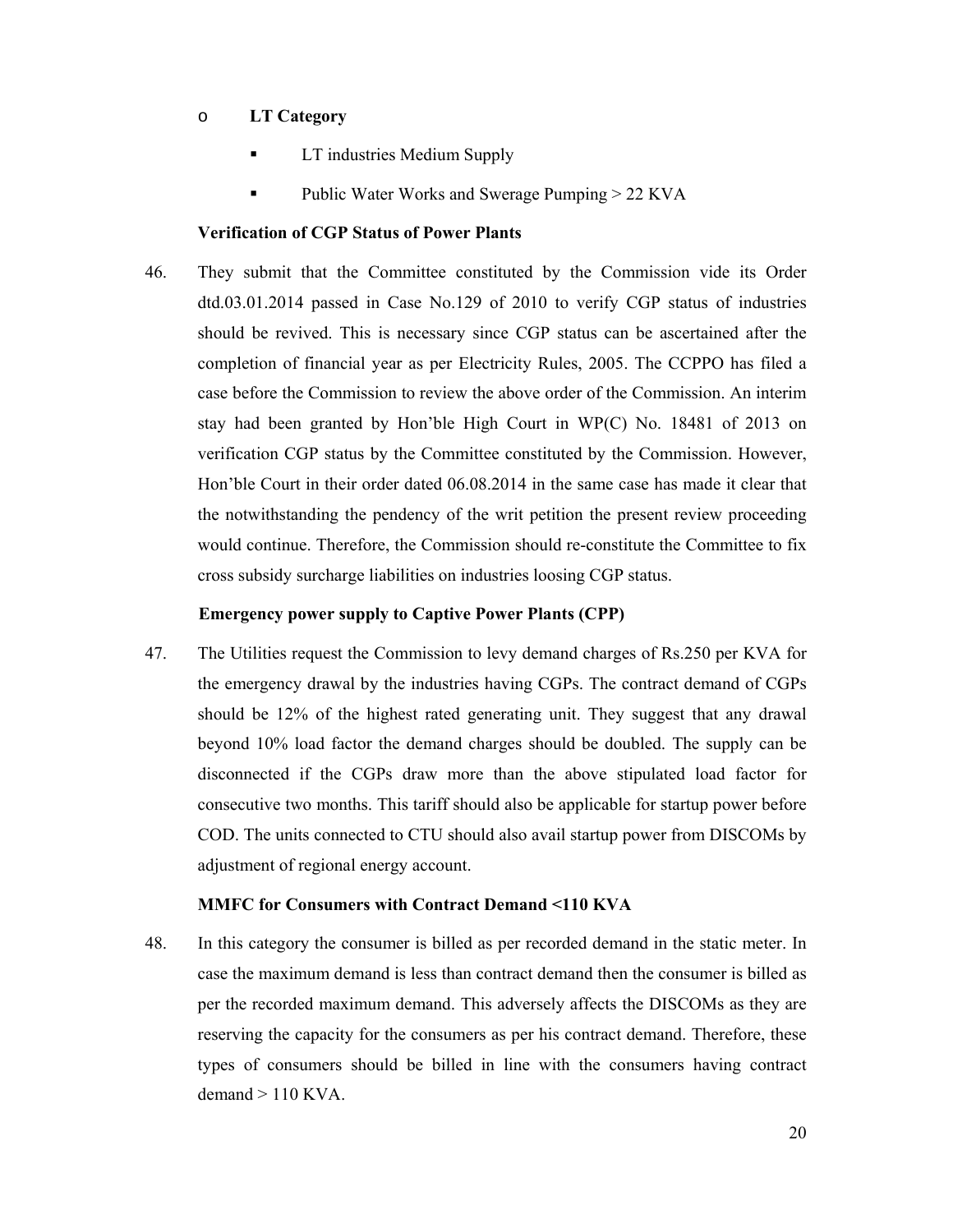- **LT Category**
  - LT industries Medium Supply
  - Public Water Works and Swerage Pumping > 22 KVA

**Verification of CGP Status of Power Plants**

46. They submit that the Committee constituted by the Commission vide its Order dtd.03.01.2014 passed in Case No.129 of 2010 to verify CGP status of industries should be revived. This is necessary since CGP status can be ascertained after the completion of financial year as per Electricity Rules, 2005. The CCPPO has filed a case before the Commission to review the above order of the Commission. An interim stay had been granted by Hon'ble High Court in WP(C) No. 18481 of 2013 on verification CGP status by the Committee constituted by the Commission. However, Hon'ble Court in their order dated 06.08.2014 in the same case has made it clear that the notwithstanding the pendency of the writ petition the present review proceeding would continue. Therefore, the Commission should re-constitute the Committee to fix cross subsidy surcharge liabilities on industries loosing CGP status.

**Emergency power supply to Captive Power Plants (CPP)**

47. The Utilities request the Commission to levy demand charges of Rs.250 per KVA for the emergency drawal by the industries having CGPs. The contract demand of CGPs should be 12% of the highest rated generating unit. They suggest that any drawal beyond 10% load factor the demand charges should be doubled. The supply can be disconnected if the CGPs draw more than the above stipulated load factor for consecutive two months. This tariff should also be applicable for startup power before COD. The units connected to CTU should also avail startup power from DISCOMs by adjustment of regional energy account.

**MMFC for Consumers with Contract Demand <110 KVA**

48. In this category the consumer is billed as per recorded demand in the static meter. In case the maximum demand is less than contract demand then the consumer is billed as per the recorded maximum demand. This adversely affects the DISCOMs as they are reserving the capacity for the consumers as per his contract demand. Therefore, these types of consumers should be billed in line with the consumers having contract demand > 110 KVA.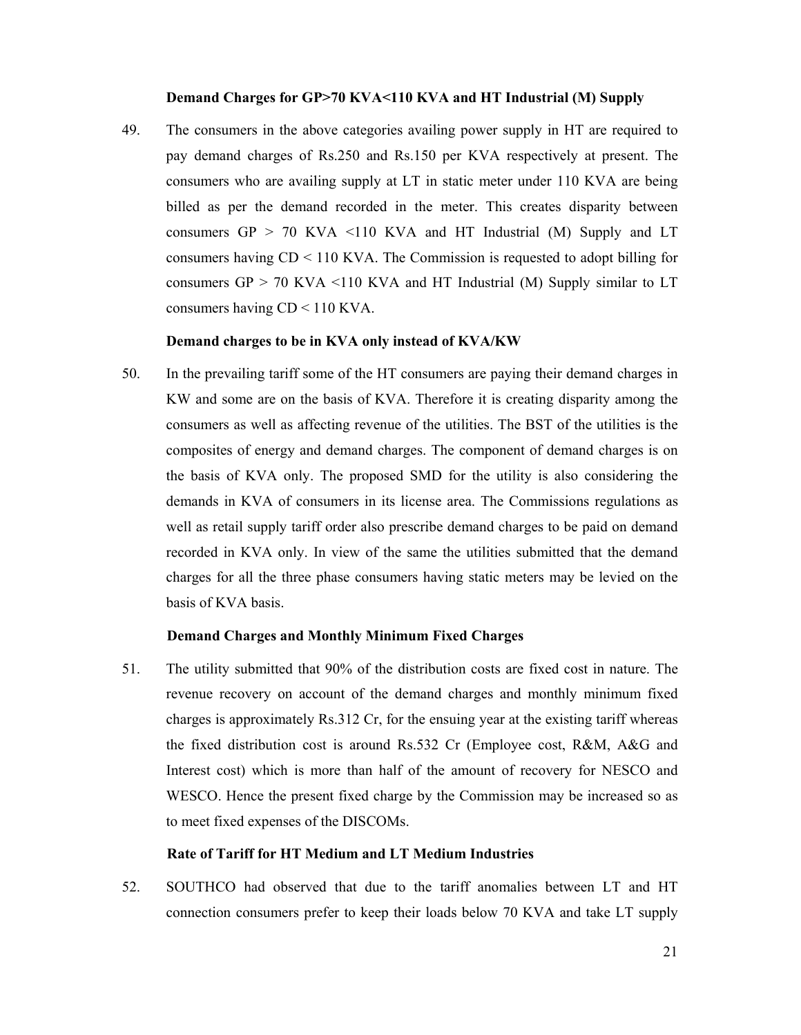**Demand Charges for GP>70 KVA<110 KVA and HT Industrial (M) Supply**

49. The consumers in the above categories availing power supply in HT are required to pay demand charges of Rs.250 and Rs.150 per KVA respectively at present. The consumers who are availing supply at LT in static meter under 110 KVA are being billed as per the demand recorded in the meter. This creates disparity between consumers GP > 70 KVA <110 KVA and HT Industrial (M) Supply and LT consumers having CD < 110 KVA. The Commission is requested to adopt billing for consumers GP > 70 KVA <110 KVA and HT Industrial (M) Supply similar to LT consumers having CD < 110 KVA.

**Demand charges to be in KVA only instead of KVA/KW**

50. In the prevailing tariff some of the HT consumers are paying their demand charges in KW and some are on the basis of KVA. Therefore it is creating disparity among the consumers as well as affecting revenue of the utilities. The BST of the utilities is the composites of energy and demand charges. The component of demand charges is on the basis of KVA only. The proposed SMD for the utility is also considering the demands in KVA of consumers in its license area. The Commissions regulations as well as retail supply tariff order also prescribe demand charges to be paid on demand recorded in KVA only. In view of the same the utilities submitted that the demand charges for all the three phase consumers having static meters may be levied on the basis of KVA basis.

**Demand Charges and Monthly Minimum Fixed Charges**

51. The utility submitted that 90% of the distribution costs are fixed cost in nature. The revenue recovery on account of the demand charges and monthly minimum fixed charges is approximately Rs.312 Cr, for the ensuing year at the existing tariff whereas the fixed distribution cost is around Rs.532 Cr (Employee cost, R&M, A&G and Interest cost) which is more than half of the amount of recovery for NESCO and WESCO. Hence the present fixed charge by the Commission may be increased so as to meet fixed expenses of the DISCOMs.

**Rate of Tariff for HT Medium and LT Medium Industries**

52. SOUTHCO had observed that due to the tariff anomalies between LT and HT connection consumers prefer to keep their loads below 70 KVA and take LT supply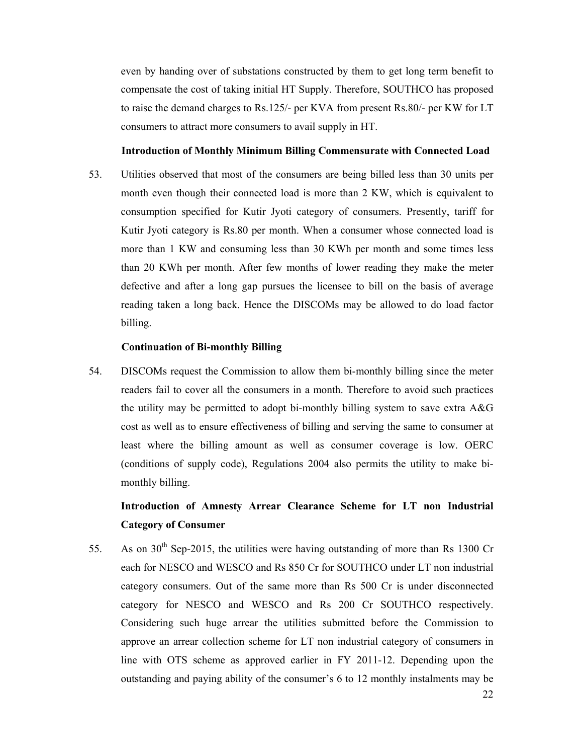even by handing over of substations constructed by them to get long term benefit to compensate the cost of taking initial HT Supply. Therefore, SOUTHCO has proposed to raise the demand charges to Rs.125/- per KVA from present Rs.80/- per KW for LT consumers to attract more consumers to avail supply in HT.

**Introduction of Monthly Minimum Billing Commensurate with Connected Load**

53. Utilities observed that most of the consumers are being billed less than 30 units per month even though their connected load is more than 2 KW, which is equivalent to consumption specified for Kutir Jyoti category of consumers. Presently, tariff for Kutir Jyoti category is Rs.80 per month. When a consumer whose connected load is more than 1 KW and consuming less than 30 KWh per month and some times less than 20 KWh per month. After few months of lower reading they make the meter defective and after a long gap pursues the licensee to bill on the basis of average reading taken a long back. Hence the DISCOMs may be allowed to do load factor billing.

**Continuation of Bi-monthly Billing**

54. DISCOMs request the Commission to allow them bi-monthly billing since the meter readers fail to cover all the consumers in a month. Therefore to avoid such practices the utility may be permitted to adopt bi-monthly billing system to save extra A&G cost as well as to ensure effectiveness of billing and serving the same to consumer at least where the billing amount as well as consumer coverage is low. OERC (conditions of supply code), Regulations 2004 also permits the utility to make bi-monthly billing.

**Introduction of Amnesty Arrear Clearance Scheme for LT non Industrial Category of Consumer**

55. As on 30th Sep-2015, the utilities were having outstanding of more than Rs 1300 Cr each for NESCO and WESCO and Rs 850 Cr for SOUTHCO under LT non industrial category consumers. Out of the same more than Rs 500 Cr is under disconnected category for NESCO and WESCO and Rs 200 Cr SOUTHCO respectively. Considering such huge arrear the utilities submitted before the Commission to approve an arrear collection scheme for LT non industrial category of consumers in line with OTS scheme as approved earlier in FY 2011-12. Depending upon the outstanding and paying ability of the consumer's 6 to 12 monthly instalments may be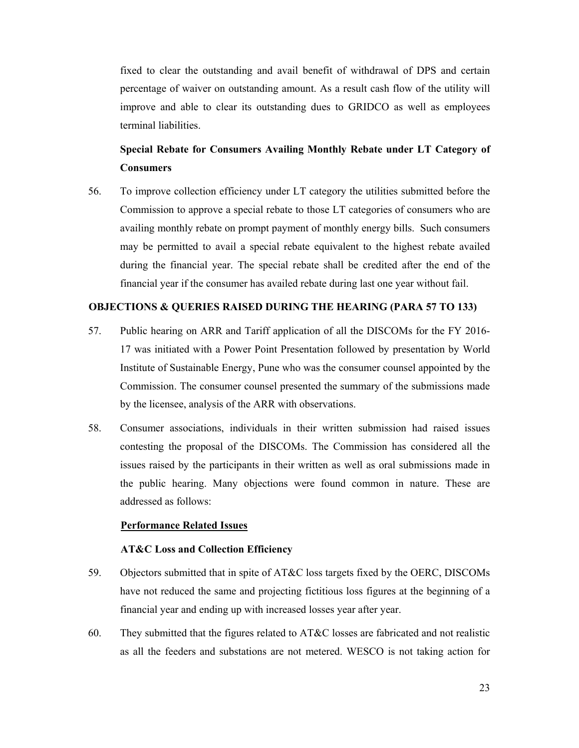fixed to clear the outstanding and avail benefit of withdrawal of DPS and certain percentage of waiver on outstanding amount. As a result cash flow of the utility will improve and able to clear its outstanding dues to GRIDCO as well as employees terminal liabilities.

**Special Rebate for Consumers Availing Monthly Rebate under LT Category of Consumers**

56. To improve collection efficiency under LT category the utilities submitted before the Commission to approve a special rebate to those LT categories of consumers who are availing monthly rebate on prompt payment of monthly energy bills. Such consumers may be permitted to avail a special rebate equivalent to the highest rebate availed during the financial year. The special rebate shall be credited after the end of the financial year if the consumer has availed rebate during last one year without fail.

## OBJECTIONS & QUERIES RAISED DURING THE HEARING (PARA 57 TO 133)

57. Public hearing on ARR and Tariff application of all the DISCOMs for the FY 2016-17 was initiated with a Power Point Presentation followed by presentation by World Institute of Sustainable Energy, Pune who was the consumer counsel appointed by the Commission. The consumer counsel presented the summary of the submissions made by the licensee, analysis of the ARR with observations.

58. Consumer associations, individuals in their written submission had raised issues contesting the proposal of the DISCOMs. The Commission has considered all the issues raised by the participants in their written as well as oral submissions made in the public hearing. Many objections were found common in nature. These are addressed as follows:

**Performance Related Issues**

**AT&C Loss and Collection Efficiency**

59. Objectors submitted that in spite of AT&C loss targets fixed by the OERC, DISCOMs have not reduced the same and projecting fictitious loss figures at the beginning of a financial year and ending up with increased losses year after year.

60. They submitted that the figures related to AT&C losses are fabricated and not realistic as all the feeders and substations are not metered. WESCO is not taking action for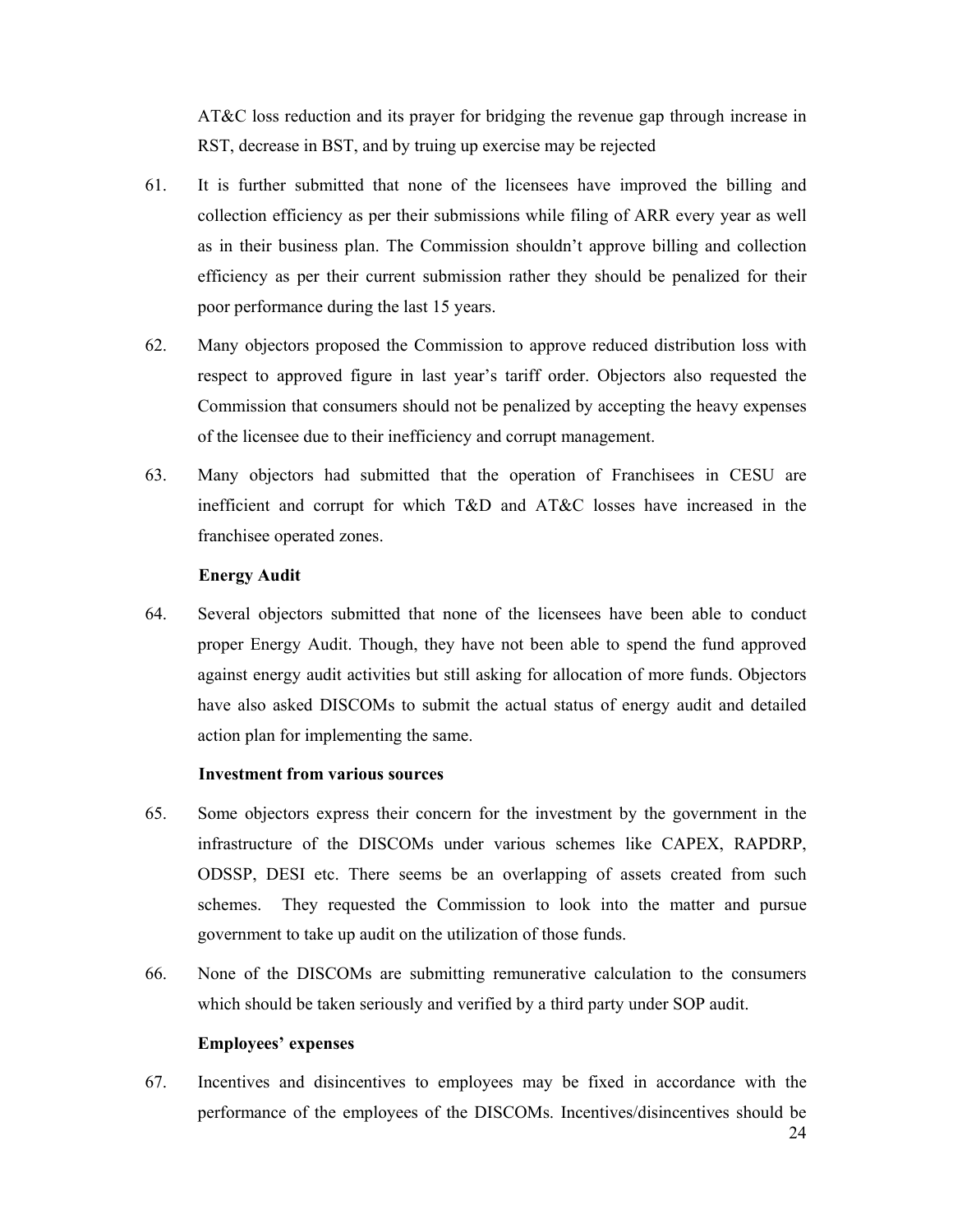AT&C loss reduction and its prayer for bridging the revenue gap through increase in RST, decrease in BST, and by truing up exercise may be rejected

61. It is further submitted that none of the licensees have improved the billing and collection efficiency as per their submissions while filing of ARR every year as well as in their business plan. The Commission shouldn't approve billing and collection efficiency as per their current submission rather they should be penalized for their poor performance during the last 15 years.

62. Many objectors proposed the Commission to approve reduced distribution loss with respect to approved figure in last year's tariff order. Objectors also requested the Commission that consumers should not be penalized by accepting the heavy expenses of the licensee due to their inefficiency and corrupt management.

63. Many objectors had submitted that the operation of Franchisees in CESU are inefficient and corrupt for which T&D and AT&C losses have increased in the franchisee operated zones.

**Energy Audit**

64. Several objectors submitted that none of the licensees have been able to conduct proper Energy Audit. Though, they have not been able to spend the fund approved against energy audit activities but still asking for allocation of more funds. Objectors have also asked DISCOMs to submit the actual status of energy audit and detailed action plan for implementing the same.

**Investment from various sources**

65. Some objectors express their concern for the investment by the government in the infrastructure of the DISCOMs under various schemes like CAPEX, RAPDRP, ODSSP, DESI etc. There seems be an overlapping of assets created from such schemes. They requested the Commission to look into the matter and pursue government to take up audit on the utilization of those funds.

66. None of the DISCOMs are submitting remunerative calculation to the consumers which should be taken seriously and verified by a third party under SOP audit.

**Employees' expenses**

67. Incentives and disincentives to employees may be fixed in accordance with the performance of the employees of the DISCOMs. Incentives/disincentives should be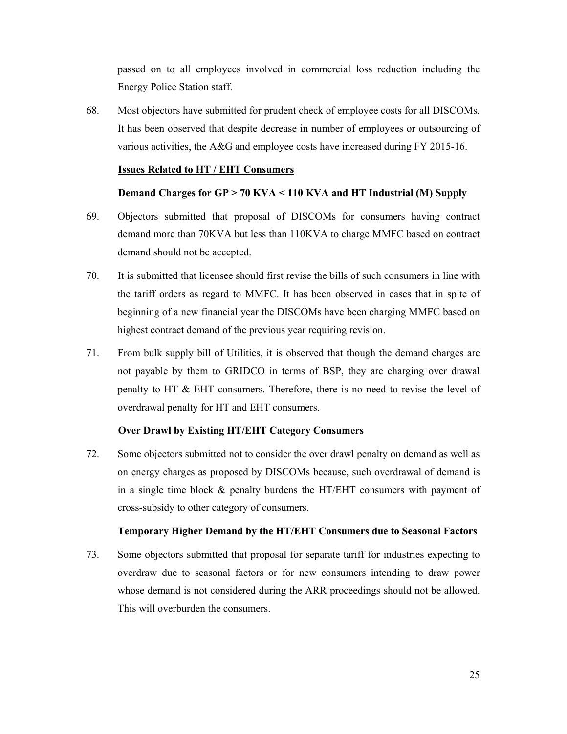passed on to all employees involved in commercial loss reduction including the Energy Police Station staff.

68. Most objectors have submitted for prudent check of employee costs for all DISCOMs. It has been observed that despite decrease in number of employees or outsourcing of various activities, the A&G and employee costs have increased during FY 2015-16.

**Issues Related to HT / EHT Consumers**

**Demand Charges for GP > 70 KVA < 110 KVA and HT Industrial (M) Supply**

69. Objectors submitted that proposal of DISCOMs for consumers having contract demand more than 70KVA but less than 110KVA to charge MMFC based on contract demand should not be accepted.

70. It is submitted that licensee should first revise the bills of such consumers in line with the tariff orders as regard to MMFC. It has been observed in cases that in spite of beginning of a new financial year the DISCOMs have been charging MMFC based on highest contract demand of the previous year requiring revision.

71. From bulk supply bill of Utilities, it is observed that though the demand charges are not payable by them to GRIDCO in terms of BSP, they are charging over drawal penalty to HT & EHT consumers. Therefore, there is no need to revise the level of overdrawal penalty for HT and EHT consumers.

**Over Drawl by Existing HT/EHT Category Consumers**

72. Some objectors submitted not to consider the over drawl penalty on demand as well as on energy charges as proposed by DISCOMs because, such overdrawal of demand is in a single time block & penalty burdens the HT/EHT consumers with payment of cross-subsidy to other category of consumers.

**Temporary Higher Demand by the HT/EHT Consumers due to Seasonal Factors**

73. Some objectors submitted that proposal for separate tariff for industries expecting to overdraw due to seasonal factors or for new consumers intending to draw power whose demand is not considered during the ARR proceedings should not be allowed. This will overburden the consumers.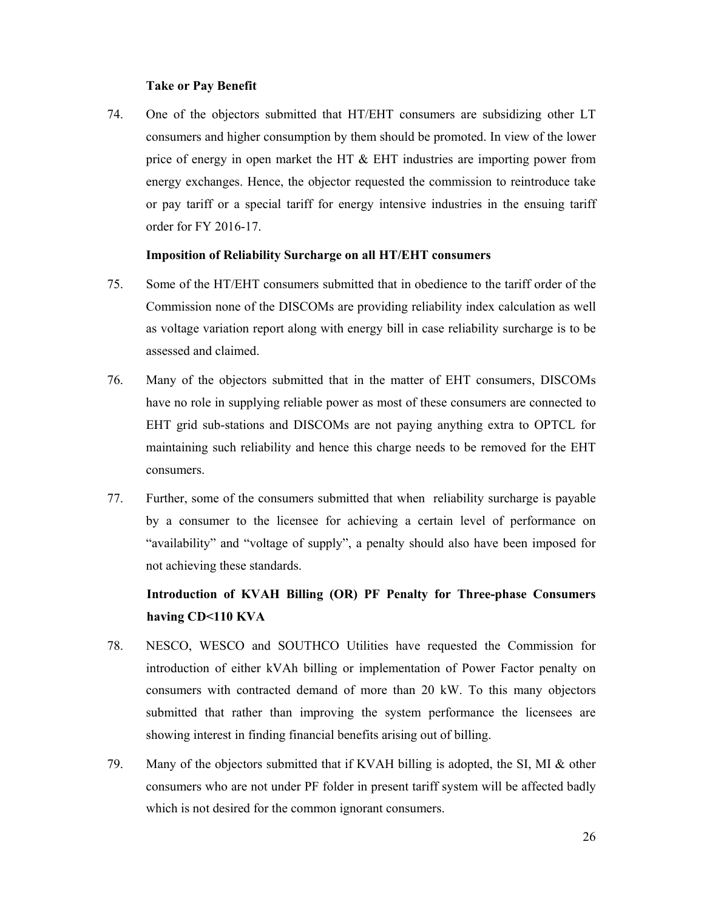**Take or Pay Benefit**

74. One of the objectors submitted that HT/EHT consumers are subsidizing other LT consumers and higher consumption by them should be promoted. In view of the lower price of energy in open market the HT & EHT industries are importing power from energy exchanges. Hence, the objector requested the commission to reintroduce take or pay tariff or a special tariff for energy intensive industries in the ensuing tariff order for FY 2016-17.

**Imposition of Reliability Surcharge on all HT/EHT consumers**

75. Some of the HT/EHT consumers submitted that in obedience to the tariff order of the Commission none of the DISCOMs are providing reliability index calculation as well as voltage variation report along with energy bill in case reliability surcharge is to be assessed and claimed.

76. Many of the objectors submitted that in the matter of EHT consumers, DISCOMs have no role in supplying reliable power as most of these consumers are connected to EHT grid sub-stations and DISCOMs are not paying anything extra to OPTCL for maintaining such reliability and hence this charge needs to be removed for the EHT consumers.

77. Further, some of the consumers submitted that when reliability surcharge is payable by a consumer to the licensee for achieving a certain level of performance on "availability" and "voltage of supply", a penalty should also have been imposed for not achieving these standards.

**Introduction of KVAH Billing (OR) PF Penalty for Three-phase Consumers having CD<110 KVA**

78. NESCO, WESCO and SOUTHCO Utilities have requested the Commission for introduction of either kVAh billing or implementation of Power Factor penalty on consumers with contracted demand of more than 20 kW. To this many objectors submitted that rather than improving the system performance the licensees are showing interest in finding financial benefits arising out of billing.

79. Many of the objectors submitted that if KVAH billing is adopted, the SI, MI & other consumers who are not under PF folder in present tariff system will be affected badly which is not desired for the common ignorant consumers.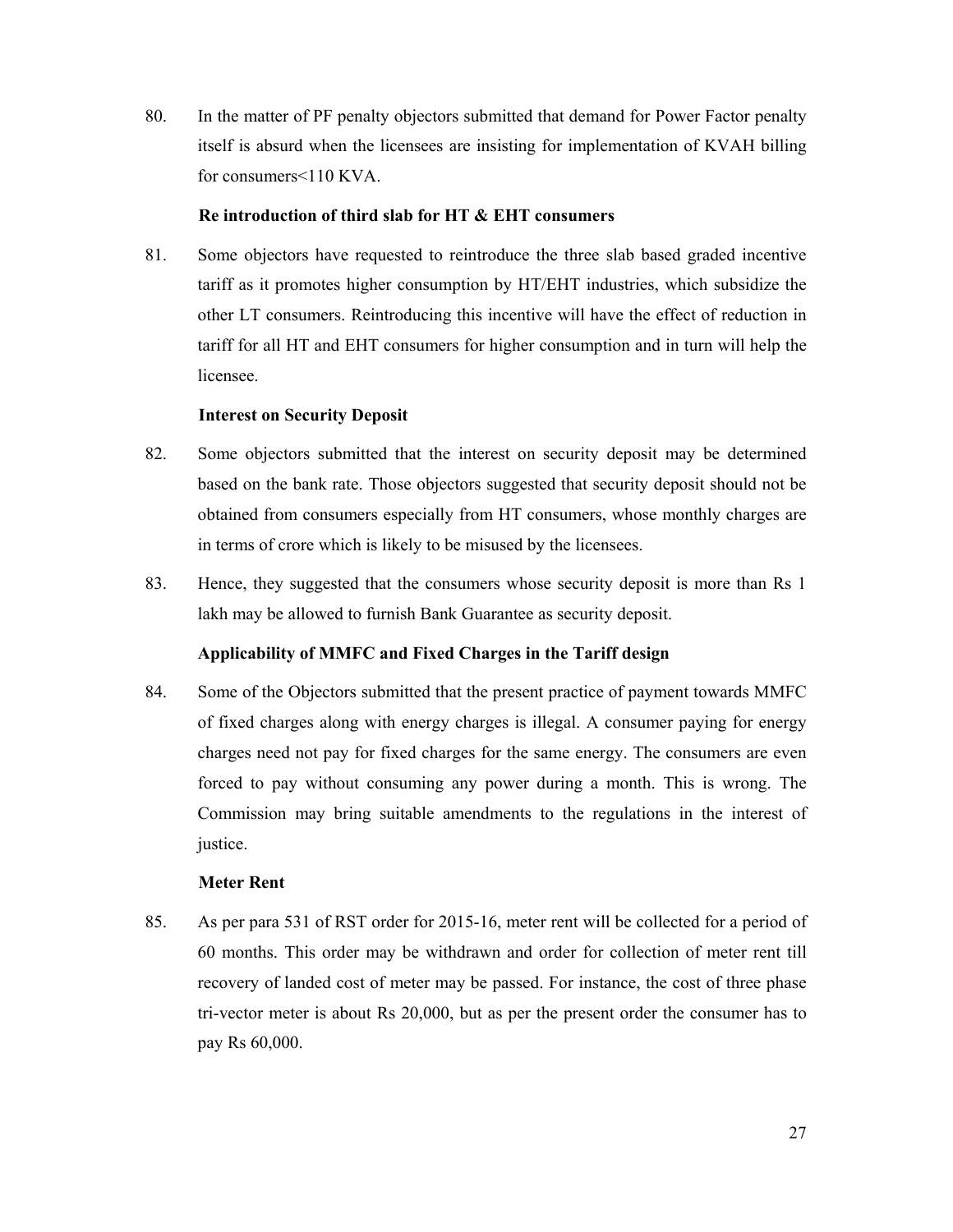80. In the matter of PF penalty objectors submitted that demand for Power Factor penalty itself is absurd when the licensees are insisting for implementation of KVAH billing for consumers<110 KVA.

**Re introduction of third slab for HT & EHT consumers**

81. Some objectors have requested to reintroduce the three slab based graded incentive tariff as it promotes higher consumption by HT/EHT industries, which subsidize the other LT consumers. Reintroducing this incentive will have the effect of reduction in tariff for all HT and EHT consumers for higher consumption and in turn will help the licensee.

**Interest on Security Deposit**

82. Some objectors submitted that the interest on security deposit may be determined based on the bank rate. Those objectors suggested that security deposit should not be obtained from consumers especially from HT consumers, whose monthly charges are in terms of crore which is likely to be misused by the licensees.

83. Hence, they suggested that the consumers whose security deposit is more than Rs 1 lakh may be allowed to furnish Bank Guarantee as security deposit.

**Applicability of MMFC and Fixed Charges in the Tariff design**

84. Some of the Objectors submitted that the present practice of payment towards MMFC of fixed charges along with energy charges is illegal. A consumer paying for energy charges need not pay for fixed charges for the same energy. The consumers are even forced to pay without consuming any power during a month. This is wrong. The Commission may bring suitable amendments to the regulations in the interest of justice.

**Meter Rent**

85. As per para 531 of RST order for 2015-16, meter rent will be collected for a period of 60 months. This order may be withdrawn and order for collection of meter rent till recovery of landed cost of meter may be passed. For instance, the cost of three phase tri-vector meter is about Rs 20,000, but as per the present order the consumer has to pay Rs 60,000.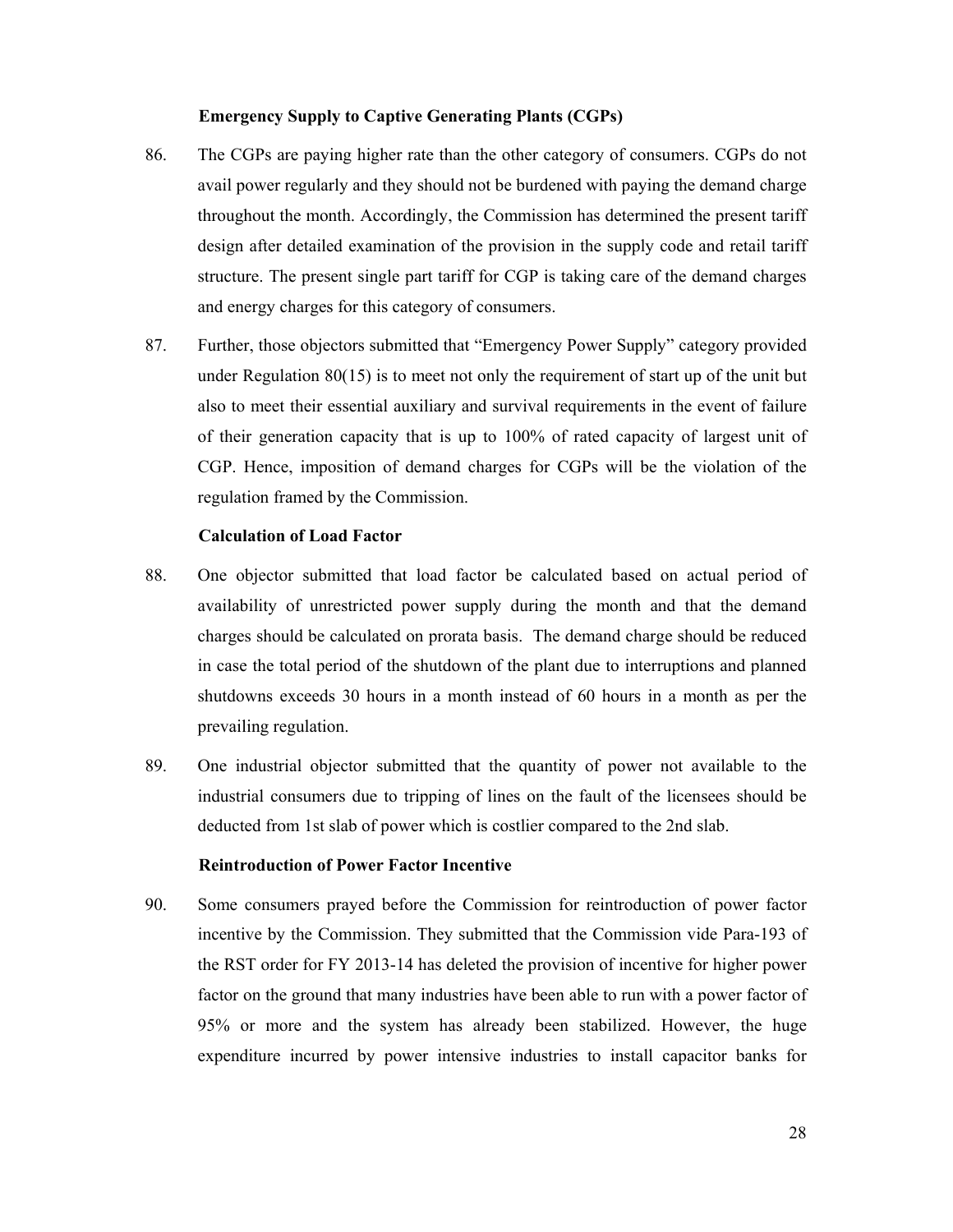**Emergency Supply to Captive Generating Plants (CGPs)**

86. The CGPs are paying higher rate than the other category of consumers. CGPs do not avail power regularly and they should not be burdened with paying the demand charge throughout the month. Accordingly, the Commission has determined the present tariff design after detailed examination of the provision in the supply code and retail tariff structure. The present single part tariff for CGP is taking care of the demand charges and energy charges for this category of consumers.

87. Further, those objectors submitted that "Emergency Power Supply" category provided under Regulation 80(15) is to meet not only the requirement of start up of the unit but also to meet their essential auxiliary and survival requirements in the event of failure of their generation capacity that is up to 100% of rated capacity of largest unit of CGP. Hence, imposition of demand charges for CGPs will be the violation of the regulation framed by the Commission.

**Calculation of Load Factor**

88. One objector submitted that load factor be calculated based on actual period of availability of unrestricted power supply during the month and that the demand charges should be calculated on prorata basis. The demand charge should be reduced in case the total period of the shutdown of the plant due to interruptions and planned shutdowns exceeds 30 hours in a month instead of 60 hours in a month as per the prevailing regulation.

89. One industrial objector submitted that the quantity of power not available to the industrial consumers due to tripping of lines on the fault of the licensees should be deducted from 1st slab of power which is costlier compared to the 2nd slab.

**Reintroduction of Power Factor Incentive**

90. Some consumers prayed before the Commission for reintroduction of power factor incentive by the Commission. They submitted that the Commission vide Para-193 of the RST order for FY 2013-14 has deleted the provision of incentive for higher power factor on the ground that many industries have been able to run with a power factor of 95% or more and the system has already been stabilized. However, the huge expenditure incurred by power intensive industries to install capacitor banks for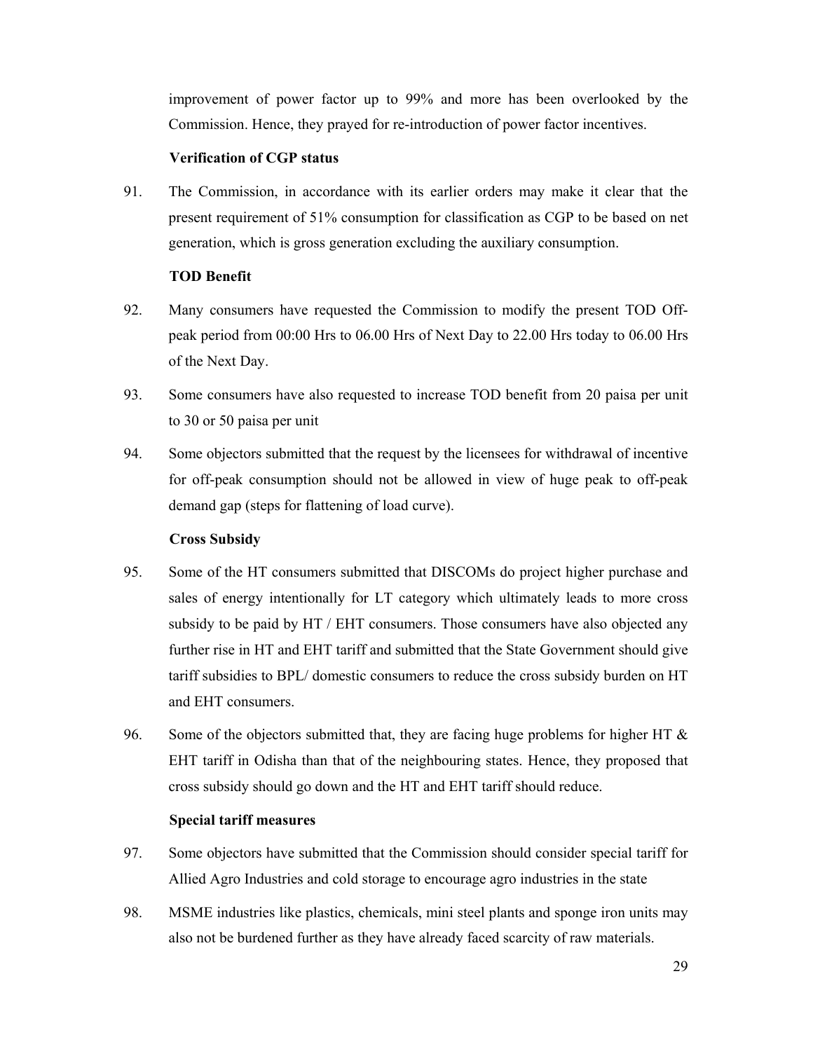improvement of power factor up to 99% and more has been overlooked by the Commission. Hence, they prayed for re-introduction of power factor incentives.

**Verification of CGP status**

91. The Commission, in accordance with its earlier orders may make it clear that the present requirement of 51% consumption for classification as CGP to be based on net generation, which is gross generation excluding the auxiliary consumption.

**TOD Benefit**

92. Many consumers have requested the Commission to modify the present TOD Off-peak period from 00:00 Hrs to 06.00 Hrs of Next Day to 22.00 Hrs today to 06.00 Hrs of the Next Day.

93. Some consumers have also requested to increase TOD benefit from 20 paisa per unit to 30 or 50 paisa per unit

94. Some objectors submitted that the request by the licensees for withdrawal of incentive for off-peak consumption should not be allowed in view of huge peak to off-peak demand gap (steps for flattening of load curve).

**Cross Subsidy**

95. Some of the HT consumers submitted that DISCOMs do project higher purchase and sales of energy intentionally for LT category which ultimately leads to more cross subsidy to be paid by HT / EHT consumers. Those consumers have also objected any further rise in HT and EHT tariff and submitted that the State Government should give tariff subsidies to BPL/ domestic consumers to reduce the cross subsidy burden on HT and EHT consumers.

96. Some of the objectors submitted that, they are facing huge problems for higher HT & EHT tariff in Odisha than that of the neighbouring states. Hence, they proposed that cross subsidy should go down and the HT and EHT tariff should reduce.

**Special tariff measures**

97. Some objectors have submitted that the Commission should consider special tariff for Allied Agro Industries and cold storage to encourage agro industries in the state

98. MSME industries like plastics, chemicals, mini steel plants and sponge iron units may also not be burdened further as they have already faced scarcity of raw materials.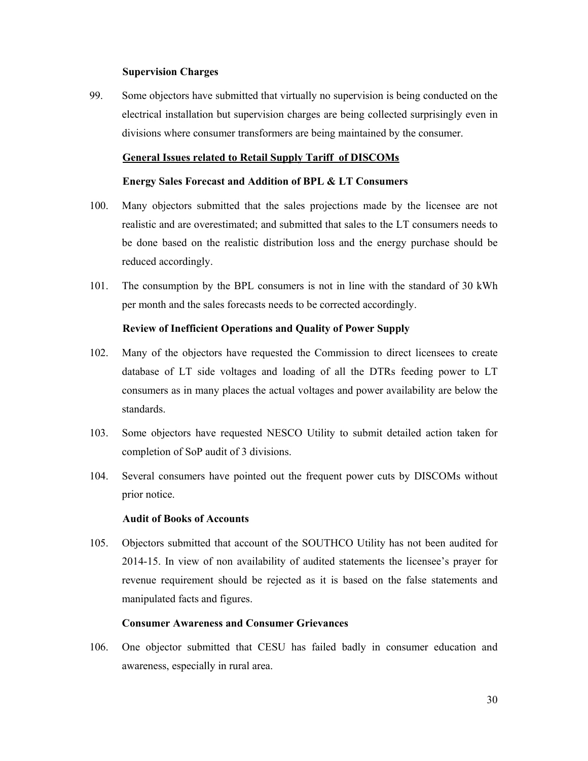**Supervision Charges**

99. Some objectors have submitted that virtually no supervision is being conducted on the electrical installation but supervision charges are being collected surprisingly even in divisions where consumer transformers are being maintained by the consumer.

**General Issues related to Retail Supply Tariff of DISCOMs**

**Energy Sales Forecast and Addition of BPL & LT Consumers**

100. Many objectors submitted that the sales projections made by the licensee are not realistic and are overestimated; and submitted that sales to the LT consumers needs to be done based on the realistic distribution loss and the energy purchase should be reduced accordingly.

101. The consumption by the BPL consumers is not in line with the standard of 30 kWh per month and the sales forecasts needs to be corrected accordingly.

**Review of Inefficient Operations and Quality of Power Supply**

102. Many of the objectors have requested the Commission to direct licensees to create database of LT side voltages and loading of all the DTRs feeding power to LT consumers as in many places the actual voltages and power availability are below the standards.

103. Some objectors have requested NESCO Utility to submit detailed action taken for completion of SoP audit of 3 divisions.

104. Several consumers have pointed out the frequent power cuts by DISCOMs without prior notice.

**Audit of Books of Accounts**

105. Objectors submitted that account of the SOUTHCO Utility has not been audited for 2014-15. In view of non availability of audited statements the licensee's prayer for revenue requirement should be rejected as it is based on the false statements and manipulated facts and figures.

**Consumer Awareness and Consumer Grievances**

106. One objector submitted that CESU has failed badly in consumer education and awareness, especially in rural area.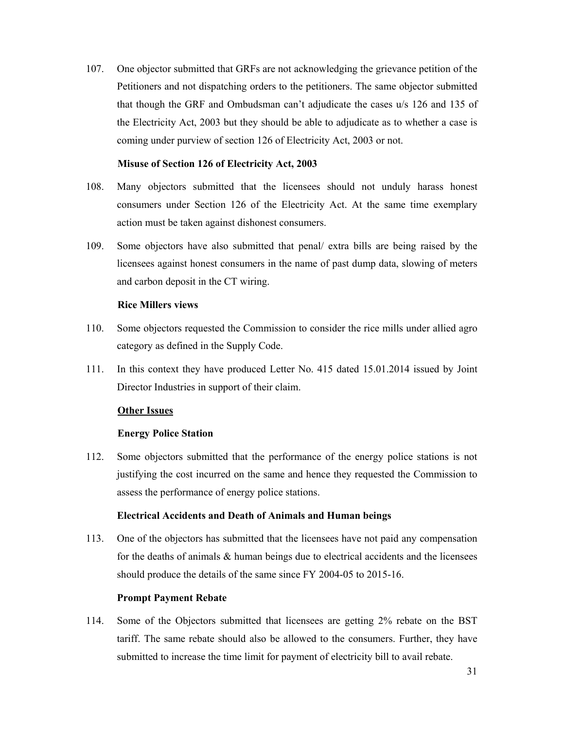107. One objector submitted that GRFs are not acknowledging the grievance petition of the Petitioners and not dispatching orders to the petitioners. The same objector submitted that though the GRF and Ombudsman can't adjudicate the cases u/s 126 and 135 of the Electricity Act, 2003 but they should be able to adjudicate as to whether a case is coming under purview of section 126 of Electricity Act, 2003 or not.

**Misuse of Section 126 of Electricity Act, 2003**

108. Many objectors submitted that the licensees should not unduly harass honest consumers under Section 126 of the Electricity Act. At the same time exemplary action must be taken against dishonest consumers.

109. Some objectors have also submitted that penal/ extra bills are being raised by the licensees against honest consumers in the name of past dump data, slowing of meters and carbon deposit in the CT wiring.

**Rice Millers views**

110. Some objectors requested the Commission to consider the rice mills under allied agro category as defined in the Supply Code.

111. In this context they have produced Letter No. 415 dated 15.01.2014 issued by Joint Director Industries in support of their claim.

**Other Issues**

**Energy Police Station**

112. Some objectors submitted that the performance of the energy police stations is not justifying the cost incurred on the same and hence they requested the Commission to assess the performance of energy police stations.

**Electrical Accidents and Death of Animals and Human beings**

113. One of the objectors has submitted that the licensees have not paid any compensation for the deaths of animals & human beings due to electrical accidents and the licensees should produce the details of the same since FY 2004-05 to 2015-16.

**Prompt Payment Rebate**

114. Some of the Objectors submitted that licensees are getting 2% rebate on the BST tariff. The same rebate should also be allowed to the consumers. Further, they have submitted to increase the time limit for payment of electricity bill to avail rebate.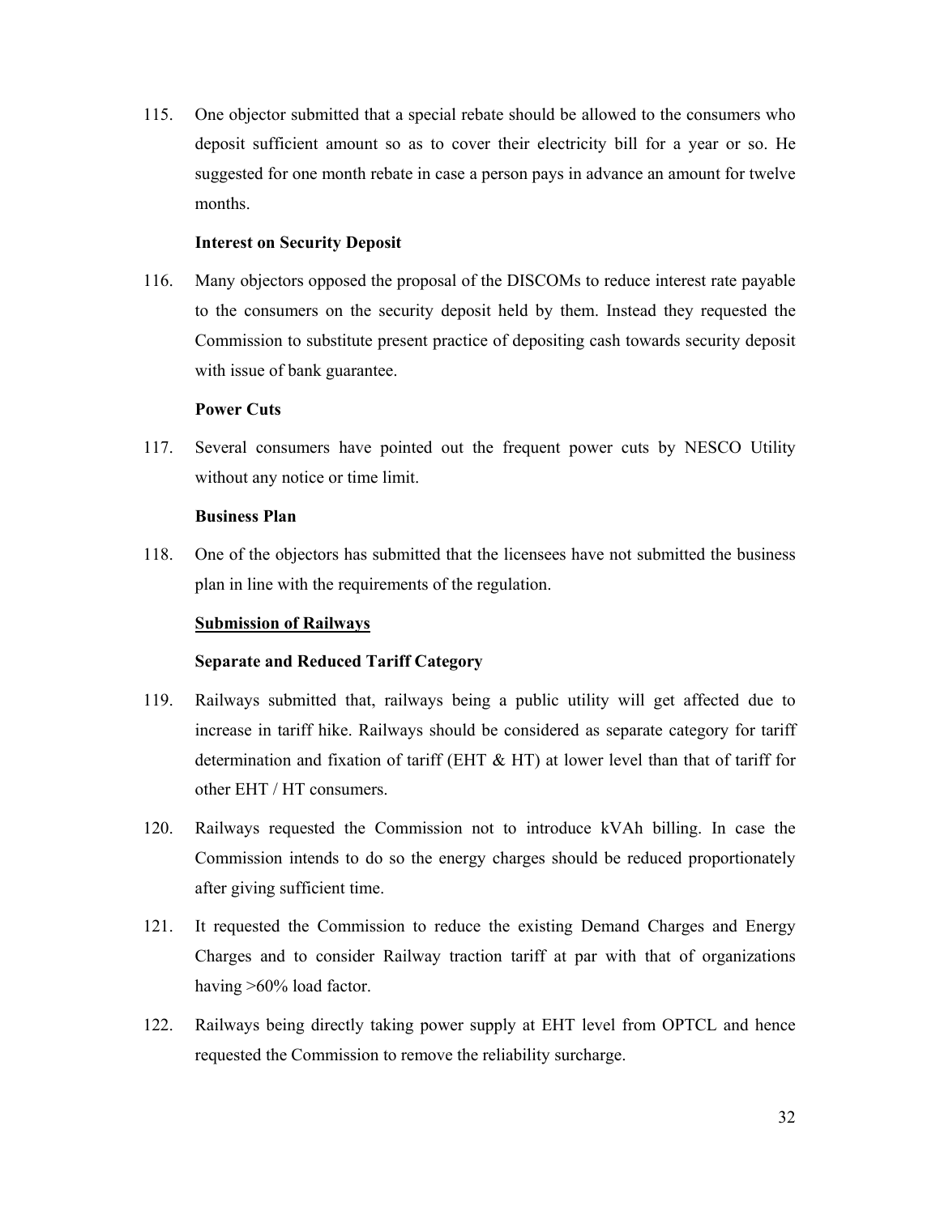115. One objector submitted that a special rebate should be allowed to the consumers who deposit sufficient amount so as to cover their electricity bill for a year or so. He suggested for one month rebate in case a person pays in advance an amount for twelve months.

**Interest on Security Deposit**

116. Many objectors opposed the proposal of the DISCOMs to reduce interest rate payable to the consumers on the security deposit held by them. Instead they requested the Commission to substitute present practice of depositing cash towards security deposit with issue of bank guarantee.

**Power Cuts**

117. Several consumers have pointed out the frequent power cuts by NESCO Utility without any notice or time limit.

**Business Plan**

118. One of the objectors has submitted that the licensees have not submitted the business plan in line with the requirements of the regulation.

**Submission of Railways**

**Separate and Reduced Tariff Category**

119. Railways submitted that, railways being a public utility will get affected due to increase in tariff hike. Railways should be considered as separate category for tariff determination and fixation of tariff (EHT & HT) at lower level than that of tariff for other EHT / HT consumers.

120. Railways requested the Commission not to introduce kVAh billing. In case the Commission intends to do so the energy charges should be reduced proportionately after giving sufficient time.

121. It requested the Commission to reduce the existing Demand Charges and Energy Charges and to consider Railway traction tariff at par with that of organizations having >60% load factor.

122. Railways being directly taking power supply at EHT level from OPTCL and hence requested the Commission to remove the reliability surcharge.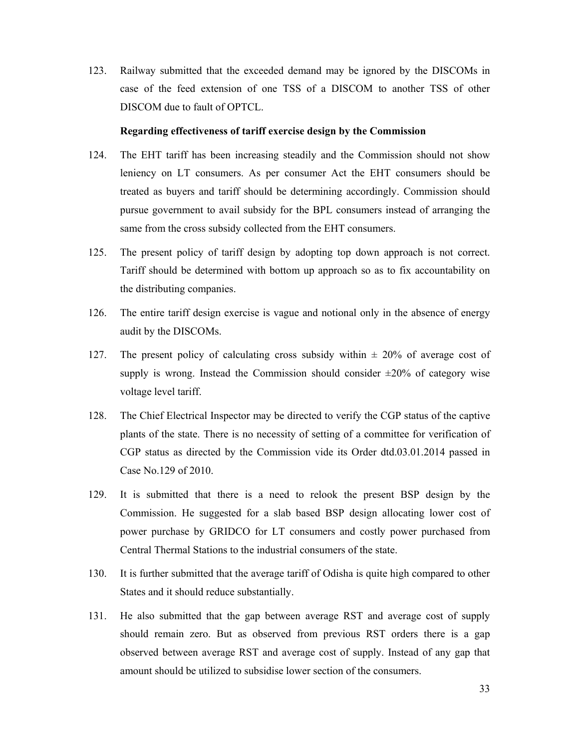123. Railway submitted that the exceeded demand may be ignored by the DISCOMs in case of the feed extension of one TSS of a DISCOM to another TSS of other DISCOM due to fault of OPTCL.

**Regarding effectiveness of tariff exercise design by the Commission**

124. The EHT tariff has been increasing steadily and the Commission should not show leniency on LT consumers. As per consumer Act the EHT consumers should be treated as buyers and tariff should be determining accordingly. Commission should pursue government to avail subsidy for the BPL consumers instead of arranging the same from the cross subsidy collected from the EHT consumers.

125. The present policy of tariff design by adopting top down approach is not correct. Tariff should be determined with bottom up approach so as to fix accountability on the distributing companies.

126. The entire tariff design exercise is vague and notional only in the absence of energy audit by the DISCOMs.

127. The present policy of calculating cross subsidy within ± 20% of average cost of supply is wrong. Instead the Commission should consider ±20% of category wise voltage level tariff.

128. The Chief Electrical Inspector may be directed to verify the CGP status of the captive plants of the state. There is no necessity of setting of a committee for verification of CGP status as directed by the Commission vide its Order dtd.03.01.2014 passed in Case No.129 of 2010.

129. It is submitted that there is a need to relook the present BSP design by the Commission. He suggested for a slab based BSP design allocating lower cost of power purchase by GRIDCO for LT consumers and costly power purchased from Central Thermal Stations to the industrial consumers of the state.

130. It is further submitted that the average tariff of Odisha is quite high compared to other States and it should reduce substantially.

131. He also submitted that the gap between average RST and average cost of supply should remain zero. But as observed from previous RST orders there is a gap observed between average RST and average cost of supply. Instead of any gap that amount should be utilized to subsidise lower section of the consumers.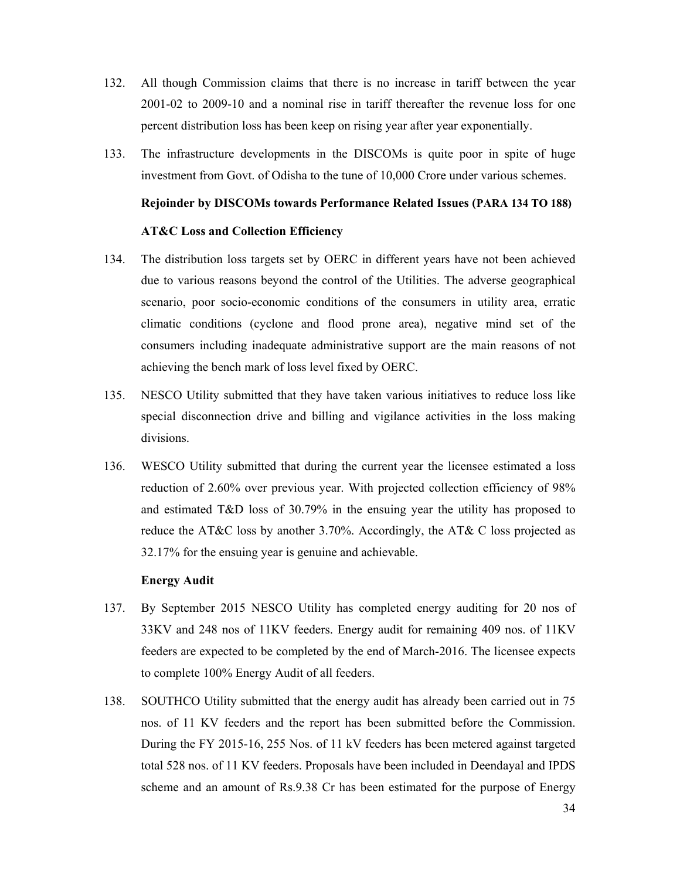132. All though Commission claims that there is no increase in tariff between the year 2001-02 to 2009-10 and a nominal rise in tariff thereafter the revenue loss for one percent distribution loss has been keep on rising year after year exponentially.

133. The infrastructure developments in the DISCOMs is quite poor in spite of huge investment from Govt. of Odisha to the tune of 10,000 Crore under various schemes.

**Rejoinder by DISCOMs towards Performance Related Issues (PARA 134 TO 188)**

**AT&C Loss and Collection Efficiency**

134. The distribution loss targets set by OERC in different years have not been achieved due to various reasons beyond the control of the Utilities. The adverse geographical scenario, poor socio-economic conditions of the consumers in utility area, erratic climatic conditions (cyclone and flood prone area), negative mind set of the consumers including inadequate administrative support are the main reasons of not achieving the bench mark of loss level fixed by OERC.

135. NESCO Utility submitted that they have taken various initiatives to reduce loss like special disconnection drive and billing and vigilance activities in the loss making divisions.

136. WESCO Utility submitted that during the current year the licensee estimated a loss reduction of 2.60% over previous year. With projected collection efficiency of 98% and estimated T&D loss of 30.79% in the ensuing year the utility has proposed to reduce the AT&C loss by another 3.70%. Accordingly, the AT& C loss projected as 32.17% for the ensuing year is genuine and achievable.

**Energy Audit**

137. By September 2015 NESCO Utility has completed energy auditing for 20 nos of 33KV and 248 nos of 11KV feeders. Energy audit for remaining 409 nos. of 11KV feeders are expected to be completed by the end of March-2016. The licensee expects to complete 100% Energy Audit of all feeders.

138. SOUTHCO Utility submitted that the energy audit has already been carried out in 75 nos. of 11 KV feeders and the report has been submitted before the Commission. During the FY 2015-16, 255 Nos. of 11 kV feeders has been metered against targeted total 528 nos. of 11 KV feeders. Proposals have been included in Deendayal and IPDS scheme and an amount of Rs.9.38 Cr has been estimated for the purpose of Energy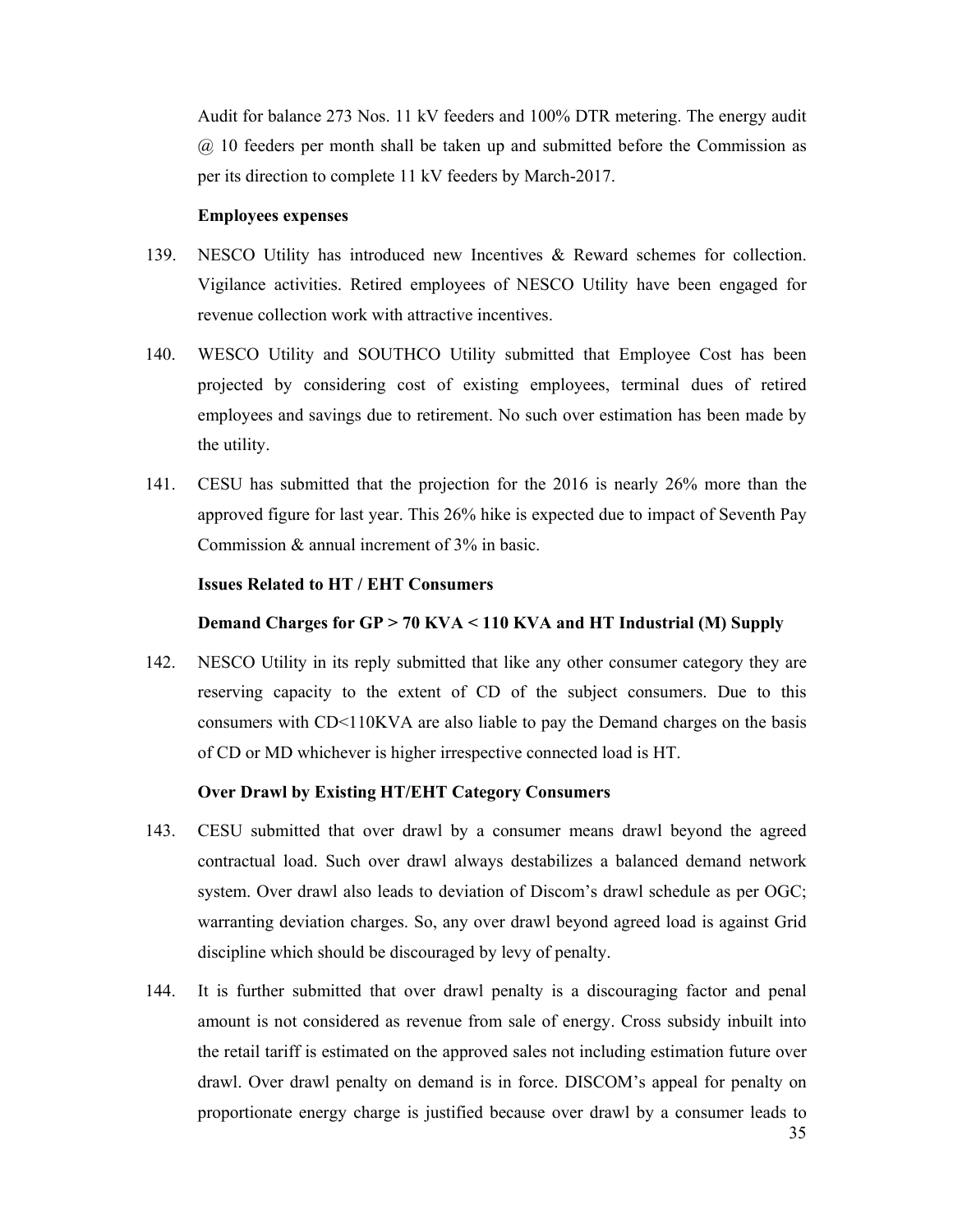Audit for balance 273 Nos. 11 kV feeders and 100% DTR metering. The energy audit @ 10 feeders per month shall be taken up and submitted before the Commission as per its direction to complete 11 kV feeders by March-2017.

**Employees expenses**

139. NESCO Utility has introduced new Incentives & Reward schemes for collection. Vigilance activities. Retired employees of NESCO Utility have been engaged for revenue collection work with attractive incentives.

140. WESCO Utility and SOUTHCO Utility submitted that Employee Cost has been projected by considering cost of existing employees, terminal dues of retired employees and savings due to retirement. No such over estimation has been made by the utility.

141. CESU has submitted that the projection for the 2016 is nearly 26% more than the approved figure for last year. This 26% hike is expected due to impact of Seventh Pay Commission & annual increment of 3% in basic.

**Issues Related to HT / EHT Consumers**

**Demand Charges for GP > 70 KVA < 110 KVA and HT Industrial (M) Supply**

142. NESCO Utility in its reply submitted that like any other consumer category they are reserving capacity to the extent of CD of the subject consumers. Due to this consumers with CD<110KVA are also liable to pay the Demand charges on the basis of CD or MD whichever is higher irrespective connected load is HT.

**Over Drawl by Existing HT/EHT Category Consumers**

143. CESU submitted that over drawl by a consumer means drawl beyond the agreed contractual load. Such over drawl always destabilizes a balanced demand network system. Over drawl also leads to deviation of Discom's drawl schedule as per OGC; warranting deviation charges. So, any over drawl beyond agreed load is against Grid discipline which should be discouraged by levy of penalty.

144. It is further submitted that over drawl penalty is a discouraging factor and penal amount is not considered as revenue from sale of energy. Cross subsidy inbuilt into the retail tariff is estimated on the approved sales not including estimation future over drawl. Over drawl penalty on demand is in force. DISCOM's appeal for penalty on proportionate energy charge is justified because over drawl by a consumer leads to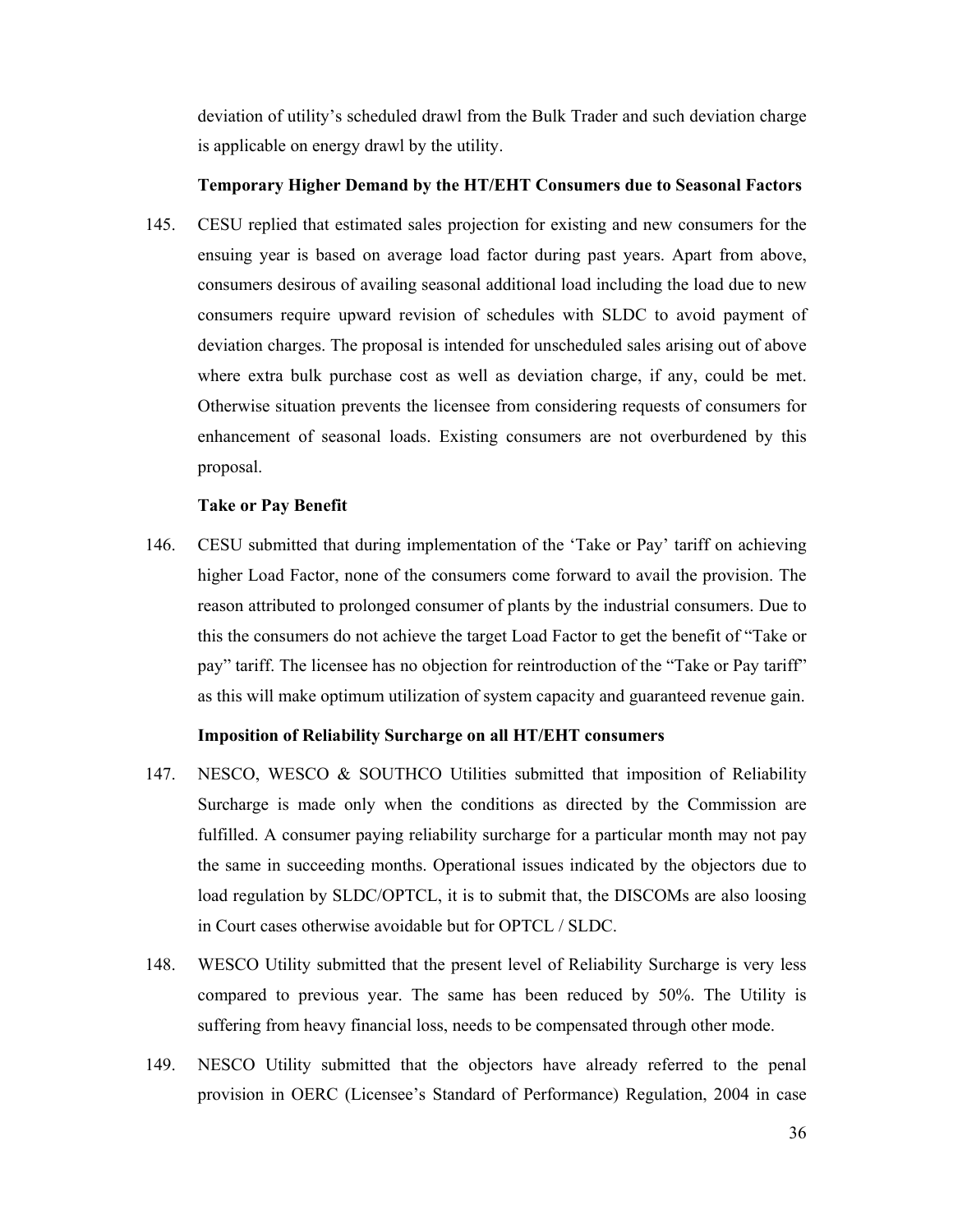deviation of utility's scheduled drawl from the Bulk Trader and such deviation charge is applicable on energy drawl by the utility.

**Temporary Higher Demand by the HT/EHT Consumers due to Seasonal Factors**

145. CESU replied that estimated sales projection for existing and new consumers for the ensuing year is based on average load factor during past years. Apart from above, consumers desirous of availing seasonal additional load including the load due to new consumers require upward revision of schedules with SLDC to avoid payment of deviation charges. The proposal is intended for unscheduled sales arising out of above where extra bulk purchase cost as well as deviation charge, if any, could be met. Otherwise situation prevents the licensee from considering requests of consumers for enhancement of seasonal loads. Existing consumers are not overburdened by this proposal.

**Take or Pay Benefit**

146. CESU submitted that during implementation of the 'Take or Pay' tariff on achieving higher Load Factor, none of the consumers come forward to avail the provision. The reason attributed to prolonged consumer of plants by the industrial consumers. Due to this the consumers do not achieve the target Load Factor to get the benefit of "Take or pay" tariff. The licensee has no objection for reintroduction of the "Take or Pay tariff" as this will make optimum utilization of system capacity and guaranteed revenue gain.

**Imposition of Reliability Surcharge on all HT/EHT consumers**

147. NESCO, WESCO & SOUTHCO Utilities submitted that imposition of Reliability Surcharge is made only when the conditions as directed by the Commission are fulfilled. A consumer paying reliability surcharge for a particular month may not pay the same in succeeding months. Operational issues indicated by the objectors due to load regulation by SLDC/OPTCL, it is to submit that, the DISCOMs are also loosing in Court cases otherwise avoidable but for OPTCL / SLDC.

148. WESCO Utility submitted that the present level of Reliability Surcharge is very less compared to previous year. The same has been reduced by 50%. The Utility is suffering from heavy financial loss, needs to be compensated through other mode.

149. NESCO Utility submitted that the objectors have already referred to the penal provision in OERC (Licensee's Standard of Performance) Regulation, 2004 in case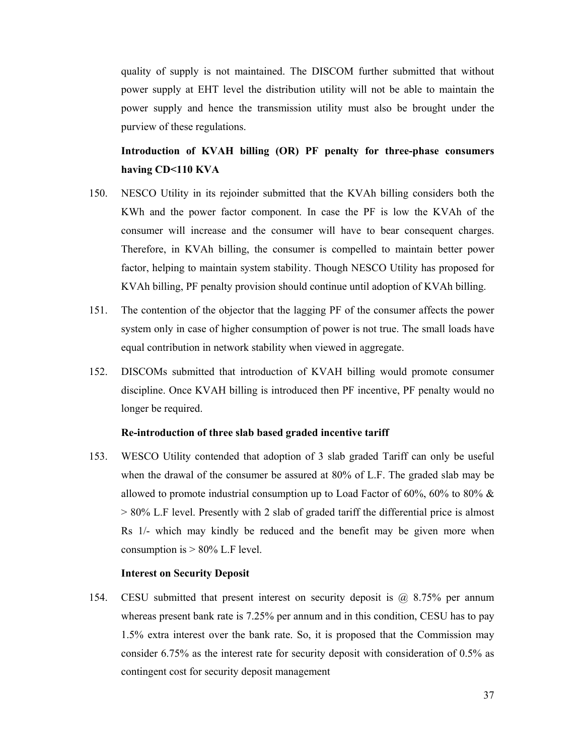quality of supply is not maintained. The DISCOM further submitted that without power supply at EHT level the distribution utility will not be able to maintain the power supply and hence the transmission utility must also be brought under the purview of these regulations.

**Introduction of KVAH billing (OR) PF penalty for three-phase consumers having CD<110 KVA**

150. NESCO Utility in its rejoinder submitted that the KVAh billing considers both the KWh and the power factor component. In case the PF is low the KVAh of the consumer will increase and the consumer will have to bear consequent charges. Therefore, in KVAh billing, the consumer is compelled to maintain better power factor, helping to maintain system stability. Though NESCO Utility has proposed for KVAh billing, PF penalty provision should continue until adoption of KVAh billing.

151. The contention of the objector that the lagging PF of the consumer affects the power system only in case of higher consumption of power is not true. The small loads have equal contribution in network stability when viewed in aggregate.

152. DISCOMs submitted that introduction of KVAH billing would promote consumer discipline. Once KVAH billing is introduced then PF incentive, PF penalty would no longer be required.

**Re-introduction of three slab based graded incentive tariff**

153. WESCO Utility contended that adoption of 3 slab graded Tariff can only be useful when the drawal of the consumer be assured at 80% of L.F. The graded slab may be allowed to promote industrial consumption up to Load Factor of 60%, 60% to 80% & > 80% L.F level. Presently with 2 slab of graded tariff the differential price is almost Rs 1/- which may kindly be reduced and the benefit may be given more when consumption is > 80% L.F level.

**Interest on Security Deposit**

154. CESU submitted that present interest on security deposit is @ 8.75% per annum whereas present bank rate is 7.25% per annum and in this condition, CESU has to pay 1.5% extra interest over the bank rate. So, it is proposed that the Commission may consider 6.75% as the interest rate for security deposit with consideration of 0.5% as contingent cost for security deposit management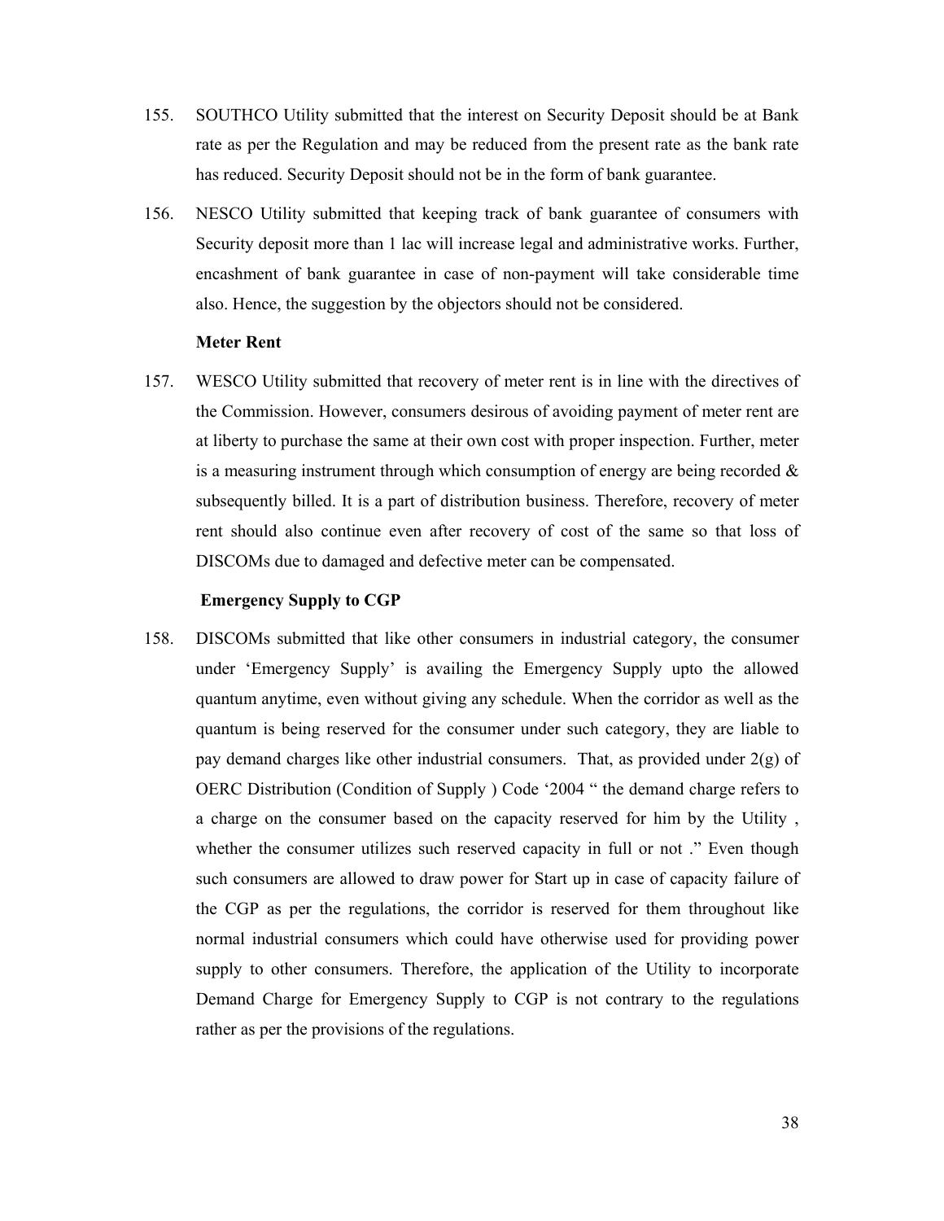155. SOUTHCO Utility submitted that the interest on Security Deposit should be at Bank rate as per the Regulation and may be reduced from the present rate as the bank rate has reduced. Security Deposit should not be in the form of bank guarantee.

156. NESCO Utility submitted that keeping track of bank guarantee of consumers with Security deposit more than 1 lac will increase legal and administrative works. Further, encashment of bank guarantee in case of non-payment will take considerable time also. Hence, the suggestion by the objectors should not be considered.

**Meter Rent**

157. WESCO Utility submitted that recovery of meter rent is in line with the directives of the Commission. However, consumers desirous of avoiding payment of meter rent are at liberty to purchase the same at their own cost with proper inspection. Further, meter is a measuring instrument through which consumption of energy are being recorded & subsequently billed. It is a part of distribution business. Therefore, recovery of meter rent should also continue even after recovery of cost of the same so that loss of DISCOMs due to damaged and defective meter can be compensated.

**Emergency Supply to CGP**

158. DISCOMs submitted that like other consumers in industrial category, the consumer under 'Emergency Supply' is availing the Emergency Supply upto the allowed quantum anytime, even without giving any schedule. When the corridor as well as the quantum is being reserved for the consumer under such category, they are liable to pay demand charges like other industrial consumers. That, as provided under 2(g) of OERC Distribution (Condition of Supply ) Code '2004 " the demand charge refers to a charge on the consumer based on the capacity reserved for him by the Utility , whether the consumer utilizes such reserved capacity in full or not ." Even though such consumers are allowed to draw power for Start up in case of capacity failure of the CGP as per the regulations, the corridor is reserved for them throughout like normal industrial consumers which could have otherwise used for providing power supply to other consumers. Therefore, the application of the Utility to incorporate Demand Charge for Emergency Supply to CGP is not contrary to the regulations rather as per the provisions of the regulations.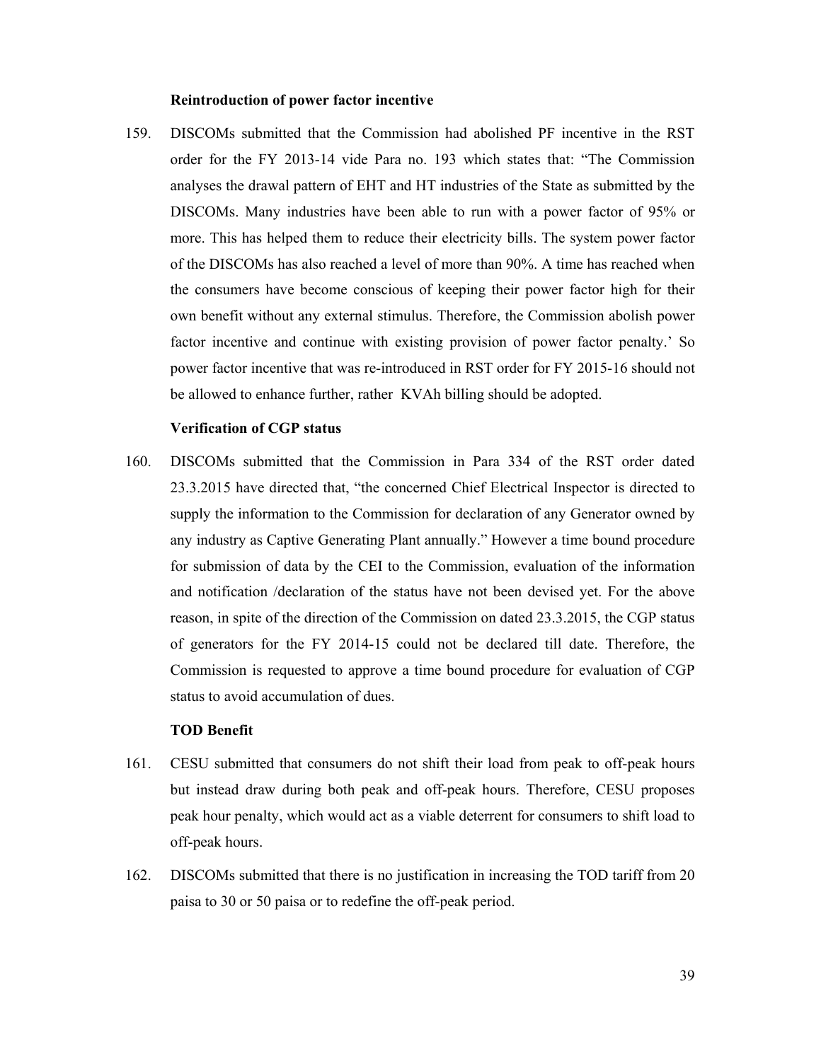### Reintroduction of power factor incentive

159. DISCOMs submitted that the Commission had abolished PF incentive in the RST order for the FY 2013-14 vide Para no. 193 which states that: "The Commission analyses the drawal pattern of EHT and HT industries of the State as submitted by the DISCOMs. Many industries have been able to run with a power factor of 95% or more. This has helped them to reduce their electricity bills. The system power factor of the DISCOMs has also reached a level of more than 90%. A time has reached when the consumers have become conscious of keeping their power factor high for their own benefit without any external stimulus. Therefore, the Commission abolish power factor incentive and continue with existing provision of power factor penalty.' So power factor incentive that was re-introduced in RST order for FY 2015-16 should not be allowed to enhance further, rather KVAh billing should be adopted.

### Verification of CGP status

160. DISCOMs submitted that the Commission in Para 334 of the RST order dated 23.3.2015 have directed that, "the concerned Chief Electrical Inspector is directed to supply the information to the Commission for declaration of any Generator owned by any industry as Captive Generating Plant annually." However a time bound procedure for submission of data by the CEI to the Commission, evaluation of the information and notification /declaration of the status have not been devised yet. For the above reason, in spite of the direction of the Commission on dated 23.3.2015, the CGP status of generators for the FY 2014-15 could not be declared till date. Therefore, the Commission is requested to approve a time bound procedure for evaluation of CGP status to avoid accumulation of dues.

### TOD Benefit

161. CESU submitted that consumers do not shift their load from peak to off-peak hours but instead draw during both peak and off-peak hours. Therefore, CESU proposes peak hour penalty, which would act as a viable deterrent for consumers to shift load to off-peak hours.

162. DISCOMs submitted that there is no justification in increasing the TOD tariff from 20 paisa to 30 or 50 paisa or to redefine the off-peak period.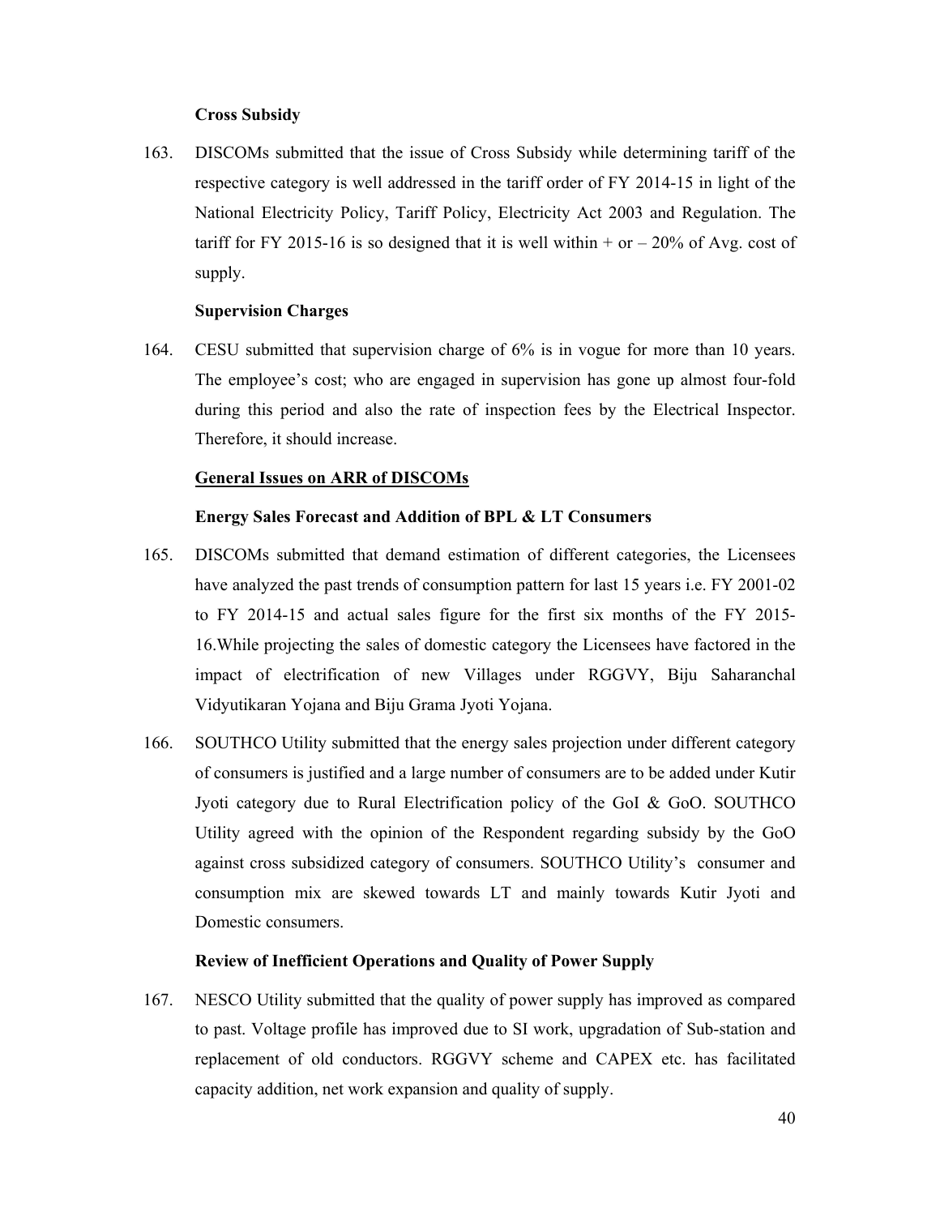**Cross Subsidy**

163. DISCOMs submitted that the issue of Cross Subsidy while determining tariff of the respective category is well addressed in the tariff order of FY 2014-15 in light of the National Electricity Policy, Tariff Policy, Electricity Act 2003 and Regulation. The tariff for FY 2015-16 is so designed that it is well within + or – 20% of Avg. cost of supply.

**Supervision Charges**

164. CESU submitted that supervision charge of 6% is in vogue for more than 10 years. The employee's cost; who are engaged in supervision has gone up almost four-fold during this period and also the rate of inspection fees by the Electrical Inspector. Therefore, it should increase.

**General Issues on ARR of DISCOMs**

**Energy Sales Forecast and Addition of BPL & LT Consumers**

165. DISCOMs submitted that demand estimation of different categories, the Licensees have analyzed the past trends of consumption pattern for last 15 years i.e. FY 2001-02 to FY 2014-15 and actual sales figure for the first six months of the FY 2015-16.While projecting the sales of domestic category the Licensees have factored in the impact of electrification of new Villages under RGGVY, Biju Saharanchal Vidyutikaran Yojana and Biju Grama Jyoti Yojana.

166. SOUTHCO Utility submitted that the energy sales projection under different category of consumers is justified and a large number of consumers are to be added under Kutir Jyoti category due to Rural Electrification policy of the GoI & GoO. SOUTHCO Utility agreed with the opinion of the Respondent regarding subsidy by the GoO against cross subsidized category of consumers. SOUTHCO Utility's consumer and consumption mix are skewed towards LT and mainly towards Kutir Jyoti and Domestic consumers.

**Review of Inefficient Operations and Quality of Power Supply**

167. NESCO Utility submitted that the quality of power supply has improved as compared to past. Voltage profile has improved due to SI work, upgradation of Sub-station and replacement of old conductors. RGGVY scheme and CAPEX etc. has facilitated capacity addition, net work expansion and quality of supply.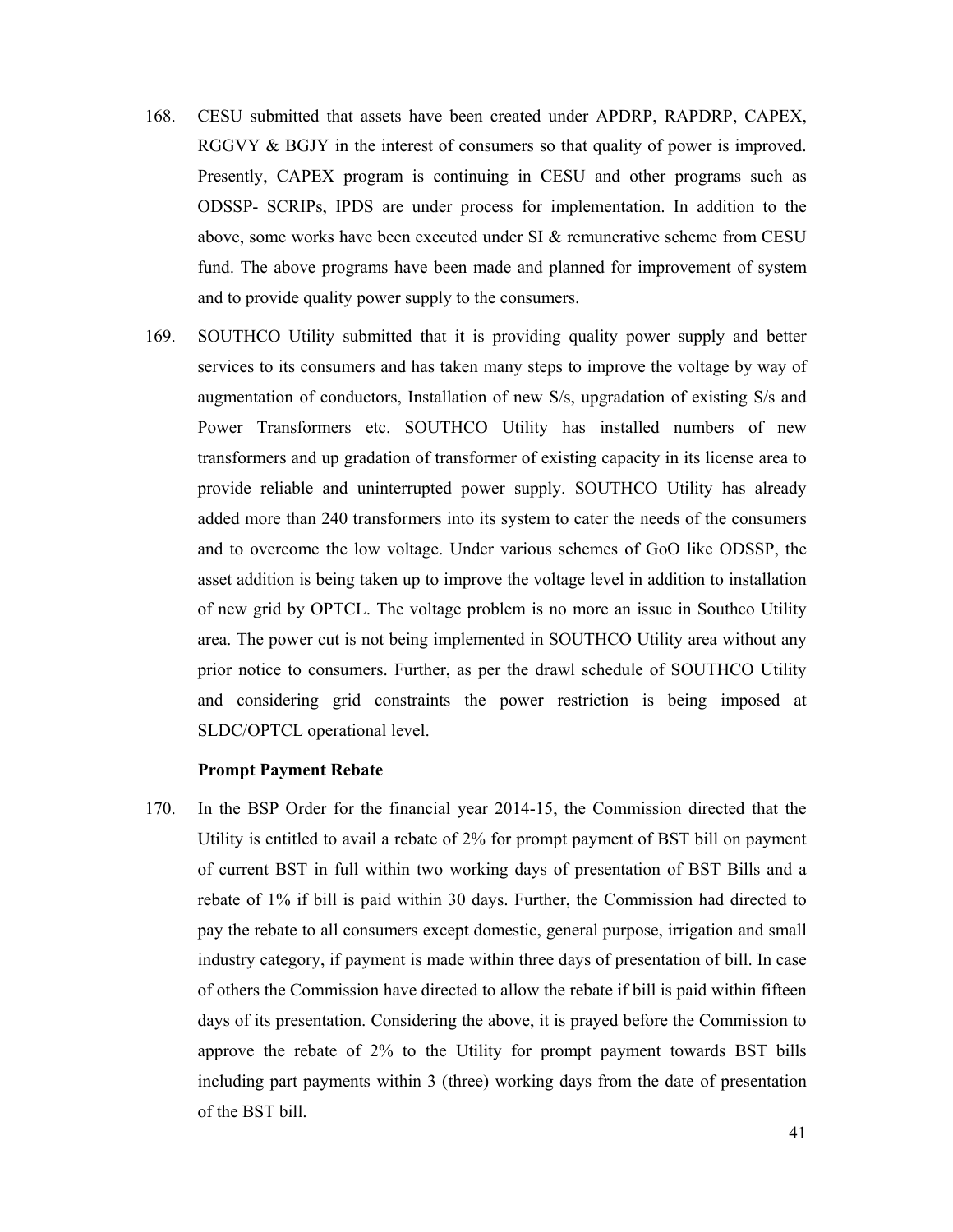168. CESU submitted that assets have been created under APDRP, RAPDRP, CAPEX, RGGVY & BGJY in the interest of consumers so that quality of power is improved. Presently, CAPEX program is continuing in CESU and other programs such as ODSSP- SCRIPs, IPDS are under process for implementation. In addition to the above, some works have been executed under SI & remunerative scheme from CESU fund. The above programs have been made and planned for improvement of system and to provide quality power supply to the consumers.

169. SOUTHCO Utility submitted that it is providing quality power supply and better services to its consumers and has taken many steps to improve the voltage by way of augmentation of conductors, Installation of new S/s, upgradation of existing S/s and Power Transformers etc. SOUTHCO Utility has installed numbers of new transformers and up gradation of transformer of existing capacity in its license area to provide reliable and uninterrupted power supply. SOUTHCO Utility has already added more than 240 transformers into its system to cater the needs of the consumers and to overcome the low voltage. Under various schemes of GoO like ODSSP, the asset addition is being taken up to improve the voltage level in addition to installation of new grid by OPTCL. The voltage problem is no more an issue in Southco Utility area. The power cut is not being implemented in SOUTHCO Utility area without any prior notice to consumers. Further, as per the drawl schedule of SOUTHCO Utility and considering grid constraints the power restriction is being imposed at SLDC/OPTCL operational level.

**Prompt Payment Rebate**

170. In the BSP Order for the financial year 2014-15, the Commission directed that the Utility is entitled to avail a rebate of 2% for prompt payment of BST bill on payment of current BST in full within two working days of presentation of BST Bills and a rebate of 1% if bill is paid within 30 days. Further, the Commission had directed to pay the rebate to all consumers except domestic, general purpose, irrigation and small industry category, if payment is made within three days of presentation of bill. In case of others the Commission have directed to allow the rebate if bill is paid within fifteen days of its presentation. Considering the above, it is prayed before the Commission to approve the rebate of 2% to the Utility for prompt payment towards BST bills including part payments within 3 (three) working days from the date of presentation of the BST bill.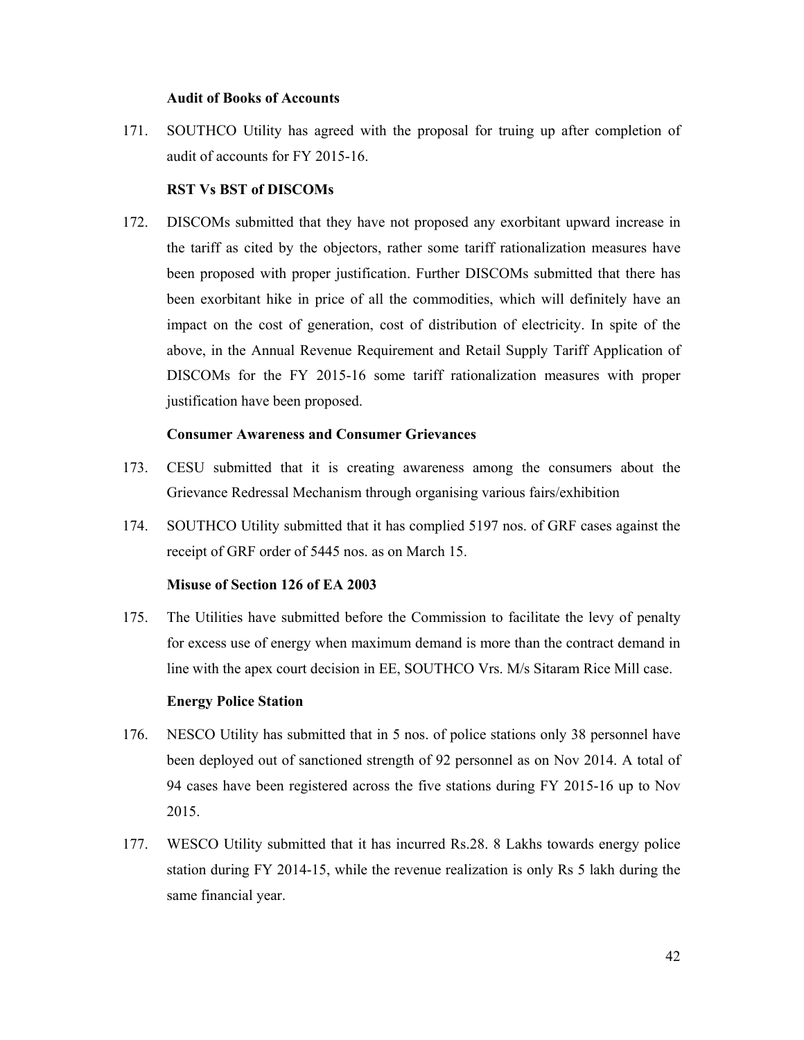### Audit of Books of Accounts

171. SOUTHCO Utility has agreed with the proposal for truing up after completion of audit of accounts for FY 2015-16.

### RST Vs BST of DISCOMs

172. DISCOMs submitted that they have not proposed any exorbitant upward increase in the tariff as cited by the objectors, rather some tariff rationalization measures have been proposed with proper justification. Further DISCOMs submitted that there has been exorbitant hike in price of all the commodities, which will definitely have an impact on the cost of generation, cost of distribution of electricity. In spite of the above, in the Annual Revenue Requirement and Retail Supply Tariff Application of DISCOMs for the FY 2015-16 some tariff rationalization measures with proper justification have been proposed.

### Consumer Awareness and Consumer Grievances

173. CESU submitted that it is creating awareness among the consumers about the Grievance Redressal Mechanism through organising various fairs/exhibition

174. SOUTHCO Utility submitted that it has complied 5197 nos. of GRF cases against the receipt of GRF order of 5445 nos. as on March 15.

### Misuse of Section 126 of EA 2003

175. The Utilities have submitted before the Commission to facilitate the levy of penalty for excess use of energy when maximum demand is more than the contract demand in line with the apex court decision in EE, SOUTHCO Vrs. M/s Sitaram Rice Mill case.

### Energy Police Station

176. NESCO Utility has submitted that in 5 nos. of police stations only 38 personnel have been deployed out of sanctioned strength of 92 personnel as on Nov 2014. A total of 94 cases have been registered across the five stations during FY 2015-16 up to Nov 2015.

177. WESCO Utility submitted that it has incurred Rs.28. 8 Lakhs towards energy police station during FY 2014-15, while the revenue realization is only Rs 5 lakh during the same financial year.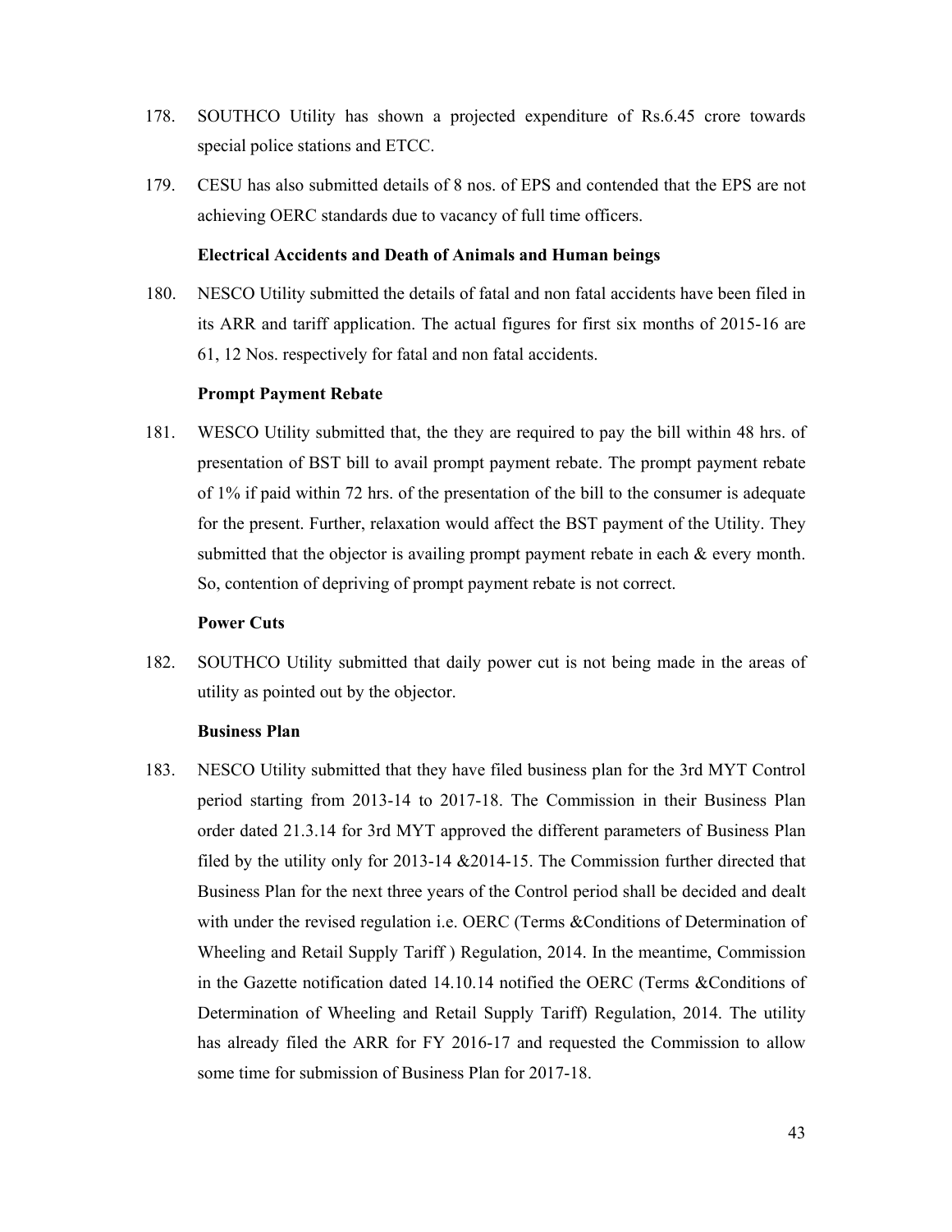178. SOUTHCO Utility has shown a projected expenditure of Rs.6.45 crore towards special police stations and ETCC.

179. CESU has also submitted details of 8 nos. of EPS and contended that the EPS are not achieving OERC standards due to vacancy of full time officers.

**Electrical Accidents and Death of Animals and Human beings**

180. NESCO Utility submitted the details of fatal and non fatal accidents have been filed in its ARR and tariff application. The actual figures for first six months of 2015-16 are 61, 12 Nos. respectively for fatal and non fatal accidents.

**Prompt Payment Rebate**

181. WESCO Utility submitted that, the they are required to pay the bill within 48 hrs. of presentation of BST bill to avail prompt payment rebate. The prompt payment rebate of 1% if paid within 72 hrs. of the presentation of the bill to the consumer is adequate for the present. Further, relaxation would affect the BST payment of the Utility. They submitted that the objector is availing prompt payment rebate in each & every month. So, contention of depriving of prompt payment rebate is not correct.

**Power Cuts**

182. SOUTHCO Utility submitted that daily power cut is not being made in the areas of utility as pointed out by the objector.

**Business Plan**

183. NESCO Utility submitted that they have filed business plan for the 3rd MYT Control period starting from 2013-14 to 2017-18. The Commission in their Business Plan order dated 21.3.14 for 3rd MYT approved the different parameters of Business Plan filed by the utility only for 2013-14 &2014-15. The Commission further directed that Business Plan for the next three years of the Control period shall be decided and dealt with under the revised regulation i.e. OERC (Terms &Conditions of Determination of Wheeling and Retail Supply Tariff ) Regulation, 2014. In the meantime, Commission in the Gazette notification dated 14.10.14 notified the OERC (Terms &Conditions of Determination of Wheeling and Retail Supply Tariff) Regulation, 2014. The utility has already filed the ARR for FY 2016-17 and requested the Commission to allow some time for submission of Business Plan for 2017-18.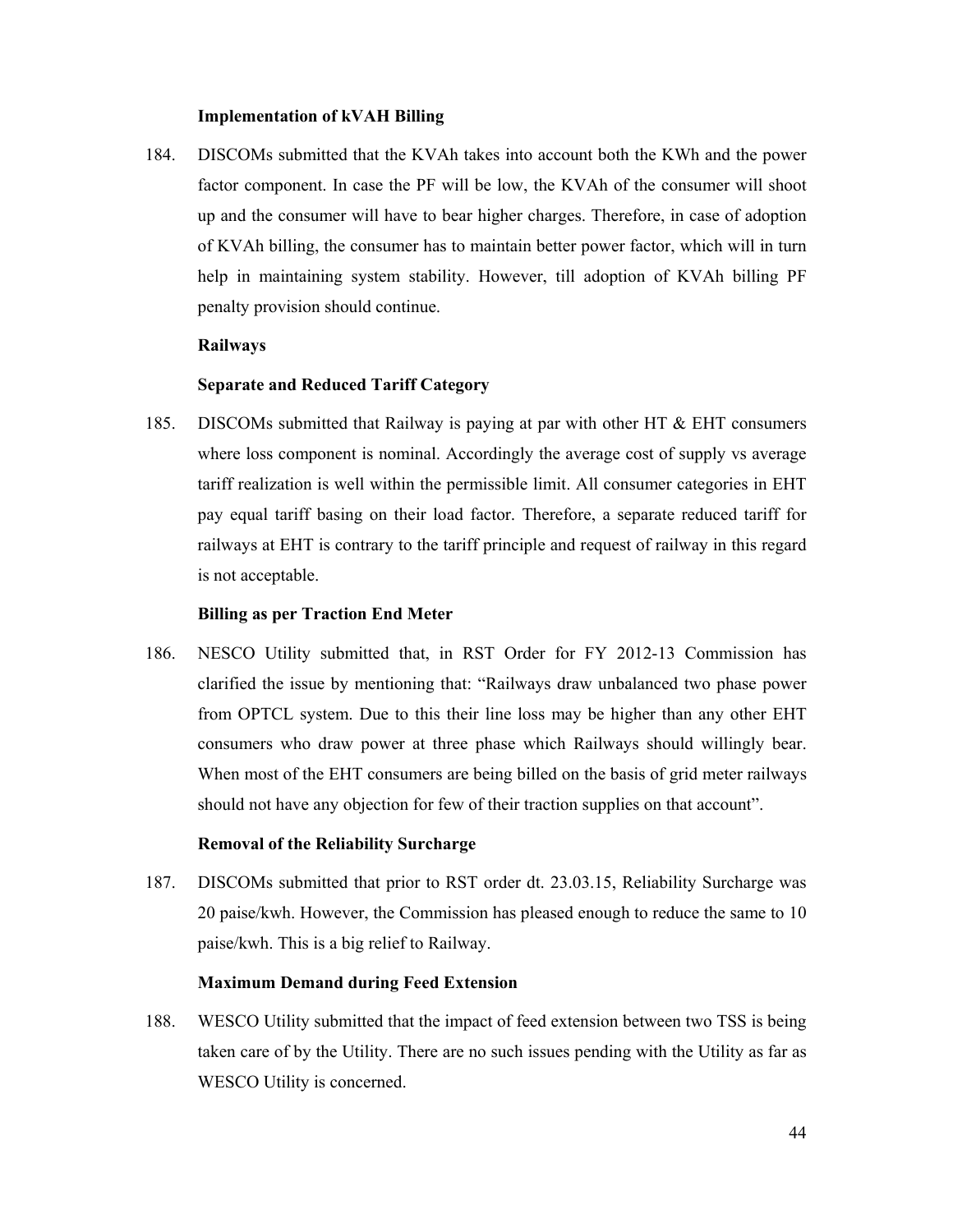**Implementation of kVAH Billing**

184. DISCOMs submitted that the KVAh takes into account both the KWh and the power factor component. In case the PF will be low, the KVAh of the consumer will shoot up and the consumer will have to bear higher charges. Therefore, in case of adoption of KVAh billing, the consumer has to maintain better power factor, which will in turn help in maintaining system stability. However, till adoption of KVAh billing PF penalty provision should continue.

**Railways**

**Separate and Reduced Tariff Category**

185. DISCOMs submitted that Railway is paying at par with other HT & EHT consumers where loss component is nominal. Accordingly the average cost of supply vs average tariff realization is well within the permissible limit. All consumer categories in EHT pay equal tariff basing on their load factor. Therefore, a separate reduced tariff for railways at EHT is contrary to the tariff principle and request of railway in this regard is not acceptable.

**Billing as per Traction End Meter**

186. NESCO Utility submitted that, in RST Order for FY 2012-13 Commission has clarified the issue by mentioning that: "Railways draw unbalanced two phase power from OPTCL system. Due to this their line loss may be higher than any other EHT consumers who draw power at three phase which Railways should willingly bear. When most of the EHT consumers are being billed on the basis of grid meter railways should not have any objection for few of their traction supplies on that account".

**Removal of the Reliability Surcharge**

187. DISCOMs submitted that prior to RST order dt. 23.03.15, Reliability Surcharge was 20 paise/kwh. However, the Commission has pleased enough to reduce the same to 10 paise/kwh. This is a big relief to Railway.

**Maximum Demand during Feed Extension**

188. WESCO Utility submitted that the impact of feed extension between two TSS is being taken care of by the Utility. There are no such issues pending with the Utility as far as WESCO Utility is concerned.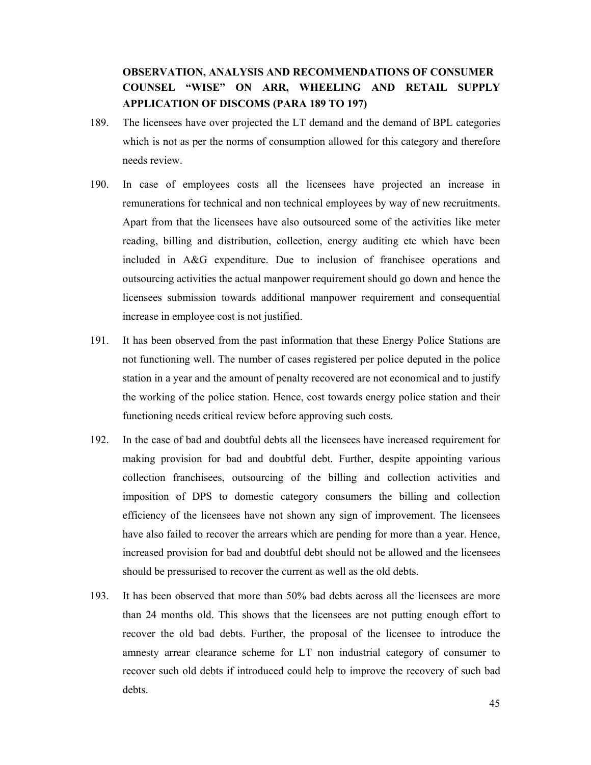**OBSERVATION, ANALYSIS AND RECOMMENDATIONS OF CONSUMER COUNSEL "WISE" ON ARR, WHEELING AND RETAIL SUPPLY APPLICATION OF DISCOMS (PARA 189 TO 197)**

189. The licensees have over projected the LT demand and the demand of BPL categories which is not as per the norms of consumption allowed for this category and therefore needs review.

190. In case of employees costs all the licensees have projected an increase in remunerations for technical and non technical employees by way of new recruitments. Apart from that the licensees have also outsourced some of the activities like meter reading, billing and distribution, collection, energy auditing etc which have been included in A&G expenditure. Due to inclusion of franchisee operations and outsourcing activities the actual manpower requirement should go down and hence the licensees submission towards additional manpower requirement and consequential increase in employee cost is not justified.

191. It has been observed from the past information that these Energy Police Stations are not functioning well. The number of cases registered per police deputed in the police station in a year and the amount of penalty recovered are not economical and to justify the working of the police station. Hence, cost towards energy police station and their functioning needs critical review before approving such costs.

192. In the case of bad and doubtful debts all the licensees have increased requirement for making provision for bad and doubtful debt. Further, despite appointing various collection franchisees, outsourcing of the billing and collection activities and imposition of DPS to domestic category consumers the billing and collection efficiency of the licensees have not shown any sign of improvement. The licensees have also failed to recover the arrears which are pending for more than a year. Hence, increased provision for bad and doubtful debt should not be allowed and the licensees should be pressurised to recover the current as well as the old debts.

193. It has been observed that more than 50% bad debts across all the licensees are more than 24 months old. This shows that the licensees are not putting enough effort to recover the old bad debts. Further, the proposal of the licensee to introduce the amnesty arrear clearance scheme for LT non industrial category of consumer to recover such old debts if introduced could help to improve the recovery of such bad debts.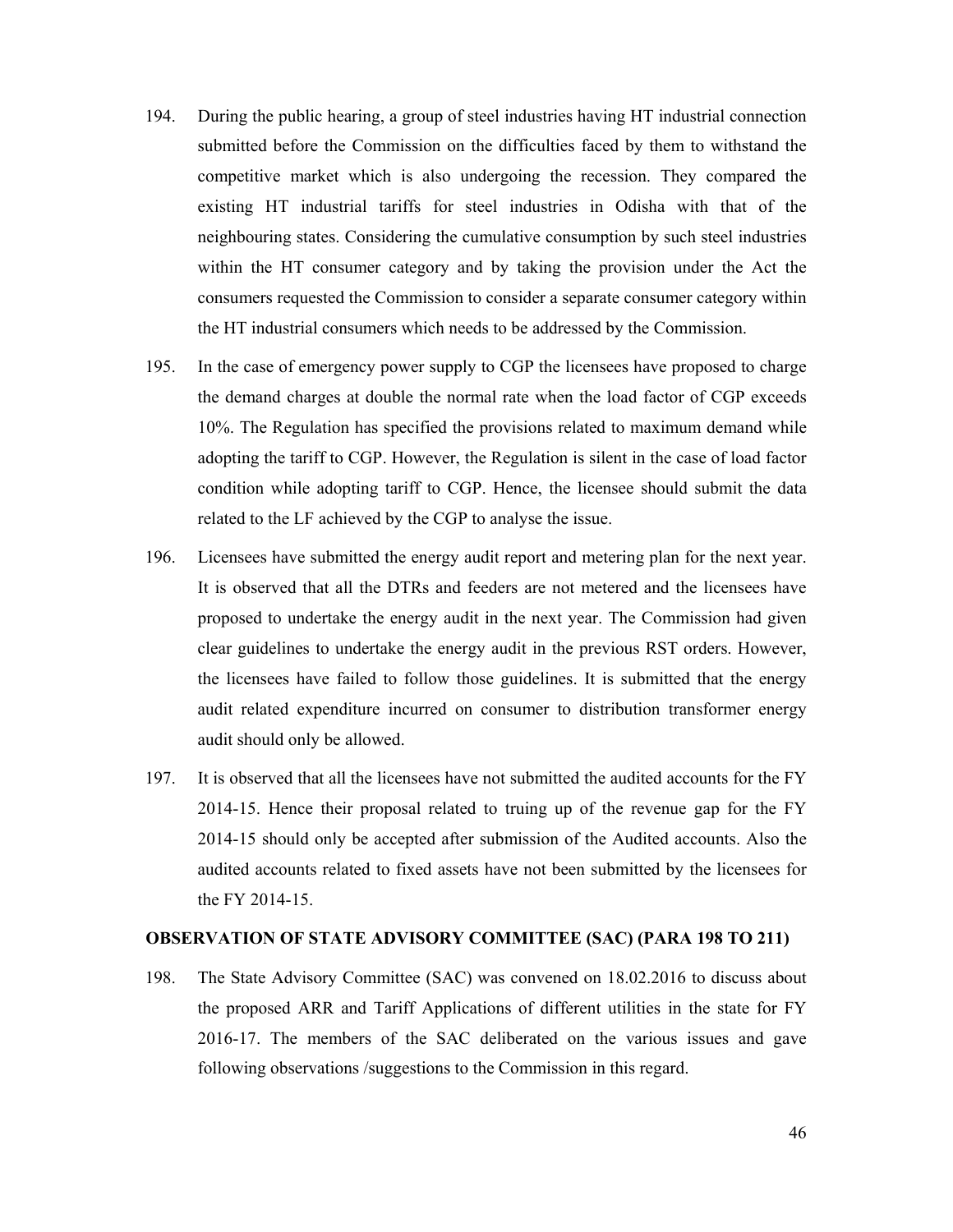194. During the public hearing, a group of steel industries having HT industrial connection submitted before the Commission on the difficulties faced by them to withstand the competitive market which is also undergoing the recession. They compared the existing HT industrial tariffs for steel industries in Odisha with that of the neighbouring states. Considering the cumulative consumption by such steel industries within the HT consumer category and by taking the provision under the Act the consumers requested the Commission to consider a separate consumer category within the HT industrial consumers which needs to be addressed by the Commission.

195. In the case of emergency power supply to CGP the licensees have proposed to charge the demand charges at double the normal rate when the load factor of CGP exceeds 10%. The Regulation has specified the provisions related to maximum demand while adopting the tariff to CGP. However, the Regulation is silent in the case of load factor condition while adopting tariff to CGP. Hence, the licensee should submit the data related to the LF achieved by the CGP to analyse the issue.

196. Licensees have submitted the energy audit report and metering plan for the next year. It is observed that all the DTRs and feeders are not metered and the licensees have proposed to undertake the energy audit in the next year. The Commission had given clear guidelines to undertake the energy audit in the previous RST orders. However, the licensees have failed to follow those guidelines. It is submitted that the energy audit related expenditure incurred on consumer to distribution transformer energy audit should only be allowed.

197. It is observed that all the licensees have not submitted the audited accounts for the FY 2014-15. Hence their proposal related to truing up of the revenue gap for the FY 2014-15 should only be accepted after submission of the Audited accounts. Also the audited accounts related to fixed assets have not been submitted by the licensees for the FY 2014-15.

**OBSERVATION OF STATE ADVISORY COMMITTEE (SAC) (PARA 198 TO 211)**

198. The State Advisory Committee (SAC) was convened on 18.02.2016 to discuss about the proposed ARR and Tariff Applications of different utilities in the state for FY 2016-17. The members of the SAC deliberated on the various issues and gave following observations /suggestions to the Commission in this regard.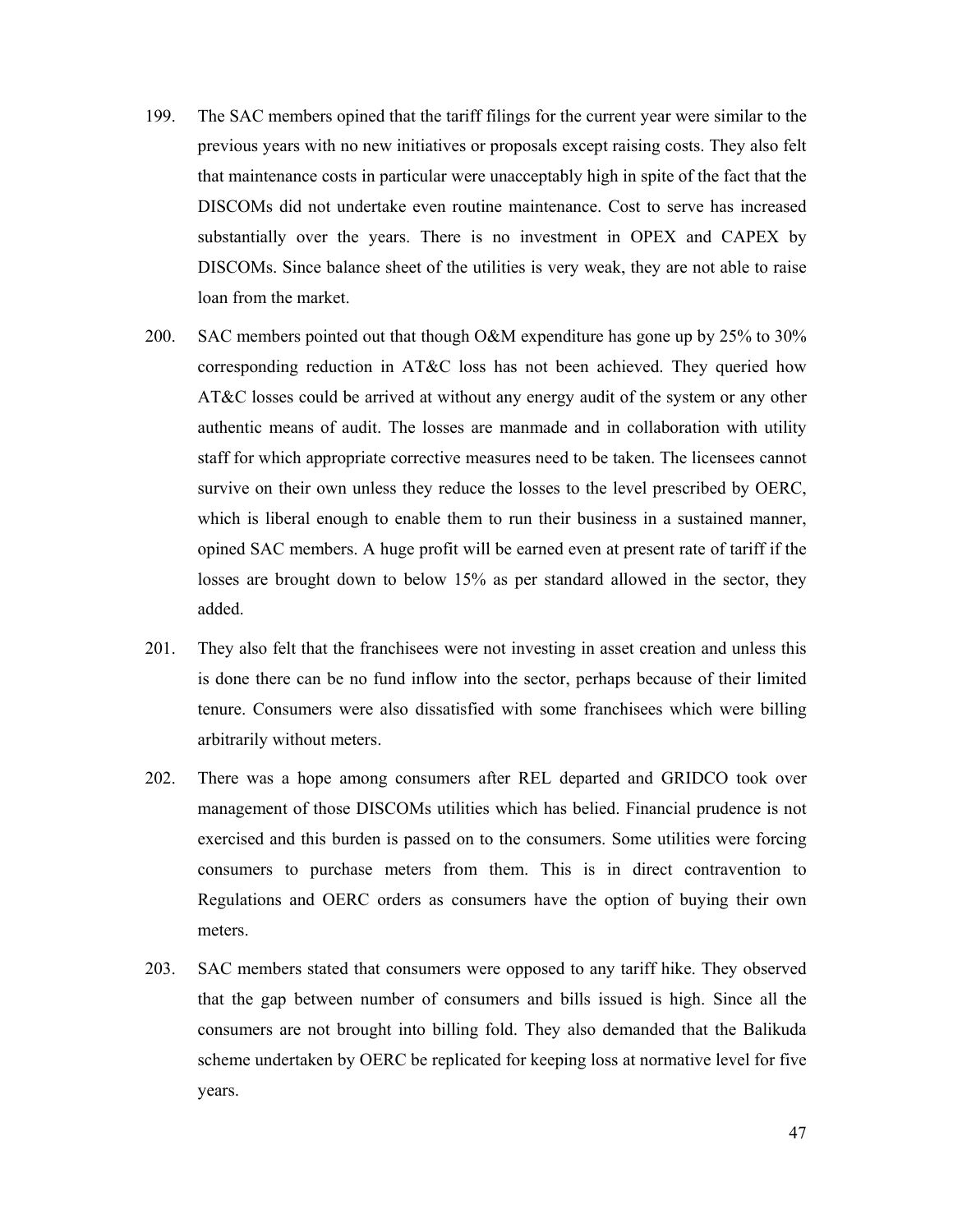199. The SAC members opined that the tariff filings for the current year were similar to the previous years with no new initiatives or proposals except raising costs. They also felt that maintenance costs in particular were unacceptably high in spite of the fact that the DISCOMs did not undertake even routine maintenance. Cost to serve has increased substantially over the years. There is no investment in OPEX and CAPEX by DISCOMs. Since balance sheet of the utilities is very weak, they are not able to raise loan from the market.

200. SAC members pointed out that though O&M expenditure has gone up by 25% to 30% corresponding reduction in AT&C loss has not been achieved. They queried how AT&C losses could be arrived at without any energy audit of the system or any other authentic means of audit. The losses are manmade and in collaboration with utility staff for which appropriate corrective measures need to be taken. The licensees cannot survive on their own unless they reduce the losses to the level prescribed by OERC, which is liberal enough to enable them to run their business in a sustained manner, opined SAC members. A huge profit will be earned even at present rate of tariff if the losses are brought down to below 15% as per standard allowed in the sector, they added.

201. They also felt that the franchisees were not investing in asset creation and unless this is done there can be no fund inflow into the sector, perhaps because of their limited tenure. Consumers were also dissatisfied with some franchisees which were billing arbitrarily without meters.

202. There was a hope among consumers after REL departed and GRIDCO took over management of those DISCOMs utilities which has belied. Financial prudence is not exercised and this burden is passed on to the consumers. Some utilities were forcing consumers to purchase meters from them. This is in direct contravention to Regulations and OERC orders as consumers have the option of buying their own meters.

203. SAC members stated that consumers were opposed to any tariff hike. They observed that the gap between number of consumers and bills issued is high. Since all the consumers are not brought into billing fold. They also demanded that the Balikuda scheme undertaken by OERC be replicated for keeping loss at normative level for five years.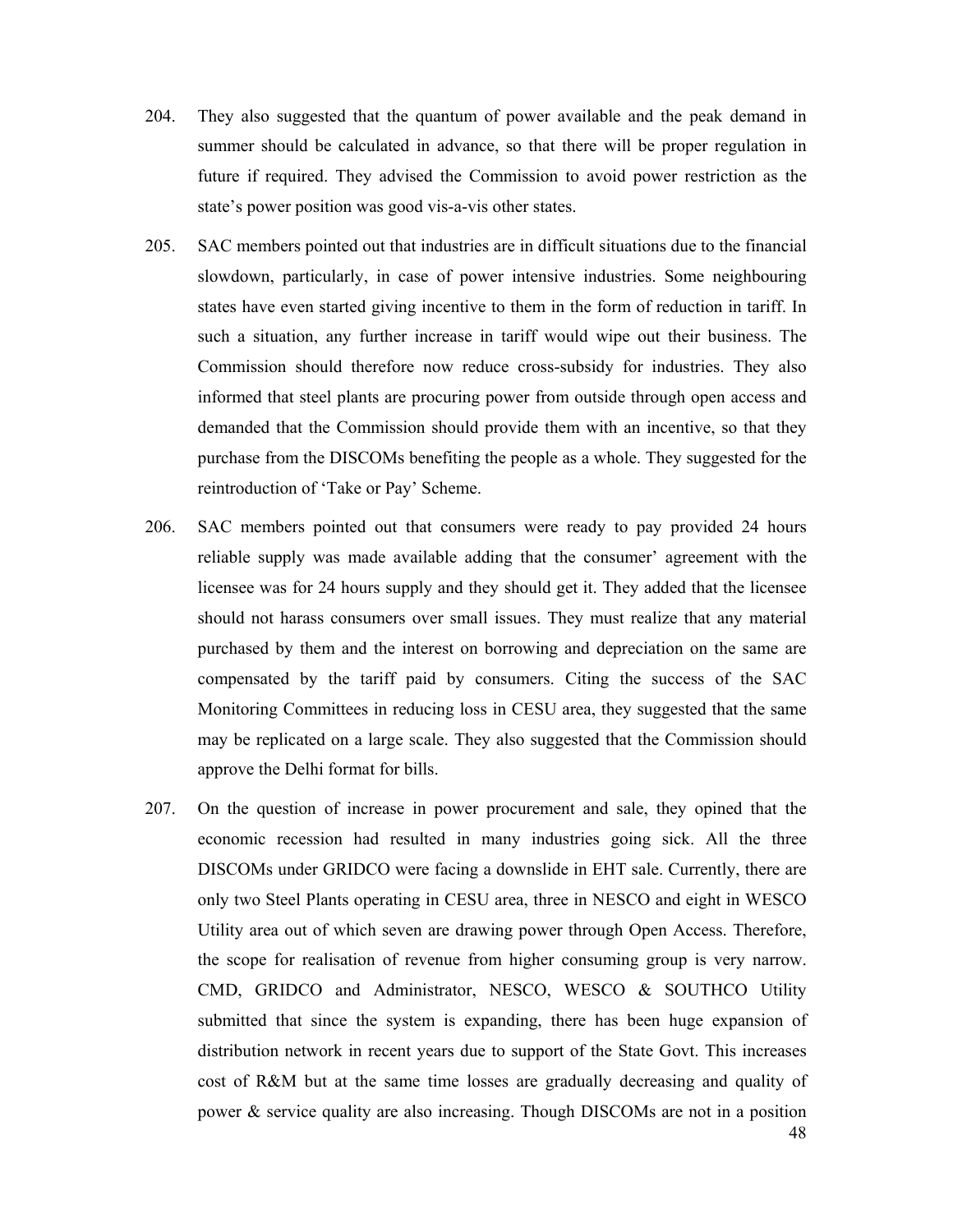204. They also suggested that the quantum of power available and the peak demand in summer should be calculated in advance, so that there will be proper regulation in future if required. They advised the Commission to avoid power restriction as the state's power position was good vis-a-vis other states.

205. SAC members pointed out that industries are in difficult situations due to the financial slowdown, particularly, in case of power intensive industries. Some neighbouring states have even started giving incentive to them in the form of reduction in tariff. In such a situation, any further increase in tariff would wipe out their business. The Commission should therefore now reduce cross-subsidy for industries. They also informed that steel plants are procuring power from outside through open access and demanded that the Commission should provide them with an incentive, so that they purchase from the DISCOMs benefiting the people as a whole. They suggested for the reintroduction of 'Take or Pay' Scheme.

206. SAC members pointed out that consumers were ready to pay provided 24 hours reliable supply was made available adding that the consumer' agreement with the licensee was for 24 hours supply and they should get it. They added that the licensee should not harass consumers over small issues. They must realize that any material purchased by them and the interest on borrowing and depreciation on the same are compensated by the tariff paid by consumers. Citing the success of the SAC Monitoring Committees in reducing loss in CESU area, they suggested that the same may be replicated on a large scale. They also suggested that the Commission should approve the Delhi format for bills.

207. On the question of increase in power procurement and sale, they opined that the economic recession had resulted in many industries going sick. All the three DISCOMs under GRIDCO were facing a downslide in EHT sale. Currently, there are only two Steel Plants operating in CESU area, three in NESCO and eight in WESCO Utility area out of which seven are drawing power through Open Access. Therefore, the scope for realisation of revenue from higher consuming group is very narrow. CMD, GRIDCO and Administrator, NESCO, WESCO & SOUTHCO Utility submitted that since the system is expanding, there has been huge expansion of distribution network in recent years due to support of the State Govt. This increases cost of R&M but at the same time losses are gradually decreasing and quality of power & service quality are also increasing. Though DISCOMs are not in a position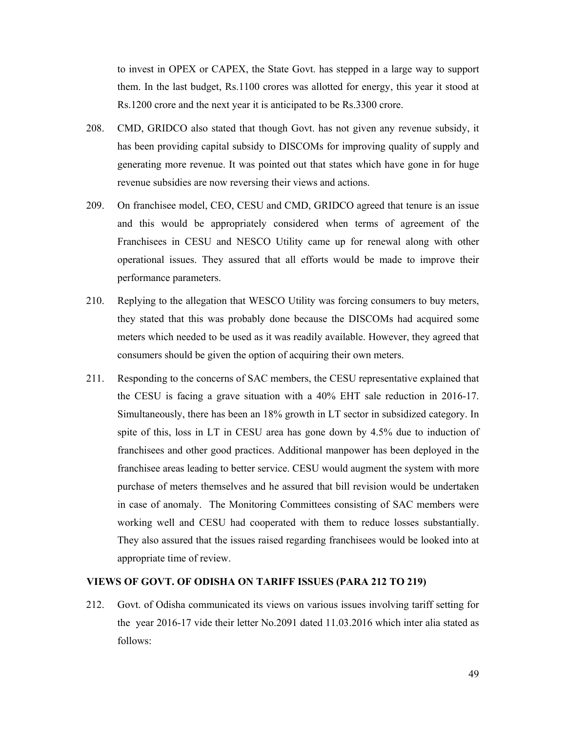to invest in OPEX or CAPEX, the State Govt. has stepped in a large way to support them. In the last budget, Rs.1100 crores was allotted for energy, this year it stood at Rs.1200 crore and the next year it is anticipated to be Rs.3300 crore.

208. CMD, GRIDCO also stated that though Govt. has not given any revenue subsidy, it has been providing capital subsidy to DISCOMs for improving quality of supply and generating more revenue. It was pointed out that states which have gone in for huge revenue subsidies are now reversing their views and actions.

209. On franchisee model, CEO, CESU and CMD, GRIDCO agreed that tenure is an issue and this would be appropriately considered when terms of agreement of the Franchisees in CESU and NESCO Utility came up for renewal along with other operational issues. They assured that all efforts would be made to improve their performance parameters.

210. Replying to the allegation that WESCO Utility was forcing consumers to buy meters, they stated that this was probably done because the DISCOMs had acquired some meters which needed to be used as it was readily available. However, they agreed that consumers should be given the option of acquiring their own meters.

211. Responding to the concerns of SAC members, the CESU representative explained that the CESU is facing a grave situation with a 40% EHT sale reduction in 2016-17. Simultaneously, there has been an 18% growth in LT sector in subsidized category. In spite of this, loss in LT in CESU area has gone down by 4.5% due to induction of franchisees and other good practices. Additional manpower has been deployed in the franchisee areas leading to better service. CESU would augment the system with more purchase of meters themselves and he assured that bill revision would be undertaken in case of anomaly. The Monitoring Committees consisting of SAC members were working well and CESU had cooperated with them to reduce losses substantially. They also assured that the issues raised regarding franchisees would be looked into at appropriate time of review.

**VIEWS OF GOVT. OF ODISHA ON TARIFF ISSUES (PARA 212 TO 219)**

212. Govt. of Odisha communicated its views on various issues involving tariff setting for the year 2016-17 vide their letter No.2091 dated 11.03.2016 which inter alia stated as follows: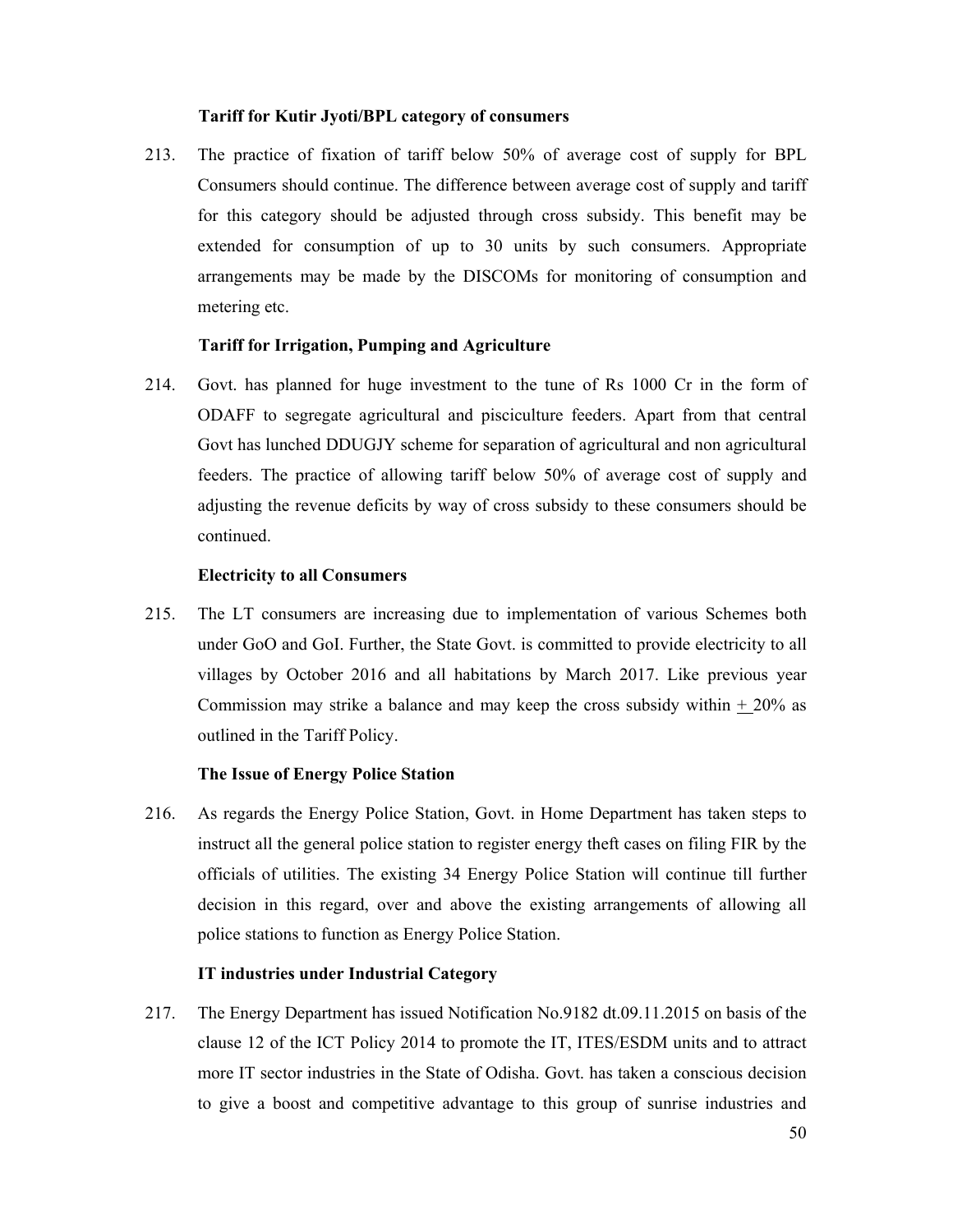**Tariff for Kutir Jyoti/BPL category of consumers**

213. The practice of fixation of tariff below 50% of average cost of supply for BPL Consumers should continue. The difference between average cost of supply and tariff for this category should be adjusted through cross subsidy. This benefit may be extended for consumption of up to 30 units by such consumers. Appropriate arrangements may be made by the DISCOMs for monitoring of consumption and metering etc.

**Tariff for Irrigation, Pumping and Agriculture**

214. Govt. has planned for huge investment to the tune of Rs 1000 Cr in the form of ODAFF to segregate agricultural and pisciculture feeders. Apart from that central Govt has lunched DDUGJY scheme for separation of agricultural and non agricultural feeders. The practice of allowing tariff below 50% of average cost of supply and adjusting the revenue deficits by way of cross subsidy to these consumers should be continued.

**Electricity to all Consumers**

215. The LT consumers are increasing due to implementation of various Schemes both under GoO and GoI. Further, the State Govt. is committed to provide electricity to all villages by October 2016 and all habitations by March 2017. Like previous year Commission may strike a balance and may keep the cross subsidy within ± 20% as outlined in the Tariff Policy.

**The Issue of Energy Police Station**

216. As regards the Energy Police Station, Govt. in Home Department has taken steps to instruct all the general police station to register energy theft cases on filing FIR by the officials of utilities. The existing 34 Energy Police Station will continue till further decision in this regard, over and above the existing arrangements of allowing all police stations to function as Energy Police Station.

**IT industries under Industrial Category**

217. The Energy Department has issued Notification No.9182 dt.09.11.2015 on basis of the clause 12 of the ICT Policy 2014 to promote the IT, ITES/ESDM units and to attract more IT sector industries in the State of Odisha. Govt. has taken a conscious decision to give a boost and competitive advantage to this group of sunrise industries and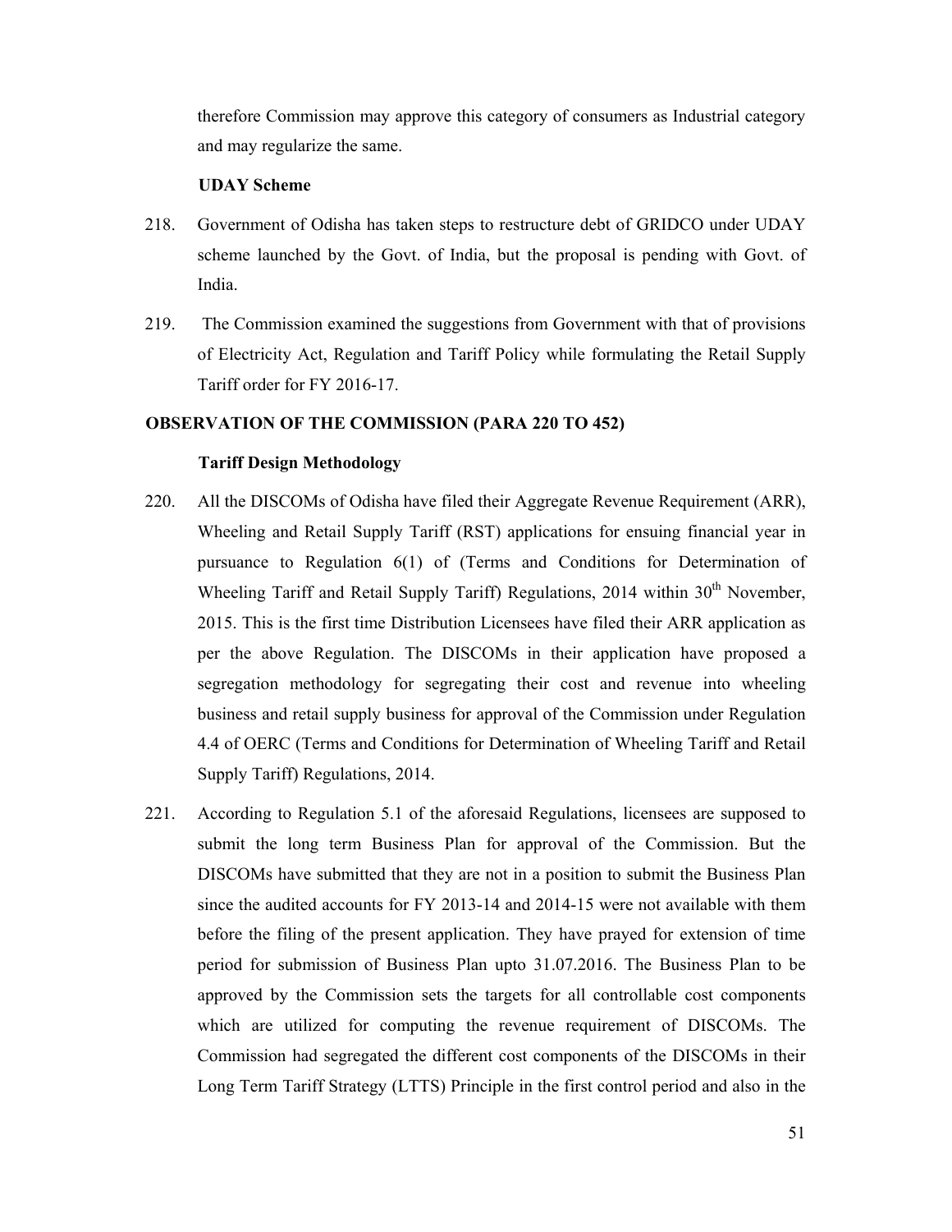therefore Commission may approve this category of consumers as Industrial category and may regularize the same.

**UDAY Scheme**

218. Government of Odisha has taken steps to restructure debt of GRIDCO under UDAY scheme launched by the Govt. of India, but the proposal is pending with Govt. of India.

219. The Commission examined the suggestions from Government with that of provisions of Electricity Act, Regulation and Tariff Policy while formulating the Retail Supply Tariff order for FY 2016-17.

## OBSERVATION OF THE COMMISSION (PARA 220 TO 452)

**Tariff Design Methodology**

220. All the DISCOMs of Odisha have filed their Aggregate Revenue Requirement (ARR), Wheeling and Retail Supply Tariff (RST) applications for ensuing financial year in pursuance to Regulation 6(1) of (Terms and Conditions for Determination of Wheeling Tariff and Retail Supply Tariff) Regulations, 2014 within 30th November, 2015. This is the first time Distribution Licensees have filed their ARR application as per the above Regulation. The DISCOMs in their application have proposed a segregation methodology for segregating their cost and revenue into wheeling business and retail supply business for approval of the Commission under Regulation 4.4 of OERC (Terms and Conditions for Determination of Wheeling Tariff and Retail Supply Tariff) Regulations, 2014.

221. According to Regulation 5.1 of the aforesaid Regulations, licensees are supposed to submit the long term Business Plan for approval of the Commission. But the DISCOMs have submitted that they are not in a position to submit the Business Plan since the audited accounts for FY 2013-14 and 2014-15 were not available with them before the filing of the present application. They have prayed for extension of time period for submission of Business Plan upto 31.07.2016. The Business Plan to be approved by the Commission sets the targets for all controllable cost components which are utilized for computing the revenue requirement of DISCOMs. The Commission had segregated the different cost components of the DISCOMs in their Long Term Tariff Strategy (LTTS) Principle in the first control period and also in the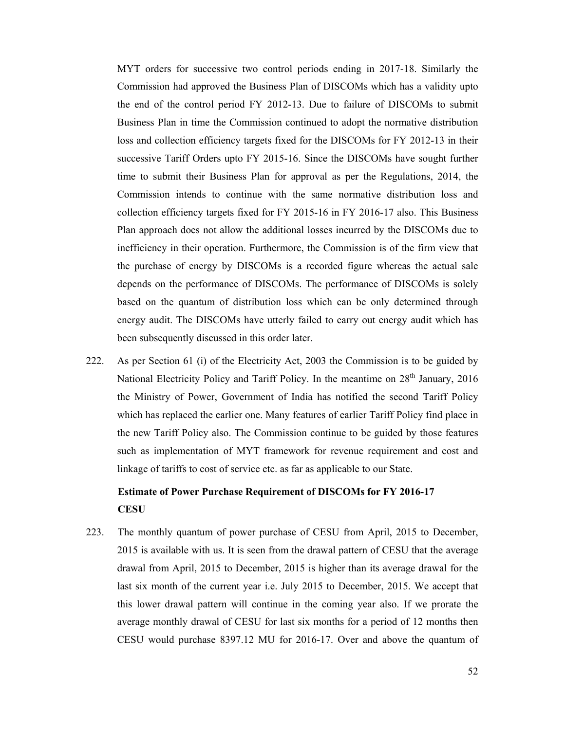MYT orders for successive two control periods ending in 2017-18. Similarly the Commission had approved the Business Plan of DISCOMs which has a validity upto the end of the control period FY 2012-13. Due to failure of DISCOMs to submit Business Plan in time the Commission continued to adopt the normative distribution loss and collection efficiency targets fixed for the DISCOMs for FY 2012-13 in their successive Tariff Orders upto FY 2015-16. Since the DISCOMs have sought further time to submit their Business Plan for approval as per the Regulations, 2014, the Commission intends to continue with the same normative distribution loss and collection efficiency targets fixed for FY 2015-16 in FY 2016-17 also. This Business Plan approach does not allow the additional losses incurred by the DISCOMs due to inefficiency in their operation. Furthermore, the Commission is of the firm view that the purchase of energy by DISCOMs is a recorded figure whereas the actual sale depends on the performance of DISCOMs. The performance of DISCOMs is solely based on the quantum of distribution loss which can be only determined through energy audit. The DISCOMs have utterly failed to carry out energy audit which has been subsequently discussed in this order later.

222. As per Section 61 (i) of the Electricity Act, 2003 the Commission is to be guided by National Electricity Policy and Tariff Policy. In the meantime on 28th January, 2016 the Ministry of Power, Government of India has notified the second Tariff Policy which has replaced the earlier one. Many features of earlier Tariff Policy find place in the new Tariff Policy also. The Commission continue to be guided by those features such as implementation of MYT framework for revenue requirement and cost and linkage of tariffs to cost of service etc. as far as applicable to our State.

**Estimate of Power Purchase Requirement of DISCOMs for FY 2016-17**

**CESU**

223. The monthly quantum of power purchase of CESU from April, 2015 to December, 2015 is available with us. It is seen from the drawal pattern of CESU that the average drawal from April, 2015 to December, 2015 is higher than its average drawal for the last six month of the current year i.e. July 2015 to December, 2015. We accept that this lower drawal pattern will continue in the coming year also. If we prorate the average monthly drawal of CESU for last six months for a period of 12 months then CESU would purchase 8397.12 MU for 2016-17. Over and above the quantum of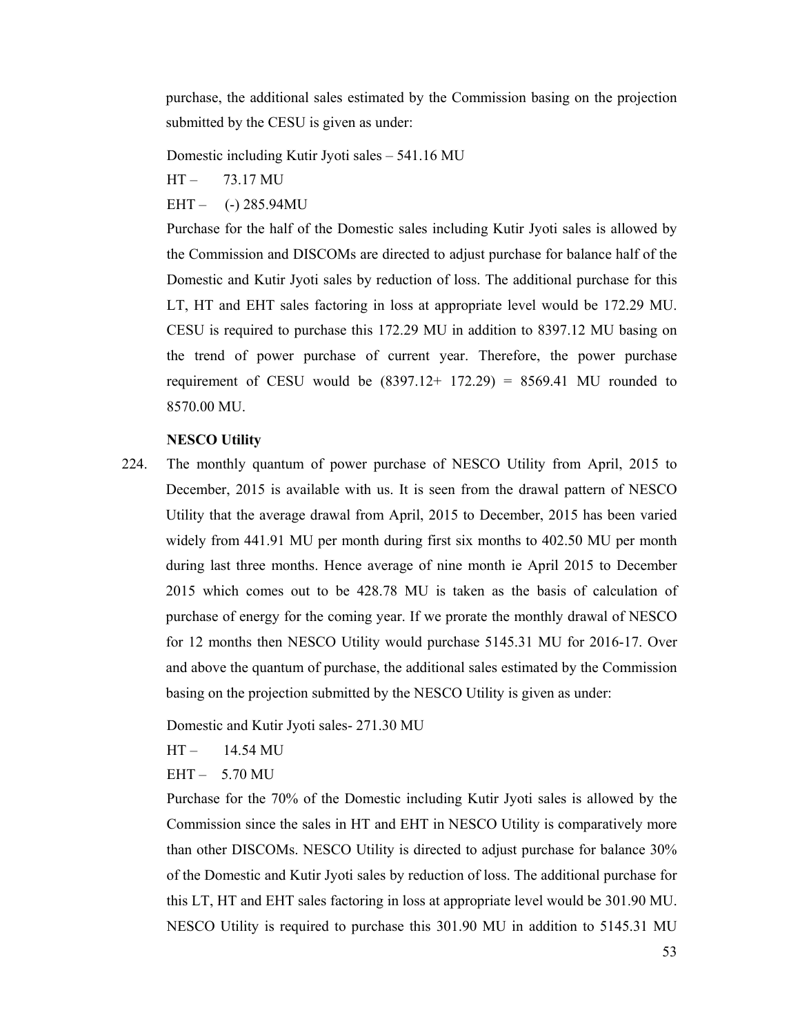purchase, the additional sales estimated by the Commission basing on the projection submitted by the CESU is given as under:

Domestic including Kutir Jyoti sales – 541.16 MU

HT – 73.17 MU

EHT – (-) 285.94MU

Purchase for the half of the Domestic sales including Kutir Jyoti sales is allowed by the Commission and DISCOMs are directed to adjust purchase for balance half of the Domestic and Kutir Jyoti sales by reduction of loss. The additional purchase for this LT, HT and EHT sales factoring in loss at appropriate level would be 172.29 MU. CESU is required to purchase this 172.29 MU in addition to 8397.12 MU basing on the trend of power purchase of current year. Therefore, the power purchase requirement of CESU would be (8397.12+ 172.29) = 8569.41 MU rounded to 8570.00 MU.

**NESCO Utility**

224. The monthly quantum of power purchase of NESCO Utility from April, 2015 to December, 2015 is available with us. It is seen from the drawal pattern of NESCO Utility that the average drawal from April, 2015 to December, 2015 has been varied widely from 441.91 MU per month during first six months to 402.50 MU per month during last three months. Hence average of nine month ie April 2015 to December 2015 which comes out to be 428.78 MU is taken as the basis of calculation of purchase of energy for the coming year. If we prorate the monthly drawal of NESCO for 12 months then NESCO Utility would purchase 5145.31 MU for 2016-17. Over and above the quantum of purchase, the additional sales estimated by the Commission basing on the projection submitted by the NESCO Utility is given as under:

Domestic and Kutir Jyoti sales- 271.30 MU

HT – 14.54 MU

EHT – 5.70 MU

Purchase for the 70% of the Domestic including Kutir Jyoti sales is allowed by the Commission since the sales in HT and EHT in NESCO Utility is comparatively more than other DISCOMs. NESCO Utility is directed to adjust purchase for balance 30% of the Domestic and Kutir Jyoti sales by reduction of loss. The additional purchase for this LT, HT and EHT sales factoring in loss at appropriate level would be 301.90 MU. NESCO Utility is required to purchase this 301.90 MU in addition to 5145.31 MU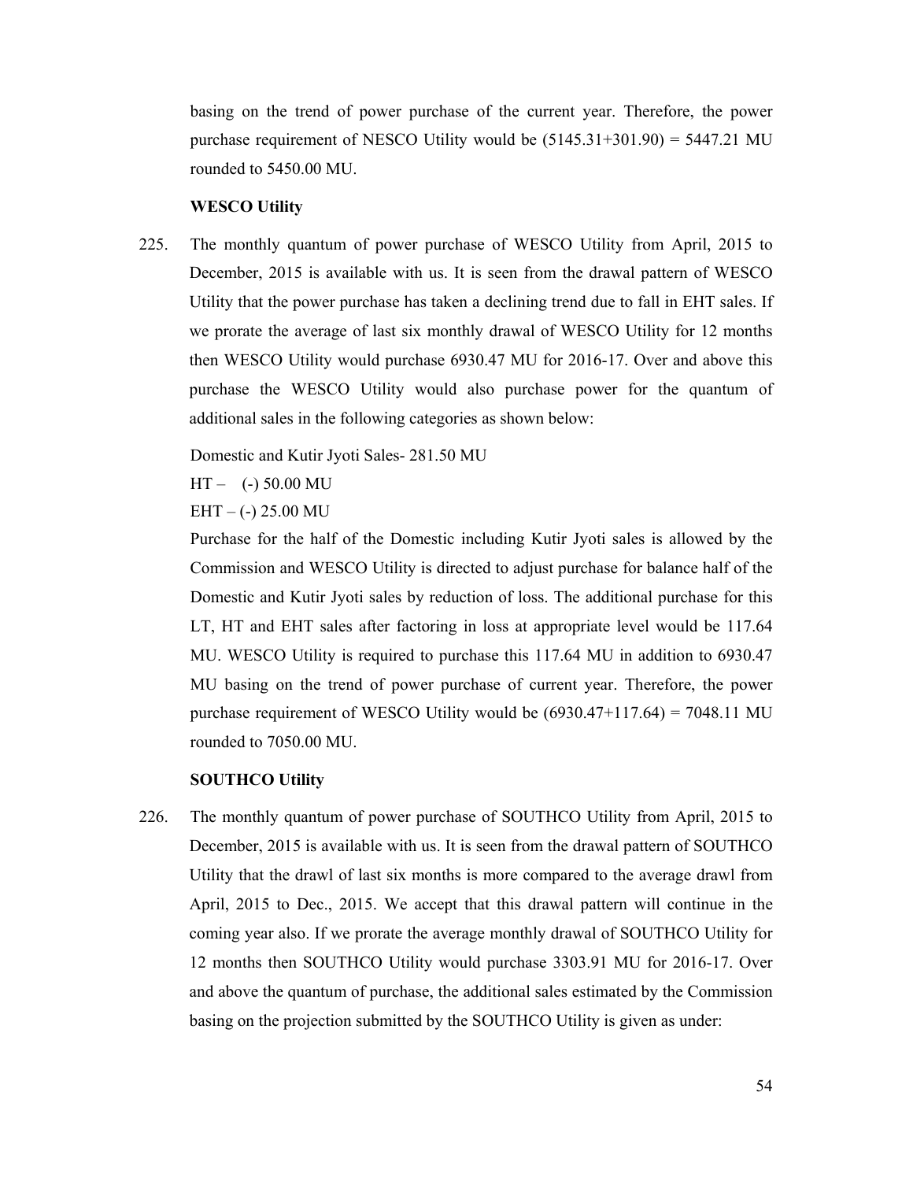basing on the trend of power purchase of the current year. Therefore, the power purchase requirement of NESCO Utility would be (5145.31+301.90) = 5447.21 MU rounded to 5450.00 MU.

**WESCO Utility**

225. The monthly quantum of power purchase of WESCO Utility from April, 2015 to December, 2015 is available with us. It is seen from the drawal pattern of WESCO Utility that the power purchase has taken a declining trend due to fall in EHT sales. If we prorate the average of last six monthly drawal of WESCO Utility for 12 months then WESCO Utility would purchase 6930.47 MU for 2016-17. Over and above this purchase the WESCO Utility would also purchase power for the quantum of additional sales in the following categories as shown below:

Domestic and Kutir Jyoti Sales- 281.50 MU

HT – (-) 50.00 MU

EHT – (-) 25.00 MU

Purchase for the half of the Domestic including Kutir Jyoti sales is allowed by the Commission and WESCO Utility is directed to adjust purchase for balance half of the Domestic and Kutir Jyoti sales by reduction of loss. The additional purchase for this LT, HT and EHT sales after factoring in loss at appropriate level would be 117.64 MU. WESCO Utility is required to purchase this 117.64 MU in addition to 6930.47 MU basing on the trend of power purchase of current year. Therefore, the power purchase requirement of WESCO Utility would be (6930.47+117.64) = 7048.11 MU rounded to 7050.00 MU.

**SOUTHCO Utility**

226. The monthly quantum of power purchase of SOUTHCO Utility from April, 2015 to December, 2015 is available with us. It is seen from the drawal pattern of SOUTHCO Utility that the drawl of last six months is more compared to the average drawl from April, 2015 to Dec., 2015. We accept that this drawal pattern will continue in the coming year also. If we prorate the average monthly drawal of SOUTHCO Utility for 12 months then SOUTHCO Utility would purchase 3303.91 MU for 2016-17. Over and above the quantum of purchase, the additional sales estimated by the Commission basing on the projection submitted by the SOUTHCO Utility is given as under: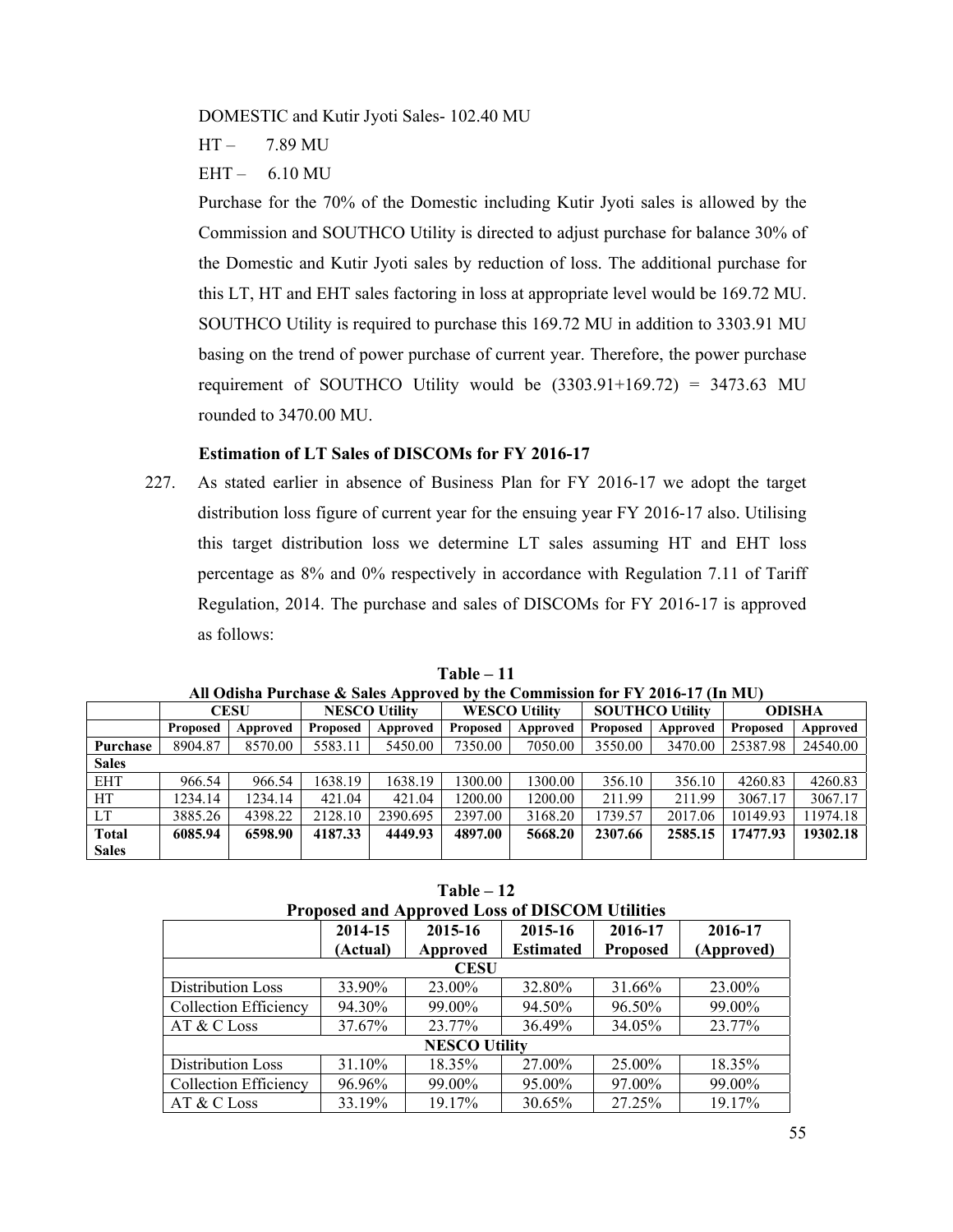DOMESTIC and Kutir Jyoti Sales- 102.40 MU

HT – 7.89 MU

EHT – 6.10 MU

Purchase for the 70% of the Domestic including Kutir Jyoti sales is allowed by the Commission and SOUTHCO Utility is directed to adjust purchase for balance 30% of the Domestic and Kutir Jyoti sales by reduction of loss. The additional purchase for this LT, HT and EHT sales factoring in loss at appropriate level would be 169.72 MU. SOUTHCO Utility is required to purchase this 169.72 MU in addition to 3303.91 MU basing on the trend of power purchase of current year. Therefore, the power purchase requirement of SOUTHCO Utility would be (3303.91+169.72) = 3473.63 MU rounded to 3470.00 MU.

### Estimation of LT Sales of DISCOMs for FY 2016-17

227. As stated earlier in absence of Business Plan for FY 2016-17 we adopt the target distribution loss figure of current year for the ensuing year FY 2016-17 also. Utilising this target distribution loss we determine LT sales assuming HT and EHT loss percentage as 8% and 0% respectively in accordance with Regulation 7.11 of Tariff Regulation, 2014. The purchase and sales of DISCOMs for FY 2016-17 is approved as follows:

**Table – 11**
**All Odisha Purchase & Sales Approved by the Commission for FY 2016-17 (In MU)**

| | CESU | | NESCO Utility | | WESCO Utility | | SOUTHCO Utility | | ODISHA | |
|---|---|---|---|---|---|---|---|---|---|---|
| | Proposed | Approved | Proposed | Approved | Proposed | Approved | Proposed | Approved | Proposed | Approved |
| **Purchase** | 8904.87 | 8570.00 | 5583.11 | 5450.00 | 7350.00 | 7050.00 | 3550.00 | 3470.00 | 25387.98 | 24540.00 |
| **Sales** | | | | | | | | | | |
| EHT | 966.54 | 966.54 | 1638.19 | 1638.19 | 1300.00 | 1300.00 | 356.10 | 356.10 | 4260.83 | 4260.83 |
| HT | 1234.14 | 1234.14 | 421.04 | 421.04 | 1200.00 | 1200.00 | 211.99 | 211.99 | 3067.17 | 3067.17 |
| LT | 3885.26 | 4398.22 | 2128.10 | 2390.695 | 2397.00 | 3168.20 | 1739.57 | 2017.06 | 10149.93 | 11974.18 |
| **Total Sales** | **6085.94** | **6598.90** | **4187.33** | **4449.93** | **4897.00** | **5668.20** | **2307.66** | **2585.15** | **17477.93** | **19302.18** |

**Table – 12**
**Proposed and Approved Loss of DISCOM Utilities**

| | 2014-15 (Actual) | 2015-16 Approved | 2015-16 Estimated | 2016-17 Proposed | 2016-17 (Approved) |
|---|---|---|---|---|---|
| **CESU** | | | | | |
| Distribution Loss | 33.90% | 23.00% | 32.80% | 31.66% | 23.00% |
| Collection Efficiency | 94.30% | 99.00% | 94.50% | 96.50% | 99.00% |
| AT & C Loss | 37.67% | 23.77% | 36.49% | 34.05% | 23.77% |
| **NESCO Utility** | | | | | |
| Distribution Loss | 31.10% | 18.35% | 27.00% | 25.00% | 18.35% |
| Collection Efficiency | 96.96% | 99.00% | 95.00% | 97.00% | 99.00% |
| AT & C Loss | 33.19% | 19.17% | 30.65% | 27.25% | 19.17% |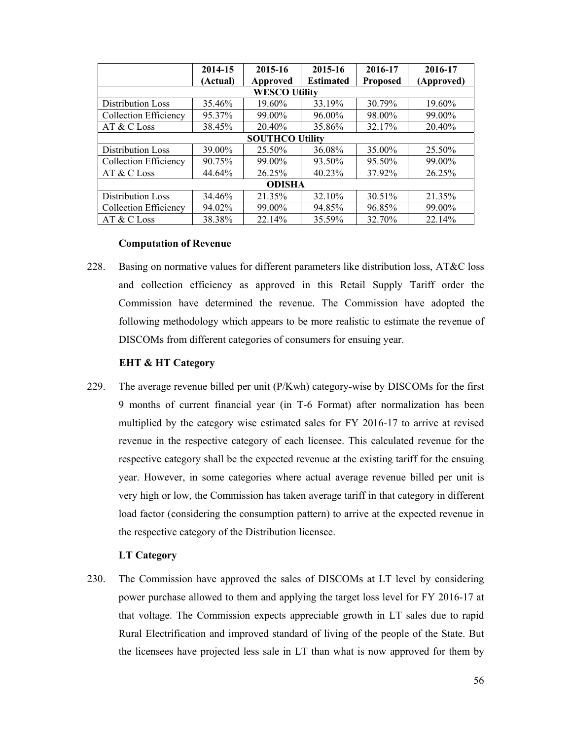| | 2014-15 (Actual) | 2015-16 Approved | 2015-16 Estimated | 2016-17 Proposed | 2016-17 (Approved) |
|---|---|---|---|---|---|
| **WESCO Utility** | | | | | |
| Distribution Loss | 35.46% | 19.60% | 33.19% | 30.79% | 19.60% |
| Collection Efficiency | 95.37% | 99.00% | 96.00% | 98.00% | 99.00% |
| AT & C Loss | 38.45% | 20.40% | 35.86% | 32.17% | 20.40% |
| **SOUTHCO Utility** | | | | | |
| Distribution Loss | 39.00% | 25.50% | 36.08% | 35.00% | 25.50% |
| Collection Efficiency | 90.75% | 99.00% | 93.50% | 95.50% | 99.00% |
| AT & C Loss | 44.64% | 26.25% | 40.23% | 37.92% | 26.25% |
| **ODISHA** | | | | | |
| Distribution Loss | 34.46% | 21.35% | 32.10% | 30.51% | 21.35% |
| Collection Efficiency | 94.02% | 99.00% | 94.85% | 96.85% | 99.00% |
| AT & C Loss | 38.38% | 22.14% | 35.59% | 32.70% | 22.14% |

**Computation of Revenue**

228. Basing on normative values for different parameters like distribution loss, AT&C loss and collection efficiency as approved in this Retail Supply Tariff order the Commission have determined the revenue. The Commission have adopted the following methodology which appears to be more realistic to estimate the revenue of DISCOMs from different categories of consumers for ensuing year.

**EHT & HT Category**

229. The average revenue billed per unit (P/Kwh) category-wise by DISCOMs for the first 9 months of current financial year (in T-6 Format) after normalization has been multiplied by the category wise estimated sales for FY 2016-17 to arrive at revised revenue in the respective category of each licensee. This calculated revenue for the respective category shall be the expected revenue at the existing tariff for the ensuing year. However, in some categories where actual average revenue billed per unit is very high or low, the Commission has taken average tariff in that category in different load factor (considering the consumption pattern) to arrive at the expected revenue in the respective category of the Distribution licensee.

**LT Category**

230. The Commission have approved the sales of DISCOMs at LT level by considering power purchase allowed to them and applying the target loss level for FY 2016-17 at that voltage. The Commission expects appreciable growth in LT sales due to rapid Rural Electrification and improved standard of living of the people of the State. But the licensees have projected less sale in LT than what is now approved for them by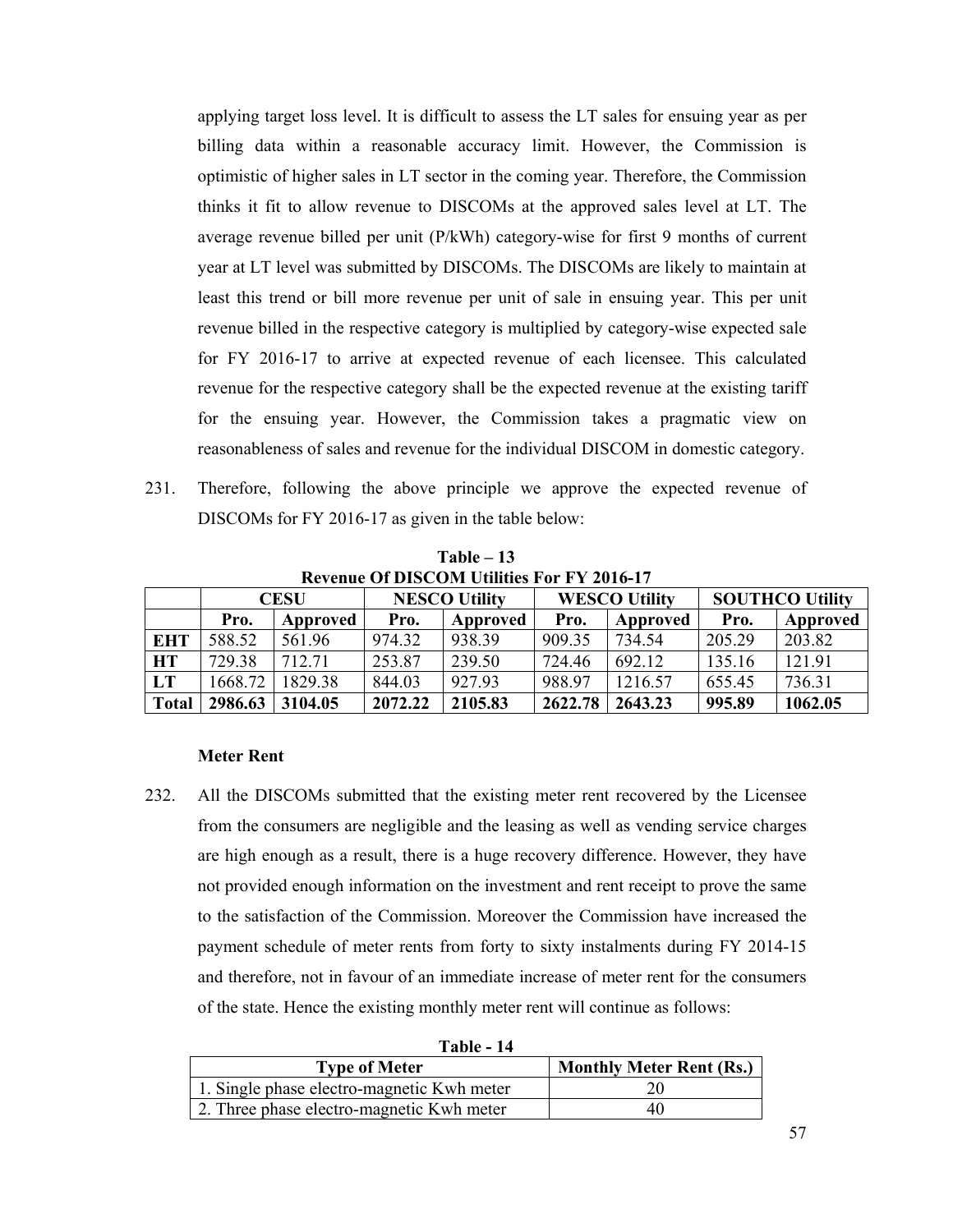applying target loss level. It is difficult to assess the LT sales for ensuing year as per billing data within a reasonable accuracy limit. However, the Commission is optimistic of higher sales in LT sector in the coming year. Therefore, the Commission thinks it fit to allow revenue to DISCOMs at the approved sales level at LT. The average revenue billed per unit (P/kWh) category-wise for first 9 months of current year at LT level was submitted by DISCOMs. The DISCOMs are likely to maintain at least this trend or bill more revenue per unit of sale in ensuing year. This per unit revenue billed in the respective category is multiplied by category-wise expected sale for FY 2016-17 to arrive at expected revenue of each licensee. This calculated revenue for the respective category shall be the expected revenue at the existing tariff for the ensuing year. However, the Commission takes a pragmatic view on reasonableness of sales and revenue for the individual DISCOM in domestic category.

231. Therefore, following the above principle we approve the expected revenue of DISCOMs for FY 2016-17 as given in the table below:

**Table – 13**
**Revenue Of DISCOM Utilities For FY 2016-17**

| | CESU | | NESCO Utility | | WESCO Utility | | SOUTHCO Utility | |
|---|---|---|---|---|---|---|---|---|
| | **Pro.** | **Approved** | **Pro.** | **Approved** | **Pro.** | **Approved** | **Pro.** | **Approved** |
| **EHT** | 588.52 | 561.96 | 974.32 | 938.39 | 909.35 | 734.54 | 205.29 | 203.82 |
| **HT** | 729.38 | 712.71 | 253.87 | 239.50 | 724.46 | 692.12 | 135.16 | 121.91 |
| **LT** | 1668.72 | 1829.38 | 844.03 | 927.93 | 988.97 | 1216.57 | 655.45 | 736.31 |
| **Total** | **2986.63** | **3104.05** | **2072.22** | **2105.83** | **2622.78** | **2643.23** | **995.89** | **1062.05** |

**Meter Rent**

232. All the DISCOMs submitted that the existing meter rent recovered by the Licensee from the consumers are negligible and the leasing as well as vending service charges are high enough as a result, there is a huge recovery difference. However, they have not provided enough information on the investment and rent receipt to prove the same to the satisfaction of the Commission. Moreover the Commission have increased the payment schedule of meter rents from forty to sixty instalments during FY 2014-15 and therefore, not in favour of an immediate increase of meter rent for the consumers of the state. Hence the existing monthly meter rent will continue as follows:

**Table - 14**

| Type of Meter | Monthly Meter Rent (Rs.) |
|---|---|
| 1. Single phase electro-magnetic Kwh meter | 20 |
| 2. Three phase electro-magnetic Kwh meter | 40 |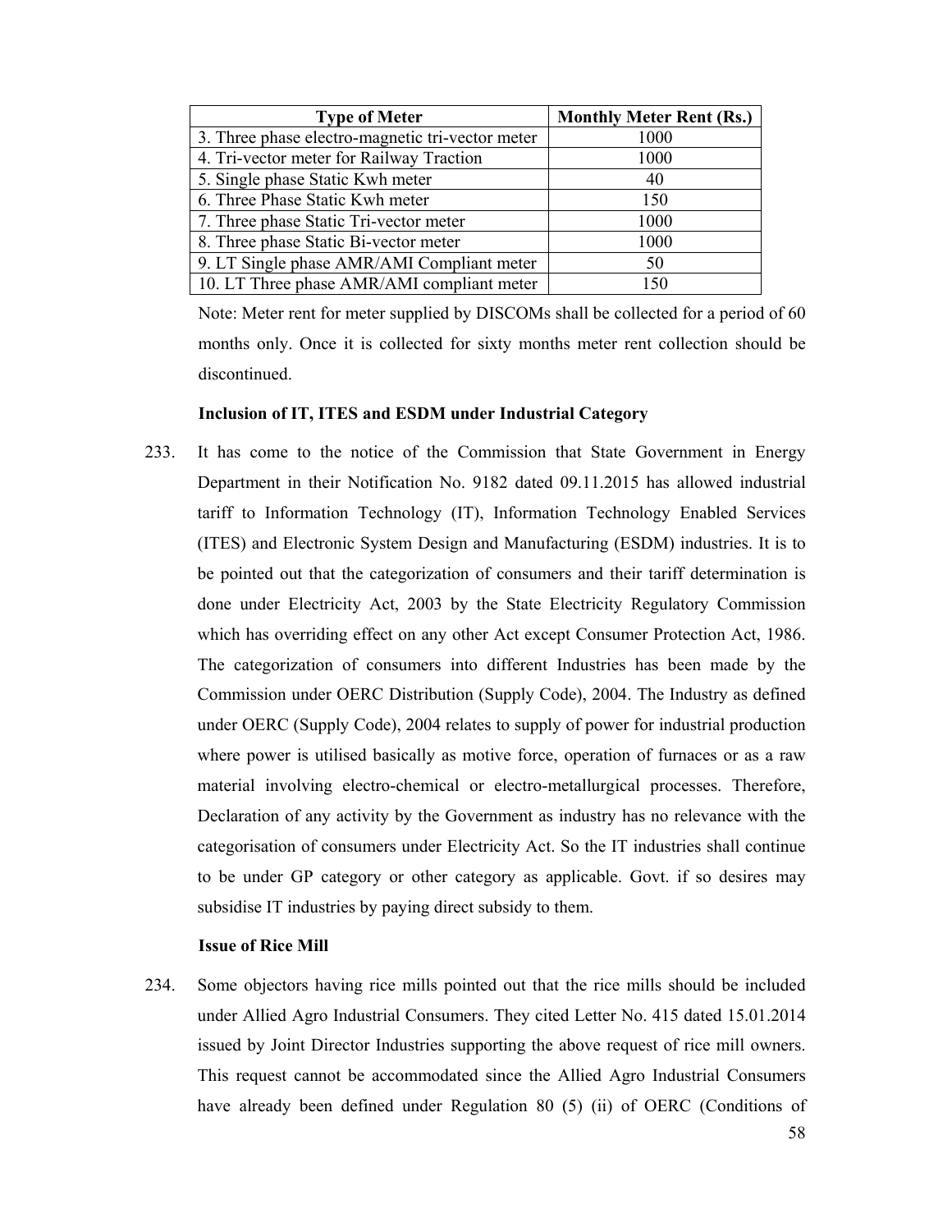| Type of Meter | Monthly Meter Rent (Rs.) |
|---|---|
| 3. Three phase electro-magnetic tri-vector meter | 1000 |
| 4. Tri-vector meter for Railway Traction | 1000 |
| 5. Single phase Static Kwh meter | 40 |
| 6. Three Phase Static Kwh meter | 150 |
| 7. Three phase Static Tri-vector meter | 1000 |
| 8. Three phase Static Bi-vector meter | 1000 |
| 9. LT Single phase AMR/AMI Compliant meter | 50 |
| 10. LT Three phase AMR/AMI compliant meter | 150 |

Note: Meter rent for meter supplied by DISCOMs shall be collected for a period of 60 months only. Once it is collected for sixty months meter rent collection should be discontinued.

**Inclusion of IT, ITES and ESDM under Industrial Category**

233. It has come to the notice of the Commission that State Government in Energy Department in their Notification No. 9182 dated 09.11.2015 has allowed industrial tariff to Information Technology (IT), Information Technology Enabled Services (ITES) and Electronic System Design and Manufacturing (ESDM) industries. It is to be pointed out that the categorization of consumers and their tariff determination is done under Electricity Act, 2003 by the State Electricity Regulatory Commission which has overriding effect on any other Act except Consumer Protection Act, 1986. The categorization of consumers into different Industries has been made by the Commission under OERC Distribution (Supply Code), 2004. The Industry as defined under OERC (Supply Code), 2004 relates to supply of power for industrial production where power is utilised basically as motive force, operation of furnaces or as a raw material involving electro-chemical or electro-metallurgical processes. Therefore, Declaration of any activity by the Government as industry has no relevance with the categorisation of consumers under Electricity Act. So the IT industries shall continue to be under GP category or other category as applicable. Govt. if so desires may subsidise IT industries by paying direct subsidy to them.

**Issue of Rice Mill**

234. Some objectors having rice mills pointed out that the rice mills should be included under Allied Agro Industrial Consumers. They cited Letter No. 415 dated 15.01.2014 issued by Joint Director Industries supporting the above request of rice mill owners. This request cannot be accommodated since the Allied Agro Industrial Consumers have already been defined under Regulation 80 (5) (ii) of OERC (Conditions of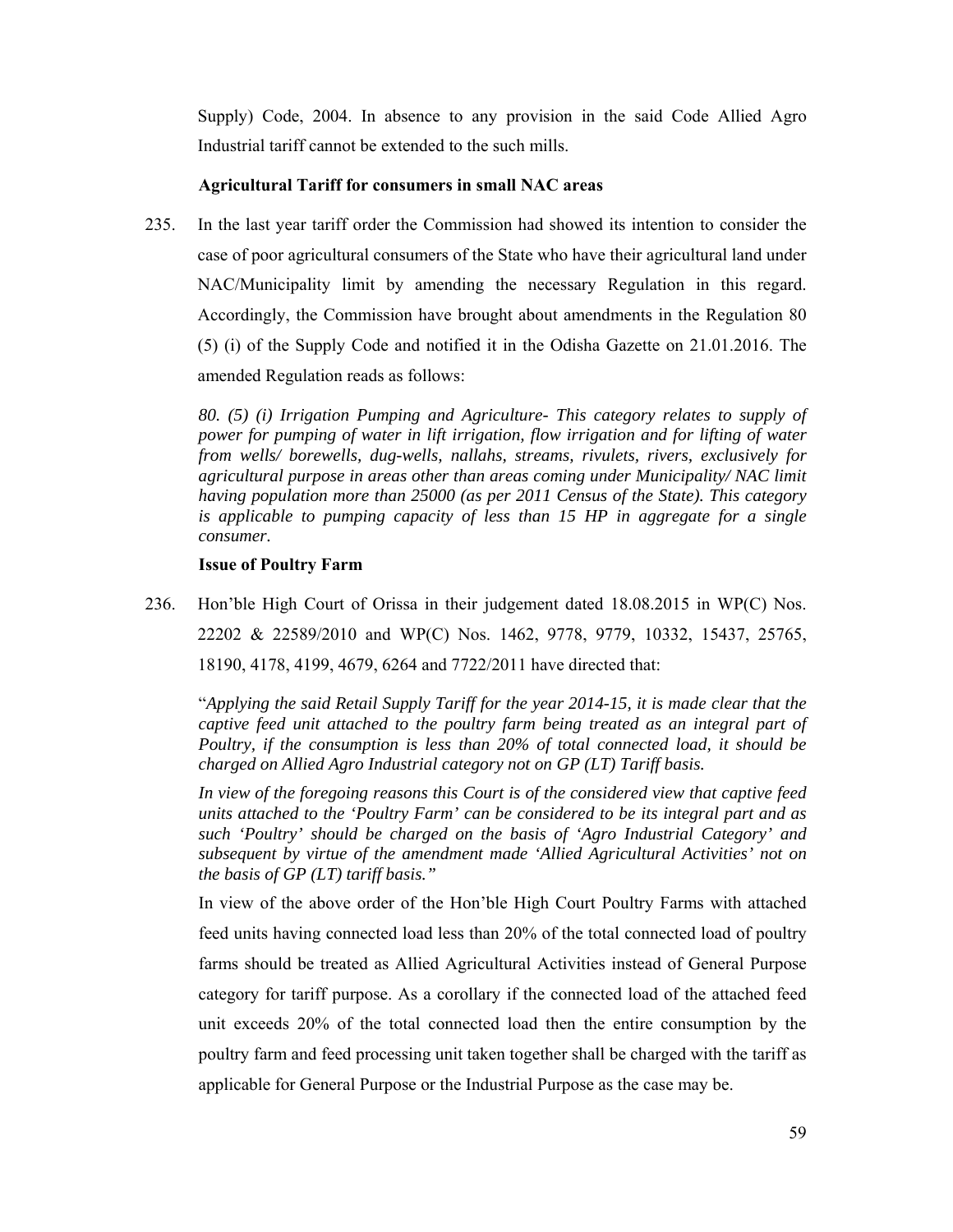Supply) Code, 2004. In absence to any provision in the said Code Allied Agro Industrial tariff cannot be extended to the such mills.

**Agricultural Tariff for consumers in small NAC areas**

235. In the last year tariff order the Commission had showed its intention to consider the case of poor agricultural consumers of the State who have their agricultural land under NAC/Municipality limit by amending the necessary Regulation in this regard. Accordingly, the Commission have brought about amendments in the Regulation 80 (5) (i) of the Supply Code and notified it in the Odisha Gazette on 21.01.2016. The amended Regulation reads as follows:

*80. (5) (i) Irrigation Pumping and Agriculture- This category relates to supply of power for pumping of water in lift irrigation, flow irrigation and for lifting of water from wells/ borewells, dug-wells, nallahs, streams, rivulets, rivers, exclusively for agricultural purpose in areas other than areas coming under Municipality/ NAC limit having population more than 25000 (as per 2011 Census of the State). This category is applicable to pumping capacity of less than 15 HP in aggregate for a single consumer.*

**Issue of Poultry Farm**

236. Hon'ble High Court of Orissa in their judgement dated 18.08.2015 in WP(C) Nos. 22202 & 22589/2010 and WP(C) Nos. 1462, 9778, 9779, 10332, 15437, 25765, 18190, 4178, 4199, 4679, 6264 and 7722/2011 have directed that:

"*Applying the said Retail Supply Tariff for the year 2014-15, it is made clear that the captive feed unit attached to the poultry farm being treated as an integral part of Poultry, if the consumption is less than 20% of total connected load, it should be charged on Allied Agro Industrial category not on GP (LT) Tariff basis.*

*In view of the foregoing reasons this Court is of the considered view that captive feed units attached to the 'Poultry Farm' can be considered to be its integral part and as such 'Poultry' should be charged on the basis of 'Agro Industrial Category' and subsequent by virtue of the amendment made 'Allied Agricultural Activities' not on the basis of GP (LT) tariff basis.*"

In view of the above order of the Hon'ble High Court Poultry Farms with attached feed units having connected load less than 20% of the total connected load of poultry farms should be treated as Allied Agricultural Activities instead of General Purpose category for tariff purpose. As a corollary if the connected load of the attached feed unit exceeds 20% of the total connected load then the entire consumption by the poultry farm and feed processing unit taken together shall be charged with the tariff as applicable for General Purpose or the Industrial Purpose as the case may be.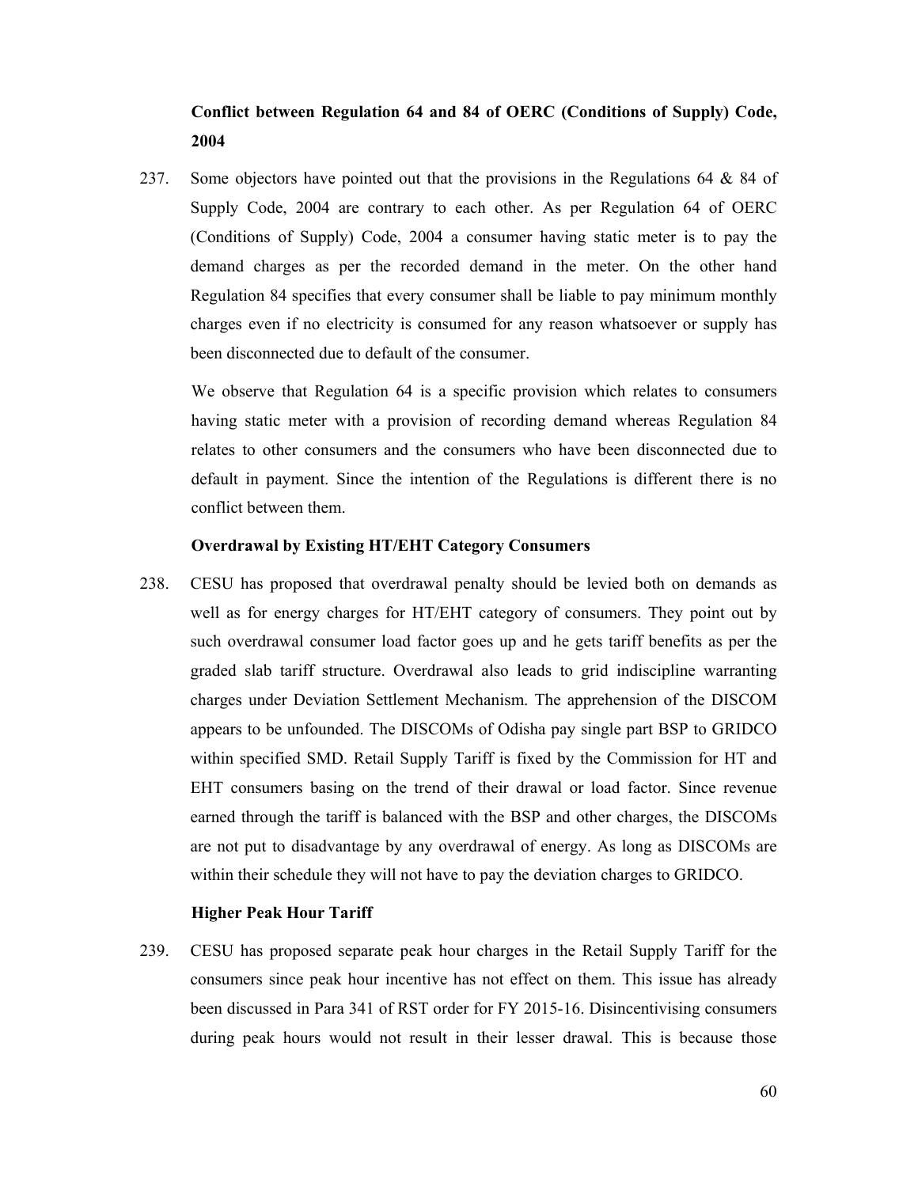**Conflict between Regulation 64 and 84 of OERC (Conditions of Supply) Code, 2004**

237. Some objectors have pointed out that the provisions in the Regulations 64 & 84 of Supply Code, 2004 are contrary to each other. As per Regulation 64 of OERC (Conditions of Supply) Code, 2004 a consumer having static meter is to pay the demand charges as per the recorded demand in the meter. On the other hand Regulation 84 specifies that every consumer shall be liable to pay minimum monthly charges even if no electricity is consumed for any reason whatsoever or supply has been disconnected due to default of the consumer.

   We observe that Regulation 64 is a specific provision which relates to consumers having static meter with a provision of recording demand whereas Regulation 84 relates to other consumers and the consumers who have been disconnected due to default in payment. Since the intention of the Regulations is different there is no conflict between them.

**Overdrawal by Existing HT/EHT Category Consumers**

238. CESU has proposed that overdrawal penalty should be levied both on demands as well as for energy charges for HT/EHT category of consumers. They point out by such overdrawal consumer load factor goes up and he gets tariff benefits as per the graded slab tariff structure. Overdrawal also leads to grid indiscipline warranting charges under Deviation Settlement Mechanism. The apprehension of the DISCOM appears to be unfounded. The DISCOMs of Odisha pay single part BSP to GRIDCO within specified SMD. Retail Supply Tariff is fixed by the Commission for HT and EHT consumers basing on the trend of their drawal or load factor. Since revenue earned through the tariff is balanced with the BSP and other charges, the DISCOMs are not put to disadvantage by any overdrawal of energy. As long as DISCOMs are within their schedule they will not have to pay the deviation charges to GRIDCO.

**Higher Peak Hour Tariff**

239. CESU has proposed separate peak hour charges in the Retail Supply Tariff for the consumers since peak hour incentive has not effect on them. This issue has already been discussed in Para 341 of RST order for FY 2015-16. Disincentivising consumers during peak hours would not result in their lesser drawal. This is because those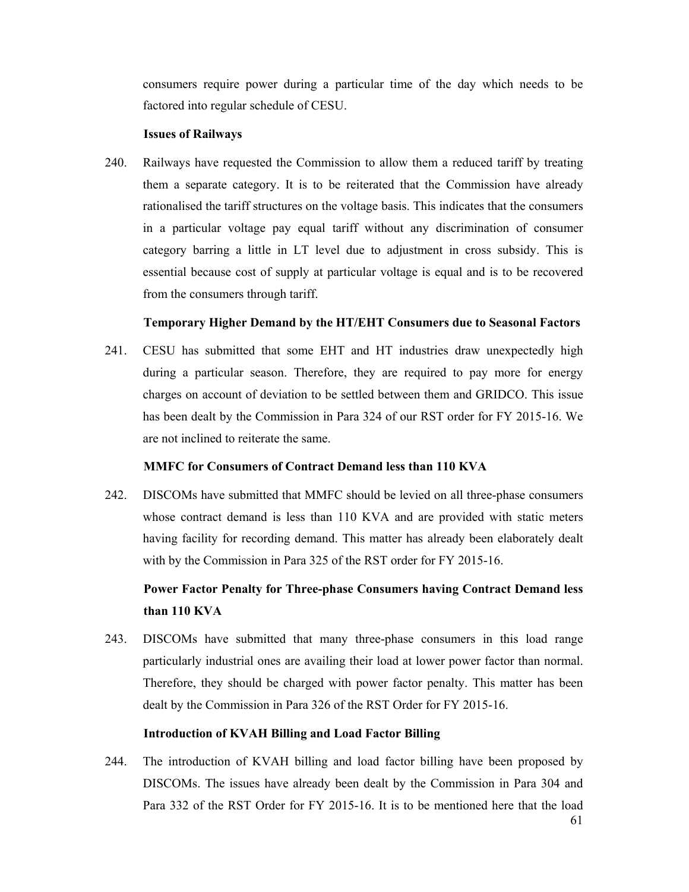consumers require power during a particular time of the day which needs to be factored into regular schedule of CESU.

**Issues of Railways**

240. Railways have requested the Commission to allow them a reduced tariff by treating them a separate category. It is to be reiterated that the Commission have already rationalised the tariff structures on the voltage basis. This indicates that the consumers in a particular voltage pay equal tariff without any discrimination of consumer category barring a little in LT level due to adjustment in cross subsidy. This is essential because cost of supply at particular voltage is equal and is to be recovered from the consumers through tariff.

**Temporary Higher Demand by the HT/EHT Consumers due to Seasonal Factors**

241. CESU has submitted that some EHT and HT industries draw unexpectedly high during a particular season. Therefore, they are required to pay more for energy charges on account of deviation to be settled between them and GRIDCO. This issue has been dealt by the Commission in Para 324 of our RST order for FY 2015-16. We are not inclined to reiterate the same.

**MMFC for Consumers of Contract Demand less than 110 KVA**

242. DISCOMs have submitted that MMFC should be levied on all three-phase consumers whose contract demand is less than 110 KVA and are provided with static meters having facility for recording demand. This matter has already been elaborately dealt with by the Commission in Para 325 of the RST order for FY 2015-16.

**Power Factor Penalty for Three-phase Consumers having Contract Demand less than 110 KVA**

243. DISCOMs have submitted that many three-phase consumers in this load range particularly industrial ones are availing their load at lower power factor than normal. Therefore, they should be charged with power factor penalty. This matter has been dealt by the Commission in Para 326 of the RST Order for FY 2015-16.

**Introduction of KVAH Billing and Load Factor Billing**

244. The introduction of KVAH billing and load factor billing have been proposed by DISCOMs. The issues have already been dealt by the Commission in Para 304 and Para 332 of the RST Order for FY 2015-16. It is to be mentioned here that the load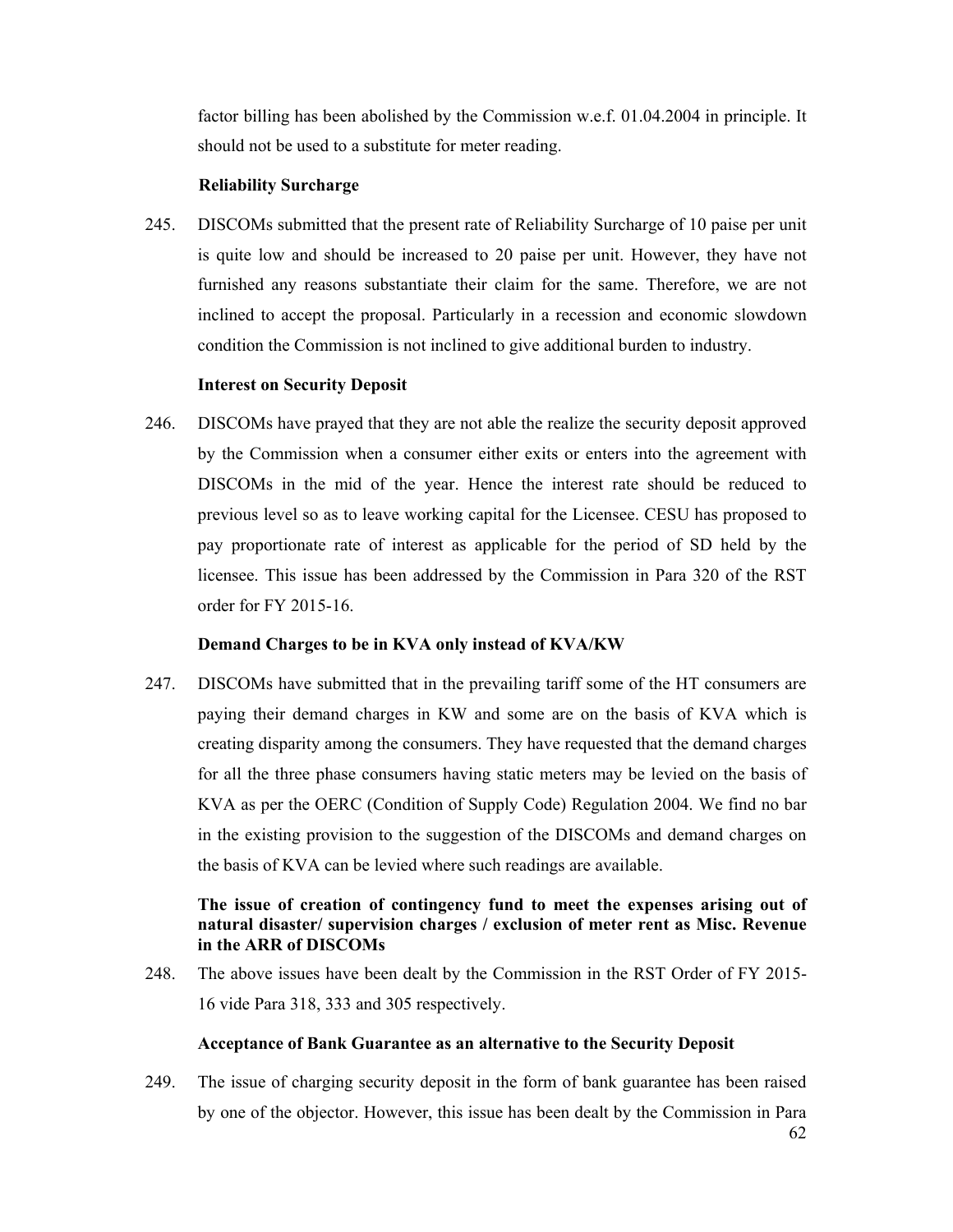factor billing has been abolished by the Commission w.e.f. 01.04.2004 in principle. It should not be used to a substitute for meter reading.

**Reliability Surcharge**

245. DISCOMs submitted that the present rate of Reliability Surcharge of 10 paise per unit is quite low and should be increased to 20 paise per unit. However, they have not furnished any reasons substantiate their claim for the same. Therefore, we are not inclined to accept the proposal. Particularly in a recession and economic slowdown condition the Commission is not inclined to give additional burden to industry.

**Interest on Security Deposit**

246. DISCOMs have prayed that they are not able the realize the security deposit approved by the Commission when a consumer either exits or enters into the agreement with DISCOMs in the mid of the year. Hence the interest rate should be reduced to previous level so as to leave working capital for the Licensee. CESU has proposed to pay proportionate rate of interest as applicable for the period of SD held by the licensee. This issue has been addressed by the Commission in Para 320 of the RST order for FY 2015-16.

**Demand Charges to be in KVA only instead of KVA/KW**

247. DISCOMs have submitted that in the prevailing tariff some of the HT consumers are paying their demand charges in KW and some are on the basis of KVA which is creating disparity among the consumers. They have requested that the demand charges for all the three phase consumers having static meters may be levied on the basis of KVA as per the OERC (Condition of Supply Code) Regulation 2004. We find no bar in the existing provision to the suggestion of the DISCOMs and demand charges on the basis of KVA can be levied where such readings are available.

**The issue of creation of contingency fund to meet the expenses arising out of natural disaster/ supervision charges / exclusion of meter rent as Misc. Revenue in the ARR of DISCOMs**

248. The above issues have been dealt by the Commission in the RST Order of FY 2015-16 vide Para 318, 333 and 305 respectively.

**Acceptance of Bank Guarantee as an alternative to the Security Deposit**

249. The issue of charging security deposit in the form of bank guarantee has been raised by one of the objector. However, this issue has been dealt by the Commission in Para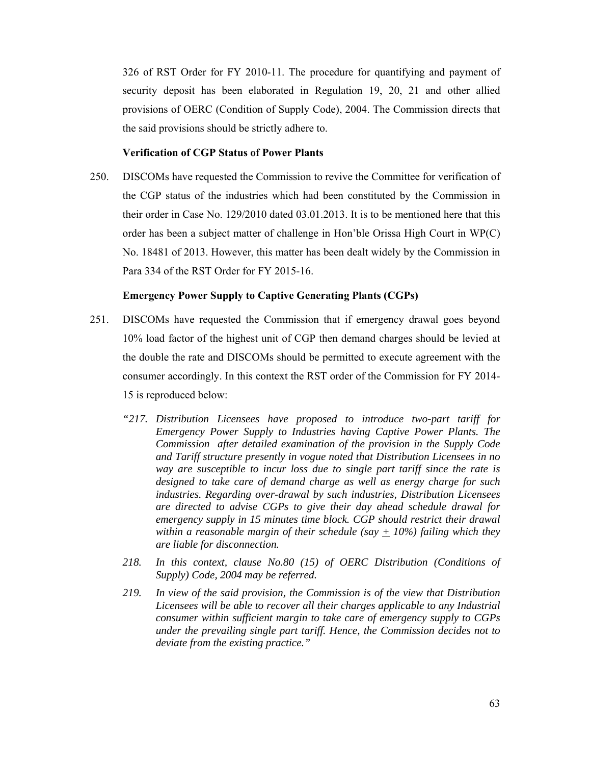326 of RST Order for FY 2010-11. The procedure for quantifying and payment of security deposit has been elaborated in Regulation 19, 20, 21 and other allied provisions of OERC (Condition of Supply Code), 2004. The Commission directs that the said provisions should be strictly adhere to.

**Verification of CGP Status of Power Plants**

250. DISCOMs have requested the Commission to revive the Committee for verification of the CGP status of the industries which had been constituted by the Commission in their order in Case No. 129/2010 dated 03.01.2013. It is to be mentioned here that this order has been a subject matter of challenge in Hon'ble Orissa High Court in WP(C) No. 18481 of 2013. However, this matter has been dealt widely by the Commission in Para 334 of the RST Order for FY 2015-16.

**Emergency Power Supply to Captive Generating Plants (CGPs)**

251. DISCOMs have requested the Commission that if emergency drawal goes beyond 10% load factor of the highest unit of CGP then demand charges should be levied at the double the rate and DISCOMs should be permitted to execute agreement with the consumer accordingly. In this context the RST order of the Commission for FY 2014-15 is reproduced below:

*"217. Distribution Licensees have proposed to introduce two-part tariff for Emergency Power Supply to Industries having Captive Power Plants. The Commission after detailed examination of the provision in the Supply Code and Tariff structure presently in vogue noted that Distribution Licensees in no way are susceptible to incur loss due to single part tariff since the rate is designed to take care of demand charge as well as energy charge for such industries. Regarding over-drawal by such industries, Distribution Licensees are directed to advise CGPs to give their day ahead schedule drawal for emergency supply in 15 minutes time block. CGP should restrict their drawal within a reasonable margin of their schedule (say ± 10%) failing which they are liable for disconnection.*

*218. In this context, clause No.80 (15) of OERC Distribution (Conditions of Supply) Code, 2004 may be referred.*

*219. In view of the said provision, the Commission is of the view that Distribution Licensees will be able to recover all their charges applicable to any Industrial consumer within sufficient margin to take care of emergency supply to CGPs under the prevailing single part tariff. Hence, the Commission decides not to deviate from the existing practice."*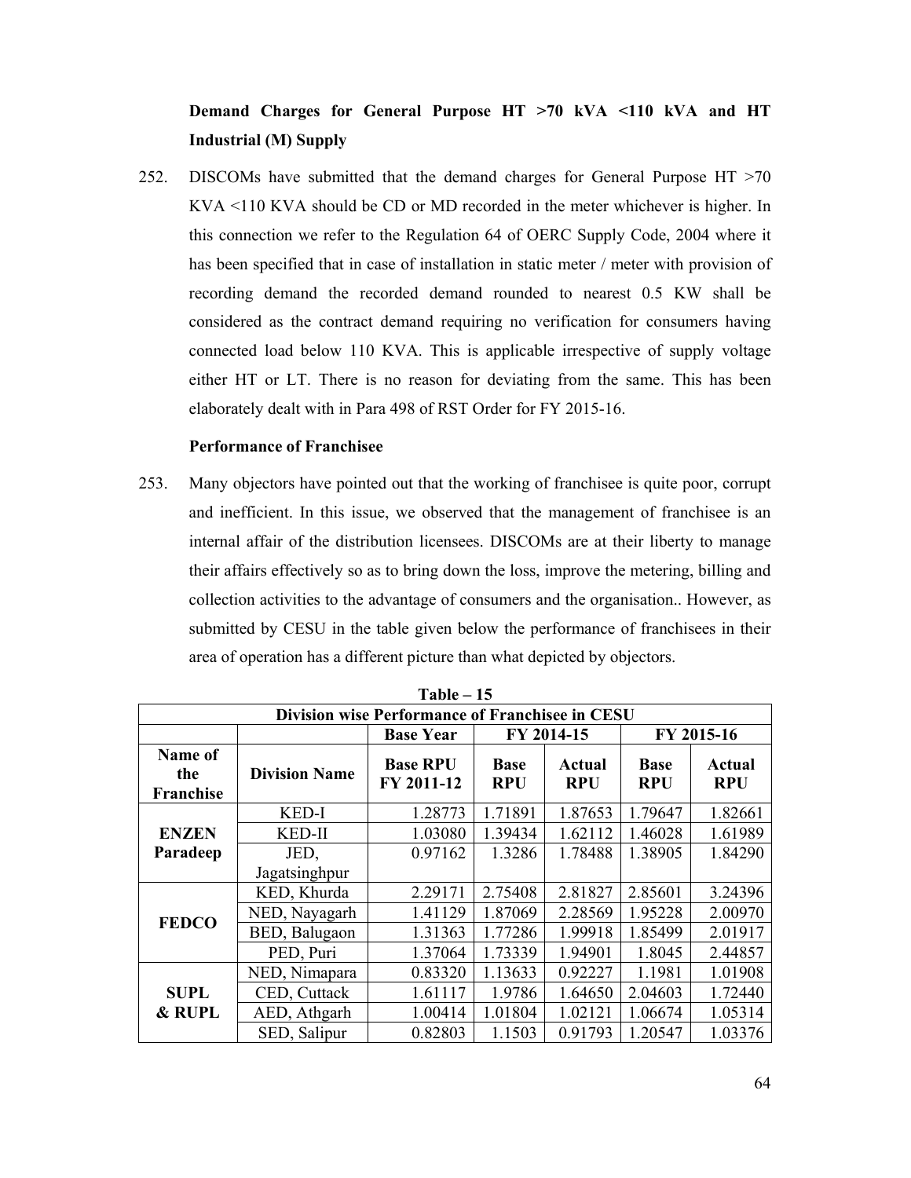**Demand Charges for General Purpose HT >70 kVA <110 kVA and HT Industrial (M) Supply**

252. DISCOMs have submitted that the demand charges for General Purpose HT >70 KVA <110 KVA should be CD or MD recorded in the meter whichever is higher. In this connection we refer to the Regulation 64 of OERC Supply Code, 2004 where it has been specified that in case of installation in static meter / meter with provision of recording demand the recorded demand rounded to nearest 0.5 KW shall be considered as the contract demand requiring no verification for consumers having connected load below 110 KVA. This is applicable irrespective of supply voltage either HT or LT. There is no reason for deviating from the same. This has been elaborately dealt with in Para 498 of RST Order for FY 2015-16.

**Performance of Franchisee**

253. Many objectors have pointed out that the working of franchisee is quite poor, corrupt and inefficient. In this issue, we observed that the management of franchisee is an internal affair of the distribution licensees. DISCOMs are at their liberty to manage their affairs effectively so as to bring down the loss, improve the metering, billing and collection activities to the advantage of consumers and the organisation.. However, as submitted by CESU in the table given below the performance of franchisees in their area of operation has a different picture than what depicted by objectors.

**Table – 15**

| Division wise Performance of Franchisee in CESU | | | | | | |
|---|---|---|---|---|---|---|
| | | **Base Year** | **FY 2014-15** | | **FY 2015-16** | |
| **Name of the Franchise** | **Division Name** | **Base RPU FY 2011-12** | **Base RPU** | **Actual RPU** | **Base RPU** | **Actual RPU** |
| **ENZEN Paradeep** | KED-I | 1.28773 | 1.71891 | 1.87653 | 1.79647 | 1.82661 |
| | KED-II | 1.03080 | 1.39434 | 1.62112 | 1.46028 | 1.61989 |
| | JED, Jagatsinghpur | 0.97162 | 1.3286 | 1.78488 | 1.38905 | 1.84290 |
| **FEDCO** | KED, Khurda | 2.29171 | 2.75408 | 2.81827 | 2.85601 | 3.24396 |
| | NED, Nayagarh | 1.41129 | 1.87069 | 2.28569 | 1.95228 | 2.00970 |
| | BED, Balugaon | 1.31363 | 1.77286 | 1.99918 | 1.85499 | 2.01917 |
| | PED, Puri | 1.37064 | 1.73339 | 1.94901 | 1.8045 | 2.44857 |
| **SUPL & RUPL** | NED, Nimapara | 0.83320 | 1.13633 | 0.92227 | 1.1981 | 1.01908 |
| | CED, Cuttack | 1.61117 | 1.9786 | 1.64650 | 2.04603 | 1.72440 |
| | AED, Athgarh | 1.00414 | 1.01804 | 1.02121 | 1.06674 | 1.05314 |
| | SED, Salipur | 0.82803 | 1.1503 | 0.91793 | 1.20547 | 1.03376 |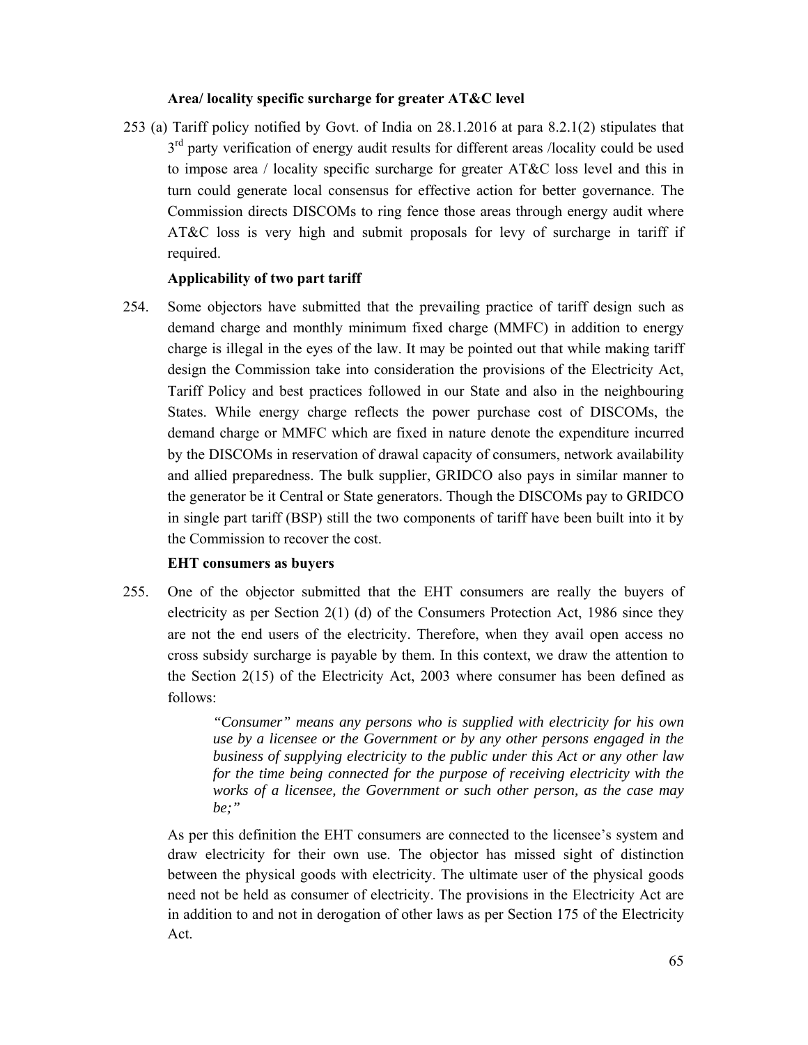**Area/ locality specific surcharge for greater AT&C level**

253 (a) Tariff policy notified by Govt. of India on 28.1.2016 at para 8.2.1(2) stipulates that 3rd party verification of energy audit results for different areas /locality could be used to impose area / locality specific surcharge for greater AT&C loss level and this in turn could generate local consensus for effective action for better governance. The Commission directs DISCOMs to ring fence those areas through energy audit where AT&C loss is very high and submit proposals for levy of surcharge in tariff if required.

**Applicability of two part tariff**

254. Some objectors have submitted that the prevailing practice of tariff design such as demand charge and monthly minimum fixed charge (MMFC) in addition to energy charge is illegal in the eyes of the law. It may be pointed out that while making tariff design the Commission take into consideration the provisions of the Electricity Act, Tariff Policy and best practices followed in our State and also in the neighbouring States. While energy charge reflects the power purchase cost of DISCOMs, the demand charge or MMFC which are fixed in nature denote the expenditure incurred by the DISCOMs in reservation of drawal capacity of consumers, network availability and allied preparedness. The bulk supplier, GRIDCO also pays in similar manner to the generator be it Central or State generators. Though the DISCOMs pay to GRIDCO in single part tariff (BSP) still the two components of tariff have been built into it by the Commission to recover the cost.

**EHT consumers as buyers**

255. One of the objector submitted that the EHT consumers are really the buyers of electricity as per Section 2(1) (d) of the Consumers Protection Act, 1986 since they are not the end users of the electricity. Therefore, when they avail open access no cross subsidy surcharge is payable by them. In this context, we draw the attention to the Section 2(15) of the Electricity Act, 2003 where consumer has been defined as follows:

> *"Consumer" means any persons who is supplied with electricity for his own use by a licensee or the Government or by any other persons engaged in the business of supplying electricity to the public under this Act or any other law for the time being connected for the purpose of receiving electricity with the works of a licensee, the Government or such other person, as the case may be;"*

As per this definition the EHT consumers are connected to the licensee's system and draw electricity for their own use. The objector has missed sight of distinction between the physical goods with electricity. The ultimate user of the physical goods need not be held as consumer of electricity. The provisions in the Electricity Act are in addition to and not in derogation of other laws as per Section 175 of the Electricity Act.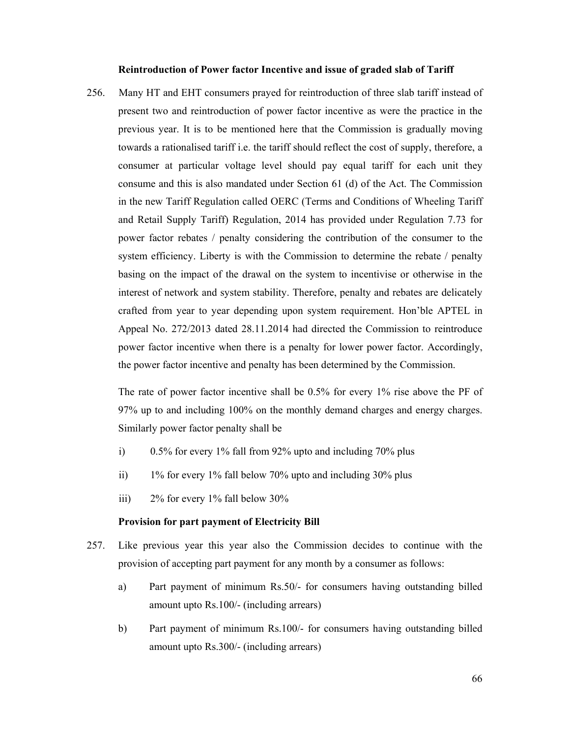**Reintroduction of Power factor Incentive and issue of graded slab of Tariff**

256. Many HT and EHT consumers prayed for reintroduction of three slab tariff instead of present two and reintroduction of power factor incentive as were the practice in the previous year. It is to be mentioned here that the Commission is gradually moving towards a rationalised tariff i.e. the tariff should reflect the cost of supply, therefore, a consumer at particular voltage level should pay equal tariff for each unit they consume and this is also mandated under Section 61 (d) of the Act. The Commission in the new Tariff Regulation called OERC (Terms and Conditions of Wheeling Tariff and Retail Supply Tariff) Regulation, 2014 has provided under Regulation 7.73 for power factor rebates / penalty considering the contribution of the consumer to the system efficiency. Liberty is with the Commission to determine the rebate / penalty basing on the impact of the drawal on the system to incentivise or otherwise in the interest of network and system stability. Therefore, penalty and rebates are delicately crafted from year to year depending upon system requirement. Hon'ble APTEL in Appeal No. 272/2013 dated 28.11.2014 had directed the Commission to reintroduce power factor incentive when there is a penalty for lower power factor. Accordingly, the power factor incentive and penalty has been determined by the Commission.

    The rate of power factor incentive shall be 0.5% for every 1% rise above the PF of 97% up to and including 100% on the monthly demand charges and energy charges. Similarly power factor penalty shall be

    i) 0.5% for every 1% fall from 92% upto and including 70% plus

    ii) 1% for every 1% fall below 70% upto and including 30% plus

    iii) 2% for every 1% fall below 30%

**Provision for part payment of Electricity Bill**

257. Like previous year this year also the Commission decides to continue with the provision of accepting part payment for any month by a consumer as follows:

    a) Part payment of minimum Rs.50/- for consumers having outstanding billed amount upto Rs.100/- (including arrears)

    b) Part payment of minimum Rs.100/- for consumers having outstanding billed amount upto Rs.300/- (including arrears)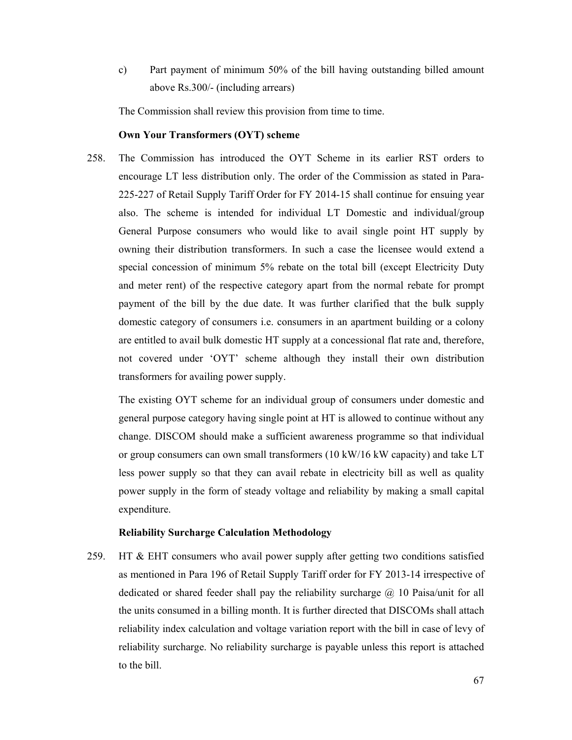c) Part payment of minimum 50% of the bill having outstanding billed amount above Rs.300/- (including arrears)

The Commission shall review this provision from time to time.

**Own Your Transformers (OYT) scheme**

258. The Commission has introduced the OYT Scheme in its earlier RST orders to encourage LT less distribution only. The order of the Commission as stated in Para-225-227 of Retail Supply Tariff Order for FY 2014-15 shall continue for ensuing year also. The scheme is intended for individual LT Domestic and individual/group General Purpose consumers who would like to avail single point HT supply by owning their distribution transformers. In such a case the licensee would extend a special concession of minimum 5% rebate on the total bill (except Electricity Duty and meter rent) of the respective category apart from the normal rebate for prompt payment of the bill by the due date. It was further clarified that the bulk supply domestic category of consumers i.e. consumers in an apartment building or a colony are entitled to avail bulk domestic HT supply at a concessional flat rate and, therefore, not covered under 'OYT' scheme although they install their own distribution transformers for availing power supply.

The existing OYT scheme for an individual group of consumers under domestic and general purpose category having single point at HT is allowed to continue without any change. DISCOM should make a sufficient awareness programme so that individual or group consumers can own small transformers (10 kW/16 kW capacity) and take LT less power supply so that they can avail rebate in electricity bill as well as quality power supply in the form of steady voltage and reliability by making a small capital expenditure.

**Reliability Surcharge Calculation Methodology**

259. HT & EHT consumers who avail power supply after getting two conditions satisfied as mentioned in Para 196 of Retail Supply Tariff order for FY 2013-14 irrespective of dedicated or shared feeder shall pay the reliability surcharge @ 10 Paisa/unit for all the units consumed in a billing month. It is further directed that DISCOMs shall attach reliability index calculation and voltage variation report with the bill in case of levy of reliability surcharge. No reliability surcharge is payable unless this report is attached to the bill.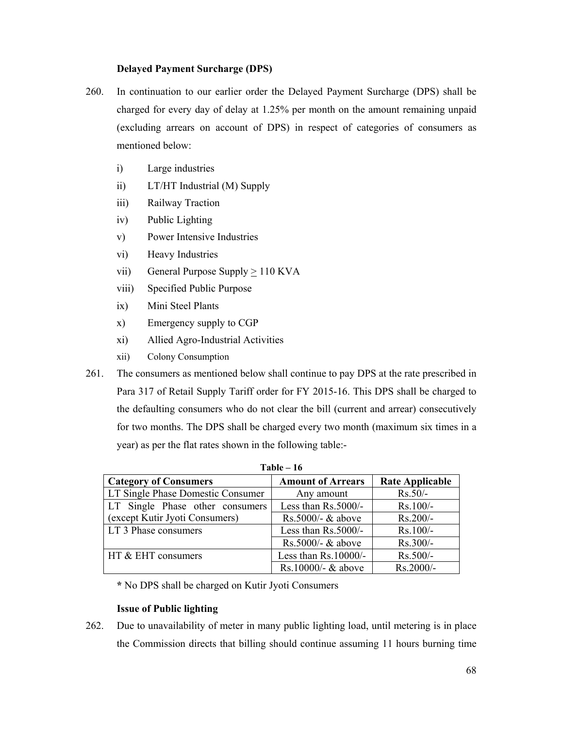**Delayed Payment Surcharge (DPS)**

260. In continuation to our earlier order the Delayed Payment Surcharge (DPS) shall be charged for every day of delay at 1.25% per month on the amount remaining unpaid (excluding arrears on account of DPS) in respect of categories of consumers as mentioned below:

    i) Large industries
    ii) LT/HT Industrial (M) Supply
    iii) Railway Traction
    iv) Public Lighting
    v) Power Intensive Industries
    vi) Heavy Industries
    vii) General Purpose Supply ≥ 110 KVA
    viii) Specified Public Purpose
    ix) Mini Steel Plants
    x) Emergency supply to CGP
    xi) Allied Agro-Industrial Activities
    xii) Colony Consumption

261. The consumers as mentioned below shall continue to pay DPS at the rate prescribed in Para 317 of Retail Supply Tariff order for FY 2015-16. This DPS shall be charged to the defaulting consumers who do not clear the bill (current and arrear) consecutively for two months. The DPS shall be charged every two month (maximum six times in a year) as per the flat rates shown in the following table:-

**Table – 16**

| Category of Consumers | Amount of Arrears | Rate Applicable |
|---|---|---|
| LT Single Phase Domestic Consumer | Any amount | Rs.50/- |
| LT Single Phase other consumers (except Kutir Jyoti Consumers) | Less than Rs.5000/- | Rs.100/- |
| | Rs.5000/- & above | Rs.200/- |
| LT 3 Phase consumers | Less than Rs.5000/- | Rs.100/- |
| | Rs.5000/- & above | Rs.300/- |
| HT & EHT consumers | Less than Rs.10000/- | Rs.500/- |
| | Rs.10000/- & above | Rs.2000/- |

**\*** No DPS shall be charged on Kutir Jyoti Consumers

**Issue of Public lighting**

262. Due to unavailability of meter in many public lighting load, until metering is in place the Commission directs that billing should continue assuming 11 hours burning time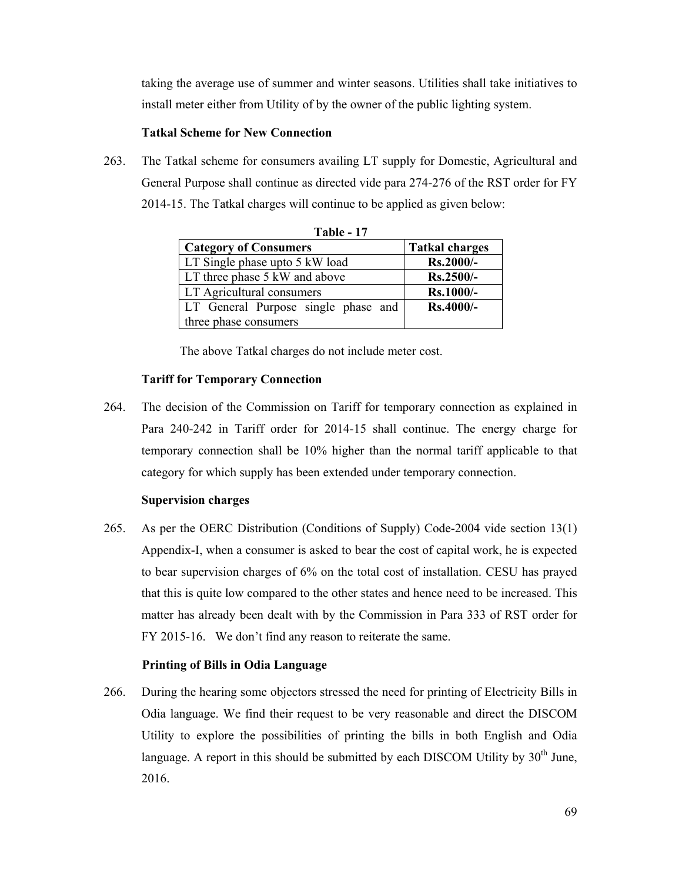taking the average use of summer and winter seasons. Utilities shall take initiatives to install meter either from Utility of by the owner of the public lighting system.

### Tatkal Scheme for New Connection

263. The Tatkal scheme for consumers availing LT supply for Domestic, Agricultural and General Purpose shall continue as directed vide para 274-276 of the RST order for FY 2014-15. The Tatkal charges will continue to be applied as given below:

**Table - 17**

| Category of Consumers | Tatkal charges |
|---|---|
| LT Single phase upto 5 kW load | **Rs.2000/-** |
| LT three phase 5 kW and above | **Rs.2500/-** |
| LT Agricultural consumers | **Rs.1000/-** |
| LT General Purpose single phase and three phase consumers | **Rs.4000/-** |

The above Tatkal charges do not include meter cost.

### Tariff for Temporary Connection

264. The decision of the Commission on Tariff for temporary connection as explained in Para 240-242 in Tariff order for 2014-15 shall continue. The energy charge for temporary connection shall be 10% higher than the normal tariff applicable to that category for which supply has been extended under temporary connection.

### Supervision charges

265. As per the OERC Distribution (Conditions of Supply) Code-2004 vide section 13(1) Appendix-I, when a consumer is asked to bear the cost of capital work, he is expected to bear supervision charges of 6% on the total cost of installation. CESU has prayed that this is quite low compared to the other states and hence need to be increased. This matter has already been dealt with by the Commission in Para 333 of RST order for FY 2015-16. We don't find any reason to reiterate the same.

### Printing of Bills in Odia Language

266. During the hearing some objectors stressed the need for printing of Electricity Bills in Odia language. We find their request to be very reasonable and direct the DISCOM Utility to explore the possibilities of printing the bills in both English and Odia language. A report in this should be submitted by each DISCOM Utility by 30th June, 2016.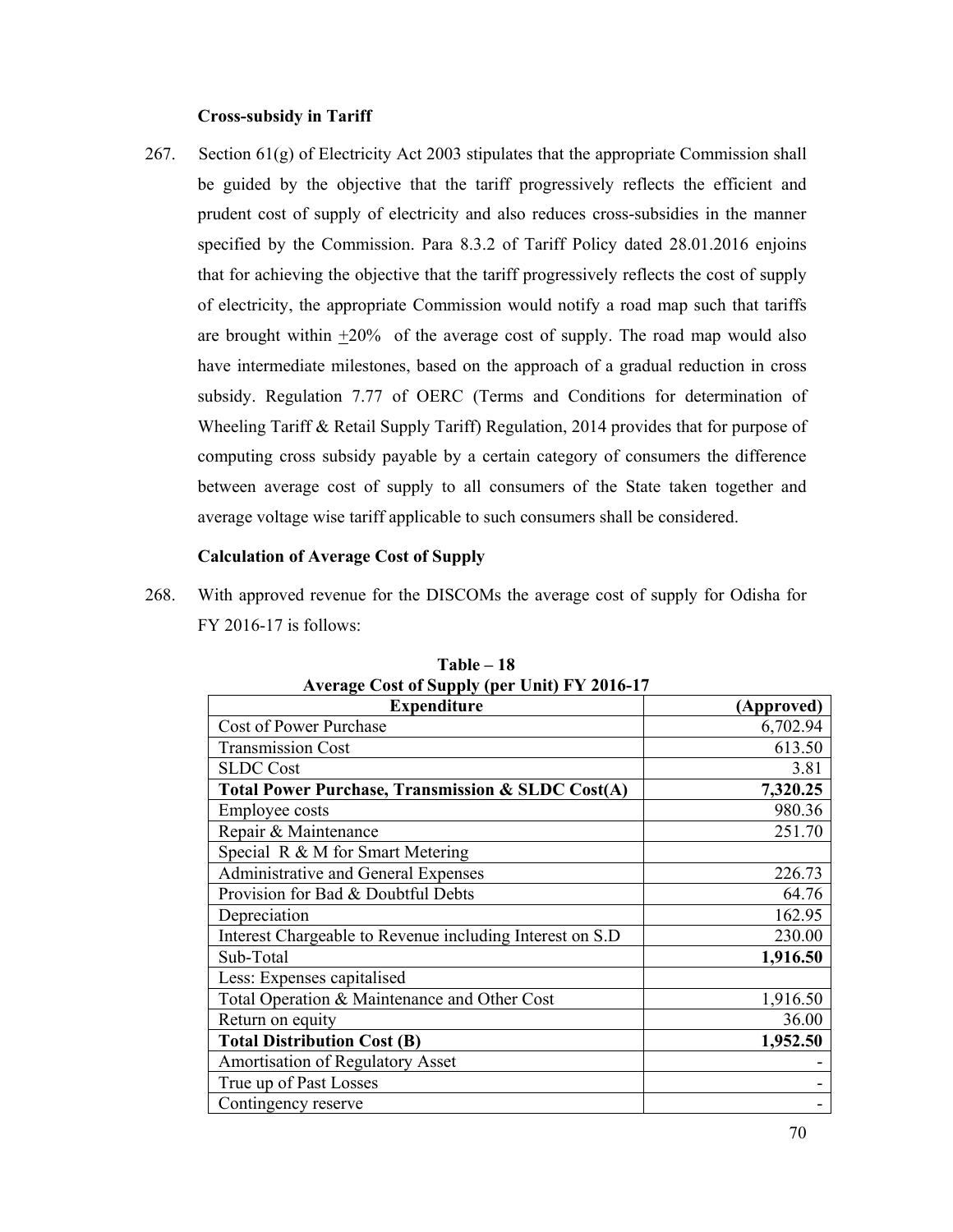**Cross-subsidy in Tariff**

267. Section 61(g) of Electricity Act 2003 stipulates that the appropriate Commission shall be guided by the objective that the tariff progressively reflects the efficient and prudent cost of supply of electricity and also reduces cross-subsidies in the manner specified by the Commission. Para 8.3.2 of Tariff Policy dated 28.01.2016 enjoins that for achieving the objective that the tariff progressively reflects the cost of supply of electricity, the appropriate Commission would notify a road map such that tariffs are brought within ±20% of the average cost of supply. The road map would also have intermediate milestones, based on the approach of a gradual reduction in cross subsidy. Regulation 7.77 of OERC (Terms and Conditions for determination of Wheeling Tariff & Retail Supply Tariff) Regulation, 2014 provides that for purpose of computing cross subsidy payable by a certain category of consumers the difference between average cost of supply to all consumers of the State taken together and average voltage wise tariff applicable to such consumers shall be considered.

**Calculation of Average Cost of Supply**

268. With approved revenue for the DISCOMs the average cost of supply for Odisha for FY 2016-17 is follows:

**Table – 18**
**Average Cost of Supply (per Unit) FY 2016-17**

| Expenditure | (Approved) |
|---|---|
| Cost of Power Purchase | 6,702.94 |
| Transmission Cost | 613.50 |
| SLDC Cost | 3.81 |
| **Total Power Purchase, Transmission & SLDC Cost(A)** | **7,320.25** |
| Employee costs | 980.36 |
| Repair & Maintenance | 251.70 |
| Special R & M for Smart Metering | |
| Administrative and General Expenses | 226.73 |
| Provision for Bad & Doubtful Debts | 64.76 |
| Depreciation | 162.95 |
| Interest Chargeable to Revenue including Interest on S.D | 230.00 |
| Sub-Total | **1,916.50** |
| Less: Expenses capitalised | |
| Total Operation & Maintenance and Other Cost | 1,916.50 |
| Return on equity | 36.00 |
| **Total Distribution Cost (B)** | **1,952.50** |
| Amortisation of Regulatory Asset | - |
| True up of Past Losses | - |
| Contingency reserve | - |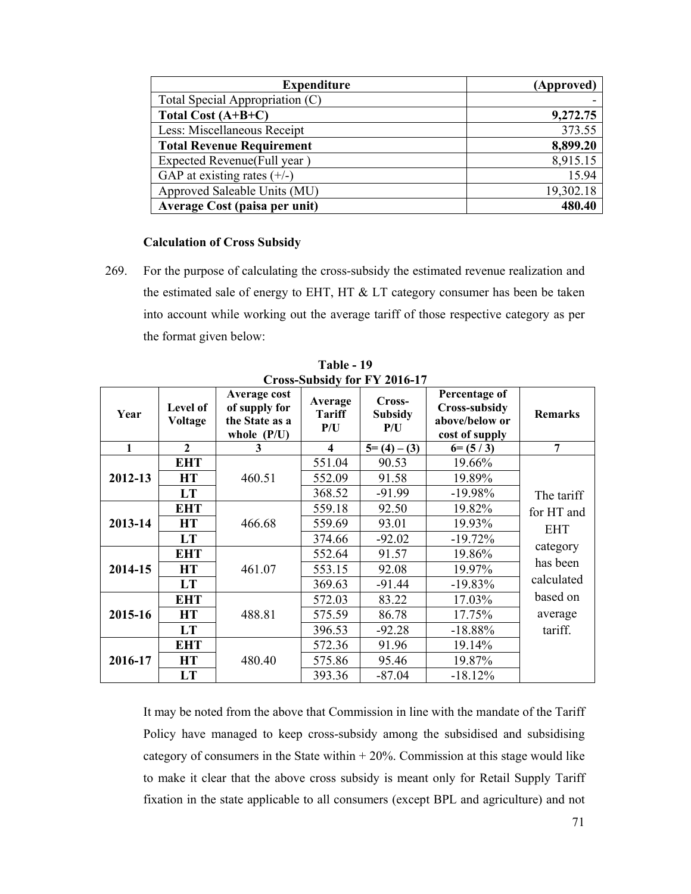| Expenditure | (Approved) |
|---|---|
| Total Special Appropriation (C) | - |
| **Total Cost (A+B+C)** | **9,272.75** |
| Less: Miscellaneous Receipt | 373.55 |
| **Total Revenue Requirement** | **8,899.20** |
| Expected Revenue(Full year ) | 8,915.15 |
| GAP at existing rates (+/-) | 15.94 |
| Approved Saleable Units (MU) | 19,302.18 |
| **Average Cost (paisa per unit)** | **480.40** |

**Calculation of Cross Subsidy**

269. For the purpose of calculating the cross-subsidy the estimated revenue realization and the estimated sale of energy to EHT, HT & LT category consumer has been be taken into account while working out the average tariff of those respective category as per the format given below:

**Table - 19**
**Cross-Subsidy for FY 2016-17**

| Year | Level of Voltage | Average cost of supply for the State as a whole (P/U) | Average Tariff P/U | Cross-Subsidy P/U | Percentage of Cross-subsidy above/below or cost of supply | Remarks |
|---|---|---|---|---|---|---|
| 1 | 2 | 3 | 4 | 5= (4) – (3) | 6= (5 / 3) | 7 |
| 2012-13 | EHT | 460.51 | 551.04 | 90.53 | 19.66% | The tariff for HT and EHT category has been calculated based on average tariff. |
| | HT | | 552.09 | 91.58 | 19.89% | |
| | LT | | 368.52 | -91.99 | -19.98% | |
| 2013-14 | EHT | 466.68 | 559.18 | 92.50 | 19.82% | |
| | HT | | 559.69 | 93.01 | 19.93% | |
| | LT | | 374.66 | -92.02 | -19.72% | |
| 2014-15 | EHT | 461.07 | 552.64 | 91.57 | 19.86% | |
| | HT | | 553.15 | 92.08 | 19.97% | |
| | LT | | 369.63 | -91.44 | -19.83% | |
| 2015-16 | EHT | 488.81 | 572.03 | 83.22 | 17.03% | |
| | HT | | 575.59 | 86.78 | 17.75% | |
| | LT | | 396.53 | -92.28 | -18.88% | |
| 2016-17 | EHT | 480.40 | 572.36 | 91.96 | 19.14% | |
| | HT | | 575.86 | 95.46 | 19.87% | |
| | LT | | 393.36 | -87.04 | -18.12% | |

It may be noted from the above that Commission in line with the mandate of the Tariff Policy have managed to keep cross-subsidy among the subsidised and subsidising category of consumers in the State within + 20%. Commission at this stage would like to make it clear that the above cross subsidy is meant only for Retail Supply Tariff fixation in the state applicable to all consumers (except BPL and agriculture) and not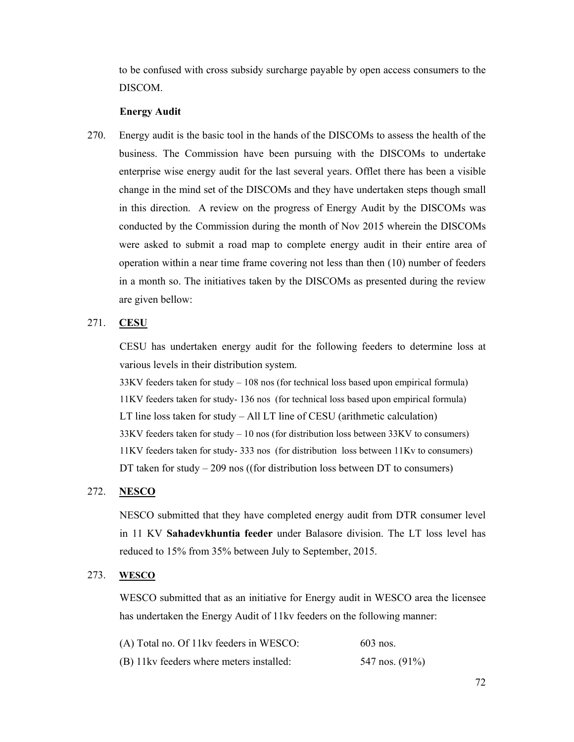to be confused with cross subsidy surcharge payable by open access consumers to the DISCOM.

**Energy Audit**

270. Energy audit is the basic tool in the hands of the DISCOMs to assess the health of the business. The Commission have been pursuing with the DISCOMs to undertake enterprise wise energy audit for the last several years. Offlet there has been a visible change in the mind set of the DISCOMs and they have undertaken steps though small in this direction. A review on the progress of Energy Audit by the DISCOMs was conducted by the Commission during the month of Nov 2015 wherein the DISCOMs were asked to submit a road map to complete energy audit in their entire area of operation within a near time frame covering not less than then (10) number of feeders in a month so. The initiatives taken by the DISCOMs as presented during the review are given bellow:

271. **CESU**

CESU has undertaken energy audit for the following feeders to determine loss at various levels in their distribution system.

33KV feeders taken for study – 108 nos (for technical loss based upon empirical formula)
11KV feeders taken for study- 136 nos (for technical loss based upon empirical formula)
LT line loss taken for study – All LT line of CESU (arithmetic calculation)
33KV feeders taken for study – 10 nos (for distribution loss between 33KV to consumers)
11KV feeders taken for study- 333 nos (for distribution loss between 11Kv to consumers)
DT taken for study – 209 nos ((for distribution loss between DT to consumers)

272. **NESCO**

NESCO submitted that they have completed energy audit from DTR consumer level in 11 KV **Sahadevkhuntia feeder** under Balasore division. The LT loss level has reduced to 15% from 35% between July to September, 2015.

273. **WESCO**

WESCO submitted that as an initiative for Energy audit in WESCO area the licensee has undertaken the Energy Audit of 11kv feeders on the following manner:

(A) Total no. Of 11kv feeders in WESCO: 603 nos.
(B) 11kv feeders where meters installed: 547 nos. (91%)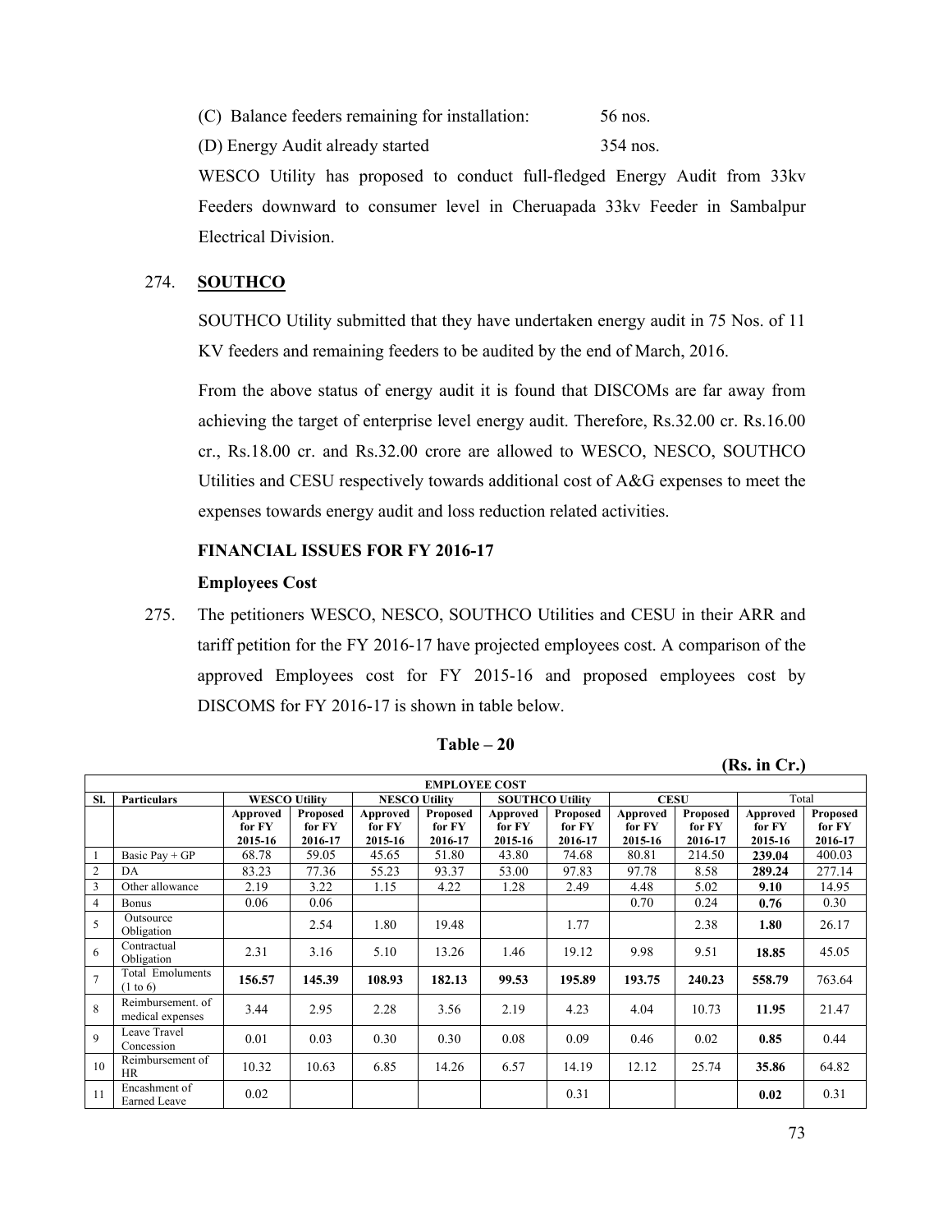(C) Balance feeders remaining for installation: 56 nos.

(D) Energy Audit already started 354 nos.

WESCO Utility has proposed to conduct full-fledged Energy Audit from 33kv Feeders downward to consumer level in Cheruapada 33kv Feeder in Sambalpur Electrical Division.

274. **SOUTHCO**

SOUTHCO Utility submitted that they have undertaken energy audit in 75 Nos. of 11 KV feeders and remaining feeders to be audited by the end of March, 2016.

From the above status of energy audit it is found that DISCOMs are far away from achieving the target of enterprise level energy audit. Therefore, Rs.32.00 cr. Rs.16.00 cr., Rs.18.00 cr. and Rs.32.00 crore are allowed to WESCO, NESCO, SOUTHCO Utilities and CESU respectively towards additional cost of A&G expenses to meet the expenses towards energy audit and loss reduction related activities.

**FINANCIAL ISSUES FOR FY 2016-17**

**Employees Cost**

275. The petitioners WESCO, NESCO, SOUTHCO Utilities and CESU in their ARR and tariff petition for the FY 2016-17 have projected employees cost. A comparison of the approved Employees cost for FY 2015-16 and proposed employees cost by DISCOMS for FY 2016-17 is shown in table below.

**Table – 20**

**(Rs. in Cr.)**

| **EMPLOYEE COST** | | | | | | | | | | | |
|---|---|---|---|---|---|---|---|---|---|---|---|
| **Sl.** | **Particulars** | **WESCO Utility** | | **NESCO Utility** | | **SOUTHCO Utility** | | **CESU** | | Total | |
| | | **Approved for FY 2015-16** | **Proposed for FY 2016-17** | **Approved for FY 2015-16** | **Proposed for FY 2016-17** | **Approved for FY 2015-16** | **Proposed for FY 2016-17** | **Approved for FY 2015-16** | **Proposed for FY 2016-17** | **Approved for FY 2015-16** | **Proposed for FY 2016-17** |
| 1 | Basic Pay + GP | 68.78 | 59.05 | 45.65 | 51.80 | 43.80 | 74.68 | 80.81 | 214.50 | **239.04** | 400.03 |
| 2 | DA | 83.23 | 77.36 | 55.23 | 93.37 | 53.00 | 97.83 | 97.78 | 8.58 | **289.24** | 277.14 |
| 3 | Other allowance | 2.19 | 3.22 | 1.15 | 4.22 | 1.28 | 2.49 | 4.48 | 5.02 | **9.10** | 14.95 |
| 4 | Bonus | 0.06 | 0.06 | | | | | 0.70 | 0.24 | **0.76** | 0.30 |
| 5 | Outsource Obligation | | 2.54 | 1.80 | 19.48 | | 1.77 | | 2.38 | **1.80** | 26.17 |
| 6 | Contractual Obligation | 2.31 | 3.16 | 5.10 | 13.26 | 1.46 | 19.12 | 9.98 | 9.51 | **18.85** | 45.05 |
| 7 | Total Emoluments (1 to 6) | **156.57** | **145.39** | **108.93** | **182.13** | **99.53** | **195.89** | **193.75** | **240.23** | **558.79** | 763.64 |
| 8 | Reimbursement. of medical expenses | 3.44 | 2.95 | 2.28 | 3.56 | 2.19 | 4.23 | 4.04 | 10.73 | **11.95** | 21.47 |
| 9 | Leave Travel Concession | 0.01 | 0.03 | 0.30 | 0.30 | 0.08 | 0.09 | 0.46 | 0.02 | **0.85** | 0.44 |
| 10 | Reimbursement of HR | 10.32 | 10.63 | 6.85 | 14.26 | 6.57 | 14.19 | 12.12 | 25.74 | **35.86** | 64.82 |
| 11 | Encashment of Earned Leave | 0.02 | | | | | 0.31 | | | **0.02** | 0.31 |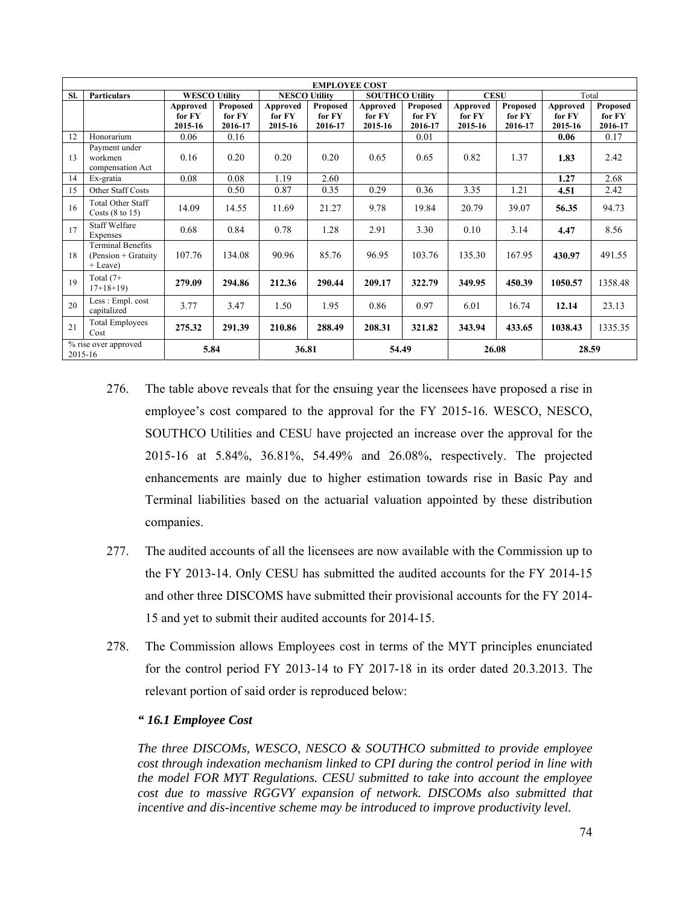| EMPLOYEE COST | | | | | | | | | | | |
|---|---|---|---|---|---|---|---|---|---|---|---|
| Sl. | Particulars | WESCO Utility | | NESCO Utility | | SOUTHCO Utility | | CESU | | Total | |
| | | Approved for FY 2015-16 | Proposed for FY 2016-17 | Approved for FY 2015-16 | Proposed for FY 2016-17 | Approved for FY 2015-16 | Proposed for FY 2016-17 | Approved for FY 2015-16 | Proposed for FY 2016-17 | Approved for FY 2015-16 | Proposed for FY 2016-17 |
| 12 | Honorarium | 0.06 | 0.16 | | | | 0.01 | | | **0.06** | 0.17 |
| 13 | Payment under workmen compensation Act | 0.16 | 0.20 | 0.20 | 0.20 | 0.65 | 0.65 | 0.82 | 1.37 | **1.83** | 2.42 |
| 14 | Ex-gratia | 0.08 | 0.08 | 1.19 | 2.60 | | | | | **1.27** | 2.68 |
| 15 | Other Staff Costs | | 0.50 | 0.87 | 0.35 | 0.29 | 0.36 | 3.35 | 1.21 | **4.51** | 2.42 |
| 16 | Total Other Staff Costs (8 to 15) | 14.09 | 14.55 | 11.69 | 21.27 | 9.78 | 19.84 | 20.79 | 39.07 | **56.35** | 94.73 |
| 17 | Staff Welfare Expenses | 0.68 | 0.84 | 0.78 | 1.28 | 2.91 | 3.30 | 0.10 | 3.14 | **4.47** | 8.56 |
| 18 | Terminal Benefits (Pension + Gratuity + Leave) | 107.76 | 134.08 | 90.96 | 85.76 | 96.95 | 103.76 | 135.30 | 167.95 | **430.97** | 491.55 |
| 19 | Total (7+ 17+18+19) | **279.09** | **294.86** | **212.36** | **290.44** | **209.17** | **322.79** | **349.95** | **450.39** | **1050.57** | 1358.48 |
| 20 | Less : Empl. cost capitalized | 3.77 | 3.47 | 1.50 | 1.95 | 0.86 | 0.97 | 6.01 | 16.74 | **12.14** | 23.13 |
| 21 | Total Employees Cost | **275.32** | **291.39** | **210.86** | **288.49** | **208.31** | **321.82** | **343.94** | **433.65** | **1038.43** | 1335.35 |
| % rise over approved 2015-16 | | **5.84** | | **36.81** | | **54.49** | | **26.08** | | **28.59** | |

276. The table above reveals that for the ensuing year the licensees have proposed a rise in employee's cost compared to the approval for the FY 2015-16. WESCO, NESCO, SOUTHCO Utilities and CESU have projected an increase over the approval for the 2015-16 at 5.84%, 36.81%, 54.49% and 26.08%, respectively. The projected enhancements are mainly due to higher estimation towards rise in Basic Pay and Terminal liabilities based on the actuarial valuation appointed by these distribution companies.

277. The audited accounts of all the licensees are now available with the Commission up to the FY 2013-14. Only CESU has submitted the audited accounts for the FY 2014-15 and other three DISCOMS have submitted their provisional accounts for the FY 2014-15 and yet to submit their audited accounts for 2014-15.

278. The Commission allows Employees cost in terms of the MYT principles enunciated for the control period FY 2013-14 to FY 2017-18 in its order dated 20.3.2013. The relevant portion of said order is reproduced below:

***" 16.1 Employee Cost***

*The three DISCOMs, WESCO, NESCO & SOUTHCO submitted to provide employee cost through indexation mechanism linked to CPI during the control period in line with the model FOR MYT Regulations. CESU submitted to take into account the employee cost due to massive RGGVY expansion of network. DISCOMs also submitted that incentive and dis-incentive scheme may be introduced to improve productivity level.*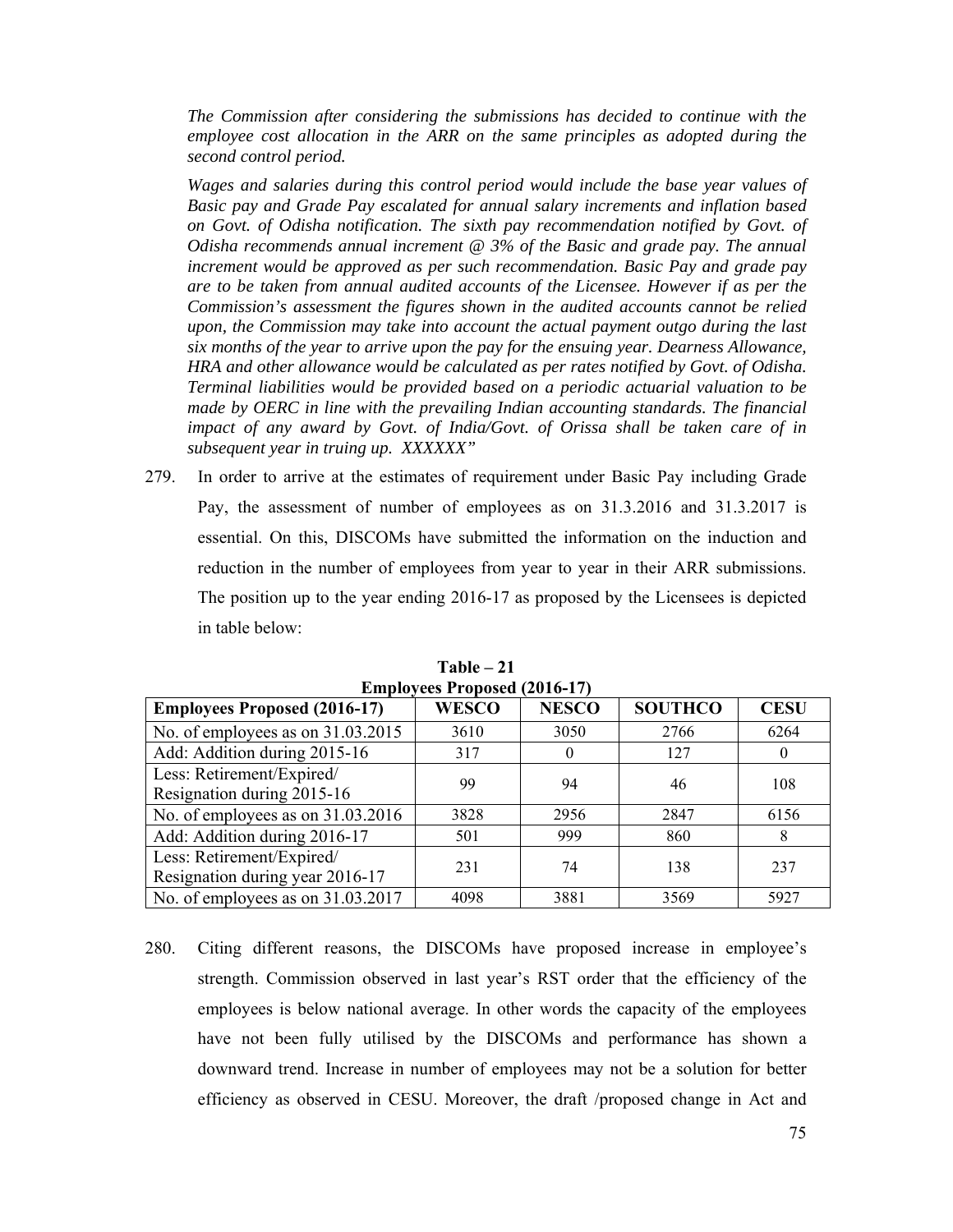*The Commission after considering the submissions has decided to continue with the employee cost allocation in the ARR on the same principles as adopted during the second control period.*

*Wages and salaries during this control period would include the base year values of Basic pay and Grade Pay escalated for annual salary increments and inflation based on Govt. of Odisha notification. The sixth pay recommendation notified by Govt. of Odisha recommends annual increment @ 3% of the Basic and grade pay. The annual increment would be approved as per such recommendation. Basic Pay and grade pay are to be taken from annual audited accounts of the Licensee. However if as per the Commission's assessment the figures shown in the audited accounts cannot be relied upon, the Commission may take into account the actual payment outgo during the last six months of the year to arrive upon the pay for the ensuing year. Dearness Allowance, HRA and other allowance would be calculated as per rates notified by Govt. of Odisha. Terminal liabilities would be provided based on a periodic actuarial valuation to be made by OERC in line with the prevailing Indian accounting standards. The financial impact of any award by Govt. of India/Govt. of Orissa shall be taken care of in subsequent year in truing up. XXXXXX"*

279. In order to arrive at the estimates of requirement under Basic Pay including Grade Pay, the assessment of number of employees as on 31.3.2016 and 31.3.2017 is essential. On this, DISCOMs have submitted the information on the induction and reduction in the number of employees from year to year in their ARR submissions. The position up to the year ending 2016-17 as proposed by the Licensees is depicted in table below:

**Table – 21**
**Employees Proposed (2016-17)**

| Employees Proposed (2016-17) | WESCO | NESCO | SOUTHCO | CESU |
|---|---|---|---|---|
| No. of employees as on 31.03.2015 | 3610 | 3050 | 2766 | 6264 |
| Add: Addition during 2015-16 | 317 | 0 | 127 | 0 |
| Less: Retirement/Expired/ Resignation during 2015-16 | 99 | 94 | 46 | 108 |
| No. of employees as on 31.03.2016 | 3828 | 2956 | 2847 | 6156 |
| Add: Addition during 2016-17 | 501 | 999 | 860 | 8 |
| Less: Retirement/Expired/ Resignation during year 2016-17 | 231 | 74 | 138 | 237 |
| No. of employees as on 31.03.2017 | 4098 | 3881 | 3569 | 5927 |

280. Citing different reasons, the DISCOMs have proposed increase in employee's strength. Commission observed in last year's RST order that the efficiency of the employees is below national average. In other words the capacity of the employees have not been fully utilised by the DISCOMs and performance has shown a downward trend. Increase in number of employees may not be a solution for better efficiency as observed in CESU. Moreover, the draft /proposed change in Act and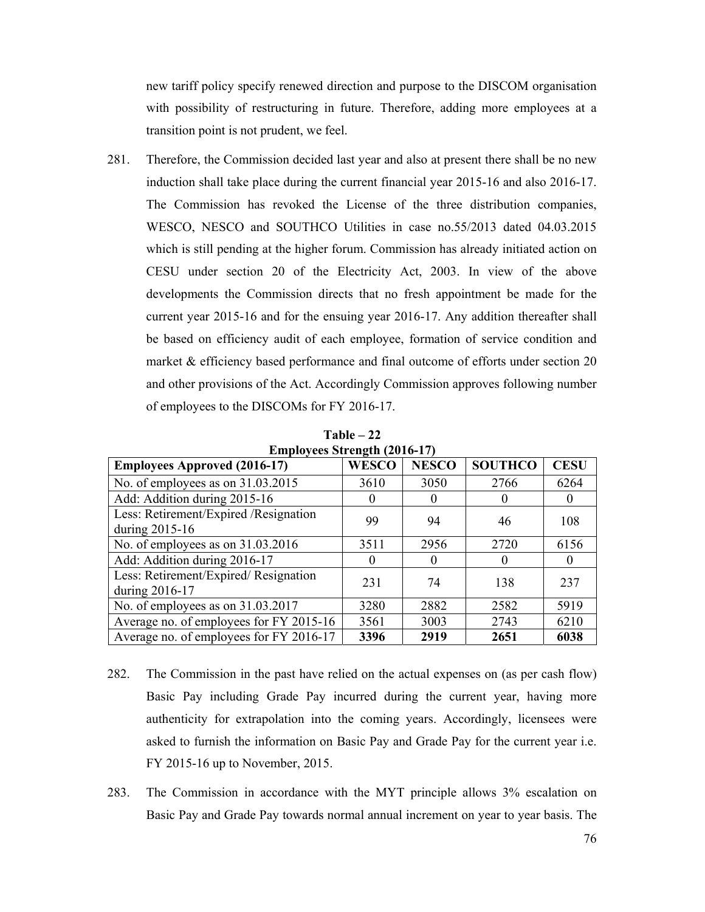new tariff policy specify renewed direction and purpose to the DISCOM organisation with possibility of restructuring in future. Therefore, adding more employees at a transition point is not prudent, we feel.

281. Therefore, the Commission decided last year and also at present there shall be no new induction shall take place during the current financial year 2015-16 and also 2016-17. The Commission has revoked the License of the three distribution companies, WESCO, NESCO and SOUTHCO Utilities in case no.55/2013 dated 04.03.2015 which is still pending at the higher forum. Commission has already initiated action on CESU under section 20 of the Electricity Act, 2003. In view of the above developments the Commission directs that no fresh appointment be made for the current year 2015-16 and for the ensuing year 2016-17. Any addition thereafter shall be based on efficiency audit of each employee, formation of service condition and market & efficiency based performance and final outcome of efforts under section 20 and other provisions of the Act. Accordingly Commission approves following number of employees to the DISCOMs for FY 2016-17.

**Table – 22**
**Employees Strength (2016-17)**

| Employees Approved (2016-17) | WESCO | NESCO | SOUTHCO | CESU |
|---|---|---|---|---|
| No. of employees as on 31.03.2015 | 3610 | 3050 | 2766 | 6264 |
| Add: Addition during 2015-16 | 0 | 0 | 0 | 0 |
| Less: Retirement/Expired /Resignation during 2015-16 | 99 | 94 | 46 | 108 |
| No. of employees as on 31.03.2016 | 3511 | 2956 | 2720 | 6156 |
| Add: Addition during 2016-17 | 0 | 0 | 0 | 0 |
| Less: Retirement/Expired/ Resignation during 2016-17 | 231 | 74 | 138 | 237 |
| No. of employees as on 31.03.2017 | 3280 | 2882 | 2582 | 5919 |
| Average no. of employees for FY 2015-16 | 3561 | 3003 | 2743 | 6210 |
| Average no. of employees for FY 2016-17 | **3396** | **2919** | **2651** | **6038** |

282. The Commission in the past have relied on the actual expenses on (as per cash flow) Basic Pay including Grade Pay incurred during the current year, having more authenticity for extrapolation into the coming years. Accordingly, licensees were asked to furnish the information on Basic Pay and Grade Pay for the current year i.e. FY 2015-16 up to November, 2015.

283. The Commission in accordance with the MYT principle allows 3% escalation on Basic Pay and Grade Pay towards normal annual increment on year to year basis. The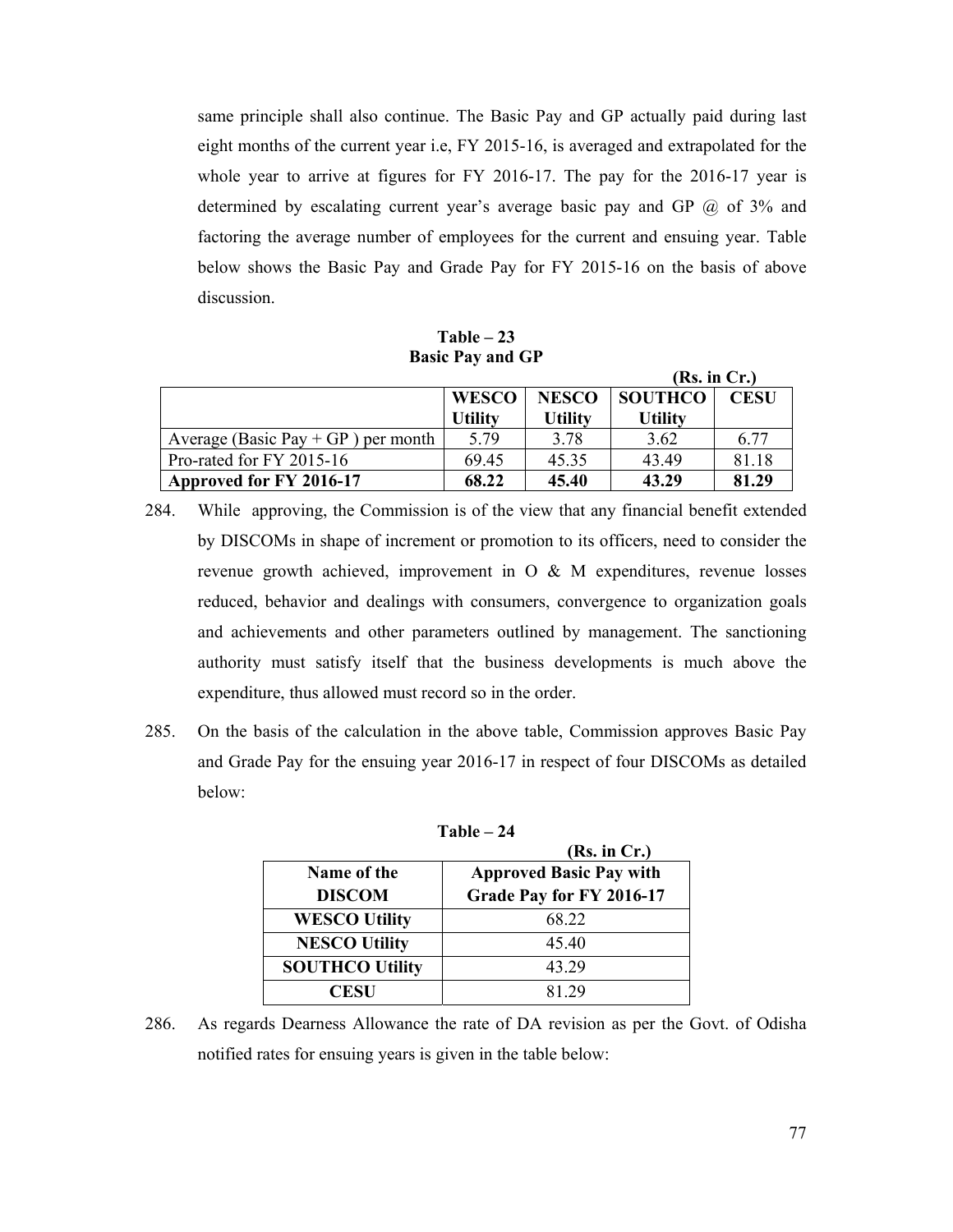same principle shall also continue. The Basic Pay and GP actually paid during last eight months of the current year i.e, FY 2015-16, is averaged and extrapolated for the whole year to arrive at figures for FY 2016-17. The pay for the 2016-17 year is determined by escalating current year's average basic pay and GP @ of 3% and factoring the average number of employees for the current and ensuing year. Table below shows the Basic Pay and Grade Pay for FY 2015-16 on the basis of above discussion.

**Table – 23**
**Basic Pay and GP**

**(Rs. in Cr.)**

| | WESCO Utility | NESCO Utility | SOUTHCO Utility | CESU |
|---|---|---|---|---|
| Average (Basic Pay + GP ) per month | 5.79 | 3.78 | 3.62 | 6.77 |
| Pro-rated for FY 2015-16 | 69.45 | 45.35 | 43.49 | 81.18 |
| **Approved for FY 2016-17** | **68.22** | **45.40** | **43.29** | **81.29** |

284. While approving, the Commission is of the view that any financial benefit extended by DISCOMs in shape of increment or promotion to its officers, need to consider the revenue growth achieved, improvement in O & M expenditures, revenue losses reduced, behavior and dealings with consumers, convergence to organization goals and achievements and other parameters outlined by management. The sanctioning authority must satisfy itself that the business developments is much above the expenditure, thus allowed must record so in the order.

285. On the basis of the calculation in the above table, Commission approves Basic Pay and Grade Pay for the ensuing year 2016-17 in respect of four DISCOMs as detailed below:

**Table – 24**

**(Rs. in Cr.)**

| Name of the DISCOM | Approved Basic Pay with Grade Pay for FY 2016-17 |
|---|---|
| **WESCO Utility** | 68.22 |
| **NESCO Utility** | 45.40 |
| **SOUTHCO Utility** | 43.29 |
| **CESU** | 81.29 |

286. As regards Dearness Allowance the rate of DA revision as per the Govt. of Odisha notified rates for ensuing years is given in the table below: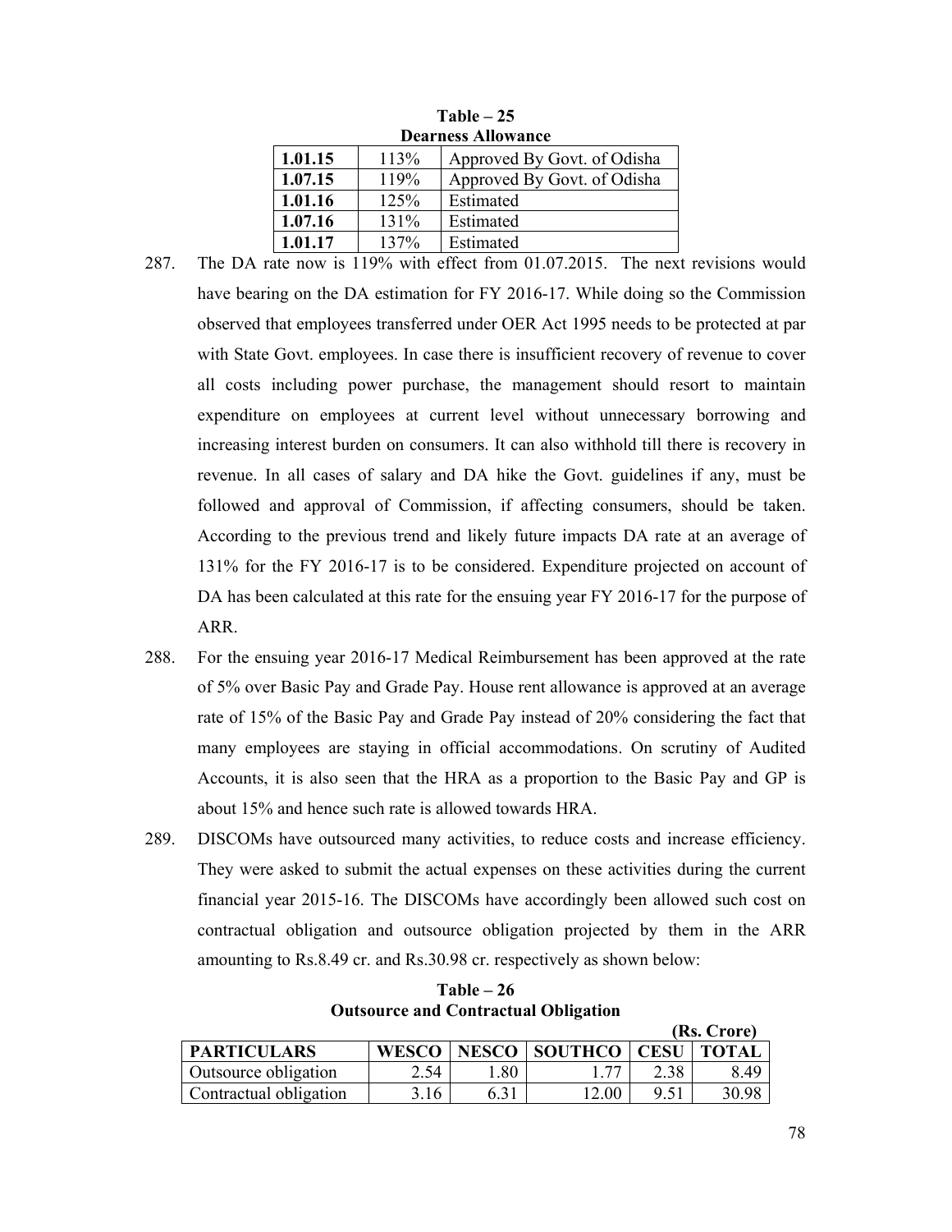**Table – 25**
**Dearness Allowance**

| | | |
|---|---|---|
| **1.01.15** | 113% | Approved By Govt. of Odisha |
| **1.07.15** | 119% | Approved By Govt. of Odisha |
| **1.01.16** | 125% | Estimated |
| **1.07.16** | 131% | Estimated |
| **1.01.17** | 137% | Estimated |

287. The DA rate now is 119% with effect from 01.07.2015. The next revisions would have bearing on the DA estimation for FY 2016-17. While doing so the Commission observed that employees transferred under OER Act 1995 needs to be protected at par with State Govt. employees. In case there is insufficient recovery of revenue to cover all costs including power purchase, the management should resort to maintain expenditure on employees at current level without unnecessary borrowing and increasing interest burden on consumers. It can also withhold till there is recovery in revenue. In all cases of salary and DA hike the Govt. guidelines if any, must be followed and approval of Commission, if affecting consumers, should be taken. According to the previous trend and likely future impacts DA rate at an average of 131% for the FY 2016-17 is to be considered. Expenditure projected on account of DA has been calculated at this rate for the ensuing year FY 2016-17 for the purpose of ARR.

288. For the ensuing year 2016-17 Medical Reimbursement has been approved at the rate of 5% over Basic Pay and Grade Pay. House rent allowance is approved at an average rate of 15% of the Basic Pay and Grade Pay instead of 20% considering the fact that many employees are staying in official accommodations. On scrutiny of Audited Accounts, it is also seen that the HRA as a proportion to the Basic Pay and GP is about 15% and hence such rate is allowed towards HRA.

289. DISCOMs have outsourced many activities, to reduce costs and increase efficiency. They were asked to submit the actual expenses on these activities during the current financial year 2015-16. The DISCOMs have accordingly been allowed such cost on contractual obligation and outsource obligation projected by them in the ARR amounting to Rs.8.49 cr. and Rs.30.98 cr. respectively as shown below:

**Table – 26**
**Outsource and Contractual Obligation**

**(Rs. Crore)**

| PARTICULARS | WESCO | NESCO | SOUTHCO | CESU | TOTAL |
|---|---|---|---|---|---|
| Outsource obligation | 2.54 | 1.80 | 1.77 | 2.38 | 8.49 |
| Contractual obligation | 3.16 | 6.31 | 12.00 | 9.51 | 30.98 |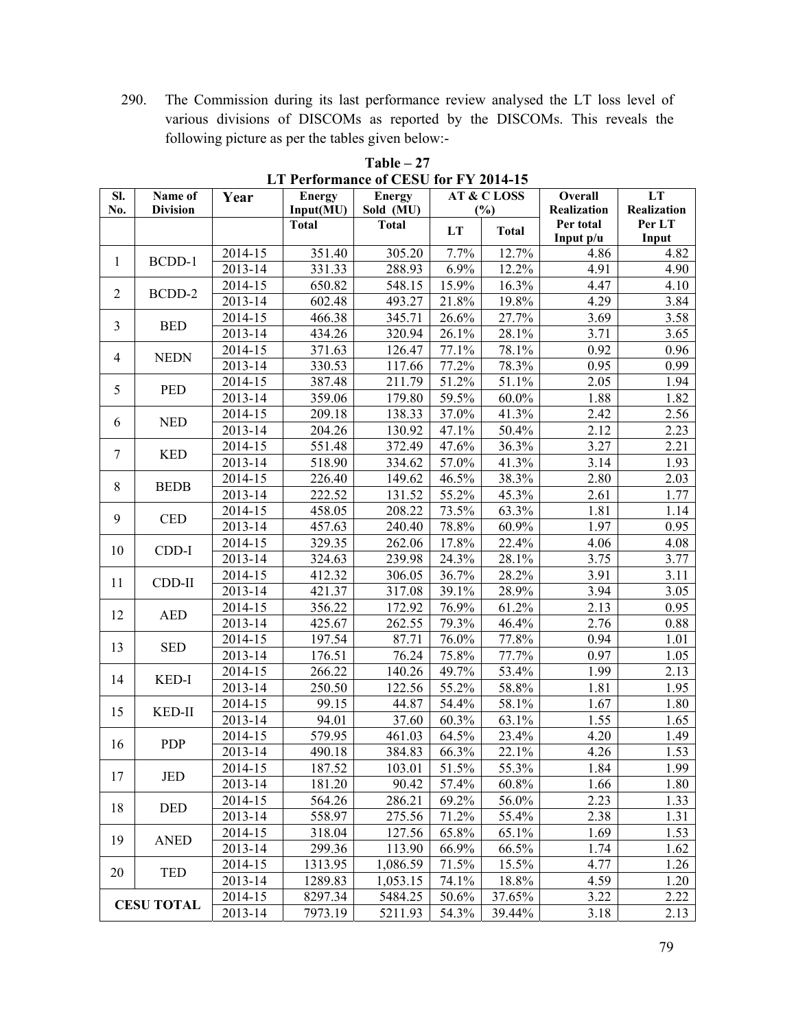290. The Commission during its last performance review analysed the LT loss level of various divisions of DISCOMs as reported by the DISCOMs. This reveals the following picture as per the tables given below:-

**Table – 27**
**LT Performance of CESU for FY 2014-15**

| Sl. No. | Name of Division | Year | Energy Input(MU) | Energy Sold (MU) | AT & C LOSS (%) | | Overall Realization | LT Realization |
|---|---|---|---|---|---|---|---|---|
| | | | Total | Total | LT | Total | Per total Input p/u | Per LT Input |
| 1 | BCDD-1 | 2014-15 | 351.40 | 305.20 | 7.7% | 12.7% | 4.86 | 4.82 |
| | | 2013-14 | 331.33 | 288.93 | 6.9% | 12.2% | 4.91 | 4.90 |
| 2 | BCDD-2 | 2014-15 | 650.82 | 548.15 | 15.9% | 16.3% | 4.47 | 4.10 |
| | | 2013-14 | 602.48 | 493.27 | 21.8% | 19.8% | 4.29 | 3.84 |
| 3 | BED | 2014-15 | 466.38 | 345.71 | 26.6% | 27.7% | 3.69 | 3.58 |
| | | 2013-14 | 434.26 | 320.94 | 26.1% | 28.1% | 3.71 | 3.65 |
| 4 | NEDN | 2014-15 | 371.63 | 126.47 | 77.1% | 78.1% | 0.92 | 0.96 |
| | | 2013-14 | 330.53 | 117.66 | 77.2% | 78.3% | 0.95 | 0.99 |
| 5 | PED | 2014-15 | 387.48 | 211.79 | 51.2% | 51.1% | 2.05 | 1.94 |
| | | 2013-14 | 359.06 | 179.80 | 59.5% | 60.0% | 1.88 | 1.82 |
| 6 | NED | 2014-15 | 209.18 | 138.33 | 37.0% | 41.3% | 2.42 | 2.56 |
| | | 2013-14 | 204.26 | 130.92 | 47.1% | 50.4% | 2.12 | 2.23 |
| 7 | KED | 2014-15 | 551.48 | 372.49 | 47.6% | 36.3% | 3.27 | 2.21 |
| | | 2013-14 | 518.90 | 334.62 | 57.0% | 41.3% | 3.14 | 1.93 |
| 8 | BEDB | 2014-15 | 226.40 | 149.62 | 46.5% | 38.3% | 2.80 | 2.03 |
| | | 2013-14 | 222.52 | 131.52 | 55.2% | 45.3% | 2.61 | 1.77 |
| 9 | CED | 2014-15 | 458.05 | 208.22 | 73.5% | 63.3% | 1.81 | 1.14 |
| | | 2013-14 | 457.63 | 240.40 | 78.8% | 60.9% | 1.97 | 0.95 |
| 10 | CDD-I | 2014-15 | 329.35 | 262.06 | 17.8% | 22.4% | 4.06 | 4.08 |
| | | 2013-14 | 324.63 | 239.98 | 24.3% | 28.1% | 3.75 | 3.77 |
| 11 | CDD-II | 2014-15 | 412.32 | 306.05 | 36.7% | 28.2% | 3.91 | 3.11 |
| | | 2013-14 | 421.37 | 317.08 | 39.1% | 28.9% | 3.94 | 3.05 |
| 12 | AED | 2014-15 | 356.22 | 172.92 | 76.9% | 61.2% | 2.13 | 0.95 |
| | | 2013-14 | 425.67 | 262.55 | 79.3% | 46.4% | 2.76 | 0.88 |
| 13 | SED | 2014-15 | 197.54 | 87.71 | 76.0% | 77.8% | 0.94 | 1.01 |
| | | 2013-14 | 176.51 | 76.24 | 75.8% | 77.7% | 0.97 | 1.05 |
| 14 | KED-I | 2014-15 | 266.22 | 140.26 | 49.7% | 53.4% | 1.99 | 2.13 |
| | | 2013-14 | 250.50 | 122.56 | 55.2% | 58.8% | 1.81 | 1.95 |
| 15 | KED-II | 2014-15 | 99.15 | 44.87 | 54.4% | 58.1% | 1.67 | 1.80 |
| | | 2013-14 | 94.01 | 37.60 | 60.3% | 63.1% | 1.55 | 1.65 |
| 16 | PDP | 2014-15 | 579.95 | 461.03 | 64.5% | 23.4% | 4.20 | 1.49 |
| | | 2013-14 | 490.18 | 384.83 | 66.3% | 22.1% | 4.26 | 1.53 |
| 17 | JED | 2014-15 | 187.52 | 103.01 | 51.5% | 55.3% | 1.84 | 1.99 |
| | | 2013-14 | 181.20 | 90.42 | 57.4% | 60.8% | 1.66 | 1.80 |
| 18 | DED | 2014-15 | 564.26 | 286.21 | 69.2% | 56.0% | 2.23 | 1.33 |
| | | 2013-14 | 558.97 | 275.56 | 71.2% | 55.4% | 2.38 | 1.31 |
| 19 | ANED | 2014-15 | 318.04 | 127.56 | 65.8% | 65.1% | 1.69 | 1.53 |
| | | 2013-14 | 299.36 | 113.90 | 66.9% | 66.5% | 1.74 | 1.62 |
| 20 | TED | 2014-15 | 1313.95 | 1,086.59 | 71.5% | 15.5% | 4.77 | 1.26 |
| | | 2013-14 | 1289.83 | 1,053.15 | 74.1% | 18.8% | 4.59 | 1.20 |
| CESU TOTAL | | 2014-15 | 8297.34 | 5484.25 | 50.6% | 37.65% | 3.22 | 2.22 |
| | | 2013-14 | 7973.19 | 5211.93 | 54.3% | 39.44% | 3.18 | 2.13 |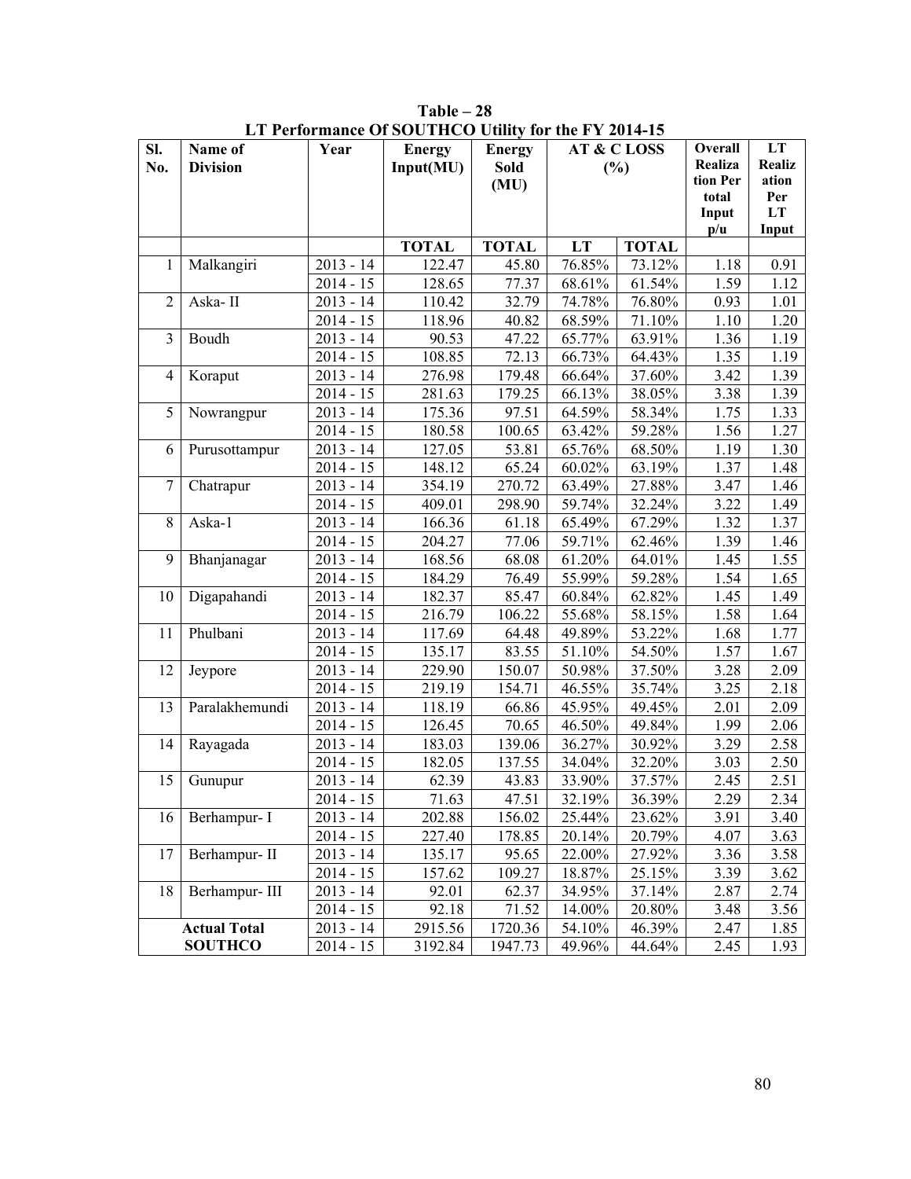**Table – 28**

**LT Performance Of SOUTHCO Utility for the FY 2014-15**

| Sl. No. | Name of Division | Year | Energy Input(MU) | Energy Sold (MU) | AT & C LOSS (%) | | Overall Realization Per total Input p/u | LT Realization Per LT Input |
|---|---|---|---|---|---|---|---|---|
| | | | TOTAL | TOTAL | LT | TOTAL | | |
| 1 | Malkangiri | 2013 - 14 | 122.47 | 45.80 | 76.85% | 73.12% | 1.18 | 0.91 |
| | | 2014 - 15 | 128.65 | 77.37 | 68.61% | 61.54% | 1.59 | 1.12 |
| 2 | Aska- II | 2013 - 14 | 110.42 | 32.79 | 74.78% | 76.80% | 0.93 | 1.01 |
| | | 2014 - 15 | 118.96 | 40.82 | 68.59% | 71.10% | 1.10 | 1.20 |
| 3 | Boudh | 2013 - 14 | 90.53 | 47.22 | 65.77% | 63.91% | 1.36 | 1.19 |
| | | 2014 - 15 | 108.85 | 72.13 | 66.73% | 64.43% | 1.35 | 1.19 |
| 4 | Koraput | 2013 - 14 | 276.98 | 179.48 | 66.64% | 37.60% | 3.42 | 1.39 |
| | | 2014 - 15 | 281.63 | 179.25 | 66.13% | 38.05% | 3.38 | 1.39 |
| 5 | Nowrangpur | 2013 - 14 | 175.36 | 97.51 | 64.59% | 58.34% | 1.75 | 1.33 |
| | | 2014 - 15 | 180.58 | 100.65 | 63.42% | 59.28% | 1.56 | 1.27 |
| 6 | Purusottampur | 2013 - 14 | 127.05 | 53.81 | 65.76% | 68.50% | 1.19 | 1.30 |
| | | 2014 - 15 | 148.12 | 65.24 | 60.02% | 63.19% | 1.37 | 1.48 |
| 7 | Chatrapur | 2013 - 14 | 354.19 | 270.72 | 63.49% | 27.88% | 3.47 | 1.46 |
| | | 2014 - 15 | 409.01 | 298.90 | 59.74% | 32.24% | 3.22 | 1.49 |
| 8 | Aska-1 | 2013 - 14 | 166.36 | 61.18 | 65.49% | 67.29% | 1.32 | 1.37 |
| | | 2014 - 15 | 204.27 | 77.06 | 59.71% | 62.46% | 1.39 | 1.46 |
| 9 | Bhanjanagar | 2013 - 14 | 168.56 | 68.08 | 61.20% | 64.01% | 1.45 | 1.55 |
| | | 2014 - 15 | 184.29 | 76.49 | 55.99% | 59.28% | 1.54 | 1.65 |
| 10 | Digapahandi | 2013 - 14 | 182.37 | 85.47 | 60.84% | 62.82% | 1.45 | 1.49 |
| | | 2014 - 15 | 216.79 | 106.22 | 55.68% | 58.15% | 1.58 | 1.64 |
| 11 | Phulbani | 2013 - 14 | 117.69 | 64.48 | 49.89% | 53.22% | 1.68 | 1.77 |
| | | 2014 - 15 | 135.17 | 83.55 | 51.10% | 54.50% | 1.57 | 1.67 |
| 12 | Jeypore | 2013 - 14 | 229.90 | 150.07 | 50.98% | 37.50% | 3.28 | 2.09 |
| | | 2014 - 15 | 219.19 | 154.71 | 46.55% | 35.74% | 3.25 | 2.18 |
| 13 | Paralakhemundi | 2013 - 14 | 118.19 | 66.86 | 45.95% | 49.45% | 2.01 | 2.09 |
| | | 2014 - 15 | 126.45 | 70.65 | 46.50% | 49.84% | 1.99 | 2.06 |
| 14 | Rayagada | 2013 - 14 | 183.03 | 139.06 | 36.27% | 30.92% | 3.29 | 2.58 |
| | | 2014 - 15 | 182.05 | 137.55 | 34.04% | 32.20% | 3.03 | 2.50 |
| 15 | Gunupur | 2013 - 14 | 62.39 | 43.83 | 33.90% | 37.57% | 2.45 | 2.51 |
| | | 2014 - 15 | 71.63 | 47.51 | 32.19% | 36.39% | 2.29 | 2.34 |
| 16 | Berhampur- I | 2013 - 14 | 202.88 | 156.02 | 25.44% | 23.62% | 3.91 | 3.40 |
| | | 2014 - 15 | 227.40 | 178.85 | 20.14% | 20.79% | 4.07 | 3.63 |
| 17 | Berhampur- II | 2013 - 14 | 135.17 | 95.65 | 22.00% | 27.92% | 3.36 | 3.58 |
| | | 2014 - 15 | 157.62 | 109.27 | 18.87% | 25.15% | 3.39 | 3.62 |
| 18 | Berhampur- III | 2013 - 14 | 92.01 | 62.37 | 34.95% | 37.14% | 2.87 | 2.74 |
| | | 2014 - 15 | 92.18 | 71.52 | 14.00% | 20.80% | 3.48 | 3.56 |
| **Actual Total SOUTHCO** | | 2013 - 14 | 2915.56 | 1720.36 | 54.10% | 46.39% | 2.47 | 1.85 |
| | | 2014 - 15 | 3192.84 | 1947.73 | 49.96% | 44.64% | 2.45 | 1.93 |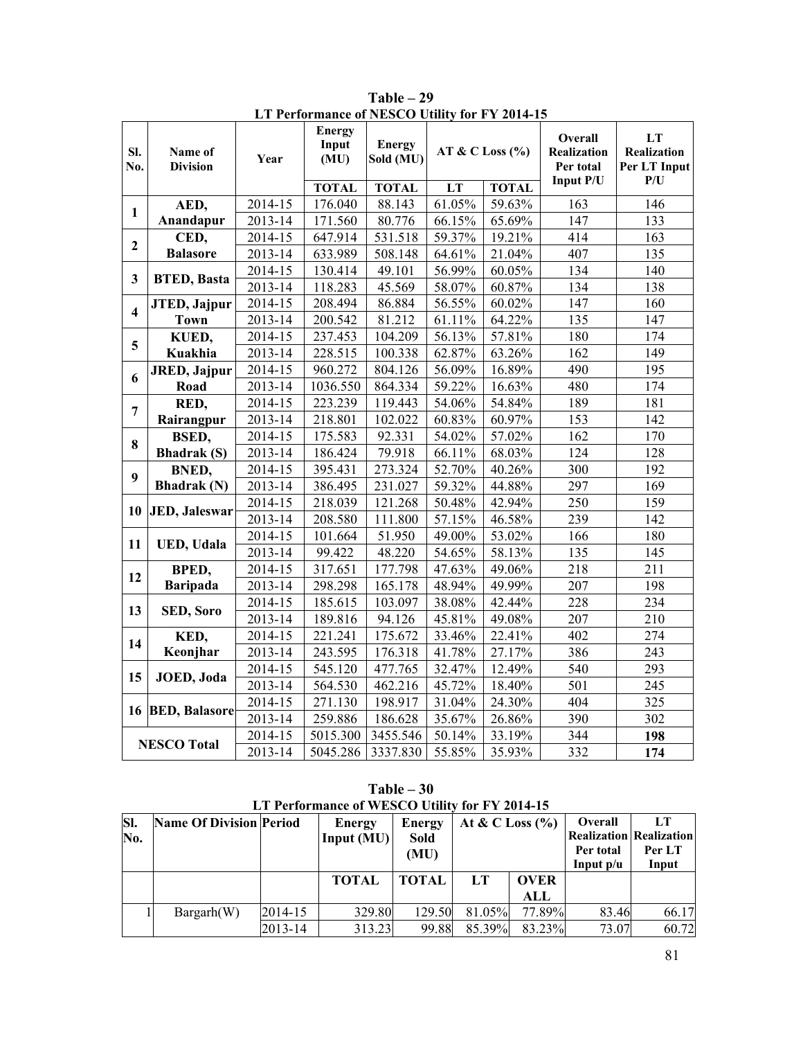**Table – 29**
**LT Performance of NESCO Utility for FY 2014-15**

| Sl. No. | Name of Division | Year | Energy Input (MU) | Energy Sold (MU) | AT & C Loss (%) | | Overall Realization Per total Input P/U | LT Realization Per LT Input P/U |
|---|---|---|---|---|---|---|---|---|
| | | | TOTAL | TOTAL | LT | TOTAL | | |
| 1 | AED, Anandapur | 2014-15 | 176.040 | 88.143 | 61.05% | 59.63% | 163 | 146 |
| | | 2013-14 | 171.560 | 80.776 | 66.15% | 65.69% | 147 | 133 |
| 2 | CED, Balasore | 2014-15 | 647.914 | 531.518 | 59.37% | 19.21% | 414 | 163 |
| | | 2013-14 | 633.989 | 508.148 | 64.61% | 21.04% | 407 | 135 |
| 3 | BTED, Basta | 2014-15 | 130.414 | 49.101 | 56.99% | 60.05% | 134 | 140 |
| | | 2013-14 | 118.283 | 45.569 | 58.07% | 60.87% | 134 | 138 |
| 4 | JTED, Jajpur Town | 2014-15 | 208.494 | 86.884 | 56.55% | 60.02% | 147 | 160 |
| | | 2013-14 | 200.542 | 81.212 | 61.11% | 64.22% | 135 | 147 |
| 5 | KUED, Kuakhia | 2014-15 | 237.453 | 104.209 | 56.13% | 57.81% | 180 | 174 |
| | | 2013-14 | 228.515 | 100.338 | 62.87% | 63.26% | 162 | 149 |
| 6 | JRED, Jajpur Road | 2014-15 | 960.272 | 804.126 | 56.09% | 16.89% | 490 | 195 |
| | | 2013-14 | 1036.550 | 864.334 | 59.22% | 16.63% | 480 | 174 |
| 7 | RED, Rairangpur | 2014-15 | 223.239 | 119.443 | 54.06% | 54.84% | 189 | 181 |
| | | 2013-14 | 218.801 | 102.022 | 60.83% | 60.97% | 153 | 142 |
| 8 | BSED, Bhadrak (S) | 2014-15 | 175.583 | 92.331 | 54.02% | 57.02% | 162 | 170 |
| | | 2013-14 | 186.424 | 79.918 | 66.11% | 68.03% | 124 | 128 |
| 9 | BNED, Bhadrak (N) | 2014-15 | 395.431 | 273.324 | 52.70% | 40.26% | 300 | 192 |
| | | 2013-14 | 386.495 | 231.027 | 59.32% | 44.88% | 297 | 169 |
| 10 | JED, Jaleswar | 2014-15 | 218.039 | 121.268 | 50.48% | 42.94% | 250 | 159 |
| | | 2013-14 | 208.580 | 111.800 | 57.15% | 46.58% | 239 | 142 |
| 11 | UED, Udala | 2014-15 | 101.664 | 51.950 | 49.00% | 53.02% | 166 | 180 |
| | | 2013-14 | 99.422 | 48.220 | 54.65% | 58.13% | 135 | 145 |
| 12 | BPED, Baripada | 2014-15 | 317.651 | 177.798 | 47.63% | 49.06% | 218 | 211 |
| | | 2013-14 | 298.298 | 165.178 | 48.94% | 49.99% | 207 | 198 |
| 13 | SED, Soro | 2014-15 | 185.615 | 103.097 | 38.08% | 42.44% | 228 | 234 |
| | | 2013-14 | 189.816 | 94.126 | 45.81% | 49.08% | 207 | 210 |
| 14 | KED, Keonjhar | 2014-15 | 221.241 | 175.672 | 33.46% | 22.41% | 402 | 274 |
| | | 2013-14 | 243.595 | 176.318 | 41.78% | 27.17% | 386 | 243 |
| 15 | JOED, Joda | 2014-15 | 545.120 | 477.765 | 32.47% | 12.49% | 540 | 293 |
| | | 2013-14 | 564.530 | 462.216 | 45.72% | 18.40% | 501 | 245 |
| 16 | BED, Balasore | 2014-15 | 271.130 | 198.917 | 31.04% | 24.30% | 404 | 325 |
| | | 2013-14 | 259.886 | 186.628 | 35.67% | 26.86% | 390 | 302 |
| NESCO Total | | 2014-15 | 5015.300 | 3455.546 | 50.14% | 33.19% | 344 | **198** |
| | | 2013-14 | 5045.286 | 3337.830 | 55.85% | 35.93% | 332 | **174** |

**Table – 30**
**LT Performance of WESCO Utility for FY 2014-15**

| Sl. No. | Name Of Division | Period | Energy Input (MU) | Energy Sold (MU) | At & C Loss (%) | | Overall Realization Per total Input p/u | LT Realization Per LT Input |
|---|---|---|---|---|---|---|---|---|
| | | | TOTAL | TOTAL | LT | OVER ALL | | |
| 1 | Bargarh(W) | 2014-15 | 329.80 | 129.50 | 81.05% | 77.89% | 83.46 | 66.17 |
| | | 2013-14 | 313.23 | 99.88 | 85.39% | 83.23% | 73.07 | 60.72 |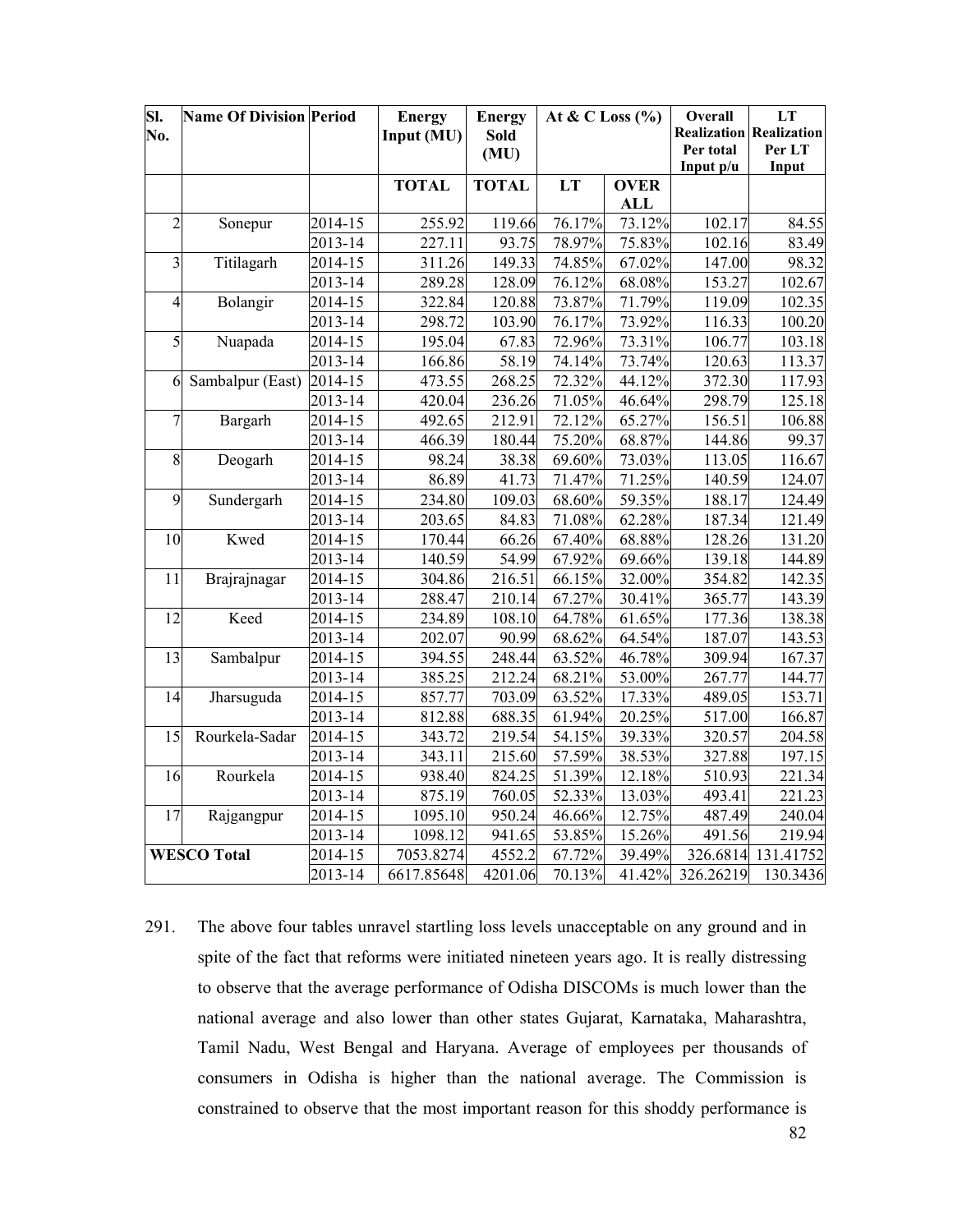| Sl. No. | Name Of Division | Period | Energy Input (MU) | Energy Sold (MU) | At & C Loss (%) | | Overall Realization Per total Input p/u | LT Realization Per LT Input |
|---|---|---|---|---|---|---|---|---|
| | | | TOTAL | TOTAL | LT | OVER ALL | | |
| 2 | Sonepur | 2014-15 | 255.92 | 119.66 | 76.17% | 73.12% | 102.17 | 84.55 |
| | | 2013-14 | 227.11 | 93.75 | 78.97% | 75.83% | 102.16 | 83.49 |
| 3 | Titilagarh | 2014-15 | 311.26 | 149.33 | 74.85% | 67.02% | 147.00 | 98.32 |
| | | 2013-14 | 289.28 | 128.09 | 76.12% | 68.08% | 153.27 | 102.67 |
| 4 | Bolangir | 2014-15 | 322.84 | 120.88 | 73.87% | 71.79% | 119.09 | 102.35 |
| | | 2013-14 | 298.72 | 103.90 | 76.17% | 73.92% | 116.33 | 100.20 |
| 5 | Nuapada | 2014-15 | 195.04 | 67.83 | 72.96% | 73.31% | 106.77 | 103.18 |
| | | 2013-14 | 166.86 | 58.19 | 74.14% | 73.74% | 120.63 | 113.37 |
| 6 | Sambalpur (East) | 2014-15 | 473.55 | 268.25 | 72.32% | 44.12% | 372.30 | 117.93 |
| | | 2013-14 | 420.04 | 236.26 | 71.05% | 46.64% | 298.79 | 125.18 |
| 7 | Bargarh | 2014-15 | 492.65 | 212.91 | 72.12% | 65.27% | 156.51 | 106.88 |
| | | 2013-14 | 466.39 | 180.44 | 75.20% | 68.87% | 144.86 | 99.37 |
| 8 | Deogarh | 2014-15 | 98.24 | 38.38 | 69.60% | 73.03% | 113.05 | 116.67 |
| | | 2013-14 | 86.89 | 41.73 | 71.47% | 71.25% | 140.59 | 124.07 |
| 9 | Sundergarh | 2014-15 | 234.80 | 109.03 | 68.60% | 59.35% | 188.17 | 124.49 |
| | | 2013-14 | 203.65 | 84.83 | 71.08% | 62.28% | 187.34 | 121.49 |
| 10 | Kwed | 2014-15 | 170.44 | 66.26 | 67.40% | 68.88% | 128.26 | 131.20 |
| | | 2013-14 | 140.59 | 54.99 | 67.92% | 69.66% | 139.18 | 144.89 |
| 11 | Brajrajnagar | 2014-15 | 304.86 | 216.51 | 66.15% | 32.00% | 354.82 | 142.35 |
| | | 2013-14 | 288.47 | 210.14 | 67.27% | 30.41% | 365.77 | 143.39 |
| 12 | Keed | 2014-15 | 234.89 | 108.10 | 64.78% | 61.65% | 177.36 | 138.38 |
| | | 2013-14 | 202.07 | 90.99 | 68.62% | 64.54% | 187.07 | 143.53 |
| 13 | Sambalpur | 2014-15 | 394.55 | 248.44 | 63.52% | 46.78% | 309.94 | 167.37 |
| | | 2013-14 | 385.25 | 212.24 | 68.21% | 53.00% | 267.77 | 144.77 |
| 14 | Jharsuguda | 2014-15 | 857.77 | 703.09 | 63.52% | 17.33% | 489.05 | 153.71 |
| | | 2013-14 | 812.88 | 688.35 | 61.94% | 20.25% | 517.00 | 166.87 |
| 15 | Rourkela-Sadar | 2014-15 | 343.72 | 219.54 | 54.15% | 39.33% | 320.57 | 204.58 |
| | | 2013-14 | 343.11 | 215.60 | 57.59% | 38.53% | 327.88 | 197.15 |
| 16 | Rourkela | 2014-15 | 938.40 | 824.25 | 51.39% | 12.18% | 510.93 | 221.34 |
| | | 2013-14 | 875.19 | 760.05 | 52.33% | 13.03% | 493.41 | 221.23 |
| 17 | Rajgangpur | 2014-15 | 1095.10 | 950.24 | 46.66% | 12.75% | 487.49 | 240.04 |
| | | 2013-14 | 1098.12 | 941.65 | 53.85% | 15.26% | 491.56 | 219.94 |
| **WESCO Total** | | 2014-15 | 7053.8274 | 4552.2 | 67.72% | 39.49% | 326.6814 | 131.41752 |
| | | 2013-14 | 6617.85648 | 4201.06 | 70.13% | 41.42% | 326.26219 | 130.3436 |

291. The above four tables unravel startling loss levels unacceptable on any ground and in spite of the fact that reforms were initiated nineteen years ago. It is really distressing to observe that the average performance of Odisha DISCOMs is much lower than the national average and also lower than other states Gujarat, Karnataka, Maharashtra, Tamil Nadu, West Bengal and Haryana. Average of employees per thousands of consumers in Odisha is higher than the national average. The Commission is constrained to observe that the most important reason for this shoddy performance is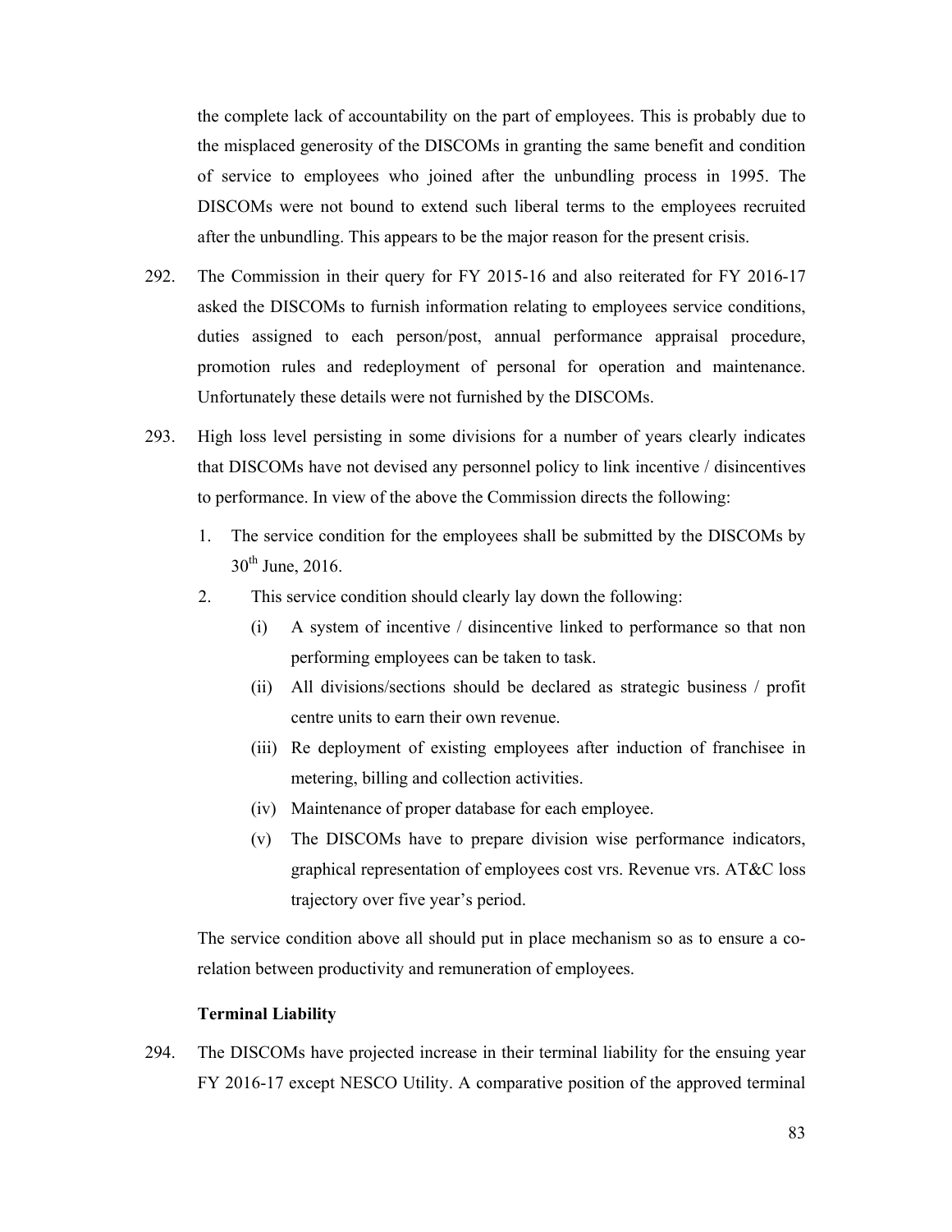the complete lack of accountability on the part of employees. This is probably due to the misplaced generosity of the DISCOMs in granting the same benefit and condition of service to employees who joined after the unbundling process in 1995. The DISCOMs were not bound to extend such liberal terms to the employees recruited after the unbundling. This appears to be the major reason for the present crisis.

292. The Commission in their query for FY 2015-16 and also reiterated for FY 2016-17 asked the DISCOMs to furnish information relating to employees service conditions, duties assigned to each person/post, annual performance appraisal procedure, promotion rules and redeployment of personal for operation and maintenance. Unfortunately these details were not furnished by the DISCOMs.

293. High loss level persisting in some divisions for a number of years clearly indicates that DISCOMs have not devised any personnel policy to link incentive / disincentives to performance. In view of the above the Commission directs the following:

1. The service condition for the employees shall be submitted by the DISCOMs by 30th June, 2016.
2. This service condition should clearly lay down the following:
   - (i) A system of incentive / disincentive linked to performance so that non performing employees can be taken to task.
   - (ii) All divisions/sections should be declared as strategic business / profit centre units to earn their own revenue.
   - (iii) Re deployment of existing employees after induction of franchisee in metering, billing and collection activities.
   - (iv) Maintenance of proper database for each employee.
   - (v) The DISCOMs have to prepare division wise performance indicators, graphical representation of employees cost vrs. Revenue vrs. AT&C loss trajectory over five year's period.

The service condition above all should put in place mechanism so as to ensure a co-relation between productivity and remuneration of employees.

**Terminal Liability**

294. The DISCOMs have projected increase in their terminal liability for the ensuing year FY 2016-17 except NESCO Utility. A comparative position of the approved terminal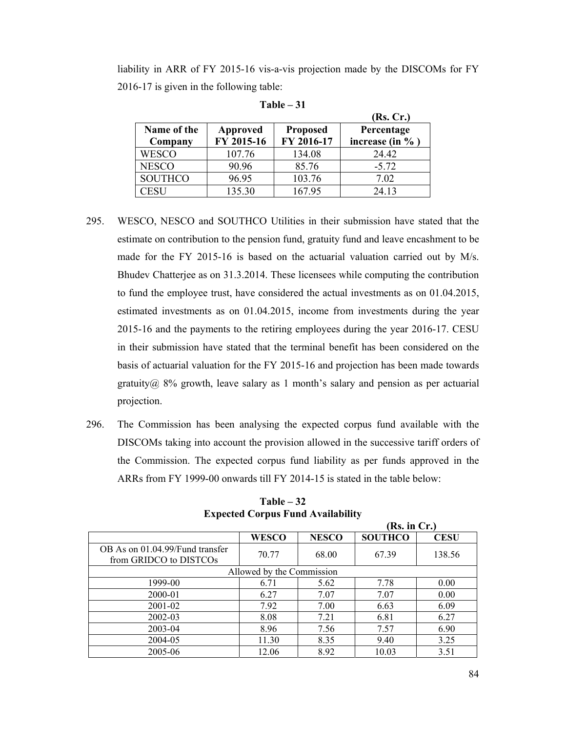liability in ARR of FY 2015-16 vis-a-vis projection made by the DISCOMs for FY 2016-17 is given in the following table:

**Table – 31**

(Rs. Cr.)

| Name of the Company | Approved FY 2015-16 | Proposed FY 2016-17 | Percentage increase (in % ) |
|---|---|---|---|
| WESCO | 107.76 | 134.08 | 24.42 |
| NESCO | 90.96 | 85.76 | -5.72 |
| SOUTHCO | 96.95 | 103.76 | 7.02 |
| CESU | 135.30 | 167.95 | 24.13 |

295. WESCO, NESCO and SOUTHCO Utilities in their submission have stated that the estimate on contribution to the pension fund, gratuity fund and leave encashment to be made for the FY 2015-16 is based on the actuarial valuation carried out by M/s. Bhudev Chatterjee as on 31.3.2014. These licensees while computing the contribution to fund the employee trust, have considered the actual investments as on 01.04.2015, estimated investments as on 01.04.2015, income from investments during the year 2015-16 and the payments to the retiring employees during the year 2016-17. CESU in their submission have stated that the terminal benefit has been considered on the basis of actuarial valuation for the FY 2015-16 and projection has been made towards gratuity@ 8% growth, leave salary as 1 month's salary and pension as per actuarial projection.

296. The Commission has been analysing the expected corpus fund available with the DISCOMs taking into account the provision allowed in the successive tariff orders of the Commission. The expected corpus fund liability as per funds approved in the ARRs from FY 1999-00 onwards till FY 2014-15 is stated in the table below:

**Table – 32**
**Expected Corpus Fund Availability**

(Rs. in Cr.)

| | WESCO | NESCO | SOUTHCO | CESU |
|---|---|---|---|---|
| OB As on 01.04.99/Fund transfer from GRIDCO to DISTCOs | 70.77 | 68.00 | 67.39 | 138.56 |
| Allowed by the Commission | | | | |
| 1999-00 | 6.71 | 5.62 | 7.78 | 0.00 |
| 2000-01 | 6.27 | 7.07 | 7.07 | 0.00 |
| 2001-02 | 7.92 | 7.00 | 6.63 | 6.09 |
| 2002-03 | 8.08 | 7.21 | 6.81 | 6.27 |
| 2003-04 | 8.96 | 7.56 | 7.57 | 6.90 |
| 2004-05 | 11.30 | 8.35 | 9.40 | 3.25 |
| 2005-06 | 12.06 | 8.92 | 10.03 | 3.51 |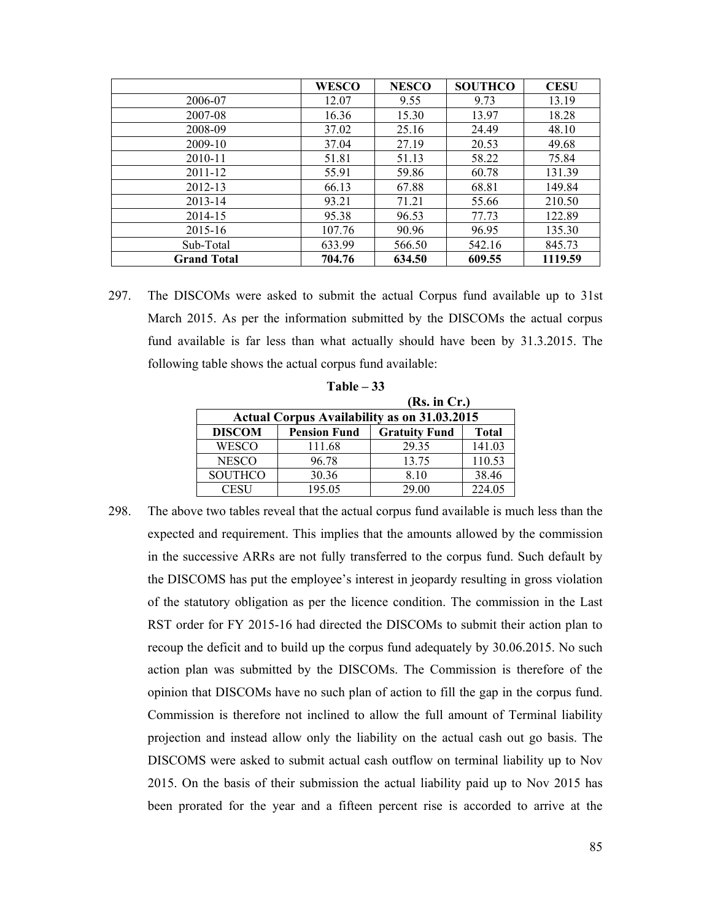| | WESCO | NESCO | SOUTHCO | CESU |
|---|---|---|---|---|
| 2006-07 | 12.07 | 9.55 | 9.73 | 13.19 |
| 2007-08 | 16.36 | 15.30 | 13.97 | 18.28 |
| 2008-09 | 37.02 | 25.16 | 24.49 | 48.10 |
| 2009-10 | 37.04 | 27.19 | 20.53 | 49.68 |
| 2010-11 | 51.81 | 51.13 | 58.22 | 75.84 |
| 2011-12 | 55.91 | 59.86 | 60.78 | 131.39 |
| 2012-13 | 66.13 | 67.88 | 68.81 | 149.84 |
| 2013-14 | 93.21 | 71.21 | 55.66 | 210.50 |
| 2014-15 | 95.38 | 96.53 | 77.73 | 122.89 |
| 2015-16 | 107.76 | 90.96 | 96.95 | 135.30 |
| Sub-Total | 633.99 | 566.50 | 542.16 | 845.73 |
| **Grand Total** | **704.76** | **634.50** | **609.55** | **1119.59** |

297. The DISCOMs were asked to submit the actual Corpus fund available up to 31st March 2015. As per the information submitted by the DISCOMs the actual corpus fund available is far less than what actually should have been by 31.3.2015. The following table shows the actual corpus fund available:

**Table – 33**

**(Rs. in Cr.)**

| **Actual Corpus Availability as on 31.03.2015** | | | |
|---|---|---|---|
| **DISCOM** | **Pension Fund** | **Gratuity Fund** | **Total** |
| WESCO | 111.68 | 29.35 | 141.03 |
| NESCO | 96.78 | 13.75 | 110.53 |
| SOUTHCO | 30.36 | 8.10 | 38.46 |
| CESU | 195.05 | 29.00 | 224.05 |

298. The above two tables reveal that the actual corpus fund available is much less than the expected and requirement. This implies that the amounts allowed by the commission in the successive ARRs are not fully transferred to the corpus fund. Such default by the DISCOMS has put the employee's interest in jeopardy resulting in gross violation of the statutory obligation as per the licence condition. The commission in the Last RST order for FY 2015-16 had directed the DISCOMs to submit their action plan to recoup the deficit and to build up the corpus fund adequately by 30.06.2015. No such action plan was submitted by the DISCOMs. The Commission is therefore of the opinion that DISCOMs have no such plan of action to fill the gap in the corpus fund. Commission is therefore not inclined to allow the full amount of Terminal liability projection and instead allow only the liability on the actual cash out go basis. The DISCOMS were asked to submit actual cash outflow on terminal liability up to Nov 2015. On the basis of their submission the actual liability paid up to Nov 2015 has been prorated for the year and a fifteen percent rise is accorded to arrive at the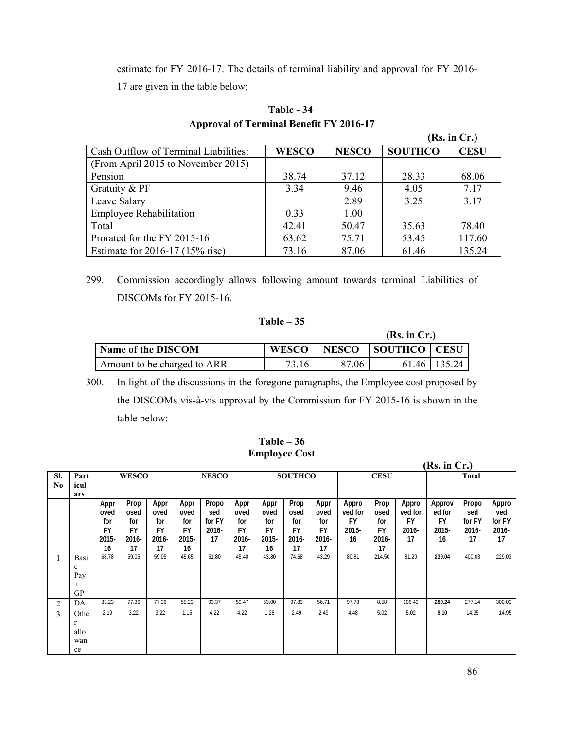estimate for FY 2016-17. The details of terminal liability and approval for FY 2016-17 are given in the table below:

**Table - 34**

**Approval of Terminal Benefit FY 2016-17**

**(Rs. in Cr.)**

| Cash Outflow of Terminal Liabilities: | WESCO | NESCO | SOUTHCO | CESU |
|---|---|---|---|---|
| (From April 2015 to November 2015) | | | | |
| Pension | 38.74 | 37.12 | 28.33 | 68.06 |
| Gratuity & PF | 3.34 | 9.46 | 4.05 | 7.17 |
| Leave Salary | | 2.89 | 3.25 | 3.17 |
| Employee Rehabilitation | 0.33 | 1.00 | | |
| Total | 42.41 | 50.47 | 35.63 | 78.40 |
| Prorated for the FY 2015-16 | 63.62 | 75.71 | 53.45 | 117.60 |
| Estimate for 2016-17 (15% rise) | 73.16 | 87.06 | 61.46 | 135.24 |

299. Commission accordingly allows following amount towards terminal Liabilities of DISCOMs for FY 2015-16.

**Table – 35**

**(Rs. in Cr.)**

| Name of the DISCOM | WESCO | NESCO | SOUTHCO | CESU |
|---|---|---|---|---|
| Amount to be charged to ARR | 73.16 | 87.06 | 61.46 | 135.24 |

300. In light of the discussions in the foregone paragraphs, the Employee cost proposed by the DISCOMs vis-à-vis approval by the Commission for FY 2015-16 is shown in the table below:

**Table – 36**

**Employee Cost**

**(Rs. in Cr.)**

| Sl. No | Particulars | WESCO | | | NESCO | | | SOUTHCO | | | CESU | | | Total | | |
|---|---|---|---|---|---|---|---|---|---|---|---|---|---|---|---|---|
| | | Approved for FY 2015-16 | Proposed for FY 2016-17 | Approved for FY 2016-17 | Approved for FY 2015-16 | Proposed for FY 2016-17 | Approved for FY 2016-17 | Approved for FY 2015-16 | Proposed for FY 2016-17 | Approved for FY 2016-17 | Approved for FY 2015-16 | Proposed for FY 2016-17 | Approved for FY 2016-17 | Approved for FY 2015-16 | Proposed for FY 2016-17 | Approved for FY 2016-17 |
| 1 | Basic Pay + GP | 68.78 | 59.05 | 59.05 | 45.65 | 51.80 | 45.40 | 43.80 | 74.68 | 43.29 | 80.81 | 214.50 | 81.29 | **239.04** | 400.03 | 229.03 |
| 2 | DA | 83.23 | 77.36 | 77.36 | 55.23 | 93.37 | 59.47 | 53.00 | 97.83 | 56.71 | 97.78 | 8.58 | 106.49 | **289.24** | 277.14 | 300.03 |
| 3 | Other allowance | 2.19 | 3.22 | 3.22 | 1.15 | 4.22 | 4.22 | 1.28 | 2.49 | 2.49 | 4.48 | 5.02 | 5.02 | **9.10** | 14.95 | 14.95 |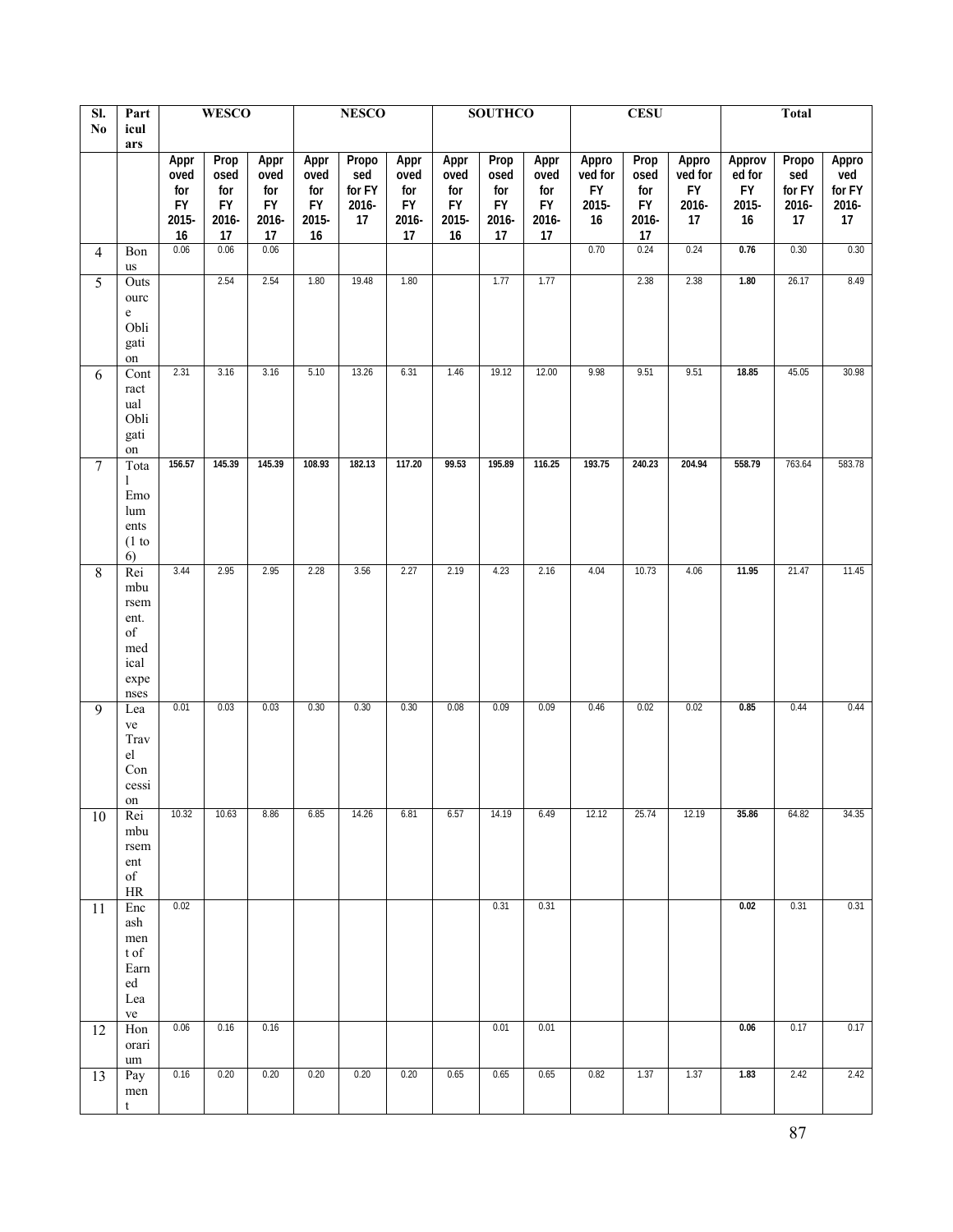| Sl. No | Particulars | WESCO | | | NESCO | | | SOUTHCO | | | CESU | | | Total | | |
|---|---|---|---|---|---|---|---|---|---|---|---|---|---|---|---|---|
| | | Approved for FY 2015-16 | Proposed for FY 2016-17 | Approved for FY 2016-17 | Approved for FY 2015-16 | Proposed for FY 2016-17 | Approved for FY 2016-17 | Approved for FY 2015-16 | Proposed for FY 2016-17 | Approved for FY 2016-17 | Approved for FY 2015-16 | Proposed for FY 2016-17 | Approved for FY 2016-17 | Approved for FY 2015-16 | Proposed for FY 2016-17 | Approved for FY 2016-17 |
| 4 | Bonus | 0.06 | 0.06 | 0.06 | | | | | | | 0.70 | 0.24 | 0.24 | **0.76** | 0.30 | 0.30 |
| 5 | Outsource Obligation | | 2.54 | 2.54 | 1.80 | 19.48 | 1.80 | | 1.77 | 1.77 | | 2.38 | 2.38 | **1.80** | 26.17 | 8.49 |
| 6 | Contractual Obligation | 2.31 | 3.16 | 3.16 | 5.10 | 13.26 | 6.31 | 1.46 | 19.12 | 12.00 | 9.98 | 9.51 | 9.51 | **18.85** | 45.05 | 30.98 |
| 7 | Total Emoluments (1 to 6) | **156.57** | **145.39** | **145.39** | **108.93** | **182.13** | **117.20** | **99.53** | **195.89** | **116.25** | **193.75** | **240.23** | **204.94** | **558.79** | 763.64 | 583.78 |
| 8 | Reimbursement. of medical expenses | 3.44 | 2.95 | 2.95 | 2.28 | 3.56 | 2.27 | 2.19 | 4.23 | 2.16 | 4.04 | 10.73 | 4.06 | **11.95** | 21.47 | 11.45 |
| 9 | Leave Travel Concession | 0.01 | 0.03 | 0.03 | 0.30 | 0.30 | 0.30 | 0.08 | 0.09 | 0.09 | 0.46 | 0.02 | 0.02 | **0.85** | 0.44 | 0.44 |
| 10 | Reimbursement of HR | 10.32 | 10.63 | 8.86 | 6.85 | 14.26 | 6.81 | 6.57 | 14.19 | 6.49 | 12.12 | 25.74 | 12.19 | **35.86** | 64.82 | 34.35 |
| 11 | Encashment of Earned Leave | 0.02 | | | | | | | 0.31 | 0.31 | | | | **0.02** | 0.31 | 0.31 |
| 12 | Honorarium | 0.06 | 0.16 | 0.16 | | | | | 0.01 | 0.01 | | | | **0.06** | 0.17 | 0.17 |
| 13 | Payment | 0.16 | 0.20 | 0.20 | 0.20 | 0.20 | 0.20 | 0.65 | 0.65 | 0.65 | 0.82 | 1.37 | 1.37 | **1.83** | 2.42 | 2.42 |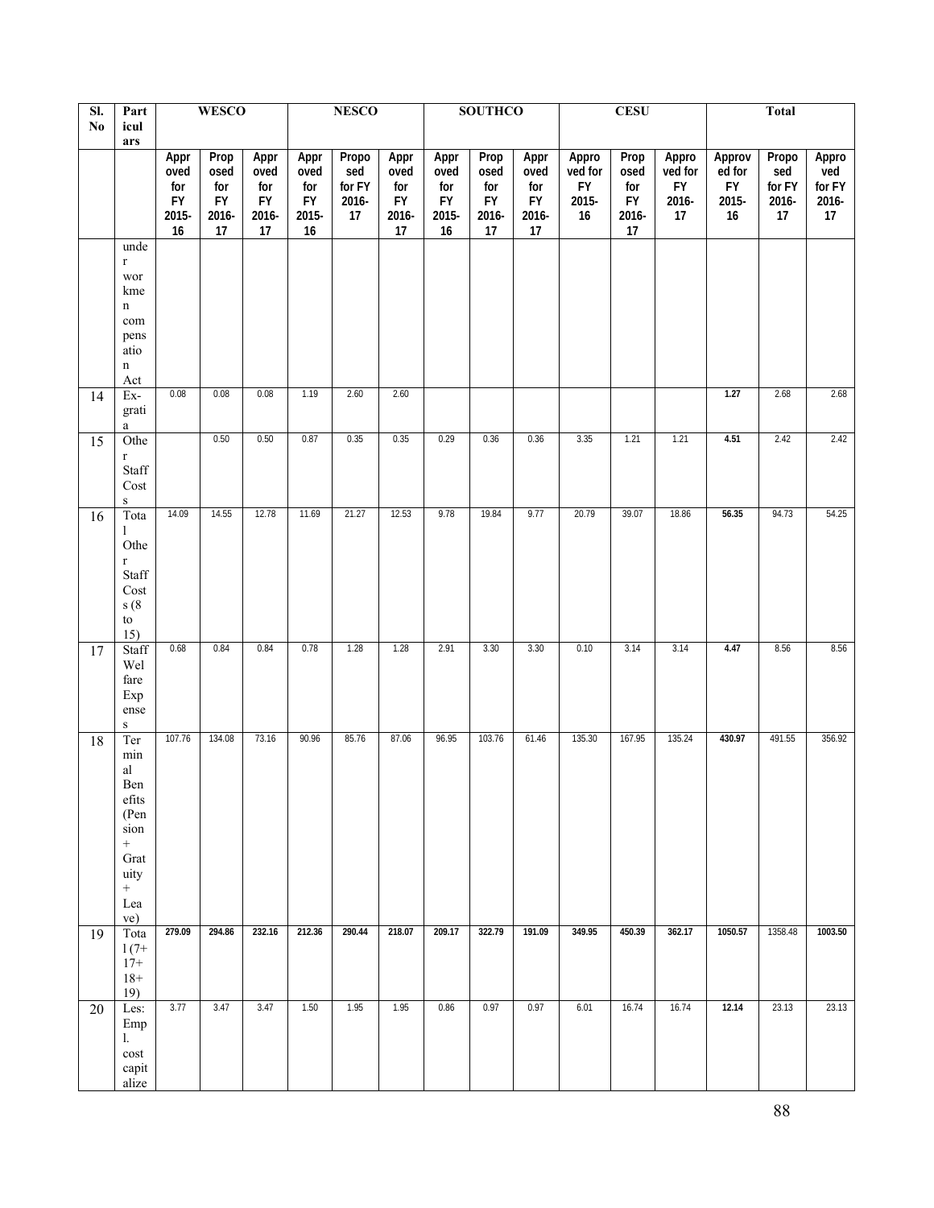| Sl. No | Particulars | WESCO | | | NESCO | | | SOUTHCO | | | CESU | | | Total | | |
|---|---|---|---|---|---|---|---|---|---|---|---|---|---|---|---|---|
| | | Approved for FY 2015-16 | Proposed for FY 2016-17 | Approved for FY 2016-17 | Approved for FY 2015-16 | Proposed for FY 2016-17 | Approved for FY 2016-17 | Approved for FY 2015-16 | Proposed for FY 2016-17 | Approved for FY 2016-17 | Approved for FY 2015-16 | Proposed for FY 2016-17 | Approved for FY 2016-17 | Approved for FY 2015-16 | Proposed for FY 2016-17 | Approved for FY 2016-17 |
| | under workmen compensation Act | | | | | | | | | | | | | | | |
| 14 | Ex-gratia | 0.08 | 0.08 | 0.08 | 1.19 | 2.60 | 2.60 | | | | | | | **1.27** | 2.68 | 2.68 |
| 15 | Other Staff Costs | | 0.50 | 0.50 | 0.87 | 0.35 | 0.35 | 0.29 | 0.36 | 0.36 | 3.35 | 1.21 | 1.21 | **4.51** | 2.42 | 2.42 |
| 16 | Total Other Staff Costs (8 to 15) | 14.09 | 14.55 | 12.78 | 11.69 | 21.27 | 12.53 | 9.78 | 19.84 | 9.77 | 20.79 | 39.07 | 18.86 | **56.35** | 94.73 | 54.25 |
| 17 | Staff Welfare Expenses | 0.68 | 0.84 | 0.84 | 0.78 | 1.28 | 1.28 | 2.91 | 3.30 | 3.30 | 0.10 | 3.14 | 3.14 | **4.47** | 8.56 | 8.56 |
| 18 | Terminal Benefits (Pension + Gratuity + Leave) | 107.76 | 134.08 | 73.16 | 90.96 | 85.76 | 87.06 | 96.95 | 103.76 | 61.46 | 135.30 | 167.95 | 135.24 | **430.97** | 491.55 | 356.92 |
| 19 | Total (7+17+18+19) | **279.09** | **294.86** | **232.16** | **212.36** | **290.44** | **218.07** | **209.17** | **322.79** | **191.09** | **349.95** | **450.39** | **362.17** | **1050.57** | 1358.48 | **1003.50** |
| 20 | Less: Empl. cost capitalize | 3.77 | 3.47 | 3.47 | 1.50 | 1.95 | 1.95 | 0.86 | 0.97 | 0.97 | 6.01 | 16.74 | 16.74 | **12.14** | 23.13 | 23.13 |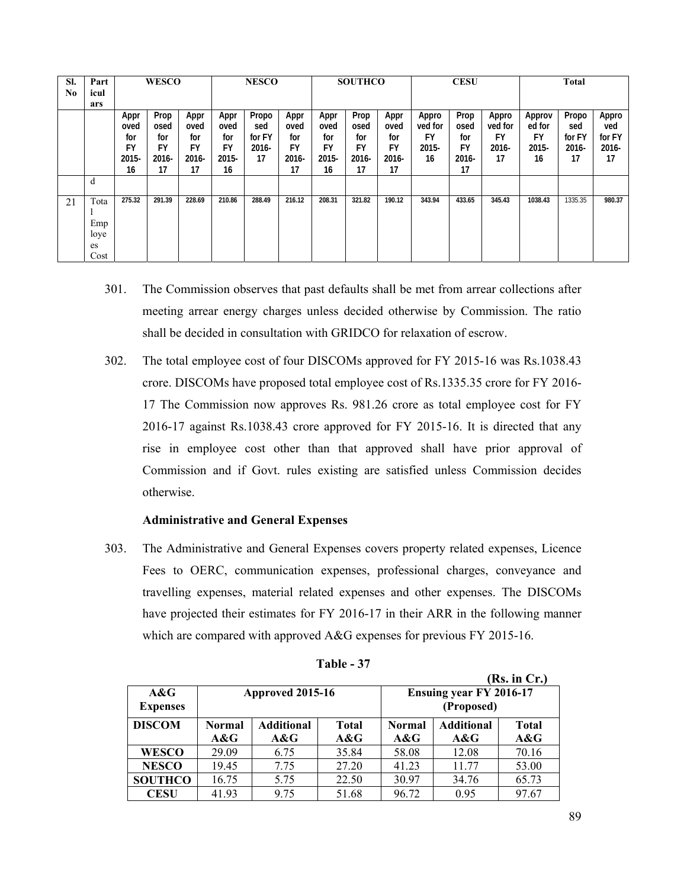| Sl. No | Particulars | WESCO | | | NESCO | | | SOUTHCO | | | CESU | | | Total | | |
|---|---|---|---|---|---|---|---|---|---|---|---|---|---|---|---|---|
| | | Approved for FY 2015-16 | Proposed for FY 2016-17 | Approved for FY 2016-17 | Approved for FY 2015-16 | Proposed for FY 2016-17 | Approved for FY 2016-17 | Approved for FY 2015-16 | Proposed for FY 2016-17 | Approved for FY 2016-17 | Approved for FY 2015-16 | Proposed for FY 2016-17 | Approved for FY 2016-17 | Approved for FY 2015-16 | Proposed for FY 2016-17 | Approved for FY 2016-17 |
| | d | | | | | | | | | | | | | | | |
| 21 | Total Employees Cost | 275.32 | 291.39 | 228.69 | 210.86 | 288.49 | 216.12 | 208.31 | 321.82 | 190.12 | 343.94 | 433.65 | 345.43 | 1038.43 | 1335.35 | 980.37 |

301. The Commission observes that past defaults shall be met from arrear collections after meeting arrear energy charges unless decided otherwise by Commission. The ratio shall be decided in consultation with GRIDCO for relaxation of escrow.

302. The total employee cost of four DISCOMs approved for FY 2015-16 was Rs.1038.43 crore. DISCOMs have proposed total employee cost of Rs.1335.35 crore for FY 2016-17 The Commission now approves Rs. 981.26 crore as total employee cost for FY 2016-17 against Rs.1038.43 crore approved for FY 2015-16. It is directed that any rise in employee cost other than that approved shall have prior approval of Commission and if Govt. rules existing are satisfied unless Commission decides otherwise.

**Administrative and General Expenses**

303. The Administrative and General Expenses covers property related expenses, Licence Fees to OERC, communication expenses, professional charges, conveyance and travelling expenses, material related expenses and other expenses. The DISCOMs have projected their estimates for FY 2016-17 in their ARR in the following manner which are compared with approved A&G expenses for previous FY 2015-16.

**Table - 37**

**(Rs. in Cr.)**

| A&G Expenses | Approved 2015-16 | | | Ensuing year FY 2016-17 (Proposed) | | |
|---|---|---|---|---|---|---|
| DISCOM | Normal A&G | Additional A&G | Total A&G | Normal A&G | Additional A&G | Total A&G |
| WESCO | 29.09 | 6.75 | 35.84 | 58.08 | 12.08 | 70.16 |
| NESCO | 19.45 | 7.75 | 27.20 | 41.23 | 11.77 | 53.00 |
| SOUTHCO | 16.75 | 5.75 | 22.50 | 30.97 | 34.76 | 65.73 |
| CESU | 41.93 | 9.75 | 51.68 | 96.72 | 0.95 | 97.67 |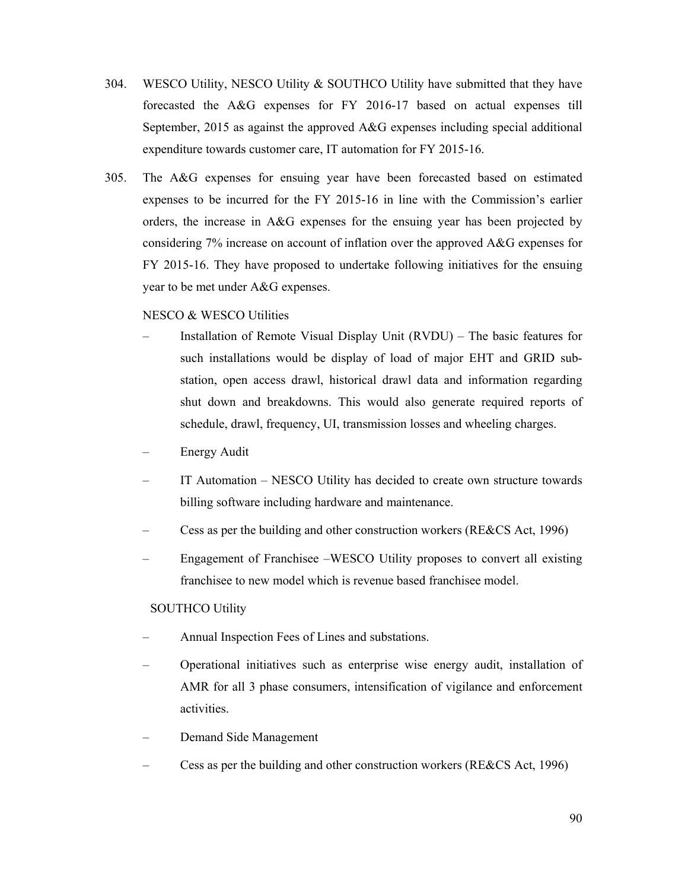304. WESCO Utility, NESCO Utility & SOUTHCO Utility have submitted that they have forecasted the A&G expenses for FY 2016-17 based on actual expenses till September, 2015 as against the approved A&G expenses including special additional expenditure towards customer care, IT automation for FY 2015-16.

305. The A&G expenses for ensuing year have been forecasted based on estimated expenses to be incurred for the FY 2015-16 in line with the Commission's earlier orders, the increase in A&G expenses for the ensuing year has been projected by considering 7% increase on account of inflation over the approved A&G expenses for FY 2015-16. They have proposed to undertake following initiatives for the ensuing year to be met under A&G expenses.

NESCO & WESCO Utilities

- Installation of Remote Visual Display Unit (RVDU) – The basic features for such installations would be display of load of major EHT and GRID sub-station, open access drawl, historical drawl data and information regarding shut down and breakdowns. This would also generate required reports of schedule, drawl, frequency, UI, transmission losses and wheeling charges.
- Energy Audit
- IT Automation – NESCO Utility has decided to create own structure towards billing software including hardware and maintenance.
- Cess as per the building and other construction workers (RE&CS Act, 1996)
- Engagement of Franchisee –WESCO Utility proposes to convert all existing franchisee to new model which is revenue based franchisee model.

SOUTHCO Utility

- Annual Inspection Fees of Lines and substations.
- Operational initiatives such as enterprise wise energy audit, installation of AMR for all 3 phase consumers, intensification of vigilance and enforcement activities.
- Demand Side Management
- Cess as per the building and other construction workers (RE&CS Act, 1996)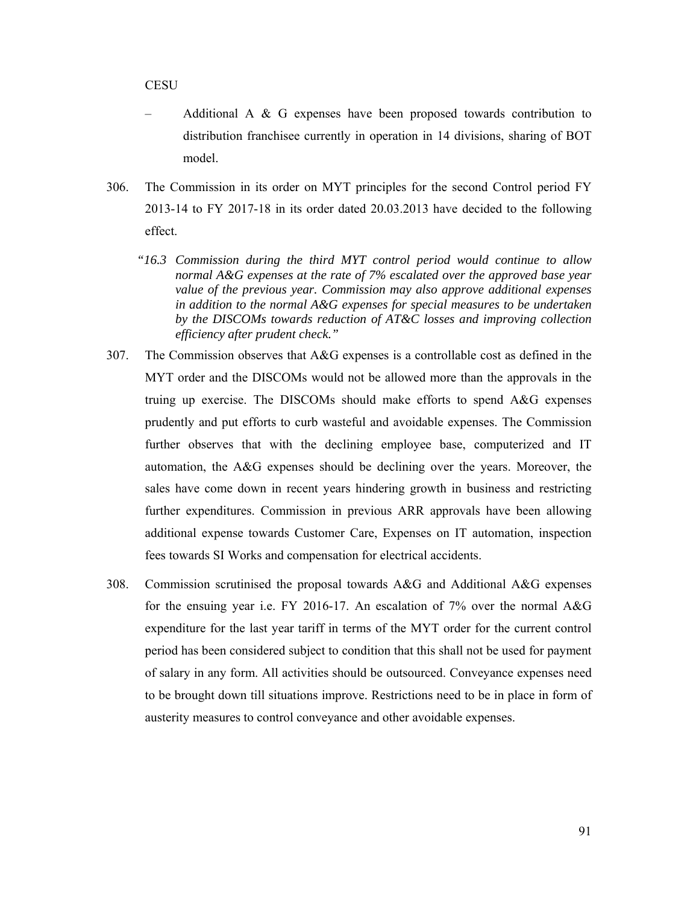CESU

– Additional A & G expenses have been proposed towards contribution to distribution franchisee currently in operation in 14 divisions, sharing of BOT model.

306. The Commission in its order on MYT principles for the second Control period FY 2013-14 to FY 2017-18 in its order dated 20.03.2013 have decided to the following effect.

> *"16.3 Commission during the third MYT control period would continue to allow normal A&G expenses at the rate of 7% escalated over the approved base year value of the previous year. Commission may also approve additional expenses in addition to the normal A&G expenses for special measures to be undertaken by the DISCOMs towards reduction of AT&C losses and improving collection efficiency after prudent check."*

307. The Commission observes that A&G expenses is a controllable cost as defined in the MYT order and the DISCOMs would not be allowed more than the approvals in the truing up exercise. The DISCOMs should make efforts to spend A&G expenses prudently and put efforts to curb wasteful and avoidable expenses. The Commission further observes that with the declining employee base, computerized and IT automation, the A&G expenses should be declining over the years. Moreover, the sales have come down in recent years hindering growth in business and restricting further expenditures. Commission in previous ARR approvals have been allowing additional expense towards Customer Care, Expenses on IT automation, inspection fees towards SI Works and compensation for electrical accidents.

308. Commission scrutinised the proposal towards A&G and Additional A&G expenses for the ensuing year i.e. FY 2016-17. An escalation of 7% over the normal A&G expenditure for the last year tariff in terms of the MYT order for the current control period has been considered subject to condition that this shall not be used for payment of salary in any form. All activities should be outsourced. Conveyance expenses need to be brought down till situations improve. Restrictions need to be in place in form of austerity measures to control conveyance and other avoidable expenses.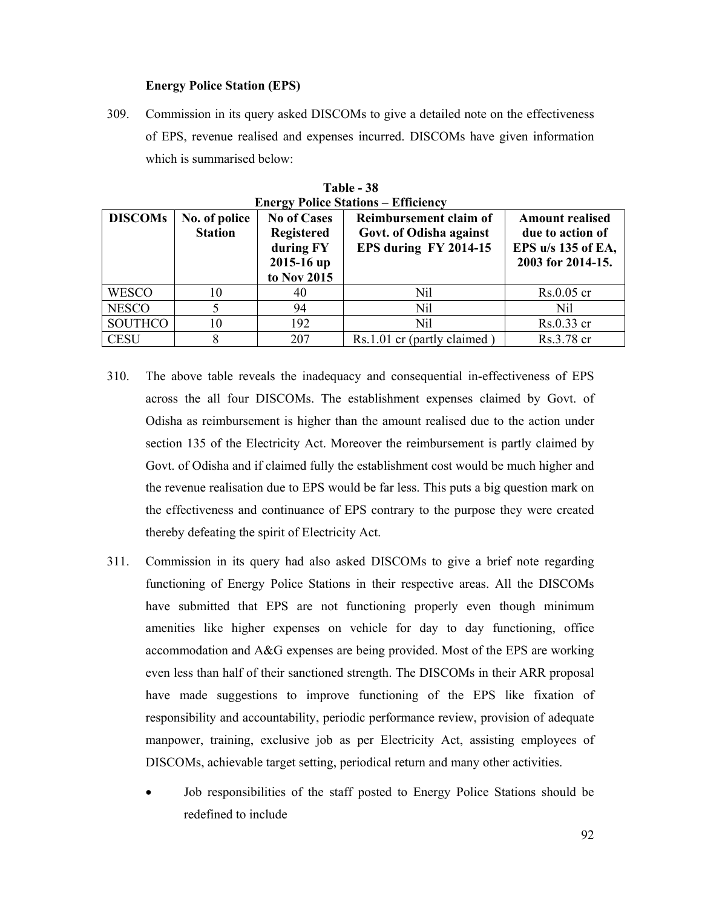**Energy Police Station (EPS)**

309. Commission in its query asked DISCOMs to give a detailed note on the effectiveness of EPS, revenue realised and expenses incurred. DISCOMs have given information which is summarised below:

**Table - 38**
**Energy Police Stations – Efficiency**

| DISCOMs | No. of police Station | No of Cases Registered during FY 2015-16 up to Nov 2015 | Reimbursement claim of Govt. of Odisha against EPS during FY 2014-15 | Amount realised due to action of EPS u/s 135 of EA, 2003 for 2014-15. |
|---|---|---|---|---|
| WESCO | 10 | 40 | Nil | Rs.0.05 cr |
| NESCO | 5 | 94 | Nil | Nil |
| SOUTHCO | 10 | 192 | Nil | Rs.0.33 cr |
| CESU | 8 | 207 | Rs.1.01 cr (partly claimed ) | Rs.3.78 cr |

310. The above table reveals the inadequacy and consequential in-effectiveness of EPS across the all four DISCOMs. The establishment expenses claimed by Govt. of Odisha as reimbursement is higher than the amount realised due to the action under section 135 of the Electricity Act. Moreover the reimbursement is partly claimed by Govt. of Odisha and if claimed fully the establishment cost would be much higher and the revenue realisation due to EPS would be far less. This puts a big question mark on the effectiveness and continuance of EPS contrary to the purpose they were created thereby defeating the spirit of Electricity Act.

311. Commission in its query had also asked DISCOMs to give a brief note regarding functioning of Energy Police Stations in their respective areas. All the DISCOMs have submitted that EPS are not functioning properly even though minimum amenities like higher expenses on vehicle for day to day functioning, office accommodation and A&G expenses are being provided. Most of the EPS are working even less than half of their sanctioned strength. The DISCOMs in their ARR proposal have made suggestions to improve functioning of the EPS like fixation of responsibility and accountability, periodic performance review, provision of adequate manpower, training, exclusive job as per Electricity Act, assisting employees of DISCOMs, achievable target setting, periodical return and many other activities.

- Job responsibilities of the staff posted to Energy Police Stations should be redefined to include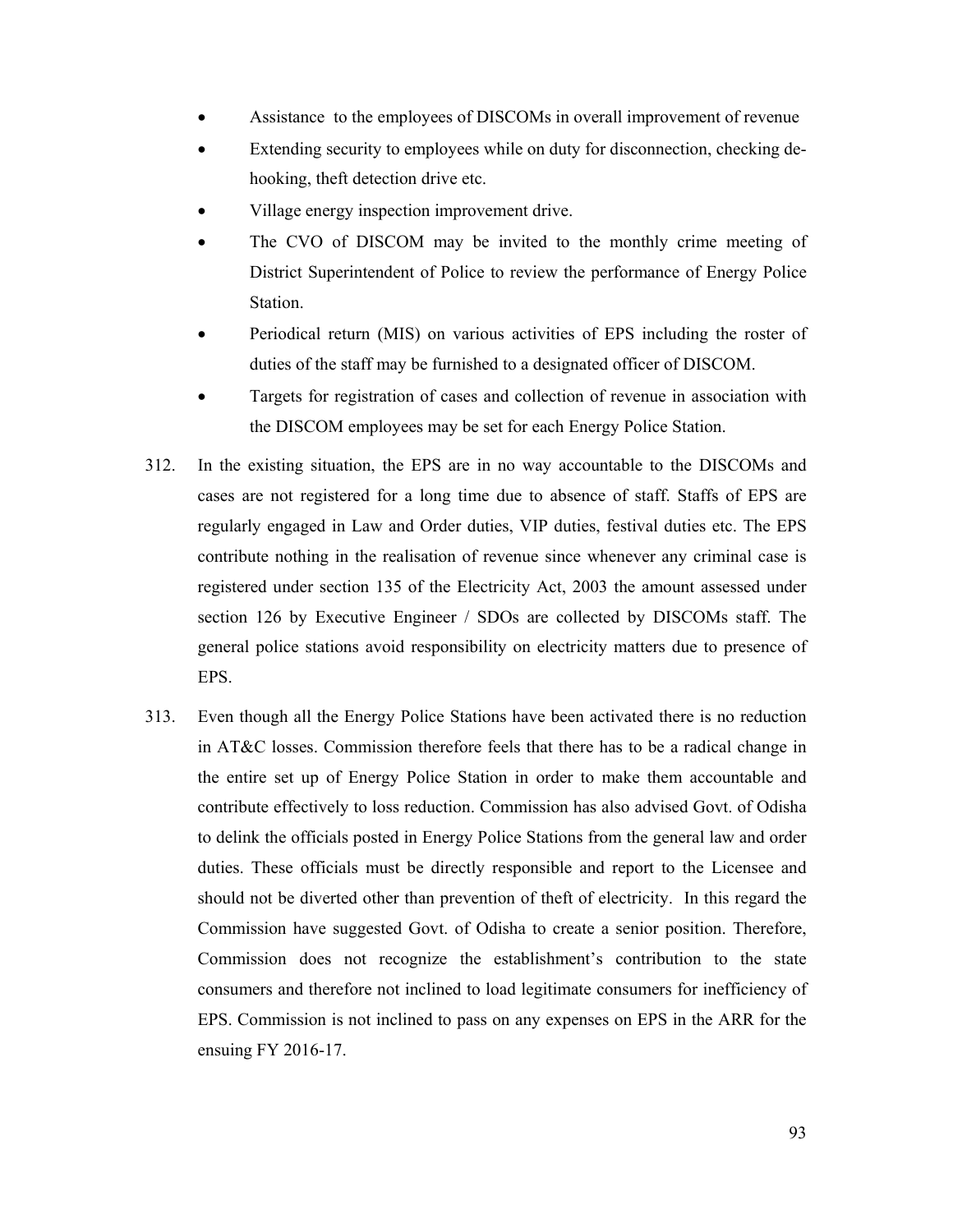- Assistance to the employees of DISCOMs in overall improvement of revenue
- Extending security to employees while on duty for disconnection, checking de-hooking, theft detection drive etc.
- Village energy inspection improvement drive.
- The CVO of DISCOM may be invited to the monthly crime meeting of District Superintendent of Police to review the performance of Energy Police Station.
- Periodical return (MIS) on various activities of EPS including the roster of duties of the staff may be furnished to a designated officer of DISCOM.
- Targets for registration of cases and collection of revenue in association with the DISCOM employees may be set for each Energy Police Station.

312. In the existing situation, the EPS are in no way accountable to the DISCOMs and cases are not registered for a long time due to absence of staff. Staffs of EPS are regularly engaged in Law and Order duties, VIP duties, festival duties etc. The EPS contribute nothing in the realisation of revenue since whenever any criminal case is registered under section 135 of the Electricity Act, 2003 the amount assessed under section 126 by Executive Engineer / SDOs are collected by DISCOMs staff. The general police stations avoid responsibility on electricity matters due to presence of EPS.

313. Even though all the Energy Police Stations have been activated there is no reduction in AT&C losses. Commission therefore feels that there has to be a radical change in the entire set up of Energy Police Station in order to make them accountable and contribute effectively to loss reduction. Commission has also advised Govt. of Odisha to delink the officials posted in Energy Police Stations from the general law and order duties. These officials must be directly responsible and report to the Licensee and should not be diverted other than prevention of theft of electricity. In this regard the Commission have suggested Govt. of Odisha to create a senior position. Therefore, Commission does not recognize the establishment's contribution to the state consumers and therefore not inclined to load legitimate consumers for inefficiency of EPS. Commission is not inclined to pass on any expenses on EPS in the ARR for the ensuing FY 2016-17.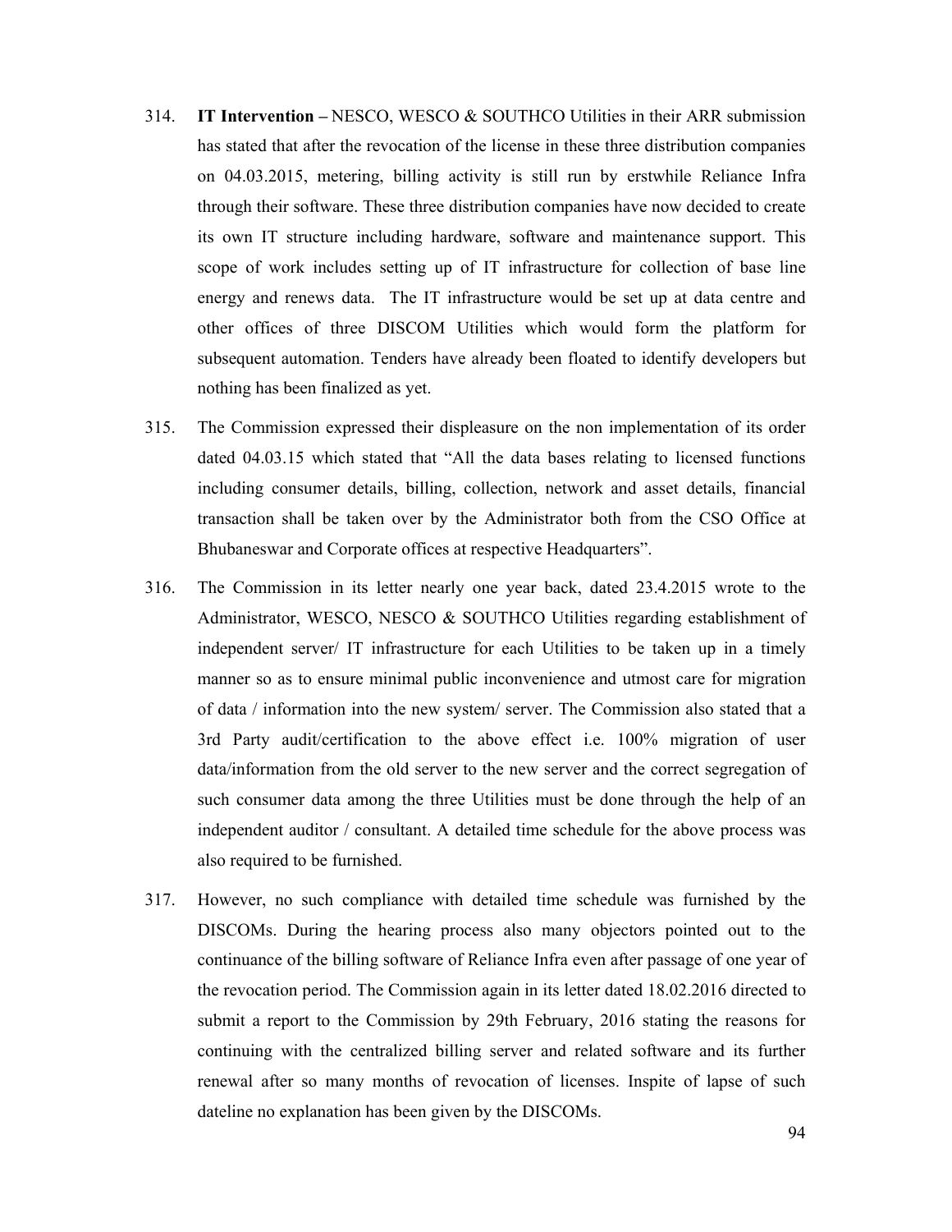314. **IT Intervention –** NESCO, WESCO & SOUTHCO Utilities in their ARR submission has stated that after the revocation of the license in these three distribution companies on 04.03.2015, metering, billing activity is still run by erstwhile Reliance Infra through their software. These three distribution companies have now decided to create its own IT structure including hardware, software and maintenance support. This scope of work includes setting up of IT infrastructure for collection of base line energy and renews data. The IT infrastructure would be set up at data centre and other offices of three DISCOM Utilities which would form the platform for subsequent automation. Tenders have already been floated to identify developers but nothing has been finalized as yet.

315. The Commission expressed their displeasure on the non implementation of its order dated 04.03.15 which stated that "All the data bases relating to licensed functions including consumer details, billing, collection, network and asset details, financial transaction shall be taken over by the Administrator both from the CSO Office at Bhubaneswar and Corporate offices at respective Headquarters".

316. The Commission in its letter nearly one year back, dated 23.4.2015 wrote to the Administrator, WESCO, NESCO & SOUTHCO Utilities regarding establishment of independent server/ IT infrastructure for each Utilities to be taken up in a timely manner so as to ensure minimal public inconvenience and utmost care for migration of data / information into the new system/ server. The Commission also stated that a 3rd Party audit/certification to the above effect i.e. 100% migration of user data/information from the old server to the new server and the correct segregation of such consumer data among the three Utilities must be done through the help of an independent auditor / consultant. A detailed time schedule for the above process was also required to be furnished.

317. However, no such compliance with detailed time schedule was furnished by the DISCOMs. During the hearing process also many objectors pointed out to the continuance of the billing software of Reliance Infra even after passage of one year of the revocation period. The Commission again in its letter dated 18.02.2016 directed to submit a report to the Commission by 29th February, 2016 stating the reasons for continuing with the centralized billing server and related software and its further renewal after so many months of revocation of licenses. Inspite of lapse of such dateline no explanation has been given by the DISCOMs.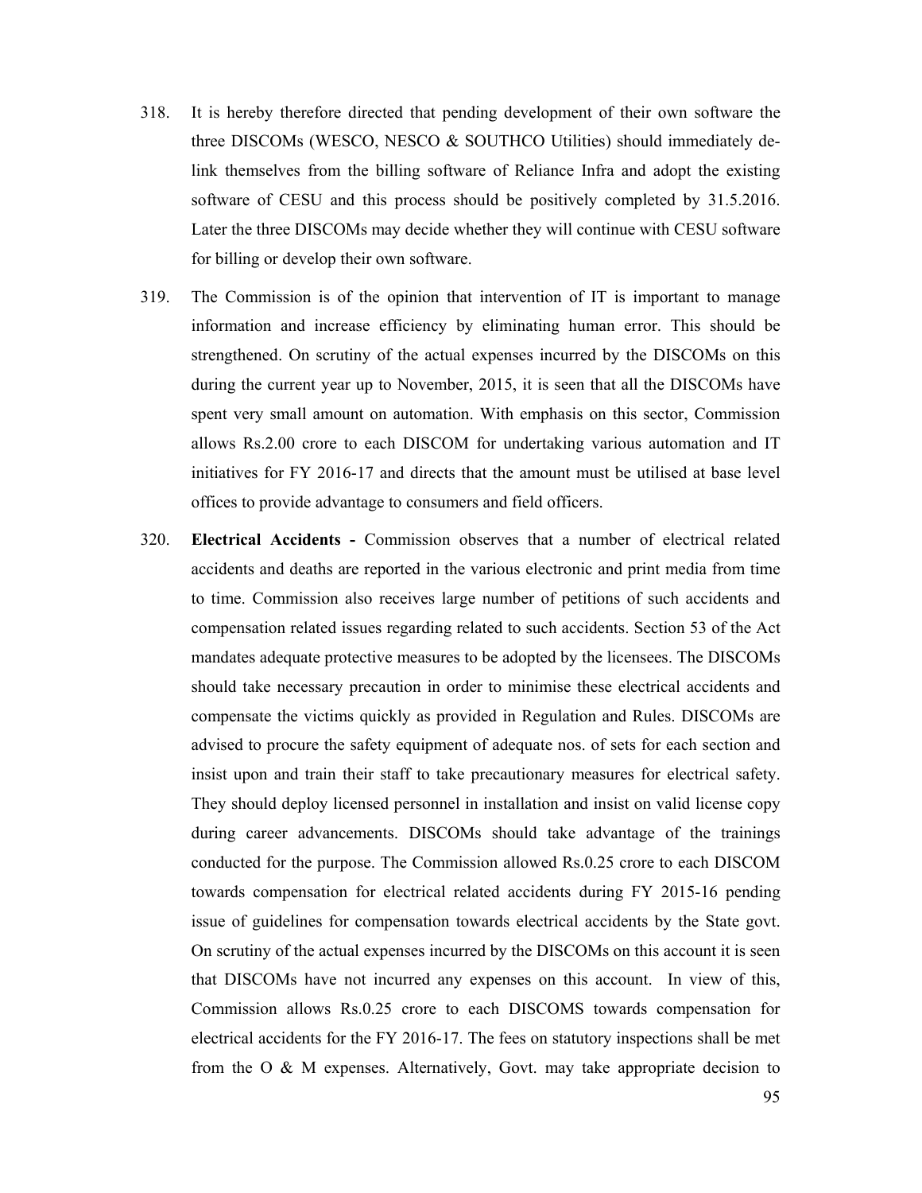318. It is hereby therefore directed that pending development of their own software the three DISCOMs (WESCO, NESCO & SOUTHCO Utilities) should immediately de-link themselves from the billing software of Reliance Infra and adopt the existing software of CESU and this process should be positively completed by 31.5.2016. Later the three DISCOMs may decide whether they will continue with CESU software for billing or develop their own software.

319. The Commission is of the opinion that intervention of IT is important to manage information and increase efficiency by eliminating human error. This should be strengthened. On scrutiny of the actual expenses incurred by the DISCOMs on this during the current year up to November, 2015, it is seen that all the DISCOMs have spent very small amount on automation. With emphasis on this sector, Commission allows Rs.2.00 crore to each DISCOM for undertaking various automation and IT initiatives for FY 2016-17 and directs that the amount must be utilised at base level offices to provide advantage to consumers and field officers.

320. **Electrical Accidents -** Commission observes that a number of electrical related accidents and deaths are reported in the various electronic and print media from time to time. Commission also receives large number of petitions of such accidents and compensation related issues regarding related to such accidents. Section 53 of the Act mandates adequate protective measures to be adopted by the licensees. The DISCOMs should take necessary precaution in order to minimise these electrical accidents and compensate the victims quickly as provided in Regulation and Rules. DISCOMs are advised to procure the safety equipment of adequate nos. of sets for each section and insist upon and train their staff to take precautionary measures for electrical safety. They should deploy licensed personnel in installation and insist on valid license copy during career advancements. DISCOMs should take advantage of the trainings conducted for the purpose. The Commission allowed Rs.0.25 crore to each DISCOM towards compensation for electrical related accidents during FY 2015-16 pending issue of guidelines for compensation towards electrical accidents by the State govt. On scrutiny of the actual expenses incurred by the DISCOMs on this account it is seen that DISCOMs have not incurred any expenses on this account. In view of this, Commission allows Rs.0.25 crore to each DISCOMS towards compensation for electrical accidents for the FY 2016-17. The fees on statutory inspections shall be met from the O & M expenses. Alternatively, Govt. may take appropriate decision to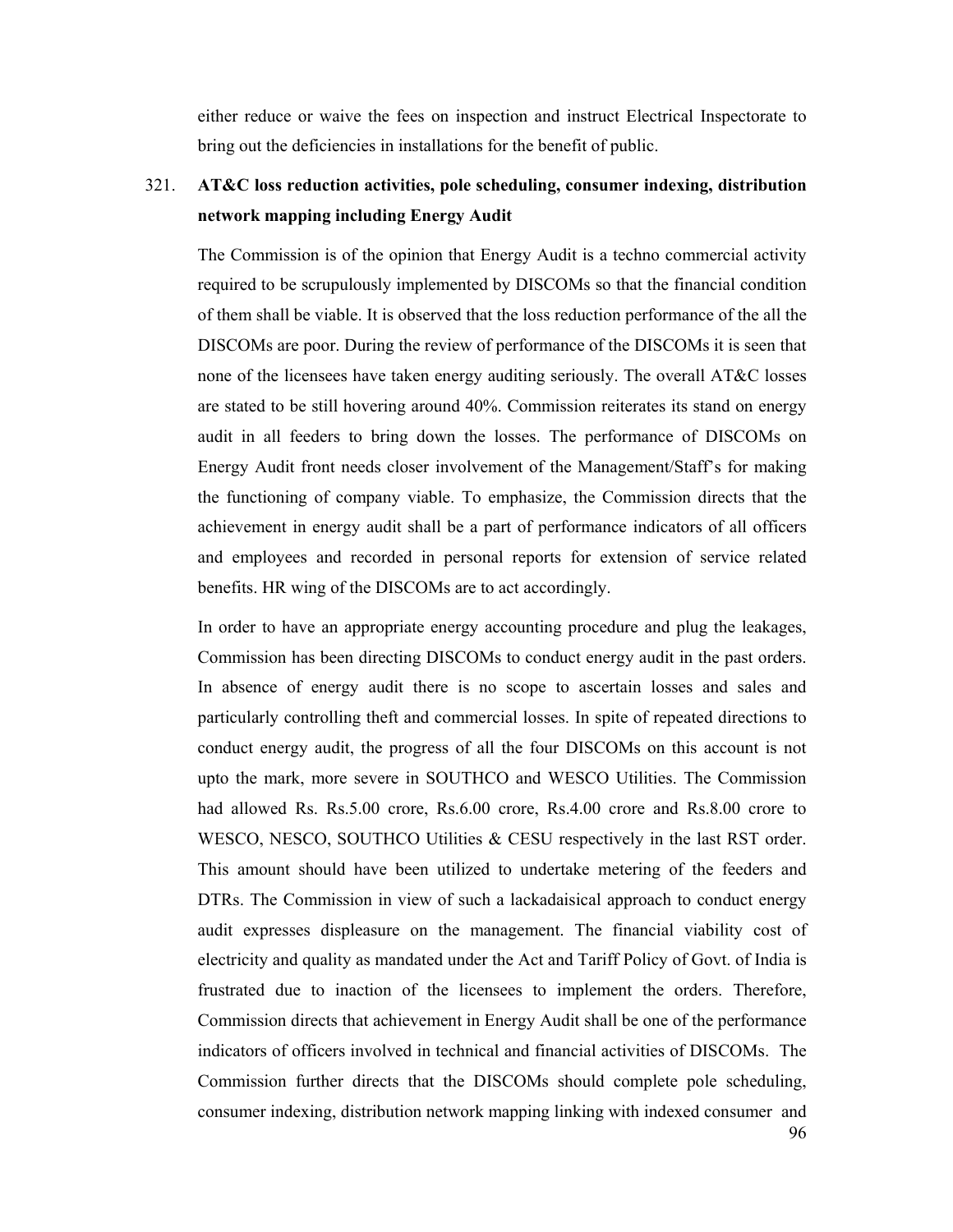either reduce or waive the fees on inspection and instruct Electrical Inspectorate to bring out the deficiencies in installations for the benefit of public.

321. **AT&C loss reduction activities, pole scheduling, consumer indexing, distribution network mapping including Energy Audit**

The Commission is of the opinion that Energy Audit is a techno commercial activity required to be scrupulously implemented by DISCOMs so that the financial condition of them shall be viable. It is observed that the loss reduction performance of the all the DISCOMs are poor. During the review of performance of the DISCOMs it is seen that none of the licensees have taken energy auditing seriously. The overall AT&C losses are stated to be still hovering around 40%. Commission reiterates its stand on energy audit in all feeders to bring down the losses. The performance of DISCOMs on Energy Audit front needs closer involvement of the Management/Staff's for making the functioning of company viable. To emphasize, the Commission directs that the achievement in energy audit shall be a part of performance indicators of all officers and employees and recorded in personal reports for extension of service related benefits. HR wing of the DISCOMs are to act accordingly.

In order to have an appropriate energy accounting procedure and plug the leakages, Commission has been directing DISCOMs to conduct energy audit in the past orders. In absence of energy audit there is no scope to ascertain losses and sales and particularly controlling theft and commercial losses. In spite of repeated directions to conduct energy audit, the progress of all the four DISCOMs on this account is not upto the mark, more severe in SOUTHCO and WESCO Utilities. The Commission had allowed Rs. Rs.5.00 crore, Rs.6.00 crore, Rs.4.00 crore and Rs.8.00 crore to WESCO, NESCO, SOUTHCO Utilities & CESU respectively in the last RST order. This amount should have been utilized to undertake metering of the feeders and DTRs. The Commission in view of such a lackadaisical approach to conduct energy audit expresses displeasure on the management. The financial viability cost of electricity and quality as mandated under the Act and Tariff Policy of Govt. of India is frustrated due to inaction of the licensees to implement the orders. Therefore, Commission directs that achievement in Energy Audit shall be one of the performance indicators of officers involved in technical and financial activities of DISCOMs. The Commission further directs that the DISCOMs should complete pole scheduling, consumer indexing, distribution network mapping linking with indexed consumer and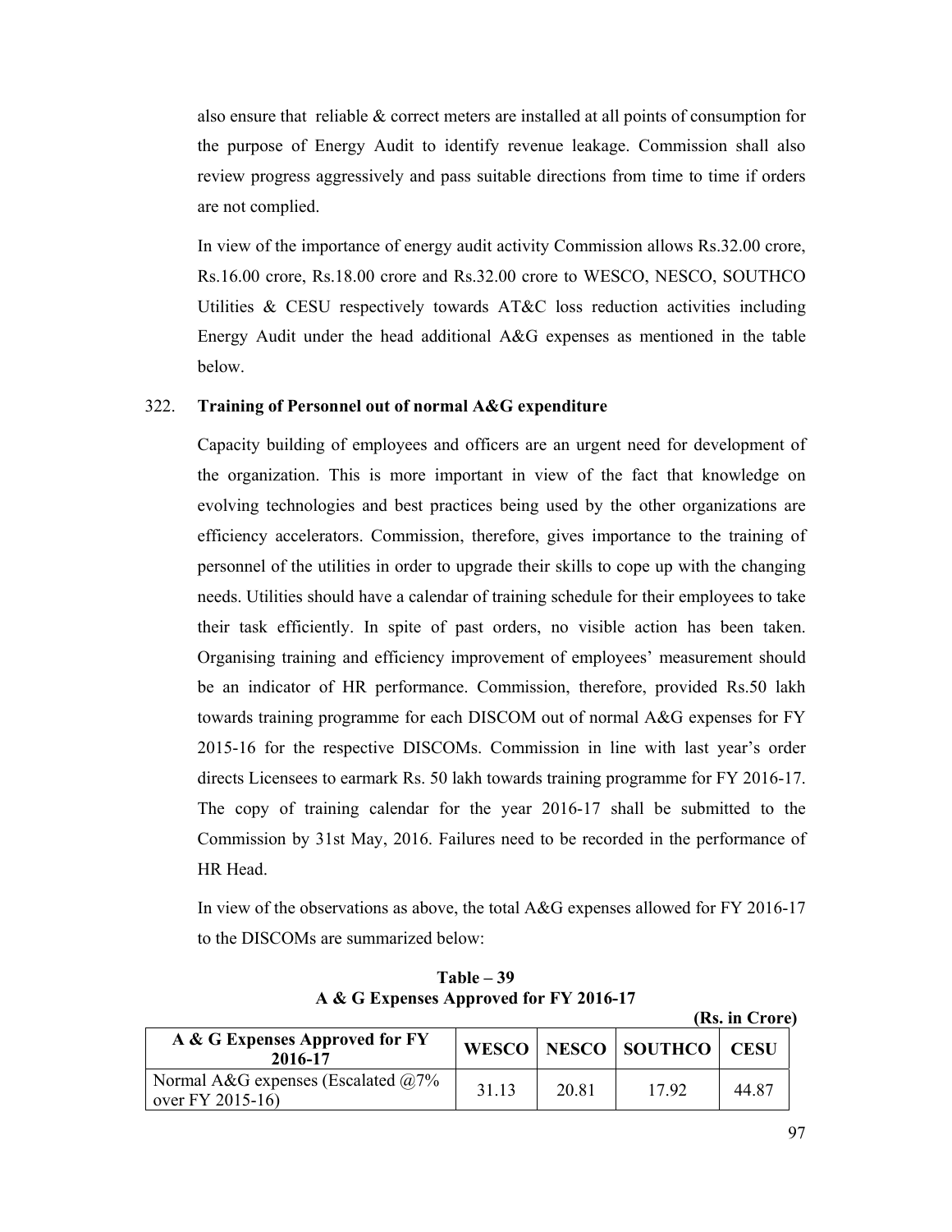also ensure that reliable & correct meters are installed at all points of consumption for the purpose of Energy Audit to identify revenue leakage. Commission shall also review progress aggressively and pass suitable directions from time to time if orders are not complied.

In view of the importance of energy audit activity Commission allows Rs.32.00 crore, Rs.16.00 crore, Rs.18.00 crore and Rs.32.00 crore to WESCO, NESCO, SOUTHCO Utilities & CESU respectively towards AT&C loss reduction activities including Energy Audit under the head additional A&G expenses as mentioned in the table below.

322. **Training of Personnel out of normal A&G expenditure**

Capacity building of employees and officers are an urgent need for development of the organization. This is more important in view of the fact that knowledge on evolving technologies and best practices being used by the other organizations are efficiency accelerators. Commission, therefore, gives importance to the training of personnel of the utilities in order to upgrade their skills to cope up with the changing needs. Utilities should have a calendar of training schedule for their employees to take their task efficiently. In spite of past orders, no visible action has been taken. Organising training and efficiency improvement of employees' measurement should be an indicator of HR performance. Commission, therefore, provided Rs.50 lakh towards training programme for each DISCOM out of normal A&G expenses for FY 2015-16 for the respective DISCOMs. Commission in line with last year's order directs Licensees to earmark Rs. 50 lakh towards training programme for FY 2016-17. The copy of training calendar for the year 2016-17 shall be submitted to the Commission by 31st May, 2016. Failures need to be recorded in the performance of HR Head.

In view of the observations as above, the total A&G expenses allowed for FY 2016-17 to the DISCOMs are summarized below:

**Table – 39**
**A & G Expenses Approved for FY 2016-17**

**(Rs. in Crore)**

| A & G Expenses Approved for FY 2016-17 | WESCO | NESCO | SOUTHCO | CESU |
|---|---|---|---|---|
| Normal A&G expenses (Escalated @7% over FY 2015-16) | 31.13 | 20.81 | 17.92 | 44.87 |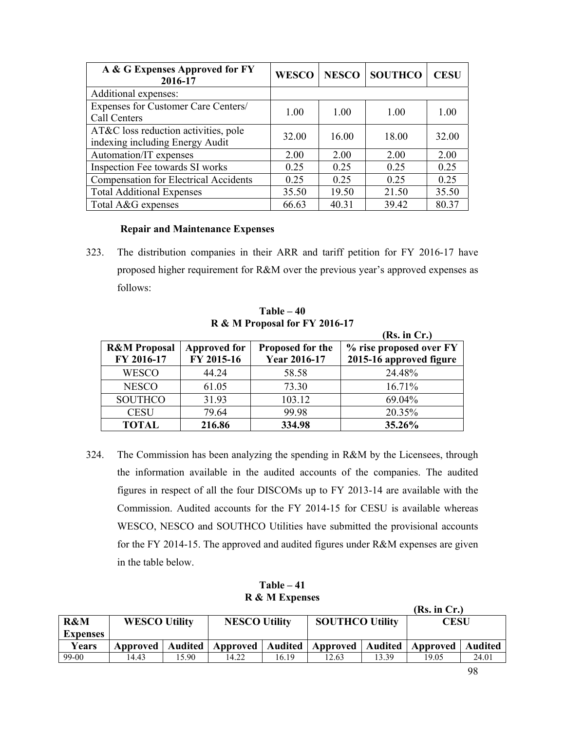| A & G Expenses Approved for FY 2016-17 | WESCO | NESCO | SOUTHCO | CESU |
|---|---|---|---|---|
| Additional expenses: | | | | |
| Expenses for Customer Care Centers/ Call Centers | 1.00 | 1.00 | 1.00 | 1.00 |
| AT&C loss reduction activities, pole indexing including Energy Audit | 32.00 | 16.00 | 18.00 | 32.00 |
| Automation/IT expenses | 2.00 | 2.00 | 2.00 | 2.00 |
| Inspection Fee towards SI works | 0.25 | 0.25 | 0.25 | 0.25 |
| Compensation for Electrical Accidents | 0.25 | 0.25 | 0.25 | 0.25 |
| Total Additional Expenses | 35.50 | 19.50 | 21.50 | 35.50 |
| Total A&G expenses | 66.63 | 40.31 | 39.42 | 80.37 |

**Repair and Maintenance Expenses**

323. The distribution companies in their ARR and tariff petition for FY 2016-17 have proposed higher requirement for R&M over the previous year's approved expenses as follows:

**Table – 40**
**R & M Proposal for FY 2016-17**

**(Rs. in Cr.)**

| R&M Proposal FY 2016-17 | Approved for FY 2015-16 | Proposed for the Year 2016-17 | % rise proposed over FY 2015-16 approved figure |
|---|---|---|---|
| WESCO | 44.24 | 58.58 | 24.48% |
| NESCO | 61.05 | 73.30 | 16.71% |
| SOUTHCO | 31.93 | 103.12 | 69.04% |
| CESU | 79.64 | 99.98 | 20.35% |
| **TOTAL** | **216.86** | **334.98** | **35.26%** |

324. The Commission has been analyzing the spending in R&M by the Licensees, through the information available in the audited accounts of the companies. The audited figures in respect of all the four DISCOMs up to FY 2013-14 are available with the Commission. Audited accounts for the FY 2014-15 for CESU is available whereas WESCO, NESCO and SOUTHCO Utilities have submitted the provisional accounts for the FY 2014-15. The approved and audited figures under R&M expenses are given in the table below.

**Table – 41**
**R & M Expenses**

**(Rs. in Cr.)**

| R&M Expenses | WESCO Utility | | NESCO Utility | | SOUTHCO Utility | | CESU | |
|---|---|---|---|---|---|---|---|---|
| Years | Approved | Audited | Approved | Audited | Approved | Audited | Approved | Audited |
| 99-00 | 14.43 | 15.90 | 14.22 | 16.19 | 12.63 | 13.39 | 19.05 | 24.01 |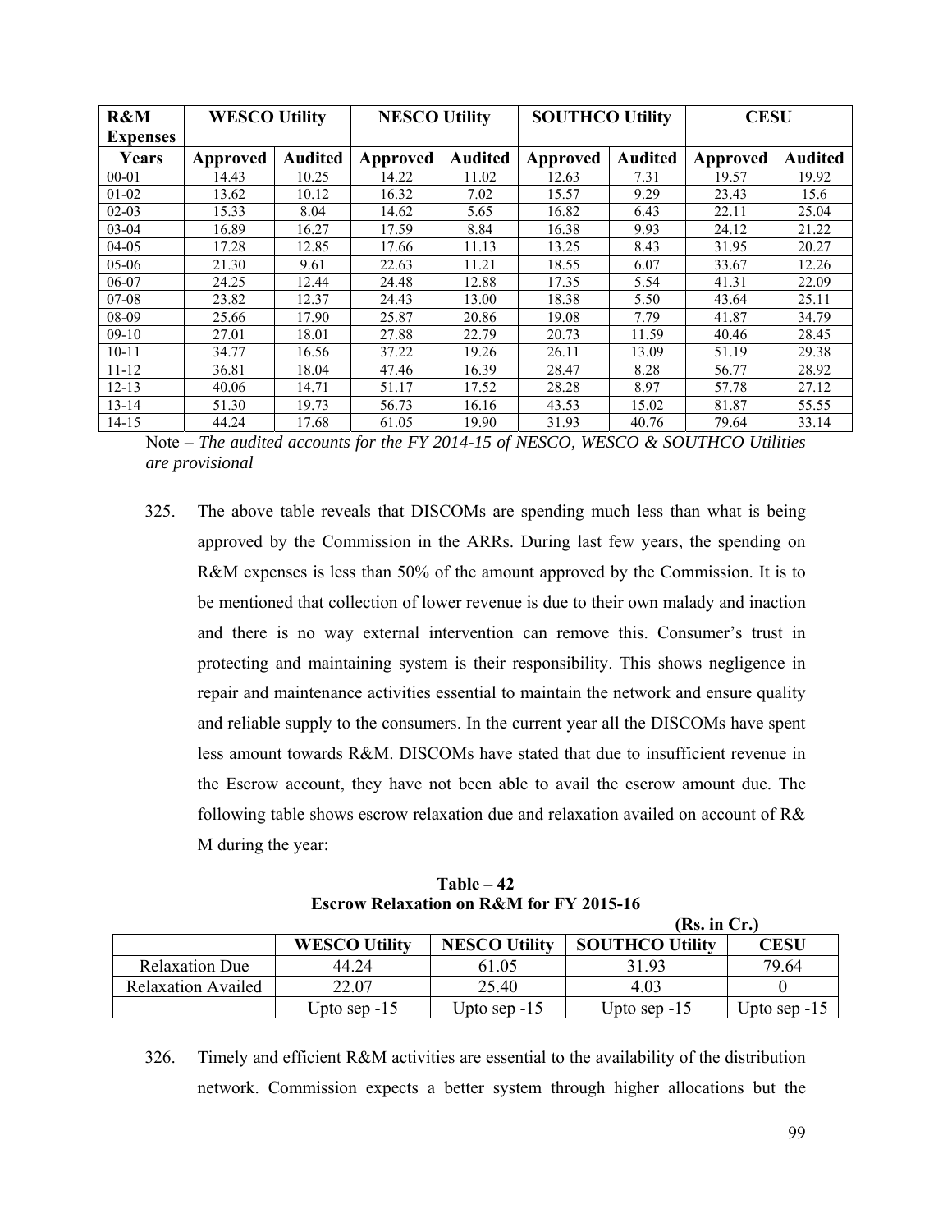| R&M Expenses | WESCO Utility | | NESCO Utility | | SOUTHCO Utility | | CESU | |
|---|---|---|---|---|---|---|---|---|
| Years | Approved | Audited | Approved | Audited | Approved | Audited | Approved | Audited |
| 00-01 | 14.43 | 10.25 | 14.22 | 11.02 | 12.63 | 7.31 | 19.57 | 19.92 |
| 01-02 | 13.62 | 10.12 | 16.32 | 7.02 | 15.57 | 9.29 | 23.43 | 15.6 |
| 02-03 | 15.33 | 8.04 | 14.62 | 5.65 | 16.82 | 6.43 | 22.11 | 25.04 |
| 03-04 | 16.89 | 16.27 | 17.59 | 8.84 | 16.38 | 9.93 | 24.12 | 21.22 |
| 04-05 | 17.28 | 12.85 | 17.66 | 11.13 | 13.25 | 8.43 | 31.95 | 20.27 |
| 05-06 | 21.30 | 9.61 | 22.63 | 11.21 | 18.55 | 6.07 | 33.67 | 12.26 |
| 06-07 | 24.25 | 12.44 | 24.48 | 12.88 | 17.35 | 5.54 | 41.31 | 22.09 |
| 07-08 | 23.82 | 12.37 | 24.43 | 13.00 | 18.38 | 5.50 | 43.64 | 25.11 |
| 08-09 | 25.66 | 17.90 | 25.87 | 20.86 | 19.08 | 7.79 | 41.87 | 34.79 |
| 09-10 | 27.01 | 18.01 | 27.88 | 22.79 | 20.73 | 11.59 | 40.46 | 28.45 |
| 10-11 | 34.77 | 16.56 | 37.22 | 19.26 | 26.11 | 13.09 | 51.19 | 29.38 |
| 11-12 | 36.81 | 18.04 | 47.46 | 16.39 | 28.47 | 8.28 | 56.77 | 28.92 |
| 12-13 | 40.06 | 14.71 | 51.17 | 17.52 | 28.28 | 8.97 | 57.78 | 27.12 |
| 13-14 | 51.30 | 19.73 | 56.73 | 16.16 | 43.53 | 15.02 | 81.87 | 55.55 |
| 14-15 | 44.24 | 17.68 | 61.05 | 19.90 | 31.93 | 40.76 | 79.64 | 33.14 |

Note – *The audited accounts for the FY 2014-15 of NESCO, WESCO & SOUTHCO Utilities are provisional*

325. The above table reveals that DISCOMs are spending much less than what is being approved by the Commission in the ARRs. During last few years, the spending on R&M expenses is less than 50% of the amount approved by the Commission. It is to be mentioned that collection of lower revenue is due to their own malady and inaction and there is no way external intervention can remove this. Consumer's trust in protecting and maintaining system is their responsibility. This shows negligence in repair and maintenance activities essential to maintain the network and ensure quality and reliable supply to the consumers. In the current year all the DISCOMs have spent less amount towards R&M. DISCOMs have stated that due to insufficient revenue in the Escrow account, they have not been able to avail the escrow amount due. The following table shows escrow relaxation due and relaxation availed on account of R& M during the year:

**Table – 42**
**Escrow Relaxation on R&M for FY 2015-16**

**(Rs. in Cr.)**

| | WESCO Utility | NESCO Utility | SOUTHCO Utility | CESU |
|---|---|---|---|---|
| Relaxation Due | 44.24 | 61.05 | 31.93 | 79.64 |
| Relaxation Availed | 22.07 | 25.40 | 4.03 | 0 |
| | Upto sep -15 | Upto sep -15 | Upto sep -15 | Upto sep -15 |

326. Timely and efficient R&M activities are essential to the availability of the distribution network. Commission expects a better system through higher allocations but the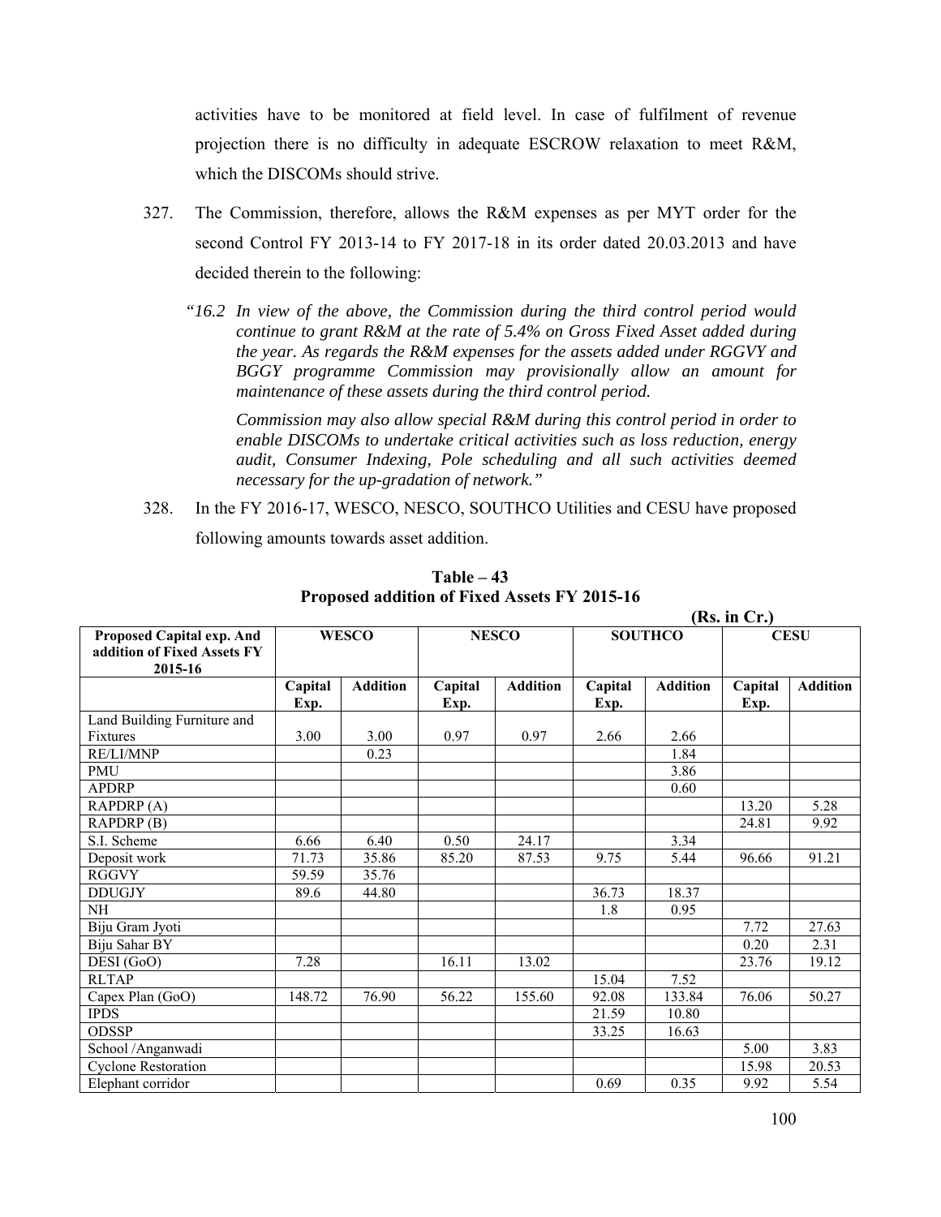activities have to be monitored at field level. In case of fulfilment of revenue projection there is no difficulty in adequate ESCROW relaxation to meet R&M, which the DISCOMs should strive.

327. The Commission, therefore, allows the R&M expenses as per MYT order for the second Control FY 2013-14 to FY 2017-18 in its order dated 20.03.2013 and have decided therein to the following:

> *"16.2 In view of the above, the Commission during the third control period would continue to grant R&M at the rate of 5.4% on Gross Fixed Asset added during the year. As regards the R&M expenses for the assets added under RGGVY and BGGY programme Commission may provisionally allow an amount for maintenance of these assets during the third control period.*
>
> *Commission may also allow special R&M during this control period in order to enable DISCOMs to undertake critical activities such as loss reduction, energy audit, Consumer Indexing, Pole scheduling and all such activities deemed necessary for the up-gradation of network."*

328. In the FY 2016-17, WESCO, NESCO, SOUTHCO Utilities and CESU have proposed following amounts towards asset addition.

**Table – 43**
**Proposed addition of Fixed Assets FY 2015-16**

**(Rs. in Cr.)**

| Proposed Capital exp. And addition of Fixed Assets FY 2015-16 | WESCO | | NESCO | | SOUTHCO | | CESU | |
|---|---|---|---|---|---|---|---|---|
| | Capital Exp. | Addition | Capital Exp. | Addition | Capital Exp. | Addition | Capital Exp. | Addition |
| Land Building Furniture and Fixtures | 3.00 | 3.00 | 0.97 | 0.97 | 2.66 | 2.66 | | |
| RE/LI/MNP | | 0.23 | | | | 1.84 | | |
| PMU | | | | | | 3.86 | | |
| APDRP | | | | | | 0.60 | | |
| RAPDRP (A) | | | | | | | 13.20 | 5.28 |
| RAPDRP (B) | | | | | | | 24.81 | 9.92 |
| S.I. Scheme | 6.66 | 6.40 | 0.50 | 24.17 | | 3.34 | | |
| Deposit work | 71.73 | 35.86 | 85.20 | 87.53 | 9.75 | 5.44 | 96.66 | 91.21 |
| RGGVY | 59.59 | 35.76 | | | | | | |
| DDUGJY | 89.6 | 44.80 | | | 36.73 | 18.37 | | |
| NH | | | | | 1.8 | 0.95 | | |
| Biju Gram Jyoti | | | | | | | 7.72 | 27.63 |
| Biju Sahar BY | | | | | | | 0.20 | 2.31 |
| DESI (GoO) | 7.28 | | 16.11 | 13.02 | | | 23.76 | 19.12 |
| RLTAP | | | | | 15.04 | 7.52 | | |
| Capex Plan (GoO) | 148.72 | 76.90 | 56.22 | 155.60 | 92.08 | 133.84 | 76.06 | 50.27 |
| IPDS | | | | | 21.59 | 10.80 | | |
| ODSSP | | | | | 33.25 | 16.63 | | |
| School /Anganwadi | | | | | | | 5.00 | 3.83 |
| Cyclone Restoration | | | | | | | 15.98 | 20.53 |
| Elephant corridor | | | | | 0.69 | 0.35 | 9.92 | 5.54 |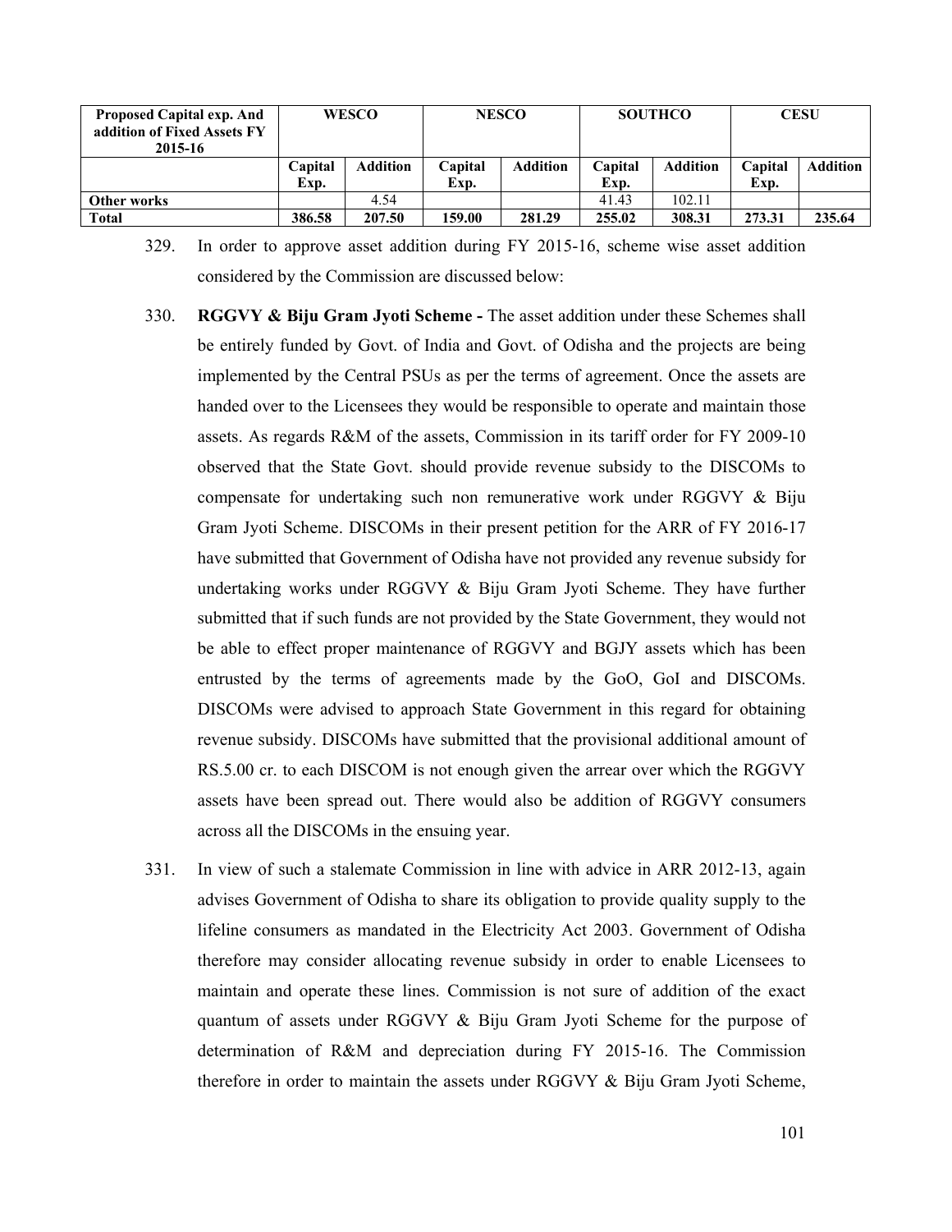| Proposed Capital exp. And addition of Fixed Assets FY 2015-16 | WESCO | | NESCO | | SOUTHCO | | CESU | |
|---|---|---|---|---|---|---|---|---|
| | Capital Exp. | Addition | Capital Exp. | Addition | Capital Exp. | Addition | Capital Exp. | Addition |
| **Other works** | | 4.54 | | | 41.43 | 102.11 | | |
| **Total** | **386.58** | **207.50** | **159.00** | **281.29** | **255.02** | **308.31** | **273.31** | **235.64** |

329. In order to approve asset addition during FY 2015-16, scheme wise asset addition considered by the Commission are discussed below:

330. **RGGVY & Biju Gram Jyoti Scheme -** The asset addition under these Schemes shall be entirely funded by Govt. of India and Govt. of Odisha and the projects are being implemented by the Central PSUs as per the terms of agreement. Once the assets are handed over to the Licensees they would be responsible to operate and maintain those assets. As regards R&M of the assets, Commission in its tariff order for FY 2009-10 observed that the State Govt. should provide revenue subsidy to the DISCOMs to compensate for undertaking such non remunerative work under RGGVY & Biju Gram Jyoti Scheme. DISCOMs in their present petition for the ARR of FY 2016-17 have submitted that Government of Odisha have not provided any revenue subsidy for undertaking works under RGGVY & Biju Gram Jyoti Scheme. They have further submitted that if such funds are not provided by the State Government, they would not be able to effect proper maintenance of RGGVY and BGJY assets which has been entrusted by the terms of agreements made by the GoO, GoI and DISCOMs. DISCOMs were advised to approach State Government in this regard for obtaining revenue subsidy. DISCOMs have submitted that the provisional additional amount of RS.5.00 cr. to each DISCOM is not enough given the arrear over which the RGGVY assets have been spread out. There would also be addition of RGGVY consumers across all the DISCOMs in the ensuing year.

331. In view of such a stalemate Commission in line with advice in ARR 2012-13, again advises Government of Odisha to share its obligation to provide quality supply to the lifeline consumers as mandated in the Electricity Act 2003. Government of Odisha therefore may consider allocating revenue subsidy in order to enable Licensees to maintain and operate these lines. Commission is not sure of addition of the exact quantum of assets under RGGVY & Biju Gram Jyoti Scheme for the purpose of determination of R&M and depreciation during FY 2015-16. The Commission therefore in order to maintain the assets under RGGVY & Biju Gram Jyoti Scheme,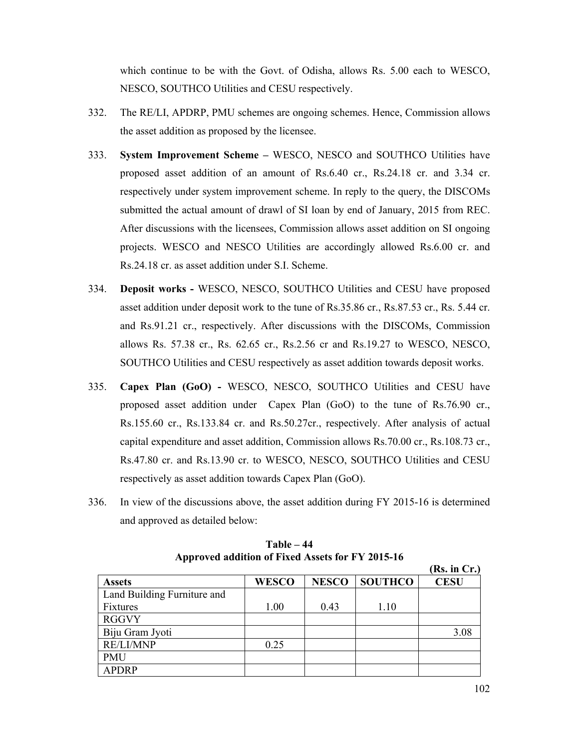which continue to be with the Govt. of Odisha, allows Rs. 5.00 each to WESCO, NESCO, SOUTHCO Utilities and CESU respectively.

332. The RE/LI, APDRP, PMU schemes are ongoing schemes. Hence, Commission allows the asset addition as proposed by the licensee.

333. **System Improvement Scheme –** WESCO, NESCO and SOUTHCO Utilities have proposed asset addition of an amount of Rs.6.40 cr., Rs.24.18 cr. and 3.34 cr. respectively under system improvement scheme. In reply to the query, the DISCOMs submitted the actual amount of drawl of SI loan by end of January, 2015 from REC. After discussions with the licensees, Commission allows asset addition on SI ongoing projects. WESCO and NESCO Utilities are accordingly allowed Rs.6.00 cr. and Rs.24.18 cr. as asset addition under S.I. Scheme.

334. **Deposit works -** WESCO, NESCO, SOUTHCO Utilities and CESU have proposed asset addition under deposit work to the tune of Rs.35.86 cr., Rs.87.53 cr., Rs. 5.44 cr. and Rs.91.21 cr., respectively. After discussions with the DISCOMs, Commission allows Rs. 57.38 cr., Rs. 62.65 cr., Rs.2.56 cr and Rs.19.27 to WESCO, NESCO, SOUTHCO Utilities and CESU respectively as asset addition towards deposit works.

335. **Capex Plan (GoO) -** WESCO, NESCO, SOUTHCO Utilities and CESU have proposed asset addition under Capex Plan (GoO) to the tune of Rs.76.90 cr., Rs.155.60 cr., Rs.133.84 cr. and Rs.50.27cr., respectively. After analysis of actual capital expenditure and asset addition, Commission allows Rs.70.00 cr., Rs.108.73 cr., Rs.47.80 cr. and Rs.13.90 cr. to WESCO, NESCO, SOUTHCO Utilities and CESU respectively as asset addition towards Capex Plan (GoO).

336. In view of the discussions above, the asset addition during FY 2015-16 is determined and approved as detailed below:

**Table – 44**
**Approved addition of Fixed Assets for FY 2015-16**

**(Rs. in Cr.)**

| Assets | WESCO | NESCO | SOUTHCO | CESU |
|---|---|---|---|---|
| Land Building Furniture and Fixtures | 1.00 | 0.43 | 1.10 | |
| RGGVY | | | | |
| Biju Gram Jyoti | | | | 3.08 |
| RE/LI/MNP | 0.25 | | | |
| PMU | | | | |
| APDRP | | | | |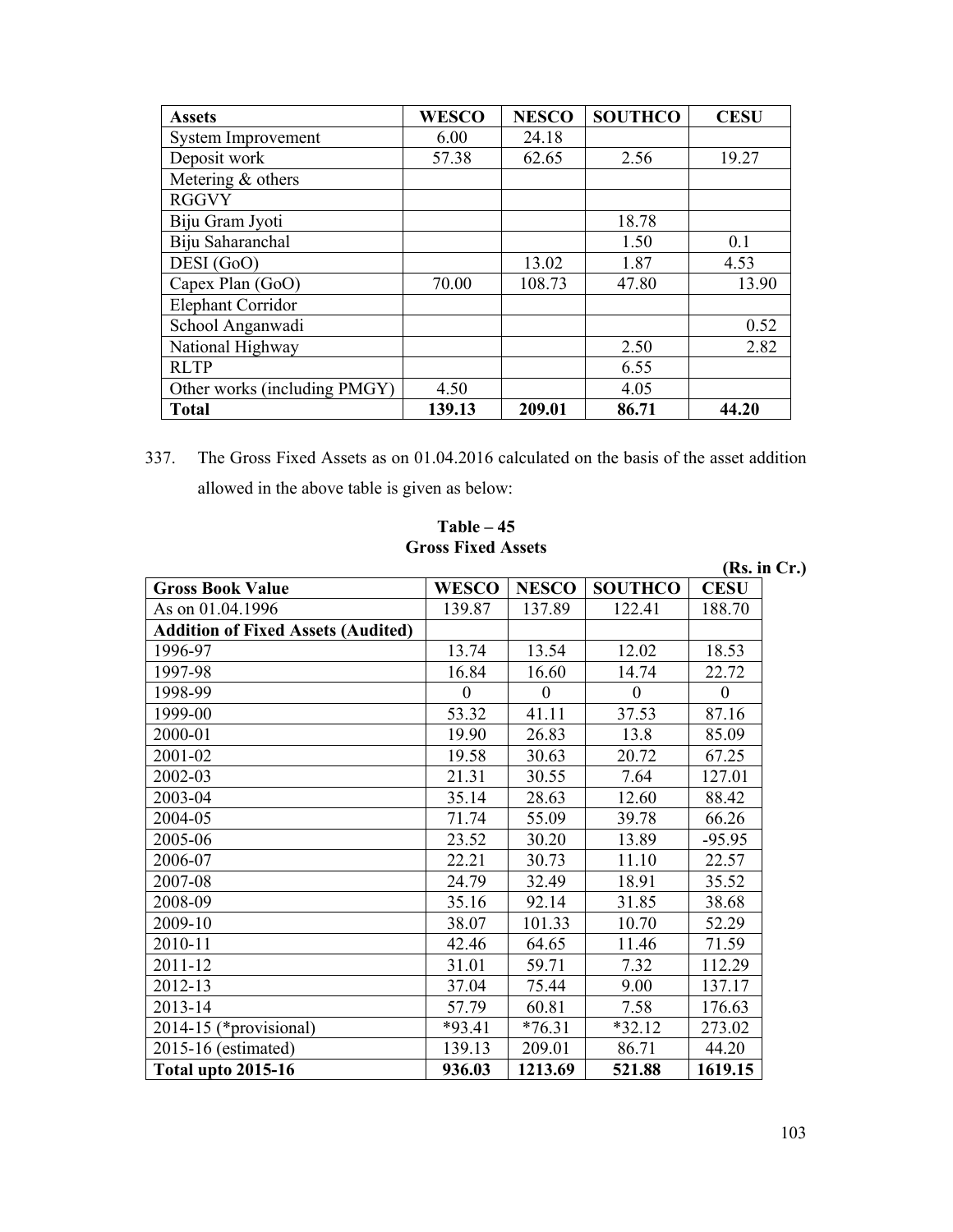| Assets | WESCO | NESCO | SOUTHCO | CESU |
|---|---|---|---|---|
| System Improvement | 6.00 | 24.18 | | |
| Deposit work | 57.38 | 62.65 | 2.56 | 19.27 |
| Metering & others | | | | |
| RGGVY | | | | |
| Biju Gram Jyoti | | | 18.78 | |
| Biju Saharanchal | | | 1.50 | 0.1 |
| DESI (GoO) | | 13.02 | 1.87 | 4.53 |
| Capex Plan (GoO) | 70.00 | 108.73 | 47.80 | 13.90 |
| Elephant Corridor | | | | |
| School Anganwadi | | | | 0.52 |
| National Highway | | | 2.50 | 2.82 |
| RLTP | | | 6.55 | |
| Other works (including PMGY) | 4.50 | | 4.05 | |
| **Total** | **139.13** | **209.01** | **86.71** | **44.20** |

337. The Gross Fixed Assets as on 01.04.2016 calculated on the basis of the asset addition allowed in the above table is given as below:

**Table – 45**
**Gross Fixed Assets**

**(Rs. in Cr.)**

| Gross Book Value | WESCO | NESCO | SOUTHCO | CESU |
|---|---|---|---|---|
| As on 01.04.1996 | 139.87 | 137.89 | 122.41 | 188.70 |
| **Addition of Fixed Assets (Audited)** | | | | |
| 1996-97 | 13.74 | 13.54 | 12.02 | 18.53 |
| 1997-98 | 16.84 | 16.60 | 14.74 | 22.72 |
| 1998-99 | 0 | 0 | 0 | 0 |
| 1999-00 | 53.32 | 41.11 | 37.53 | 87.16 |
| 2000-01 | 19.90 | 26.83 | 13.8 | 85.09 |
| 2001-02 | 19.58 | 30.63 | 20.72 | 67.25 |
| 2002-03 | 21.31 | 30.55 | 7.64 | 127.01 |
| 2003-04 | 35.14 | 28.63 | 12.60 | 88.42 |
| 2004-05 | 71.74 | 55.09 | 39.78 | 66.26 |
| 2005-06 | 23.52 | 30.20 | 13.89 | -95.95 |
| 2006-07 | 22.21 | 30.73 | 11.10 | 22.57 |
| 2007-08 | 24.79 | 32.49 | 18.91 | 35.52 |
| 2008-09 | 35.16 | 92.14 | 31.85 | 38.68 |
| 2009-10 | 38.07 | 101.33 | 10.70 | 52.29 |
| 2010-11 | 42.46 | 64.65 | 11.46 | 71.59 |
| 2011-12 | 31.01 | 59.71 | 7.32 | 112.29 |
| 2012-13 | 37.04 | 75.44 | 9.00 | 137.17 |
| 2013-14 | 57.79 | 60.81 | 7.58 | 176.63 |
| 2014-15 (*provisional) | *93.41 | *76.31 | *32.12 | 273.02 |
| 2015-16 (estimated) | 139.13 | 209.01 | 86.71 | 44.20 |
| **Total upto 2015-16** | **936.03** | **1213.69** | **521.88** | **1619.15** |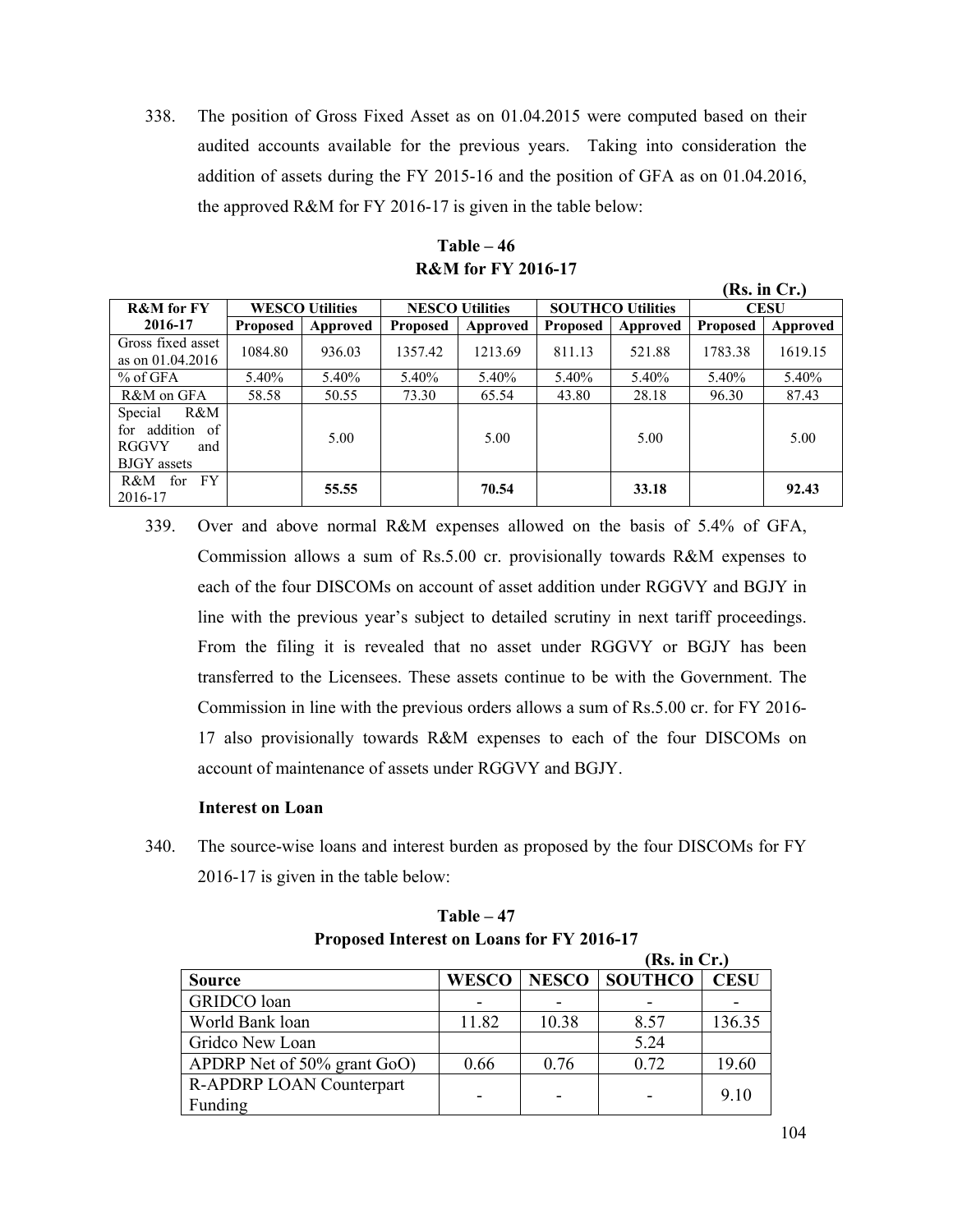338. The position of Gross Fixed Asset as on 01.04.2015 were computed based on their audited accounts available for the previous years. Taking into consideration the addition of assets during the FY 2015-16 and the position of GFA as on 01.04.2016, the approved R&M for FY 2016-17 is given in the table below:

**Table – 46**
**R&M for FY 2016-17**

**(Rs. in Cr.)**

| R&M for FY 2016-17 | WESCO Utilities | | NESCO Utilities | | SOUTHCO Utilities | | CESU | |
|---|---|---|---|---|---|---|---|---|
| | Proposed | Approved | Proposed | Approved | Proposed | Approved | Proposed | Approved |
| Gross fixed asset as on 01.04.2016 | 1084.80 | 936.03 | 1357.42 | 1213.69 | 811.13 | 521.88 | 1783.38 | 1619.15 |
| % of GFA | 5.40% | 5.40% | 5.40% | 5.40% | 5.40% | 5.40% | 5.40% | 5.40% |
| R&M on GFA | 58.58 | 50.55 | 73.30 | 65.54 | 43.80 | 28.18 | 96.30 | 87.43 |
| Special R&M for addition of RGGVY and BJGY assets | | 5.00 | | 5.00 | | 5.00 | | 5.00 |
| R&M for FY 2016-17 | | **55.55** | | **70.54** | | **33.18** | | **92.43** |

339. Over and above normal R&M expenses allowed on the basis of 5.4% of GFA, Commission allows a sum of Rs.5.00 cr. provisionally towards R&M expenses to each of the four DISCOMs on account of asset addition under RGGVY and BGJY in line with the previous year's subject to detailed scrutiny in next tariff proceedings. From the filing it is revealed that no asset under RGGVY or BGJY has been transferred to the Licensees. These assets continue to be with the Government. The Commission in line with the previous orders allows a sum of Rs.5.00 cr. for FY 2016-17 also provisionally towards R&M expenses to each of the four DISCOMs on account of maintenance of assets under RGGVY and BGJY.

**Interest on Loan**

340. The source-wise loans and interest burden as proposed by the four DISCOMs for FY 2016-17 is given in the table below:

**Table – 47**
**Proposed Interest on Loans for FY 2016-17**

**(Rs. in Cr.)**

| Source | WESCO | NESCO | SOUTHCO | CESU |
|---|---|---|---|---|
| GRIDCO loan | - | - | - | - |
| World Bank loan | 11.82 | 10.38 | 8.57 | 136.35 |
| Gridco New Loan | | | 5.24 | |
| APDRP Net of 50% grant GoO) | 0.66 | 0.76 | 0.72 | 19.60 |
| R-APDRP LOAN Counterpart Funding | - | - | - | 9.10 |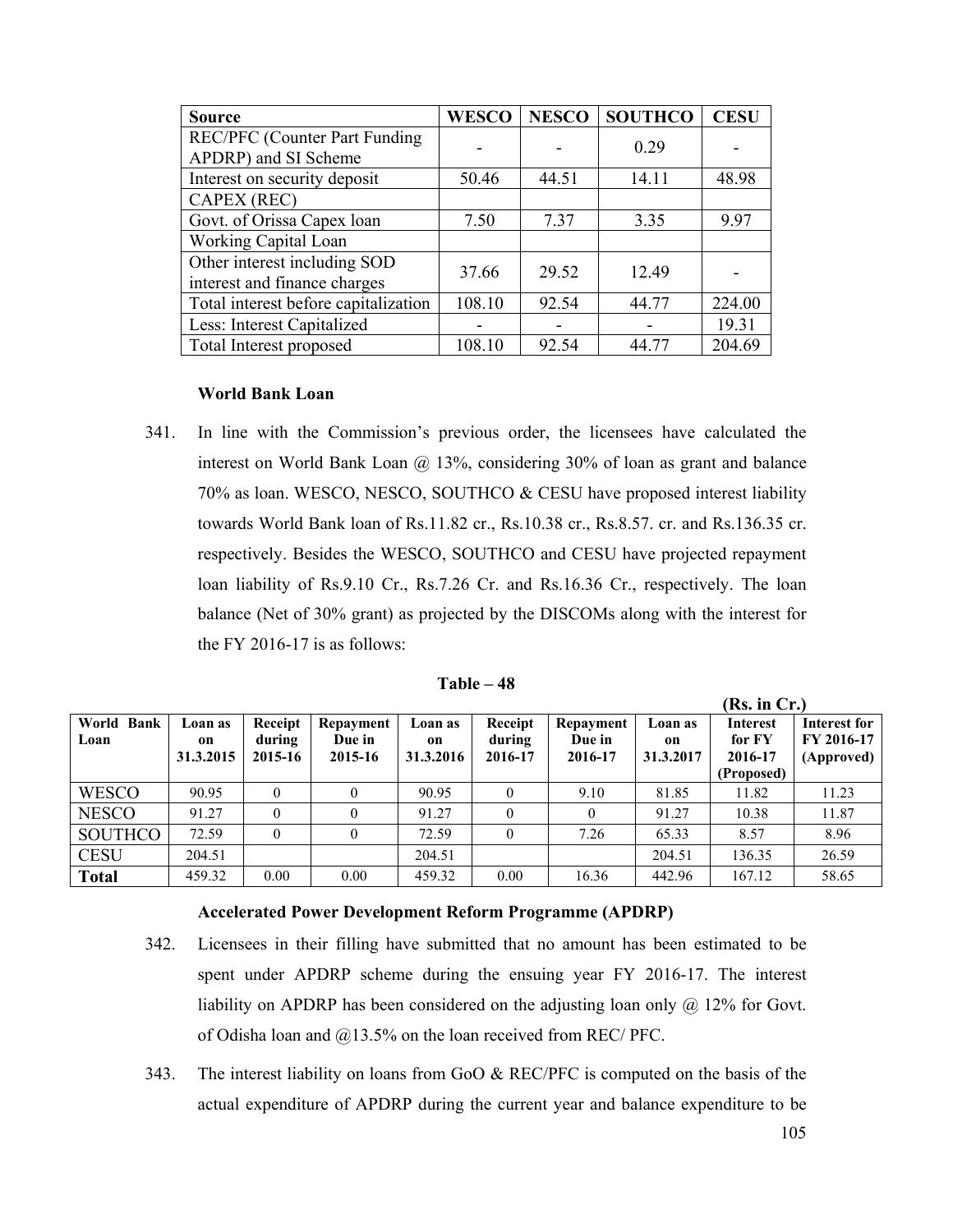| Source | WESCO | NESCO | SOUTHCO | CESU |
|---|---|---|---|---|
| REC/PFC (Counter Part Funding APDRP) and SI Scheme | - | - | 0.29 | - |
| Interest on security deposit | 50.46 | 44.51 | 14.11 | 48.98 |
| CAPEX (REC) | | | | |
| Govt. of Orissa Capex loan | 7.50 | 7.37 | 3.35 | 9.97 |
| Working Capital Loan | | | | |
| Other interest including SOD interest and finance charges | 37.66 | 29.52 | 12.49 | - |
| Total interest before capitalization | 108.10 | 92.54 | 44.77 | 224.00 |
| Less: Interest Capitalized | - | - | - | 19.31 |
| Total Interest proposed | 108.10 | 92.54 | 44.77 | 204.69 |

**World Bank Loan**

341. In line with the Commission's previous order, the licensees have calculated the interest on World Bank Loan @ 13%, considering 30% of loan as grant and balance 70% as loan. WESCO, NESCO, SOUTHCO & CESU have proposed interest liability towards World Bank loan of Rs.11.82 cr., Rs.10.38 cr., Rs.8.57. cr. and Rs.136.35 cr. respectively. Besides the WESCO, SOUTHCO and CESU have projected repayment loan liability of Rs.9.10 Cr., Rs.7.26 Cr. and Rs.16.36 Cr., respectively. The loan balance (Net of 30% grant) as projected by the DISCOMs along with the interest for the FY 2016-17 is as follows:

**Table – 48**

**(Rs. in Cr.)**

| World Bank Loan | Loan as on 31.3.2015 | Receipt during 2015-16 | Repayment Due in 2015-16 | Loan as on 31.3.2016 | Receipt during 2016-17 | Repayment Due in 2016-17 | Loan as on 31.3.2017 | Interest for FY 2016-17 (Proposed) | Interest for FY 2016-17 (Approved) |
|---|---|---|---|---|---|---|---|---|---|
| WESCO | 90.95 | 0 | 0 | 90.95 | 0 | 9.10 | 81.85 | 11.82 | 11.23 |
| NESCO | 91.27 | 0 | 0 | 91.27 | 0 | 0 | 91.27 | 10.38 | 11.87 |
| SOUTHCO | 72.59 | 0 | 0 | 72.59 | 0 | 7.26 | 65.33 | 8.57 | 8.96 |
| CESU | 204.51 | | | 204.51 | | | 204.51 | 136.35 | 26.59 |
| **Total** | 459.32 | 0.00 | 0.00 | 459.32 | 0.00 | 16.36 | 442.96 | 167.12 | 58.65 |

**Accelerated Power Development Reform Programme (APDRP)**

342. Licensees in their filling have submitted that no amount has been estimated to be spent under APDRP scheme during the ensuing year FY 2016-17. The interest liability on APDRP has been considered on the adjusting loan only @ 12% for Govt. of Odisha loan and @13.5% on the loan received from REC/ PFC.

343. The interest liability on loans from GoO & REC/PFC is computed on the basis of the actual expenditure of APDRP during the current year and balance expenditure to be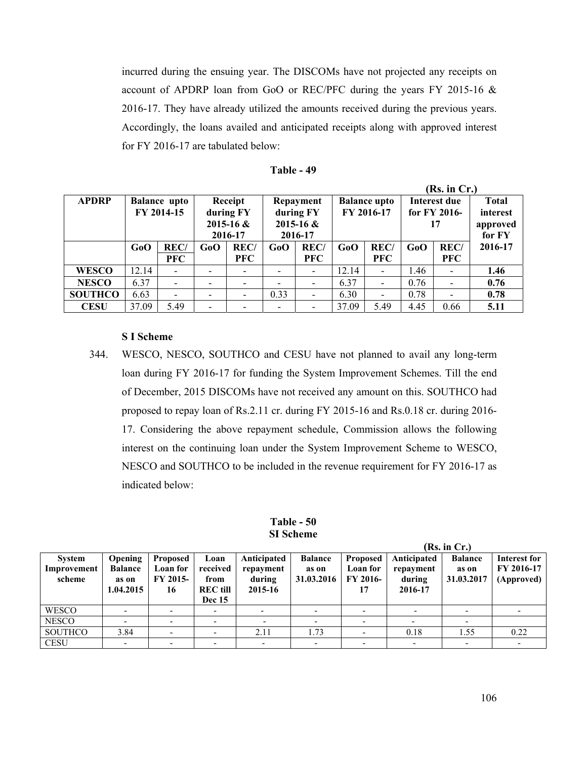incurred during the ensuing year. The DISCOMs have not projected any receipts on account of APDRP loan from GoO or REC/PFC during the years FY 2015-16 & 2016-17. They have already utilized the amounts received during the previous years. Accordingly, the loans availed and anticipated receipts along with approved interest for FY 2016-17 are tabulated below:

**Table - 49**

**(Rs. in Cr.)**

| APDRP | Balance upto FY 2014-15 | | Receipt during FY 2015-16 & 2016-17 | | Repayment during FY 2015-16 & 2016-17 | | Balance upto FY 2016-17 | | Interest due for FY 2016-17 | | Total interest approved for FY 2016-17 |
|---|---|---|---|---|---|---|---|---|---|---|---|
| | GoO | REC/PFC | GoO | REC/PFC | GoO | REC/PFC | GoO | REC/PFC | GoO | REC/PFC | |
| **WESCO** | 12.14 | - | - | - | - | - | 12.14 | - | 1.46 | - | **1.46** |
| **NESCO** | 6.37 | - | - | - | - | - | 6.37 | - | 0.76 | - | **0.76** |
| **SOUTHCO** | 6.63 | - | - | - | 0.33 | - | 6.30 | - | 0.78 | - | **0.78** |
| **CESU** | 37.09 | 5.49 | - | - | - | - | 37.09 | 5.49 | 4.45 | 0.66 | **5.11** |

**S I Scheme**

344. WESCO, NESCO, SOUTHCO and CESU have not planned to avail any long-term loan during FY 2016-17 for funding the System Improvement Schemes. Till the end of December, 2015 DISCOMs have not received any amount on this. SOUTHCO had proposed to repay loan of Rs.2.11 cr. during FY 2015-16 and Rs.0.18 cr. during 2016-17. Considering the above repayment schedule, Commission allows the following interest on the continuing loan under the System Improvement Scheme to WESCO, NESCO and SOUTHCO to be included in the revenue requirement for FY 2016-17 as indicated below:

**Table - 50**
**SI Scheme**

**(Rs. in Cr.)**

| System Improvement scheme | Opening Balance as on 1.04.2015 | Proposed Loan for FY 2015-16 | Loan received from REC till Dec 15 | Anticipated repayment during 2015-16 | Balance as on 31.03.2016 | Proposed Loan for FY 2016-17 | Anticipated repayment during 2016-17 | Balance as on 31.03.2017 | Interest for FY 2016-17 (Approved) |
|---|---|---|---|---|---|---|---|---|---|
| WESCO | - | - | - | - | - | - | - | - | - |
| NESCO | - | - | - | - | - | - | - | - | |
| SOUTHCO | 3.84 | - | - | 2.11 | 1.73 | - | 0.18 | 1.55 | 0.22 |
| CESU | - | - | - | - | - | - | - | - | - |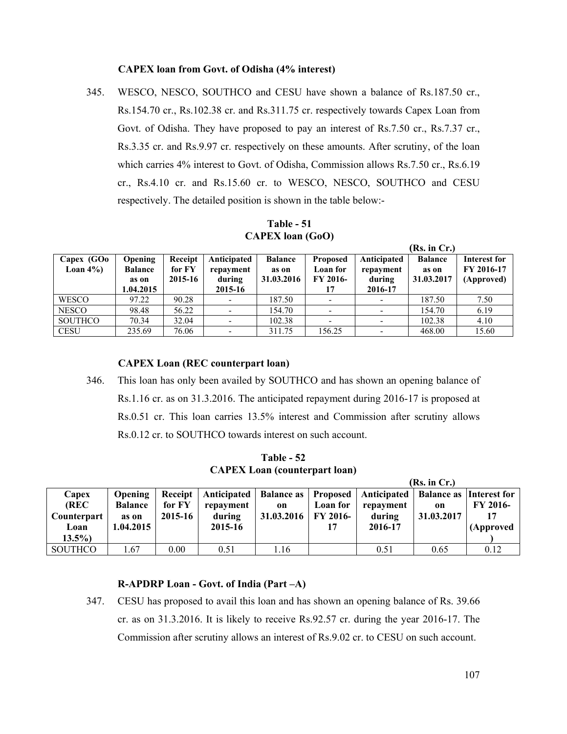**CAPEX loan from Govt. of Odisha (4% interest)**

345. WESCO, NESCO, SOUTHCO and CESU have shown a balance of Rs.187.50 cr., Rs.154.70 cr., Rs.102.38 cr. and Rs.311.75 cr. respectively towards Capex Loan from Govt. of Odisha. They have proposed to pay an interest of Rs.7.50 cr., Rs.7.37 cr., Rs.3.35 cr. and Rs.9.97 cr. respectively on these amounts. After scrutiny, of the loan which carries 4% interest to Govt. of Odisha, Commission allows Rs.7.50 cr., Rs.6.19 cr., Rs.4.10 cr. and Rs.15.60 cr. to WESCO, NESCO, SOUTHCO and CESU respectively. The detailed position is shown in the table below:-

**Table - 51**
**CAPEX loan (GoO)**

(Rs. in Cr.)

| Capex (GOo Loan 4%) | Opening Balance as on 1.04.2015 | Receipt for FY 2015-16 | Anticipated repayment during 2015-16 | Balance as on 31.03.2016 | Proposed Loan for FY 2016-17 | Anticipated repayment during 2016-17 | Balance as on 31.03.2017 | Interest for FY 2016-17 (Approved) |
|---|---|---|---|---|---|---|---|---|
| WESCO | 97.22 | 90.28 | - | 187.50 | - | - | 187.50 | 7.50 |
| NESCO | 98.48 | 56.22 | - | 154.70 | - | - | 154.70 | 6.19 |
| SOUTHCO | 70.34 | 32.04 | - | 102.38 | - | - | 102.38 | 4.10 |
| CESU | 235.69 | 76.06 | - | 311.75 | 156.25 | - | 468.00 | 15.60 |

**CAPEX Loan (REC counterpart loan)**

346. This loan has only been availed by SOUTHCO and has shown an opening balance of Rs.1.16 cr. as on 31.3.2016. The anticipated repayment during 2016-17 is proposed at Rs.0.51 cr. This loan carries 13.5% interest and Commission after scrutiny allows Rs.0.12 cr. to SOUTHCO towards interest on such account.

**Table - 52**
**CAPEX Loan (counterpart loan)**

(Rs. in Cr.)

| Capex (REC Counterpart Loan 13.5%) | Opening Balance as on 1.04.2015 | Receipt for FY 2015-16 | Anticipated repayment during 2015-16 | Balance as on 31.03.2016 | Proposed Loan for FY 2016-17 | Anticipated repayment during 2016-17 | Balance as on 31.03.2017 | Interest for FY 2016-17 (Approved) |
|---|---|---|---|---|---|---|---|---|
| SOUTHCO | 1.67 | 0.00 | 0.51 | 1.16 | | 0.51 | 0.65 | 0.12 |

**R-APDRP Loan - Govt. of India (Part –A)**

347. CESU has proposed to avail this loan and has shown an opening balance of Rs. 39.66 cr. as on 31.3.2016. It is likely to receive Rs.92.57 cr. during the year 2016-17. The Commission after scrutiny allows an interest of Rs.9.02 cr. to CESU on such account.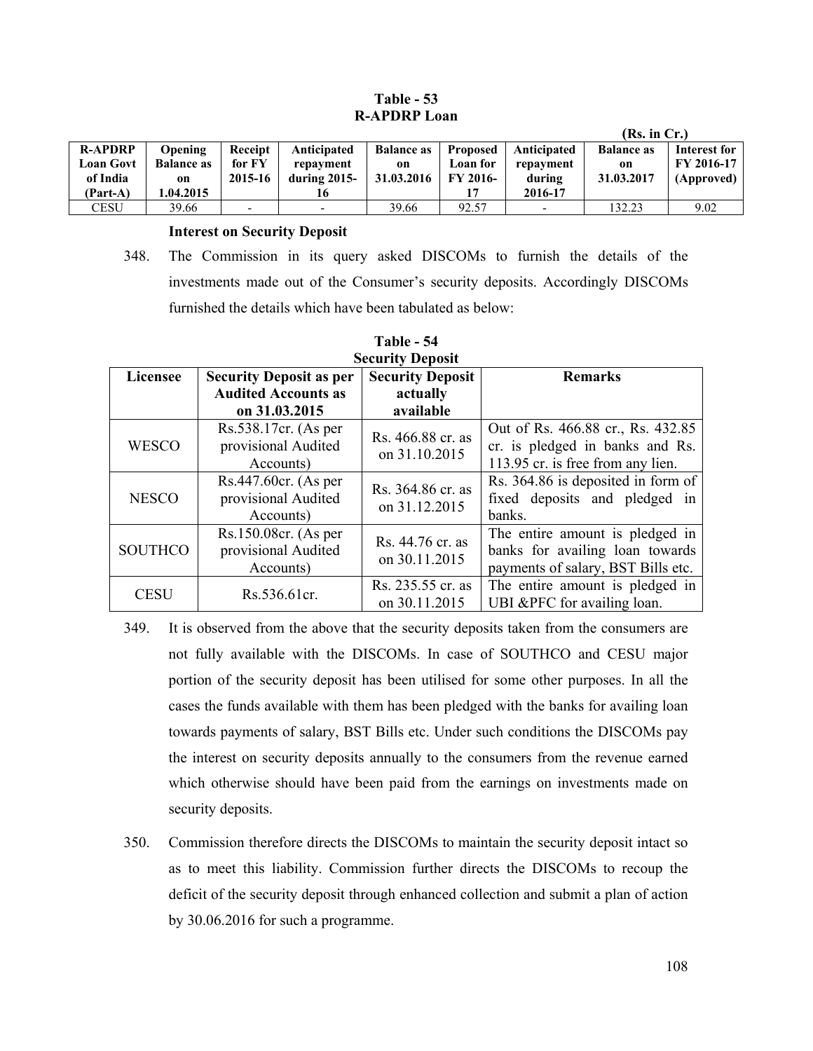**Table - 53**
**R-APDRP Loan**

(Rs. in Cr.)

| R-APDRP Loan Govt of India (Part-A) | Opening Balance as on 1.04.2015 | Receipt for FY 2015-16 | Anticipated repayment during 2015-16 | Balance as on 31.03.2016 | Proposed Loan for FY 2016-17 | Anticipated repayment during 2016-17 | Balance as on 31.03.2017 | Interest for FY 2016-17 (Approved) |
|---|---|---|---|---|---|---|---|---|
| CESU | 39.66 | - | - | 39.66 | 92.57 | - | 132.23 | 9.02 |

**Interest on Security Deposit**

348. The Commission in its query asked DISCOMs to furnish the details of the investments made out of the Consumer's security deposits. Accordingly DISCOMs furnished the details which have been tabulated as below:

**Table - 54**
**Security Deposit**

| Licensee | Security Deposit as per Audited Accounts as on 31.03.2015 | Security Deposit actually available | Remarks |
|---|---|---|---|
| WESCO | Rs.538.17cr. (As per provisional Audited Accounts) | Rs. 466.88 cr. as on 31.10.2015 | Out of Rs. 466.88 cr., Rs. 432.85 cr. is pledged in banks and Rs. 113.95 cr. is free from any lien. |
| NESCO | Rs.447.60cr. (As per provisional Audited Accounts) | Rs. 364.86 cr. as on 31.12.2015 | Rs. 364.86 is deposited in form of fixed deposits and pledged in banks. |
| SOUTHCO | Rs.150.08cr. (As per provisional Audited Accounts) | Rs. 44.76 cr. as on 30.11.2015 | The entire amount is pledged in banks for availing loan towards payments of salary, BST Bills etc. |
| CESU | Rs.536.61cr. | Rs. 235.55 cr. as on 30.11.2015 | The entire amount is pledged in UBI &PFC for availing loan. |

349. It is observed from the above that the security deposits taken from the consumers are not fully available with the DISCOMs. In case of SOUTHCO and CESU major portion of the security deposit has been utilised for some other purposes. In all the cases the funds available with them has been pledged with the banks for availing loan towards payments of salary, BST Bills etc. Under such conditions the DISCOMs pay the interest on security deposits annually to the consumers from the revenue earned which otherwise should have been paid from the earnings on investments made on security deposits.

350. Commission therefore directs the DISCOMs to maintain the security deposit intact so as to meet this liability. Commission further directs the DISCOMs to recoup the deficit of the security deposit through enhanced collection and submit a plan of action by 30.06.2016 for such a programme.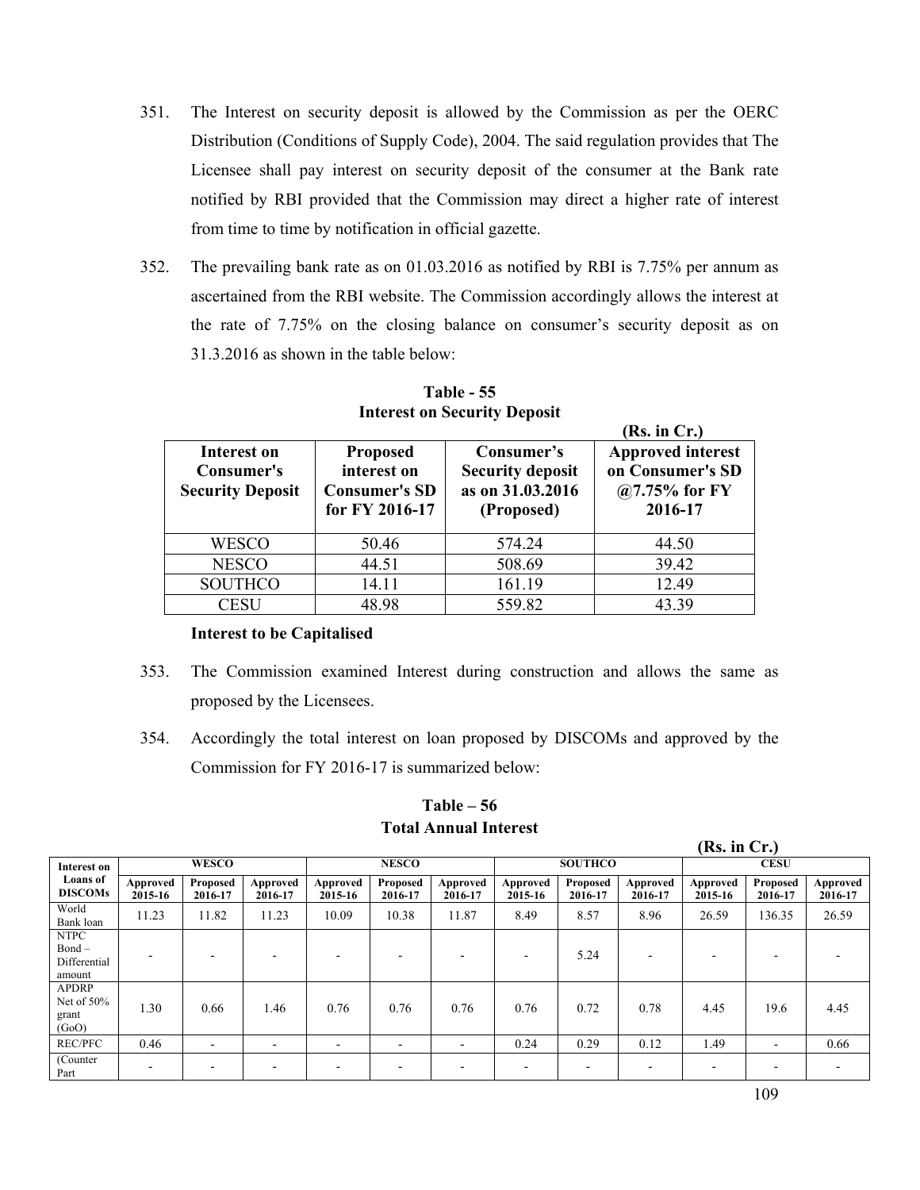351. The Interest on security deposit is allowed by the Commission as per the OERC Distribution (Conditions of Supply Code), 2004. The said regulation provides that The Licensee shall pay interest on security deposit of the consumer at the Bank rate notified by RBI provided that the Commission may direct a higher rate of interest from time to time by notification in official gazette.

352. The prevailing bank rate as on 01.03.2016 as notified by RBI is 7.75% per annum as ascertained from the RBI website. The Commission accordingly allows the interest at the rate of 7.75% on the closing balance on consumer's security deposit as on 31.3.2016 as shown in the table below:

**Table - 55**
**Interest on Security Deposit**

**(Rs. in Cr.)**

| Interest on Consumer's Security Deposit | Proposed interest on Consumer's SD for FY 2016-17 | Consumer's Security deposit as on 31.03.2016 (Proposed) | Approved interest on Consumer's SD @7.75% for FY 2016-17 |
|---|---|---|---|
| WESCO | 50.46 | 574.24 | 44.50 |
| NESCO | 44.51 | 508.69 | 39.42 |
| SOUTHCO | 14.11 | 161.19 | 12.49 |
| CESU | 48.98 | 559.82 | 43.39 |

**Interest to be Capitalised**

353. The Commission examined Interest during construction and allows the same as proposed by the Licensees.

354. Accordingly the total interest on loan proposed by DISCOMs and approved by the Commission for FY 2016-17 is summarized below:

**Table – 56**
**Total Annual Interest**

**(Rs. in Cr.)**

| Interest on Loans of DISCOMs | WESCO | | | NESCO | | | SOUTHCO | | | CESU | | |
|---|---|---|---|---|---|---|---|---|---|---|---|---|
| | Approved 2015-16 | Proposed 2016-17 | Approved 2016-17 | Approved 2015-16 | Proposed 2016-17 | Approved 2016-17 | Approved 2015-16 | Proposed 2016-17 | Approved 2016-17 | Approved 2015-16 | Proposed 2016-17 | Approved 2016-17 |
| World Bank loan | 11.23 | 11.82 | 11.23 | 10.09 | 10.38 | 11.87 | 8.49 | 8.57 | 8.96 | 26.59 | 136.35 | 26.59 |
| NTPC Bond – Differential amount | - | - | - | - | - | - | - | 5.24 | - | - | - | - |
| APDRP Net of 50% grant (GoO) | 1.30 | 0.66 | 1.46 | 0.76 | 0.76 | 0.76 | 0.76 | 0.72 | 0.78 | 4.45 | 19.6 | 4.45 |
| REC/PFC | 0.46 | - | - | - | - | - | 0.24 | 0.29 | 0.12 | 1.49 | - | 0.66 |
| (Counter Part | - | - | - | - | - | - | - | - | - | - | - | - |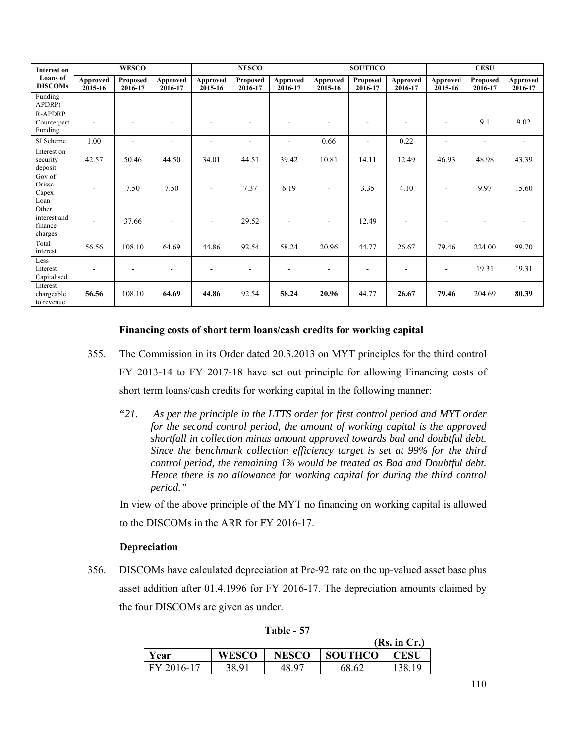| Interest on Loans of DISCOMs | WESCO | | | NESCO | | | SOUTHCO | | | CESU | | |
|---|---|---|---|---|---|---|---|---|---|---|---|---|
| | Approved 2015-16 | Proposed 2016-17 | Approved 2016-17 | Approved 2015-16 | Proposed 2016-17 | Approved 2016-17 | Approved 2015-16 | Proposed 2016-17 | Approved 2016-17 | Approved 2015-16 | Proposed 2016-17 | Approved 2016-17 |
| Funding APDRP) | | | | | | | | | | | | |
| R-APDRP Counterpart Funding | - | - | - | - | - | - | - | - | - | - | 9.1 | 9.02 |
| SI Scheme | 1.00 | - | - | - | - | - | 0.66 | - | 0.22 | - | - | - |
| Interest on security deposit | 42.57 | 50.46 | 44.50 | 34.01 | 44.51 | 39.42 | 10.81 | 14.11 | 12.49 | 46.93 | 48.98 | 43.39 |
| Gov of Orissa Capex Loan | - | 7.50 | 7.50 | - | 7.37 | 6.19 | - | 3.35 | 4.10 | - | 9.97 | 15.60 |
| Other interest and finance charges | - | 37.66 | - | - | 29.52 | - | - | 12.49 | - | - | - | - |
| Total interest | 56.56 | 108.10 | 64.69 | 44.86 | 92.54 | 58.24 | 20.96 | 44.77 | 26.67 | 79.46 | 224.00 | 99.70 |
| Less Interest Capitalised | - | - | - | - | - | - | - | - | - | - | 19.31 | 19.31 |
| Interest chargeable to revenue | **56.56** | 108.10 | **64.69** | **44.86** | 92.54 | **58.24** | **20.96** | 44.77 | **26.67** | **79.46** | 204.69 | **80.39** |

**Financing costs of short term loans/cash credits for working capital**

355. The Commission in its Order dated 20.3.2013 on MYT principles for the third control FY 2013-14 to FY 2017-18 have set out principle for allowing Financing costs of short term loans/cash credits for working capital in the following manner:

*"21. As per the principle in the LTTS order for first control period and MYT order for the second control period, the amount of working capital is the approved shortfall in collection minus amount approved towards bad and doubtful debt. Since the benchmark collection efficiency target is set at 99% for the third control period, the remaining 1% would be treated as Bad and Doubtful debt. Hence there is no allowance for working capital for during the third control period."*

In view of the above principle of the MYT no financing on working capital is allowed to the DISCOMs in the ARR for FY 2016-17.

**Depreciation**

356. DISCOMs have calculated depreciation at Pre-92 rate on the up-valued asset base plus asset addition after 01.4.1996 for FY 2016-17. The depreciation amounts claimed by the four DISCOMs are given as under.

**Table - 57**

**(Rs. in Cr.)**

| Year | WESCO | NESCO | SOUTHCO | CESU |
|---|---|---|---|---|
| FY 2016-17 | 38.91 | 48.97 | 68.62 | 138.19 |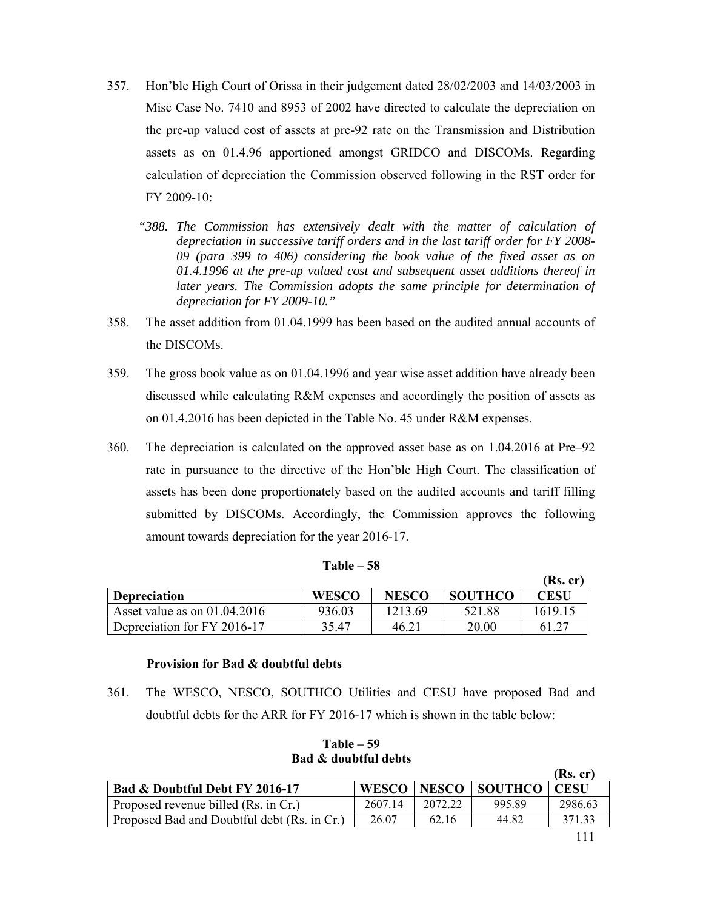357. Hon'ble High Court of Orissa in their judgement dated 28/02/2003 and 14/03/2003 in Misc Case No. 7410 and 8953 of 2002 have directed to calculate the depreciation on the pre-up valued cost of assets at pre-92 rate on the Transmission and Distribution assets as on 01.4.96 apportioned amongst GRIDCO and DISCOMs. Regarding calculation of depreciation the Commission observed following in the RST order for FY 2009-10:

> *"388. The Commission has extensively dealt with the matter of calculation of depreciation in successive tariff orders and in the last tariff order for FY 2008-09 (para 399 to 406) considering the book value of the fixed asset as on 01.4.1996 at the pre-up valued cost and subsequent asset additions thereof in later years. The Commission adopts the same principle for determination of depreciation for FY 2009-10."*

358. The asset addition from 01.04.1999 has been based on the audited annual accounts of the DISCOMs.

359. The gross book value as on 01.04.1996 and year wise asset addition have already been discussed while calculating R&M expenses and accordingly the position of assets as on 01.4.2016 has been depicted in the Table No. 45 under R&M expenses.

360. The depreciation is calculated on the approved asset base as on 1.04.2016 at Pre–92 rate in pursuance to the directive of the Hon'ble High Court. The classification of assets has been done proportionately based on the audited accounts and tariff filling submitted by DISCOMs. Accordingly, the Commission approves the following amount towards depreciation for the year 2016-17.

**Table – 58**

(Rs. cr)

| Depreciation | WESCO | NESCO | SOUTHCO | CESU |
|---|---|---|---|---|
| Asset value as on 01.04.2016 | 936.03 | 1213.69 | 521.88 | 1619.15 |
| Depreciation for FY 2016-17 | 35.47 | 46.21 | 20.00 | 61.27 |

**Provision for Bad & doubtful debts**

361. The WESCO, NESCO, SOUTHCO Utilities and CESU have proposed Bad and doubtful debts for the ARR for FY 2016-17 which is shown in the table below:

**Table – 59**
**Bad & doubtful debts**

(Rs. cr)

| Bad & Doubtful Debt FY 2016-17 | WESCO | NESCO | SOUTHCO | CESU |
|---|---|---|---|---|
| Proposed revenue billed (Rs. in Cr.) | 2607.14 | 2072.22 | 995.89 | 2986.63 |
| Proposed Bad and Doubtful debt (Rs. in Cr.) | 26.07 | 62.16 | 44.82 | 371.33 |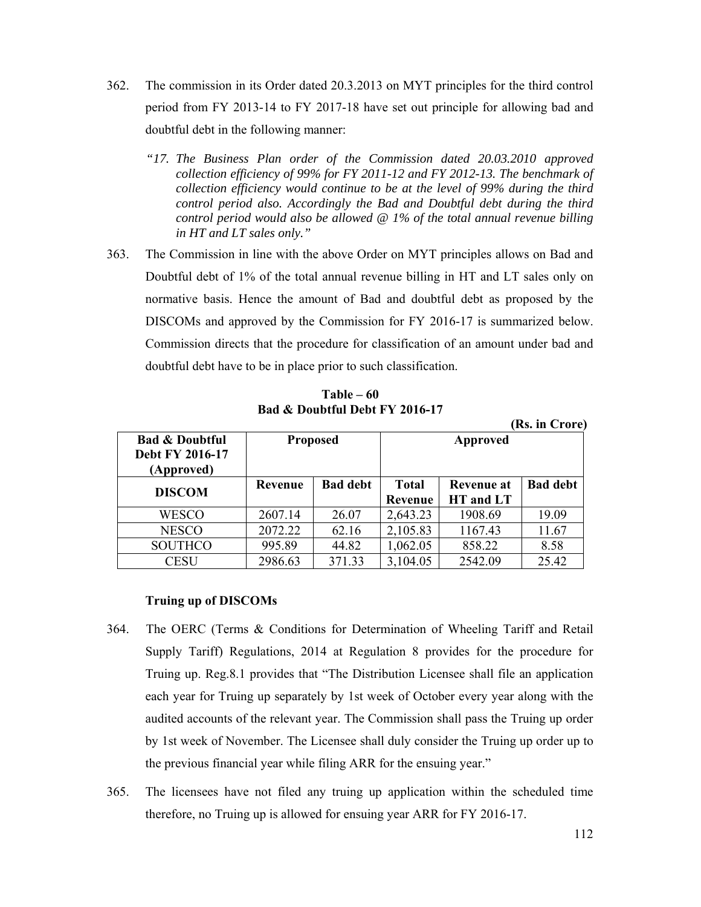362. The commission in its Order dated 20.3.2013 on MYT principles for the third control period from FY 2013-14 to FY 2017-18 have set out principle for allowing bad and doubtful debt in the following manner:

> *"17. The Business Plan order of the Commission dated 20.03.2010 approved collection efficiency of 99% for FY 2011-12 and FY 2012-13. The benchmark of collection efficiency would continue to be at the level of 99% during the third control period also. Accordingly the Bad and Doubtful debt during the third control period would also be allowed @ 1% of the total annual revenue billing in HT and LT sales only."*

363. The Commission in line with the above Order on MYT principles allows on Bad and Doubtful debt of 1% of the total annual revenue billing in HT and LT sales only on normative basis. Hence the amount of Bad and doubtful debt as proposed by the DISCOMs and approved by the Commission for FY 2016-17 is summarized below. Commission directs that the procedure for classification of an amount under bad and doubtful debt have to be in place prior to such classification.

**Table – 60**
**Bad & Doubtful Debt FY 2016-17**

**(Rs. in Crore)**

| Bad & Doubtful Debt FY 2016-17 (Approved) | Proposed | | Approved | | |
|---|---|---|---|---|---|
| DISCOM | Revenue | Bad debt | Total Revenue | Revenue at HT and LT | Bad debt |
| WESCO | 2607.14 | 26.07 | 2,643.23 | 1908.69 | 19.09 |
| NESCO | 2072.22 | 62.16 | 2,105.83 | 1167.43 | 11.67 |
| SOUTHCO | 995.89 | 44.82 | 1,062.05 | 858.22 | 8.58 |
| CESU | 2986.63 | 371.33 | 3,104.05 | 2542.09 | 25.42 |

### Truing up of DISCOMs

364. The OERC (Terms & Conditions for Determination of Wheeling Tariff and Retail Supply Tariff) Regulations, 2014 at Regulation 8 provides for the procedure for Truing up. Reg.8.1 provides that "The Distribution Licensee shall file an application each year for Truing up separately by 1st week of October every year along with the audited accounts of the relevant year. The Commission shall pass the Truing up order by 1st week of November. The Licensee shall duly consider the Truing up order up to the previous financial year while filing ARR for the ensuing year."

365. The licensees have not filed any truing up application within the scheduled time therefore, no Truing up is allowed for ensuing year ARR for FY 2016-17.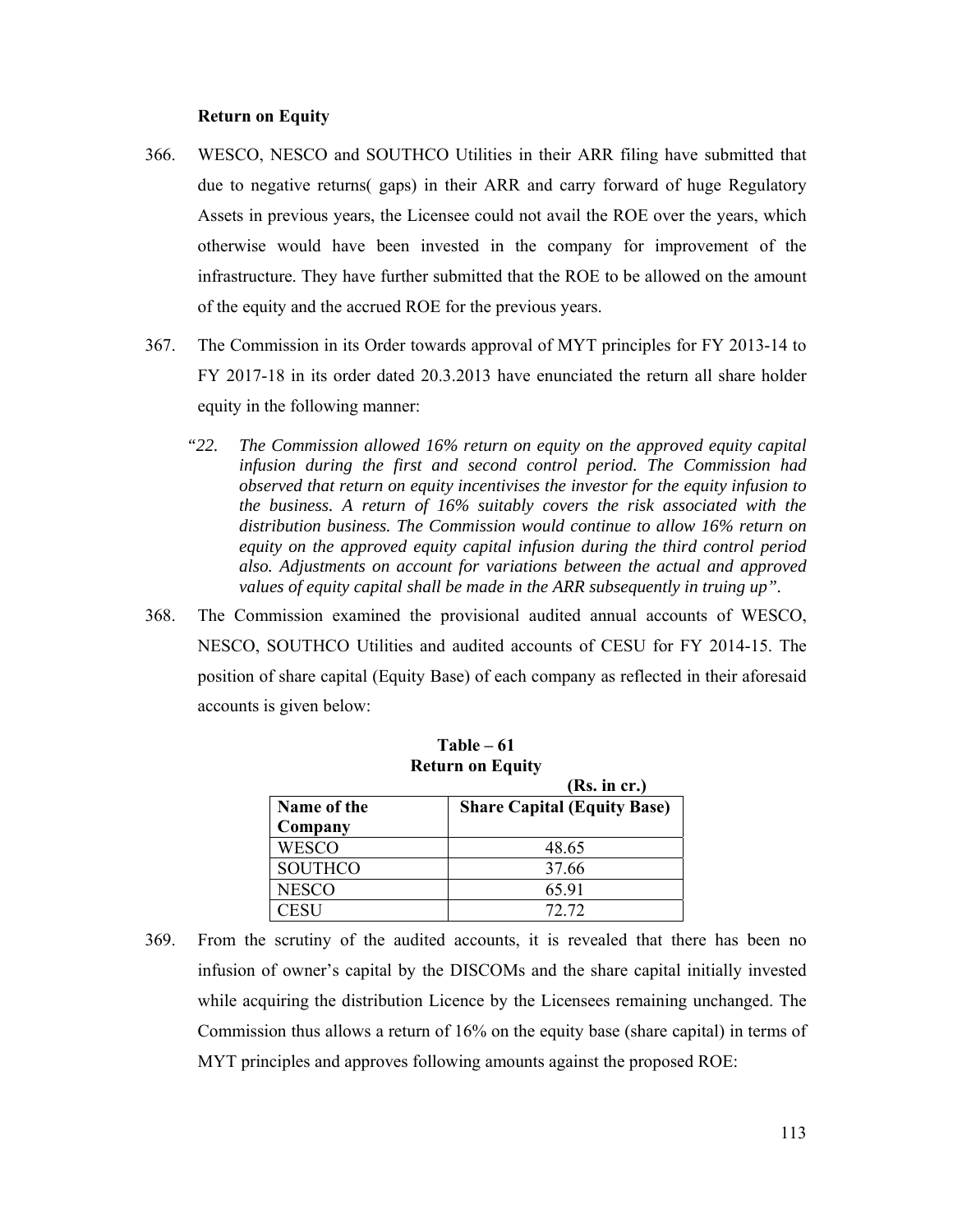**Return on Equity**

366. WESCO, NESCO and SOUTHCO Utilities in their ARR filing have submitted that due to negative returns( gaps) in their ARR and carry forward of huge Regulatory Assets in previous years, the Licensee could not avail the ROE over the years, which otherwise would have been invested in the company for improvement of the infrastructure. They have further submitted that the ROE to be allowed on the amount of the equity and the accrued ROE for the previous years.

367. The Commission in its Order towards approval of MYT principles for FY 2013-14 to FY 2017-18 in its order dated 20.3.2013 have enunciated the return all share holder equity in the following manner:

> *"22. The Commission allowed 16% return on equity on the approved equity capital infusion during the first and second control period. The Commission had observed that return on equity incentivises the investor for the equity infusion to the business. A return of 16% suitably covers the risk associated with the distribution business. The Commission would continue to allow 16% return on equity on the approved equity capital infusion during the third control period also. Adjustments on account for variations between the actual and approved values of equity capital shall be made in the ARR subsequently in truing up".*

368. The Commission examined the provisional audited annual accounts of WESCO, NESCO, SOUTHCO Utilities and audited accounts of CESU for FY 2014-15. The position of share capital (Equity Base) of each company as reflected in their aforesaid accounts is given below:

**Table – 61**
**Return on Equity**
**(Rs. in cr.)**

| Name of the Company | Share Capital (Equity Base) |
|---|---|
| WESCO | 48.65 |
| SOUTHCO | 37.66 |
| NESCO | 65.91 |
| CESU | 72.72 |

369. From the scrutiny of the audited accounts, it is revealed that there has been no infusion of owner's capital by the DISCOMs and the share capital initially invested while acquiring the distribution Licence by the Licensees remaining unchanged. The Commission thus allows a return of 16% on the equity base (share capital) in terms of MYT principles and approves following amounts against the proposed ROE: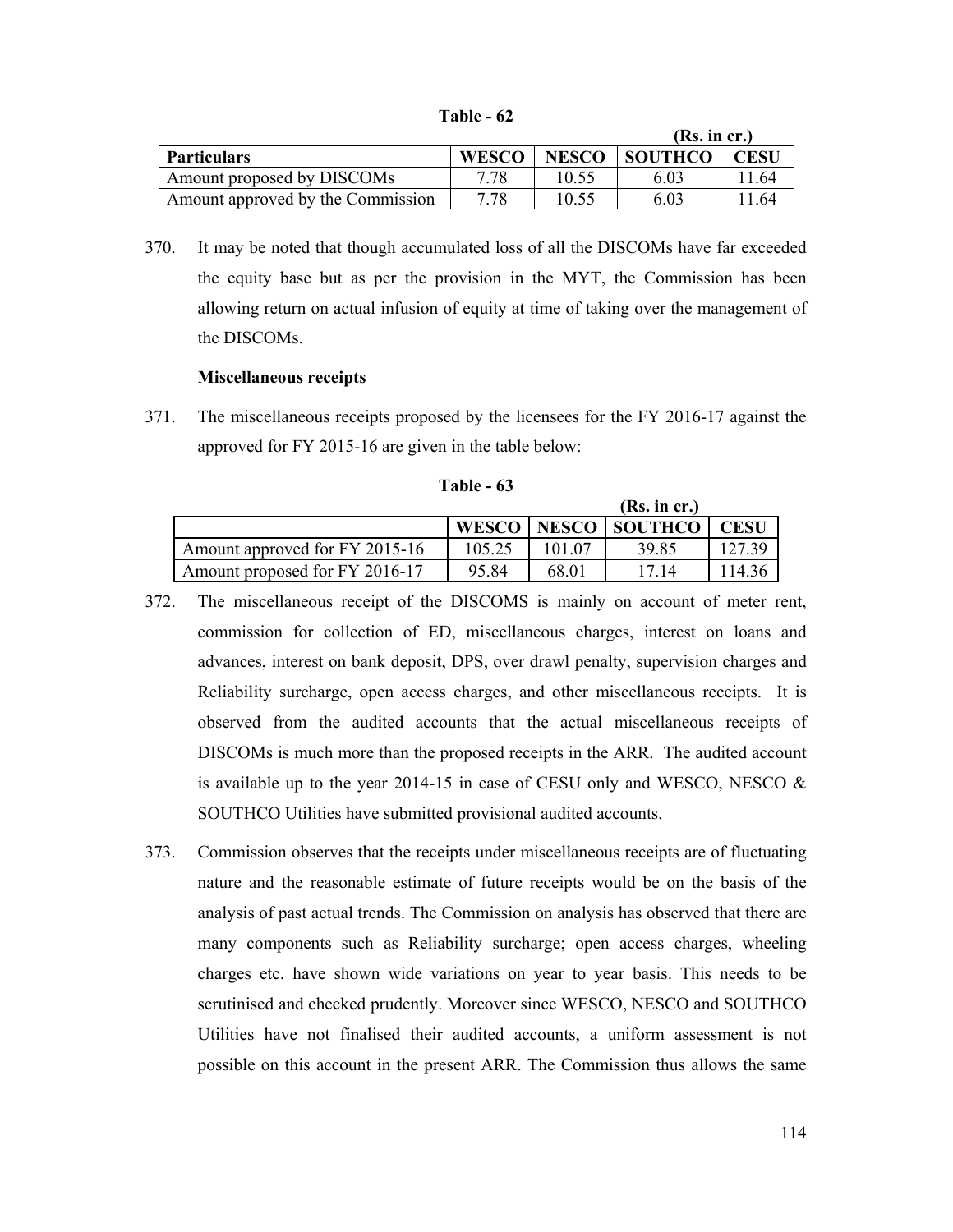**Table - 62**

(Rs. in cr.)

| Particulars | WESCO | NESCO | SOUTHCO | CESU |
|---|---|---|---|---|
| Amount proposed by DISCOMs | 7.78 | 10.55 | 6.03 | 11.64 |
| Amount approved by the Commission | 7.78 | 10.55 | 6.03 | 11.64 |

370. It may be noted that though accumulated loss of all the DISCOMs have far exceeded the equity base but as per the provision in the MYT, the Commission has been allowing return on actual infusion of equity at time of taking over the management of the DISCOMs.

**Miscellaneous receipts**

371. The miscellaneous receipts proposed by the licensees for the FY 2016-17 against the approved for FY 2015-16 are given in the table below:

**Table - 63**

(Rs. in cr.)

| | WESCO | NESCO | SOUTHCO | CESU |
|---|---|---|---|---|
| Amount approved for FY 2015-16 | 105.25 | 101.07 | 39.85 | 127.39 |
| Amount proposed for FY 2016-17 | 95.84 | 68.01 | 17.14 | 114.36 |

372. The miscellaneous receipt of the DISCOMS is mainly on account of meter rent, commission for collection of ED, miscellaneous charges, interest on loans and advances, interest on bank deposit, DPS, over drawl penalty, supervision charges and Reliability surcharge, open access charges, and other miscellaneous receipts. It is observed from the audited accounts that the actual miscellaneous receipts of DISCOMs is much more than the proposed receipts in the ARR. The audited account is available up to the year 2014-15 in case of CESU only and WESCO, NESCO & SOUTHCO Utilities have submitted provisional audited accounts.

373. Commission observes that the receipts under miscellaneous receipts are of fluctuating nature and the reasonable estimate of future receipts would be on the basis of the analysis of past actual trends. The Commission on analysis has observed that there are many components such as Reliability surcharge; open access charges, wheeling charges etc. have shown wide variations on year to year basis. This needs to be scrutinised and checked prudently. Moreover since WESCO, NESCO and SOUTHCO Utilities have not finalised their audited accounts, a uniform assessment is not possible on this account in the present ARR. The Commission thus allows the same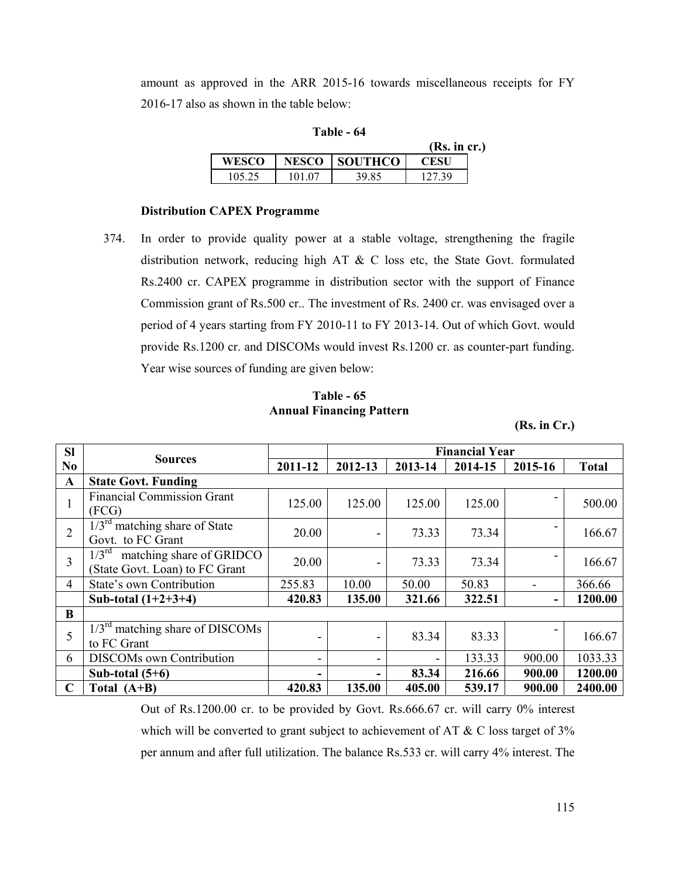amount as approved in the ARR 2015-16 towards miscellaneous receipts for FY 2016-17 also as shown in the table below:

**Table - 64**

**(Rs. in cr.)**

| WESCO | NESCO | SOUTHCO | CESU |
|---|---|---|---|
| 105.25 | 101.07 | 39.85 | 127.39 |

**Distribution CAPEX Programme**

374. In order to provide quality power at a stable voltage, strengthening the fragile distribution network, reducing high AT & C loss etc, the State Govt. formulated Rs.2400 cr. CAPEX programme in distribution sector with the support of Finance Commission grant of Rs.500 cr.. The investment of Rs. 2400 cr. was envisaged over a period of 4 years starting from FY 2010-11 to FY 2013-14. Out of which Govt. would provide Rs.1200 cr. and DISCOMs would invest Rs.1200 cr. as counter-part funding. Year wise sources of funding are given below:

**Table - 65**
**Annual Financing Pattern**

**(Rs. in Cr.)**

| Sl No | Sources | Financial Year | | | | | |
|---|---|---|---|---|---|---|---|
| | | 2011-12 | 2012-13 | 2013-14 | 2014-15 | 2015-16 | Total |
| **A** | **State Govt. Funding** | | | | | | |
| 1 | Financial Commission Grant (FCG) | 125.00 | 125.00 | 125.00 | 125.00 | - | 500.00 |
| 2 | 1/3rd matching share of State Govt. to FC Grant | 20.00 | - | 73.33 | 73.34 | - | 166.67 |
| 3 | 1/3rd matching share of GRIDCO (State Govt. Loan) to FC Grant | 20.00 | - | 73.33 | 73.34 | - | 166.67 |
| 4 | State's own Contribution | 255.83 | 10.00 | 50.00 | 50.83 | - | 366.66 |
| | **Sub-total (1+2+3+4)** | **420.83** | **135.00** | **321.66** | **322.51** | **-** | **1200.00** |
| **B** | | | | | | | |
| 5 | 1/3rd matching share of DISCOMs to FC Grant | - | - | 83.34 | 83.33 | - | 166.67 |
| 6 | DISCOMs own Contribution | - | - | - | 133.33 | 900.00 | 1033.33 |
| | **Sub-total (5+6)** | **-** | **-** | **83.34** | **216.66** | **900.00** | **1200.00** |
| **C** | **Total (A+B)** | **420.83** | **135.00** | **405.00** | **539.17** | **900.00** | **2400.00** |

Out of Rs.1200.00 cr. to be provided by Govt. Rs.666.67 cr. will carry 0% interest which will be converted to grant subject to achievement of AT & C loss target of 3% per annum and after full utilization. The balance Rs.533 cr. will carry 4% interest. The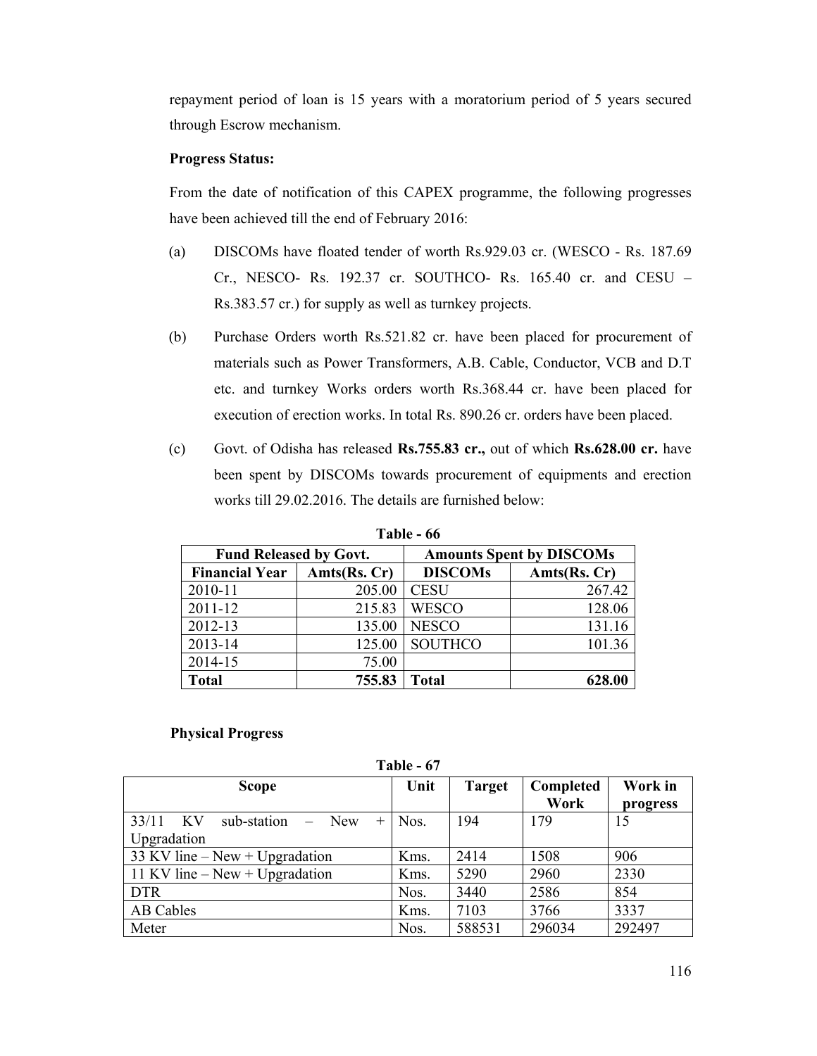repayment period of loan is 15 years with a moratorium period of 5 years secured through Escrow mechanism.

**Progress Status:**

From the date of notification of this CAPEX programme, the following progresses have been achieved till the end of February 2016:

(a) DISCOMs have floated tender of worth Rs.929.03 cr. (WESCO - Rs. 187.69 Cr., NESCO- Rs. 192.37 cr. SOUTHCO- Rs. 165.40 cr. and CESU – Rs.383.57 cr.) for supply as well as turnkey projects.

(b) Purchase Orders worth Rs.521.82 cr. have been placed for procurement of materials such as Power Transformers, A.B. Cable, Conductor, VCB and D.T etc. and turnkey Works orders worth Rs.368.44 cr. have been placed for execution of erection works. In total Rs. 890.26 cr. orders have been placed.

(c) Govt. of Odisha has released **Rs.755.83 cr.,** out of which **Rs.628.00 cr.** have been spent by DISCOMs towards procurement of equipments and erection works till 29.02.2016. The details are furnished below:

**Table - 66**

| Fund Released by Govt. | | Amounts Spent by DISCOMs | |
|---|---|---|---|
| **Financial Year** | **Amts(Rs. Cr)** | **DISCOMs** | **Amts(Rs. Cr)** |
| 2010-11 | 205.00 | CESU | 267.42 |
| 2011-12 | 215.83 | WESCO | 128.06 |
| 2012-13 | 135.00 | NESCO | 131.16 |
| 2013-14 | 125.00 | SOUTHCO | 101.36 |
| 2014-15 | 75.00 | | |
| **Total** | **755.83** | **Total** | **628.00** |

**Physical Progress**

**Table - 67**

| Scope | Unit | Target | Completed Work | Work in progress |
|---|---|---|---|---|
| 33/11 KV sub-station – New + Upgradation | Nos. | 194 | 179 | 15 |
| 33 KV line – New + Upgradation | Kms. | 2414 | 1508 | 906 |
| 11 KV line – New + Upgradation | Kms. | 5290 | 2960 | 2330 |
| DTR | Nos. | 3440 | 2586 | 854 |
| AB Cables | Kms. | 7103 | 3766 | 3337 |
| Meter | Nos. | 588531 | 296034 | 292497 |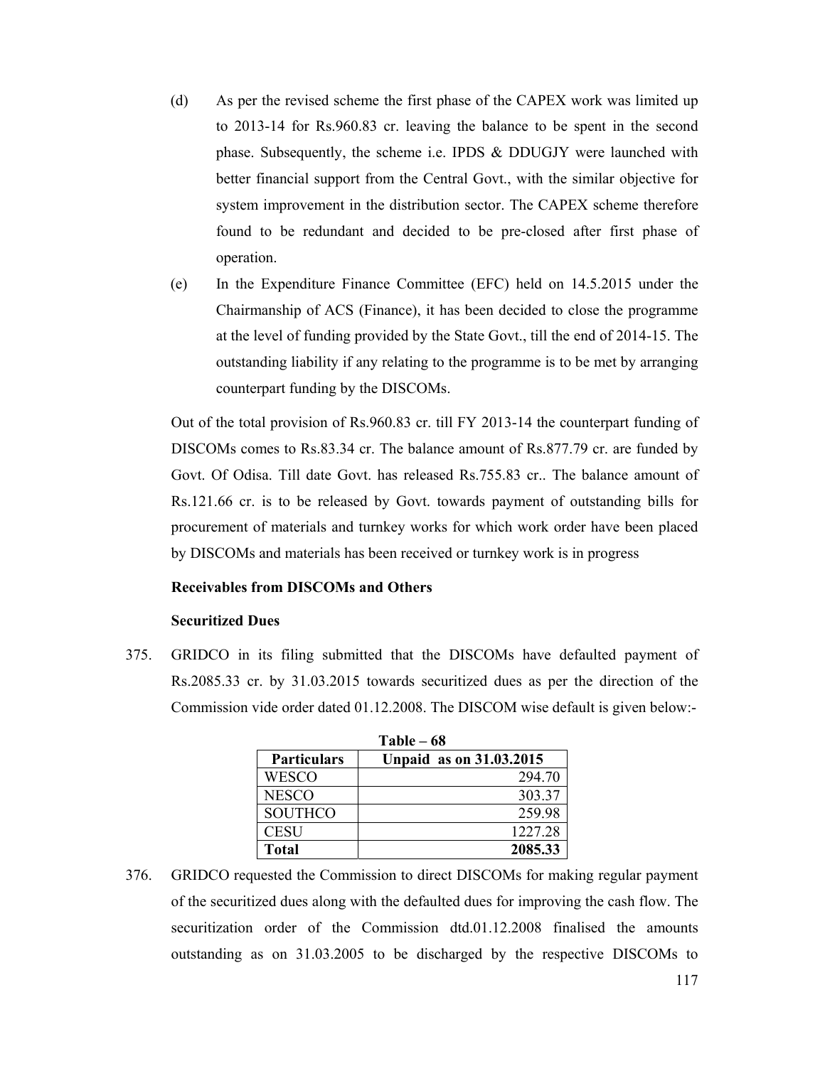(d) As per the revised scheme the first phase of the CAPEX work was limited up to 2013-14 for Rs.960.83 cr. leaving the balance to be spent in the second phase. Subsequently, the scheme i.e. IPDS & DDUGJY were launched with better financial support from the Central Govt., with the similar objective for system improvement in the distribution sector. The CAPEX scheme therefore found to be redundant and decided to be pre-closed after first phase of operation.

(e) In the Expenditure Finance Committee (EFC) held on 14.5.2015 under the Chairmanship of ACS (Finance), it has been decided to close the programme at the level of funding provided by the State Govt., till the end of 2014-15. The outstanding liability if any relating to the programme is to be met by arranging counterpart funding by the DISCOMs.

Out of the total provision of Rs.960.83 cr. till FY 2013-14 the counterpart funding of DISCOMs comes to Rs.83.34 cr. The balance amount of Rs.877.79 cr. are funded by Govt. Of Odisa. Till date Govt. has released Rs.755.83 cr.. The balance amount of Rs.121.66 cr. is to be released by Govt. towards payment of outstanding bills for procurement of materials and turnkey works for which work order have been placed by DISCOMs and materials has been received or turnkey work is in progress

**Receivables from DISCOMs and Others**

**Securitized Dues**

375. GRIDCO in its filing submitted that the DISCOMs have defaulted payment of Rs.2085.33 cr. by 31.03.2015 towards securitized dues as per the direction of the Commission vide order dated 01.12.2008. The DISCOM wise default is given below:-

**Table – 68**

| Particulars | Unpaid as on 31.03.2015 |
|---|---|
| WESCO | 294.70 |
| NESCO | 303.37 |
| SOUTHCO | 259.98 |
| CESU | 1227.28 |
| **Total** | **2085.33** |

376. GRIDCO requested the Commission to direct DISCOMs for making regular payment of the securitized dues along with the defaulted dues for improving the cash flow. The securitization order of the Commission dtd.01.12.2008 finalised the amounts outstanding as on 31.03.2005 to be discharged by the respective DISCOMs to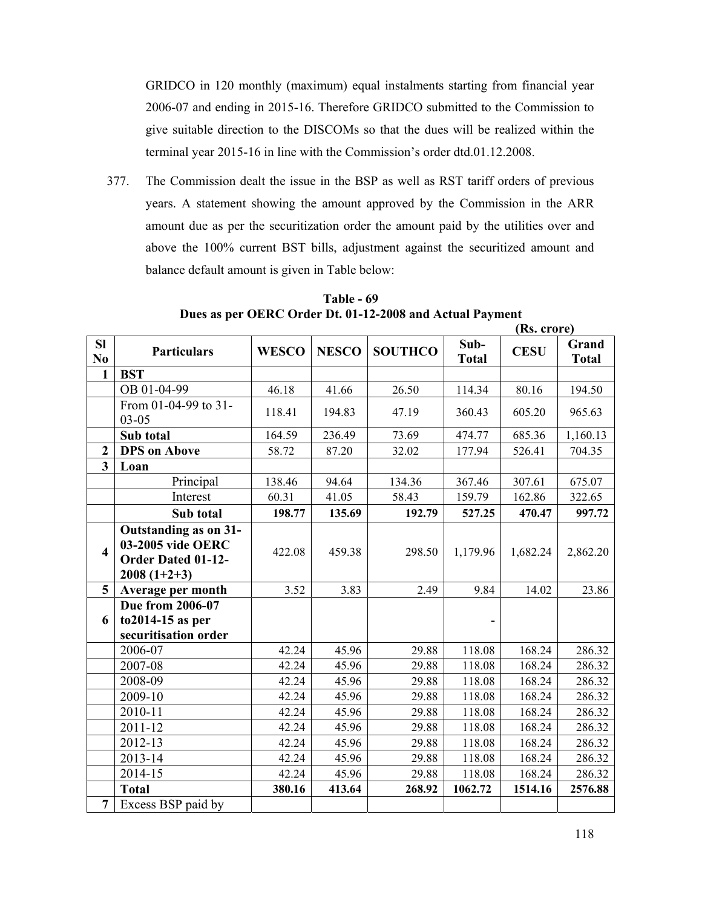GRIDCO in 120 monthly (maximum) equal instalments starting from financial year 2006-07 and ending in 2015-16. Therefore GRIDCO submitted to the Commission to give suitable direction to the DISCOMs so that the dues will be realized within the terminal year 2015-16 in line with the Commission's order dtd.01.12.2008.

377. The Commission dealt the issue in the BSP as well as RST tariff orders of previous years. A statement showing the amount approved by the Commission in the ARR amount due as per the securitization order the amount paid by the utilities over and above the 100% current BST bills, adjustment against the securitized amount and balance default amount is given in Table below:

**Table - 69**
**Dues as per OERC Order Dt. 01-12-2008 and Actual Payment**

(Rs. crore)

| Sl No | Particulars | WESCO | NESCO | SOUTHCO | Sub-Total | CESU | Grand Total |
|---|---|---|---|---|---|---|---|
| 1 | **BST** | | | | | | |
| | OB 01-04-99 | 46.18 | 41.66 | 26.50 | 114.34 | 80.16 | 194.50 |
| | From 01-04-99 to 31-03-05 | 118.41 | 194.83 | 47.19 | 360.43 | 605.20 | 965.63 |
| | **Sub total** | 164.59 | 236.49 | 73.69 | 474.77 | 685.36 | 1,160.13 |
| 2 | **DPS on Above** | 58.72 | 87.20 | 32.02 | 177.94 | 526.41 | 704.35 |
| 3 | **Loan** | | | | | | |
| | Principal | 138.46 | 94.64 | 134.36 | 367.46 | 307.61 | 675.07 |
| | Interest | 60.31 | 41.05 | 58.43 | 159.79 | 162.86 | 322.65 |
| | **Sub total** | **198.77** | **135.69** | **192.79** | **527.25** | **470.47** | **997.72** |
| 4 | **Outstanding as on 31-03-2005 vide OERC Order Dated 01-12-2008 (1+2+3)** | 422.08 | 459.38 | 298.50 | 1,179.96 | 1,682.24 | 2,862.20 |
| 5 | **Average per month** | 3.52 | 3.83 | 2.49 | 9.84 | 14.02 | 23.86 |
| 6 | **Due from 2006-07 to2014-15 as per securitisation order** | | | | - | | |
| | 2006-07 | 42.24 | 45.96 | 29.88 | 118.08 | 168.24 | 286.32 |
| | 2007-08 | 42.24 | 45.96 | 29.88 | 118.08 | 168.24 | 286.32 |
| | 2008-09 | 42.24 | 45.96 | 29.88 | 118.08 | 168.24 | 286.32 |
| | 2009-10 | 42.24 | 45.96 | 29.88 | 118.08 | 168.24 | 286.32 |
| | 2010-11 | 42.24 | 45.96 | 29.88 | 118.08 | 168.24 | 286.32 |
| | 2011-12 | 42.24 | 45.96 | 29.88 | 118.08 | 168.24 | 286.32 |
| | 2012-13 | 42.24 | 45.96 | 29.88 | 118.08 | 168.24 | 286.32 |
| | 2013-14 | 42.24 | 45.96 | 29.88 | 118.08 | 168.24 | 286.32 |
| | 2014-15 | 42.24 | 45.96 | 29.88 | 118.08 | 168.24 | 286.32 |
| | **Total** | **380.16** | **413.64** | **268.92** | **1062.72** | **1514.16** | **2576.88** |
| 7 | Excess BSP paid by | | | | | | |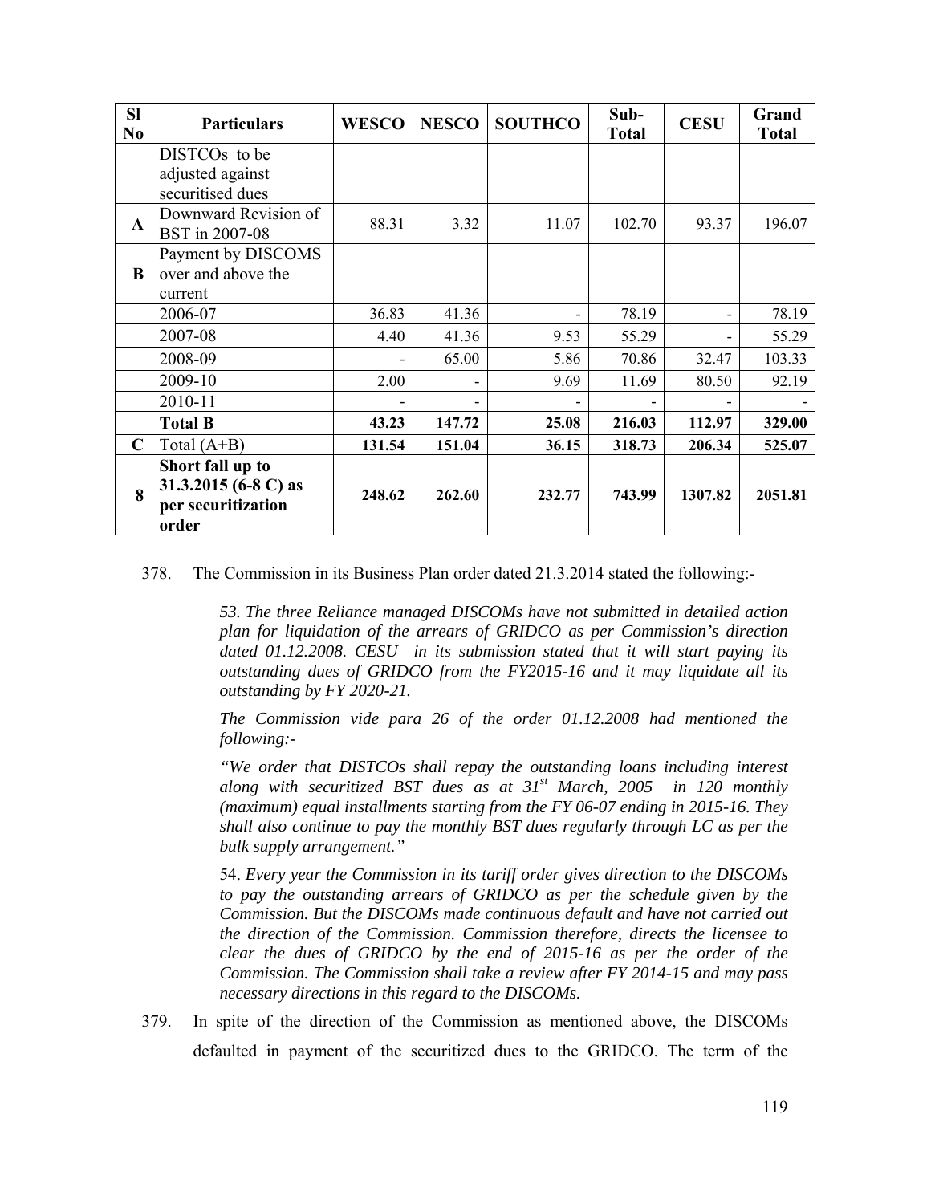| Sl No | Particulars | WESCO | NESCO | SOUTHCO | Sub-Total | CESU | Grand Total |
|---|---|---|---|---|---|---|---|
| | DISTCOs to be adjusted against securitised dues | | | | | | |
| **A** | Downward Revision of BST in 2007-08 | 88.31 | 3.32 | 11.07 | 102.70 | 93.37 | 196.07 |
| **B** | Payment by DISCOMS over and above the current | | | | | | |
| | 2006-07 | 36.83 | 41.36 | - | 78.19 | - | 78.19 |
| | 2007-08 | 4.40 | 41.36 | 9.53 | 55.29 | - | 55.29 |
| | 2008-09 | - | 65.00 | 5.86 | 70.86 | 32.47 | 103.33 |
| | 2009-10 | 2.00 | - | 9.69 | 11.69 | 80.50 | 92.19 |
| | 2010-11 | - | - | - | - | - | - |
| | **Total B** | **43.23** | **147.72** | **25.08** | **216.03** | **112.97** | **329.00** |
| **C** | Total (A+B) | **131.54** | **151.04** | **36.15** | **318.73** | **206.34** | **525.07** |
| **8** | **Short fall up to 31.3.2015 (6-8 C) as per securitization order** | **248.62** | **262.60** | **232.77** | **743.99** | **1307.82** | **2051.81** |

378. The Commission in its Business Plan order dated 21.3.2014 stated the following:-

> *53. The three Reliance managed DISCOMs have not submitted in detailed action plan for liquidation of the arrears of GRIDCO as per Commission's direction dated 01.12.2008. CESU in its submission stated that it will start paying its outstanding dues of GRIDCO from the FY2015-16 and it may liquidate all its outstanding by FY 2020-21.*
>
> *The Commission vide para 26 of the order 01.12.2008 had mentioned the following:-*
>
> *"We order that DISTCOs shall repay the outstanding loans including interest along with securitized BST dues as at 31st March, 2005 in 120 monthly (maximum) equal installments starting from the FY 06-07 ending in 2015-16. They shall also continue to pay the monthly BST dues regularly through LC as per the bulk supply arrangement."*
>
> 54. *Every year the Commission in its tariff order gives direction to the DISCOMs to pay the outstanding arrears of GRIDCO as per the schedule given by the Commission. But the DISCOMs made continuous default and have not carried out the direction of the Commission. Commission therefore, directs the licensee to clear the dues of GRIDCO by the end of 2015-16 as per the order of the Commission. The Commission shall take a review after FY 2014-15 and may pass necessary directions in this regard to the DISCOMs.*

379. In spite of the direction of the Commission as mentioned above, the DISCOMs defaulted in payment of the securitized dues to the GRIDCO. The term of the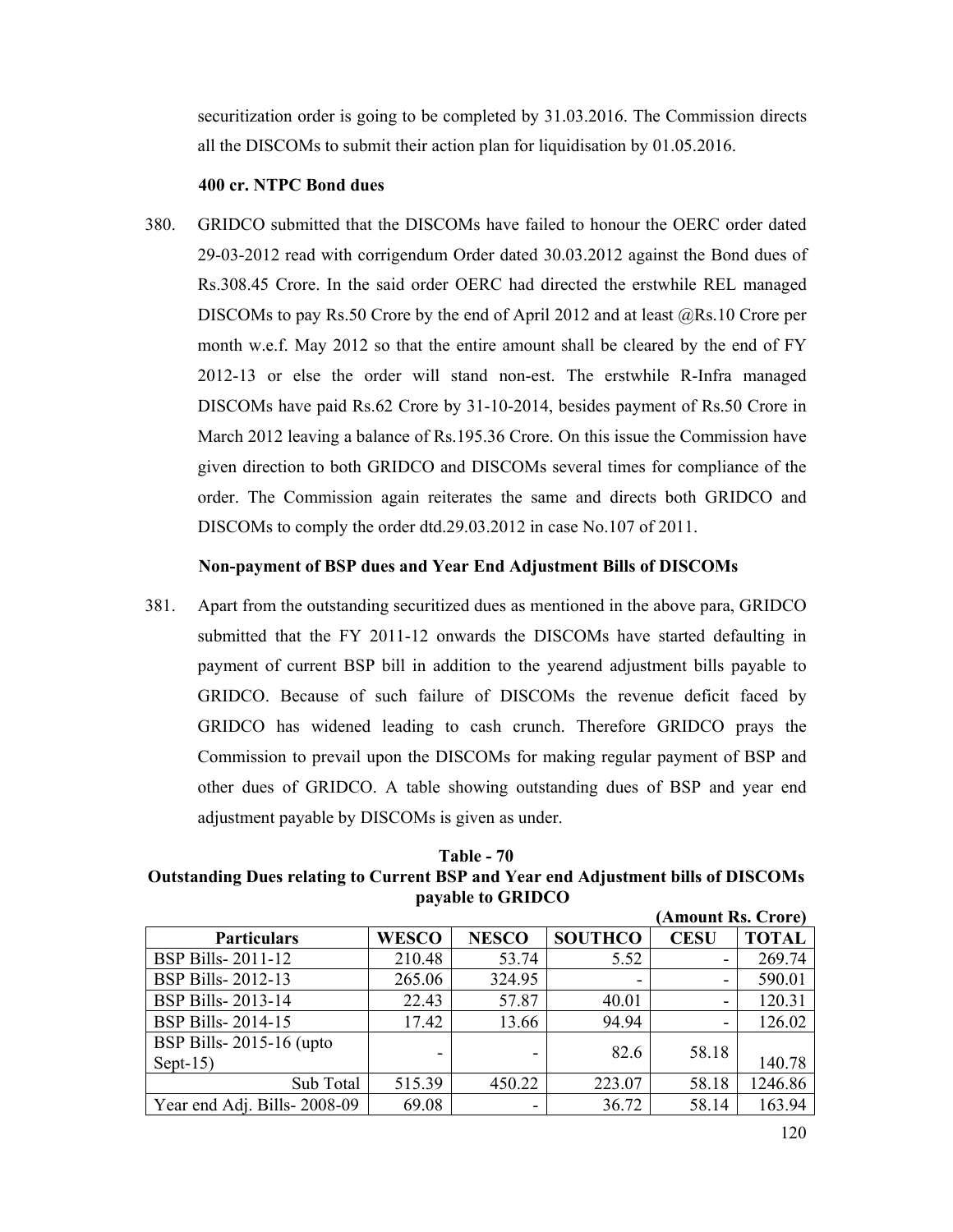securitization order is going to be completed by 31.03.2016. The Commission directs all the DISCOMs to submit their action plan for liquidisation by 01.05.2016.

**400 cr. NTPC Bond dues**

380. GRIDCO submitted that the DISCOMs have failed to honour the OERC order dated 29-03-2012 read with corrigendum Order dated 30.03.2012 against the Bond dues of Rs.308.45 Crore. In the said order OERC had directed the erstwhile REL managed DISCOMs to pay Rs.50 Crore by the end of April 2012 and at least @Rs.10 Crore per month w.e.f. May 2012 so that the entire amount shall be cleared by the end of FY 2012-13 or else the order will stand non-est. The erstwhile R-Infra managed DISCOMs have paid Rs.62 Crore by 31-10-2014, besides payment of Rs.50 Crore in March 2012 leaving a balance of Rs.195.36 Crore. On this issue the Commission have given direction to both GRIDCO and DISCOMs several times for compliance of the order. The Commission again reiterates the same and directs both GRIDCO and DISCOMs to comply the order dtd.29.03.2012 in case No.107 of 2011.

**Non-payment of BSP dues and Year End Adjustment Bills of DISCOMs**

381. Apart from the outstanding securitized dues as mentioned in the above para, GRIDCO submitted that the FY 2011-12 onwards the DISCOMs have started defaulting in payment of current BSP bill in addition to the yearend adjustment bills payable to GRIDCO. Because of such failure of DISCOMs the revenue deficit faced by GRIDCO has widened leading to cash crunch. Therefore GRIDCO prays the Commission to prevail upon the DISCOMs for making regular payment of BSP and other dues of GRIDCO. A table showing outstanding dues of BSP and year end adjustment payable by DISCOMs is given as under.

**Table - 70**
**Outstanding Dues relating to Current BSP and Year end Adjustment bills of DISCOMs payable to GRIDCO**

**(Amount Rs. Crore)**

| Particulars | WESCO | NESCO | SOUTHCO | CESU | TOTAL |
|---|---|---|---|---|---|
| BSP Bills- 2011-12 | 210.48 | 53.74 | 5.52 | - | 269.74 |
| BSP Bills- 2012-13 | 265.06 | 324.95 | - | - | 590.01 |
| BSP Bills- 2013-14 | 22.43 | 57.87 | 40.01 | - | 120.31 |
| BSP Bills- 2014-15 | 17.42 | 13.66 | 94.94 | - | 126.02 |
| BSP Bills- 2015-16 (upto Sept-15) | - | - | 82.6 | 58.18 | 140.78 |
| Sub Total | 515.39 | 450.22 | 223.07 | 58.18 | 1246.86 |
| Year end Adj. Bills- 2008-09 | 69.08 | - | 36.72 | 58.14 | 163.94 |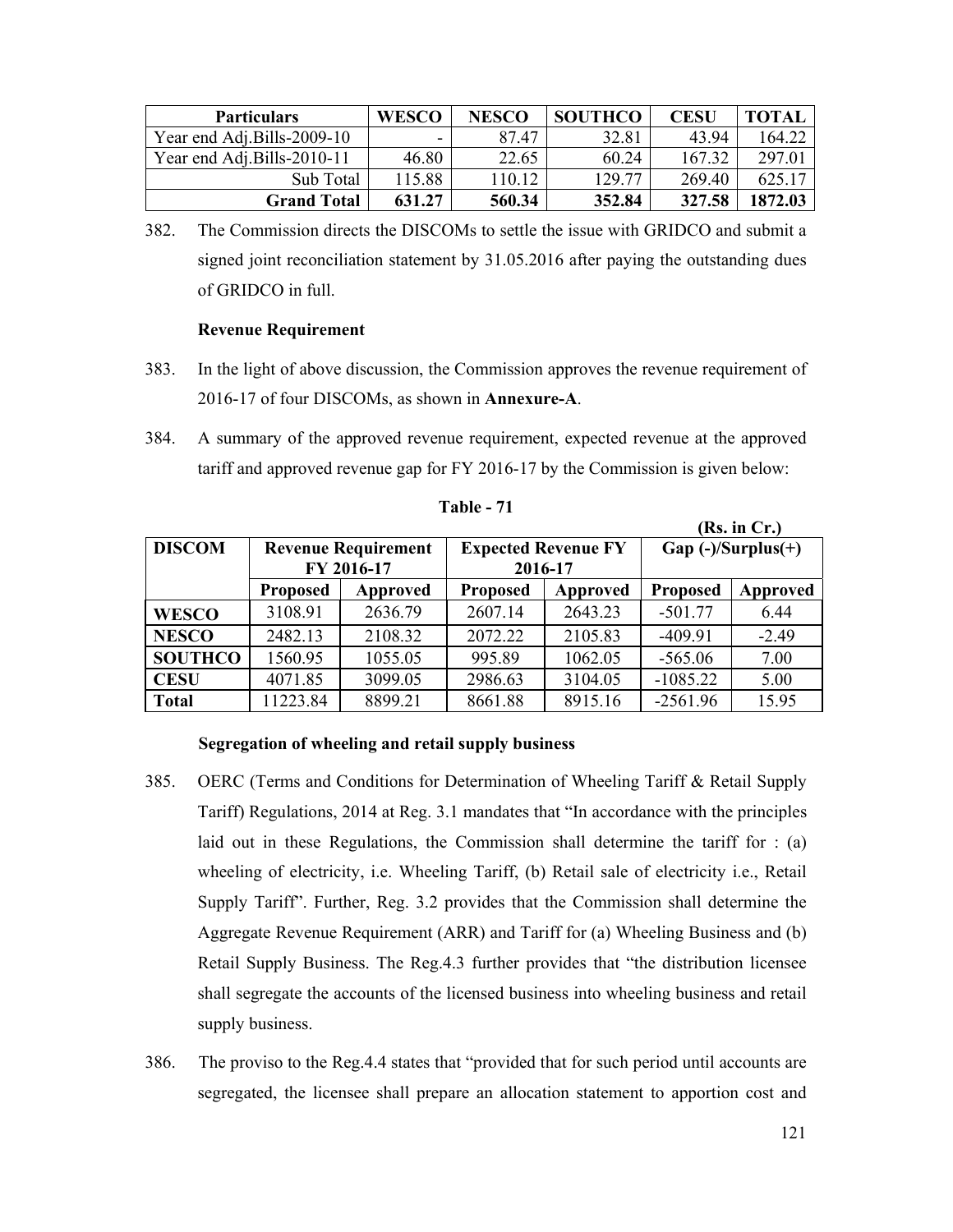| Particulars | WESCO | NESCO | SOUTHCO | CESU | TOTAL |
|---|---|---|---|---|---|
| Year end Adj.Bills-2009-10 | - | 87.47 | 32.81 | 43.94 | 164.22 |
| Year end Adj.Bills-2010-11 | 46.80 | 22.65 | 60.24 | 167.32 | 297.01 |
| Sub Total | 115.88 | 110.12 | 129.77 | 269.40 | 625.17 |
| **Grand Total** | **631.27** | **560.34** | **352.84** | **327.58** | **1872.03** |

382. The Commission directs the DISCOMs to settle the issue with GRIDCO and submit a signed joint reconciliation statement by 31.05.2016 after paying the outstanding dues of GRIDCO in full.

**Revenue Requirement**

383. In the light of above discussion, the Commission approves the revenue requirement of 2016-17 of four DISCOMs, as shown in **Annexure-A**.

384. A summary of the approved revenue requirement, expected revenue at the approved tariff and approved revenue gap for FY 2016-17 by the Commission is given below:

**Table - 71**

**(Rs. in Cr.)**

| DISCOM | Revenue Requirement FY 2016-17 | | Expected Revenue FY 2016-17 | | Gap (-)/Surplus(+) | |
|---|---|---|---|---|---|---|
| | **Proposed** | **Approved** | **Proposed** | **Approved** | **Proposed** | **Approved** |
| **WESCO** | 3108.91 | 2636.79 | 2607.14 | 2643.23 | -501.77 | 6.44 |
| **NESCO** | 2482.13 | 2108.32 | 2072.22 | 2105.83 | -409.91 | -2.49 |
| **SOUTHCO** | 1560.95 | 1055.05 | 995.89 | 1062.05 | -565.06 | 7.00 |
| **CESU** | 4071.85 | 3099.05 | 2986.63 | 3104.05 | -1085.22 | 5.00 |
| **Total** | 11223.84 | 8899.21 | 8661.88 | 8915.16 | -2561.96 | 15.95 |

**Segregation of wheeling and retail supply business**

385. OERC (Terms and Conditions for Determination of Wheeling Tariff & Retail Supply Tariff) Regulations, 2014 at Reg. 3.1 mandates that "In accordance with the principles laid out in these Regulations, the Commission shall determine the tariff for : (a) wheeling of electricity, i.e. Wheeling Tariff, (b) Retail sale of electricity i.e., Retail Supply Tariff". Further, Reg. 3.2 provides that the Commission shall determine the Aggregate Revenue Requirement (ARR) and Tariff for (a) Wheeling Business and (b) Retail Supply Business. The Reg.4.3 further provides that "the distribution licensee shall segregate the accounts of the licensed business into wheeling business and retail supply business.

386. The proviso to the Reg.4.4 states that "provided that for such period until accounts are segregated, the licensee shall prepare an allocation statement to apportion cost and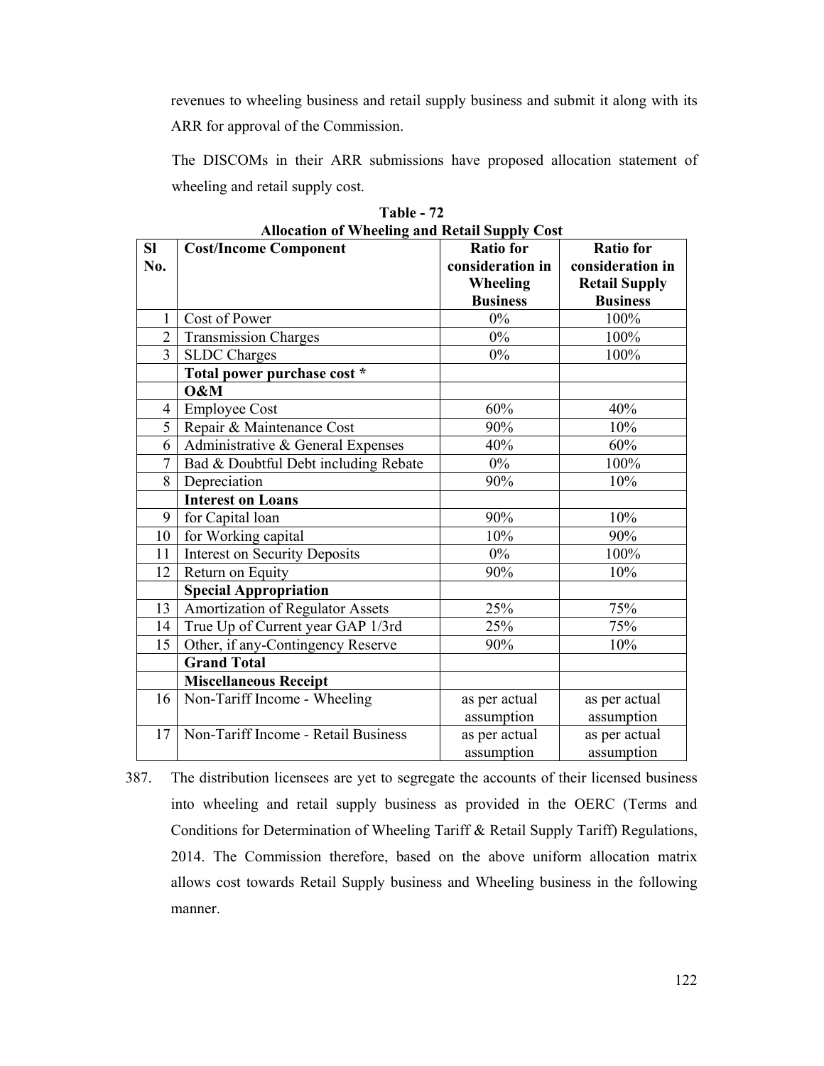revenues to wheeling business and retail supply business and submit it along with its ARR for approval of the Commission.

The DISCOMs in their ARR submissions have proposed allocation statement of wheeling and retail supply cost.

**Table - 72**
**Allocation of Wheeling and Retail Supply Cost**

| Sl No. | Cost/Income Component | Ratio for consideration in Wheeling Business | Ratio for consideration in Retail Supply Business |
|---|---|---|---|
| 1 | Cost of Power | 0% | 100% |
| 2 | Transmission Charges | 0% | 100% |
| 3 | SLDC Charges | 0% | 100% |
| | **Total power purchase cost *** | | |
| | **O&M** | | |
| 4 | Employee Cost | 60% | 40% |
| 5 | Repair & Maintenance Cost | 90% | 10% |
| 6 | Administrative & General Expenses | 40% | 60% |
| 7 | Bad & Doubtful Debt including Rebate | 0% | 100% |
| 8 | Depreciation | 90% | 10% |
| | **Interest on Loans** | | |
| 9 | for Capital loan | 90% | 10% |
| 10 | for Working capital | 10% | 90% |
| 11 | Interest on Security Deposits | 0% | 100% |
| 12 | Return on Equity | 90% | 10% |
| | **Special Appropriation** | | |
| 13 | Amortization of Regulator Assets | 25% | 75% |
| 14 | True Up of Current year GAP 1/3rd | 25% | 75% |
| 15 | Other, if any-Contingency Reserve | 90% | 10% |
| | **Grand Total** | | |
| | **Miscellaneous Receipt** | | |
| 16 | Non-Tariff Income - Wheeling | as per actual assumption | as per actual assumption |
| 17 | Non-Tariff Income - Retail Business | as per actual assumption | as per actual assumption |

387. The distribution licensees are yet to segregate the accounts of their licensed business into wheeling and retail supply business as provided in the OERC (Terms and Conditions for Determination of Wheeling Tariff & Retail Supply Tariff) Regulations, 2014. The Commission therefore, based on the above uniform allocation matrix allows cost towards Retail Supply business and Wheeling business in the following manner.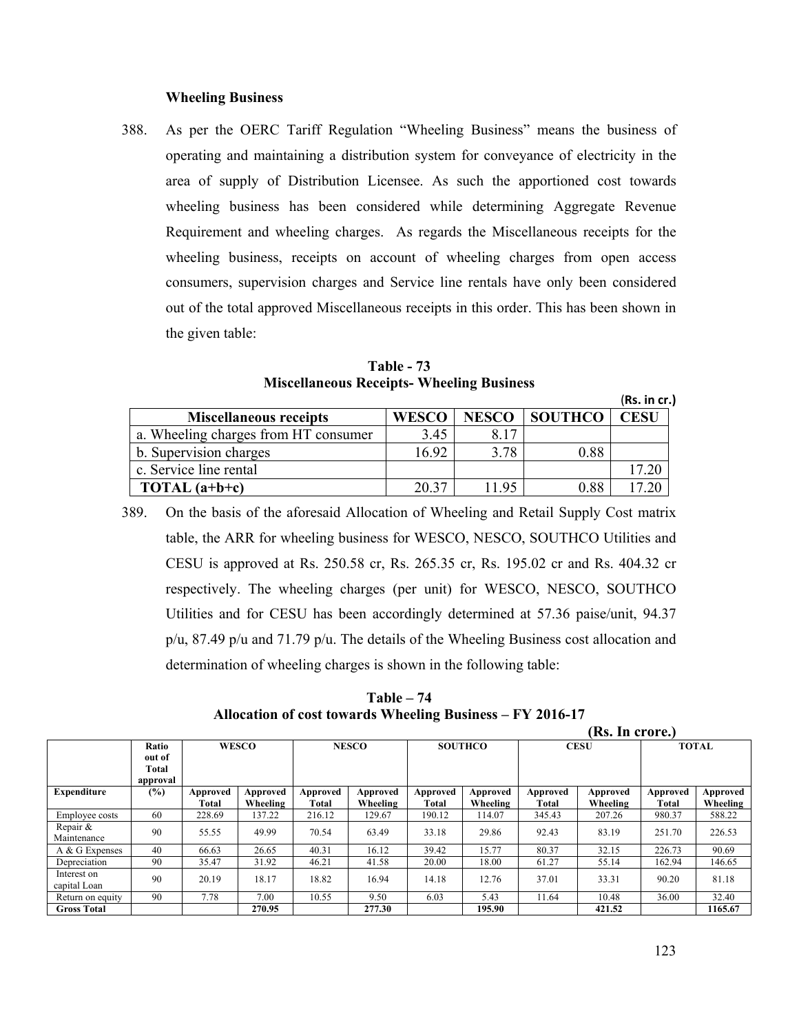**Wheeling Business**

388. As per the OERC Tariff Regulation "Wheeling Business" means the business of operating and maintaining a distribution system for conveyance of electricity in the area of supply of Distribution Licensee. As such the apportioned cost towards wheeling business has been considered while determining Aggregate Revenue Requirement and wheeling charges. As regards the Miscellaneous receipts for the wheeling business, receipts on account of wheeling charges from open access consumers, supervision charges and Service line rentals have only been considered out of the total approved Miscellaneous receipts in this order. This has been shown in the given table:

**Table - 73**
**Miscellaneous Receipts- Wheeling Business**

(Rs. in cr.)

| Miscellaneous receipts | WESCO | NESCO | SOUTHCO | CESU |
|---|---|---|---|---|
| a. Wheeling charges from HT consumer | 3.45 | 8.17 | | |
| b. Supervision charges | 16.92 | 3.78 | 0.88 | |
| c. Service line rental | | | | 17.20 |
| **TOTAL (a+b+c)** | 20.37 | 11.95 | 0.88 | 17.20 |

389. On the basis of the aforesaid Allocation of Wheeling and Retail Supply Cost matrix table, the ARR for wheeling business for WESCO, NESCO, SOUTHCO Utilities and CESU is approved at Rs. 250.58 cr, Rs. 265.35 cr, Rs. 195.02 cr and Rs. 404.32 cr respectively. The wheeling charges (per unit) for WESCO, NESCO, SOUTHCO Utilities and for CESU has been accordingly determined at 57.36 paise/unit, 94.37 p/u, 87.49 p/u and 71.79 p/u. The details of the Wheeling Business cost allocation and determination of wheeling charges is shown in the following table:

**Table – 74**
**Allocation of cost towards Wheeling Business – FY 2016-17**

**(Rs. In crore.)**

| | Ratio out of Total approval | WESCO | | NESCO | | SOUTHCO | | CESU | | TOTAL | |
|---|---|---|---|---|---|---|---|---|---|---|---|
| **Expenditure** | **(%)** | **Approved Total** | **Approved Wheeling** | **Approved Total** | **Approved Wheeling** | **Approved Total** | **Approved Wheeling** | **Approved Total** | **Approved Wheeling** | **Approved Total** | **Approved Wheeling** |
| Employee costs | 60 | 228.69 | 137.22 | 216.12 | 129.67 | 190.12 | 114.07 | 345.43 | 207.26 | 980.37 | 588.22 |
| Repair & Maintenance | 90 | 55.55 | 49.99 | 70.54 | 63.49 | 33.18 | 29.86 | 92.43 | 83.19 | 251.70 | 226.53 |
| A & G Expenses | 40 | 66.63 | 26.65 | 40.31 | 16.12 | 39.42 | 15.77 | 80.37 | 32.15 | 226.73 | 90.69 |
| Depreciation | 90 | 35.47 | 31.92 | 46.21 | 41.58 | 20.00 | 18.00 | 61.27 | 55.14 | 162.94 | 146.65 |
| Interest on capital Loan | 90 | 20.19 | 18.17 | 18.82 | 16.94 | 14.18 | 12.76 | 37.01 | 33.31 | 90.20 | 81.18 |
| Return on equity | 90 | 7.78 | 7.00 | 10.55 | 9.50 | 6.03 | 5.43 | 11.64 | 10.48 | 36.00 | 32.40 |
| **Gross Total** | | | **270.95** | | **277.30** | | **195.90** | | **421.52** | | **1165.67** |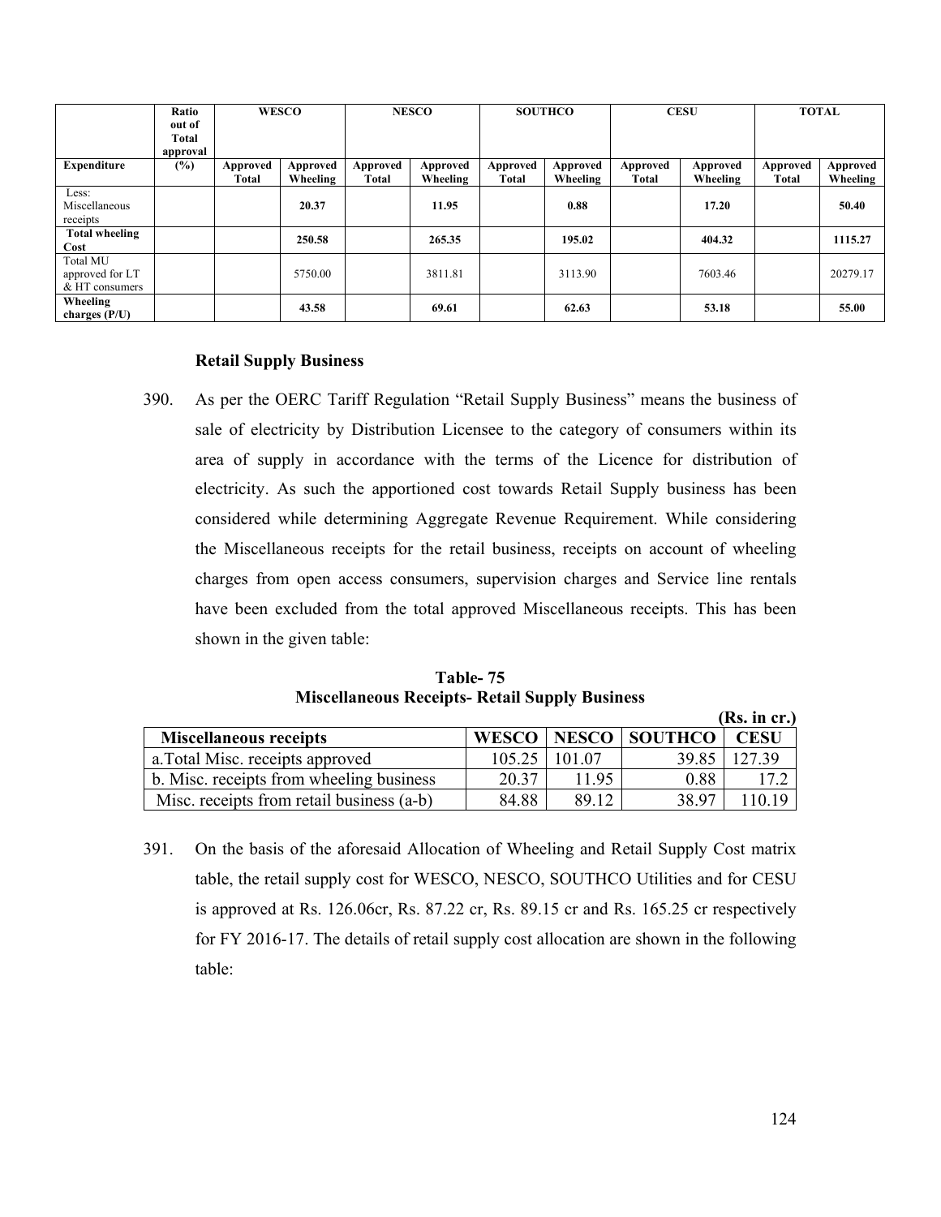| | Ratio out of Total approval | WESCO | | NESCO | | SOUTHCO | | CESU | | TOTAL | |
|---|---|---|---|---|---|---|---|---|---|---|---|
| **Expenditure** | **(%)** | **Approved Total** | **Approved Wheeling** | **Approved Total** | **Approved Wheeling** | **Approved Total** | **Approved Wheeling** | **Approved Total** | **Approved Wheeling** | **Approved Total** | **Approved Wheeling** |
| Less: Miscellaneous receipts | | | **20.37** | | **11.95** | | **0.88** | | **17.20** | | **50.40** |
| **Total wheeling Cost** | | | **250.58** | | **265.35** | | **195.02** | | **404.32** | | **1115.27** |
| Total MU approved for LT & HT consumers | | | 5750.00 | | 3811.81 | | 3113.90 | | 7603.46 | | 20279.17 |
| **Wheeling charges (P/U)** | | | **43.58** | | **69.61** | | **62.63** | | **53.18** | | **55.00** |

**Retail Supply Business**

390. As per the OERC Tariff Regulation "Retail Supply Business" means the business of sale of electricity by Distribution Licensee to the category of consumers within its area of supply in accordance with the terms of the Licence for distribution of electricity. As such the apportioned cost towards Retail Supply business has been considered while determining Aggregate Revenue Requirement. While considering the Miscellaneous receipts for the retail business, receipts on account of wheeling charges from open access consumers, supervision charges and Service line rentals have been excluded from the total approved Miscellaneous receipts. This has been shown in the given table:

**Table- 75**
**Miscellaneous Receipts- Retail Supply Business**

**(Rs. in cr.)**

| Miscellaneous receipts | WESCO | NESCO | SOUTHCO | CESU |
|---|---|---|---|---|
| a.Total Misc. receipts approved | 105.25 | 101.07 | 39.85 | 127.39 |
| b. Misc. receipts from wheeling business | 20.37 | 11.95 | 0.88 | 17.2 |
| Misc. receipts from retail business (a-b) | 84.88 | 89.12 | 38.97 | 110.19 |

391. On the basis of the aforesaid Allocation of Wheeling and Retail Supply Cost matrix table, the retail supply cost for WESCO, NESCO, SOUTHCO Utilities and for CESU is approved at Rs. 126.06cr, Rs. 87.22 cr, Rs. 89.15 cr and Rs. 165.25 cr respectively for FY 2016-17. The details of retail supply cost allocation are shown in the following table: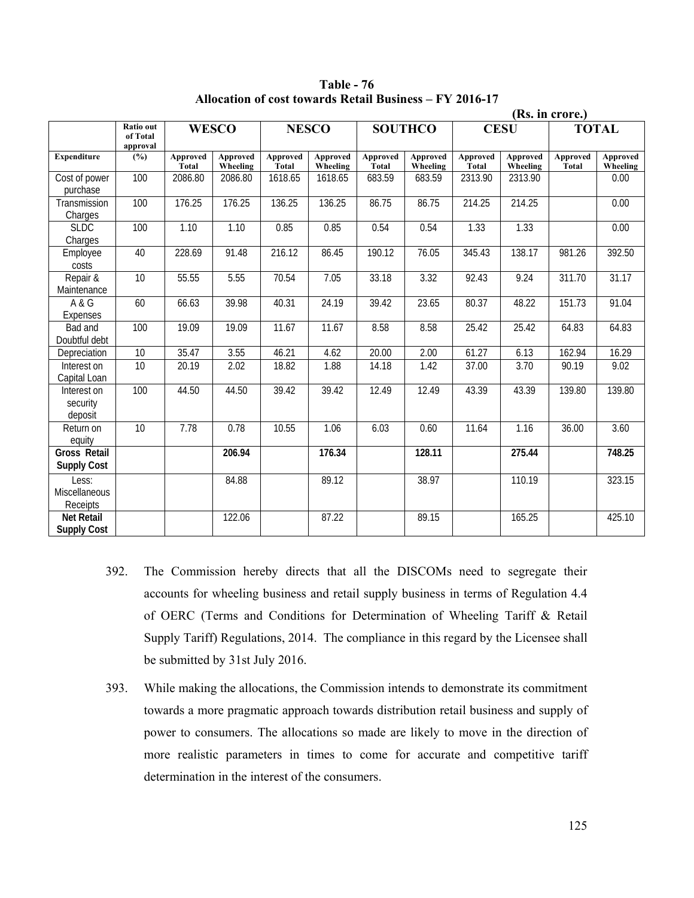**Table - 76**
**Allocation of cost towards Retail Business – FY 2016-17**

**(Rs. in crore.)**

| | Ratio out of Total approval | WESCO | | NESCO | | SOUTHCO | | CESU | | TOTAL | |
|---|---|---|---|---|---|---|---|---|---|---|---|
| **Expenditure** | **(%)** | **Approved Total** | **Approved Wheeling** | **Approved Total** | **Approved Wheeling** | **Approved Total** | **Approved Wheeling** | **Approved Total** | **Approved Wheeling** | **Approved Total** | **Approved Wheeling** |
| Cost of power purchase | 100 | 2086.80 | 2086.80 | 1618.65 | 1618.65 | 683.59 | 683.59 | 2313.90 | 2313.90 | | 0.00 |
| Transmission Charges | 100 | 176.25 | 176.25 | 136.25 | 136.25 | 86.75 | 86.75 | 214.25 | 214.25 | | 0.00 |
| SLDC Charges | 100 | 1.10 | 1.10 | 0.85 | 0.85 | 0.54 | 0.54 | 1.33 | 1.33 | | 0.00 |
| Employee costs | 40 | 228.69 | 91.48 | 216.12 | 86.45 | 190.12 | 76.05 | 345.43 | 138.17 | 981.26 | 392.50 |
| Repair & Maintenance | 10 | 55.55 | 5.55 | 70.54 | 7.05 | 33.18 | 3.32 | 92.43 | 9.24 | 311.70 | 31.17 |
| A & G Expenses | 60 | 66.63 | 39.98 | 40.31 | 24.19 | 39.42 | 23.65 | 80.37 | 48.22 | 151.73 | 91.04 |
| Bad and Doubtful debt | 100 | 19.09 | 19.09 | 11.67 | 11.67 | 8.58 | 8.58 | 25.42 | 25.42 | 64.83 | 64.83 |
| Depreciation | 10 | 35.47 | 3.55 | 46.21 | 4.62 | 20.00 | 2.00 | 61.27 | 6.13 | 162.94 | 16.29 |
| Interest on Capital Loan | 10 | 20.19 | 2.02 | 18.82 | 1.88 | 14.18 | 1.42 | 37.00 | 3.70 | 90.19 | 9.02 |
| Interest on security deposit | 100 | 44.50 | 44.50 | 39.42 | 39.42 | 12.49 | 12.49 | 43.39 | 43.39 | 139.80 | 139.80 |
| Return on equity | 10 | 7.78 | 0.78 | 10.55 | 1.06 | 6.03 | 0.60 | 11.64 | 1.16 | 36.00 | 3.60 |
| **Gross Retail Supply Cost** | | | **206.94** | | **176.34** | | **128.11** | | **275.44** | | **748.25** |
| Less: Miscellaneous Receipts | | | 84.88 | | 89.12 | | 38.97 | | 110.19 | | 323.15 |
| **Net Retail Supply Cost** | | | 122.06 | | 87.22 | | 89.15 | | 165.25 | | 425.10 |

392. The Commission hereby directs that all the DISCOMs need to segregate their accounts for wheeling business and retail supply business in terms of Regulation 4.4 of OERC (Terms and Conditions for Determination of Wheeling Tariff & Retail Supply Tariff) Regulations, 2014. The compliance in this regard by the Licensee shall be submitted by 31st July 2016.

393. While making the allocations, the Commission intends to demonstrate its commitment towards a more pragmatic approach towards distribution retail business and supply of power to consumers. The allocations so made are likely to move in the direction of more realistic parameters in times to come for accurate and competitive tariff determination in the interest of the consumers.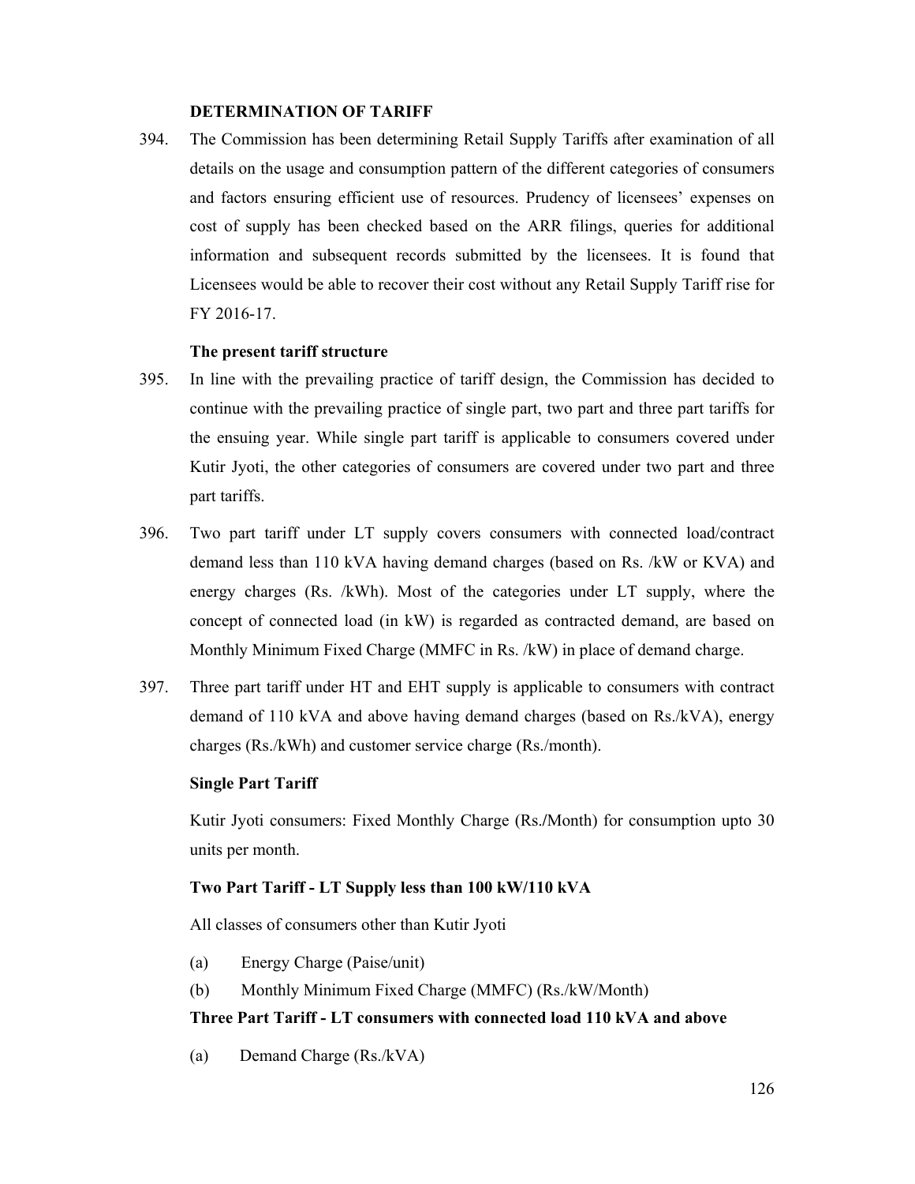### DETERMINATION OF TARIFF

394. The Commission has been determining Retail Supply Tariffs after examination of all details on the usage and consumption pattern of the different categories of consumers and factors ensuring efficient use of resources. Prudency of licensees' expenses on cost of supply has been checked based on the ARR filings, queries for additional information and subsequent records submitted by the licensees. It is found that Licensees would be able to recover their cost without any Retail Supply Tariff rise for FY 2016-17.

#### The present tariff structure

395. In line with the prevailing practice of tariff design, the Commission has decided to continue with the prevailing practice of single part, two part and three part tariffs for the ensuing year. While single part tariff is applicable to consumers covered under Kutir Jyoti, the other categories of consumers are covered under two part and three part tariffs.

396. Two part tariff under LT supply covers consumers with connected load/contract demand less than 110 kVA having demand charges (based on Rs. /kW or KVA) and energy charges (Rs. /kWh). Most of the categories under LT supply, where the concept of connected load (in kW) is regarded as contracted demand, are based on Monthly Minimum Fixed Charge (MMFC in Rs. /kW) in place of demand charge.

397. Three part tariff under HT and EHT supply is applicable to consumers with contract demand of 110 kVA and above having demand charges (based on Rs./kVA), energy charges (Rs./kWh) and customer service charge (Rs./month).

#### Single Part Tariff

Kutir Jyoti consumers: Fixed Monthly Charge (Rs./Month) for consumption upto 30 units per month.

#### Two Part Tariff - LT Supply less than 100 kW/110 kVA

All classes of consumers other than Kutir Jyoti

(a) Energy Charge (Paise/unit)

(b) Monthly Minimum Fixed Charge (MMFC) (Rs./kW/Month)

#### Three Part Tariff - LT consumers with connected load 110 kVA and above

(a) Demand Charge (Rs./kVA)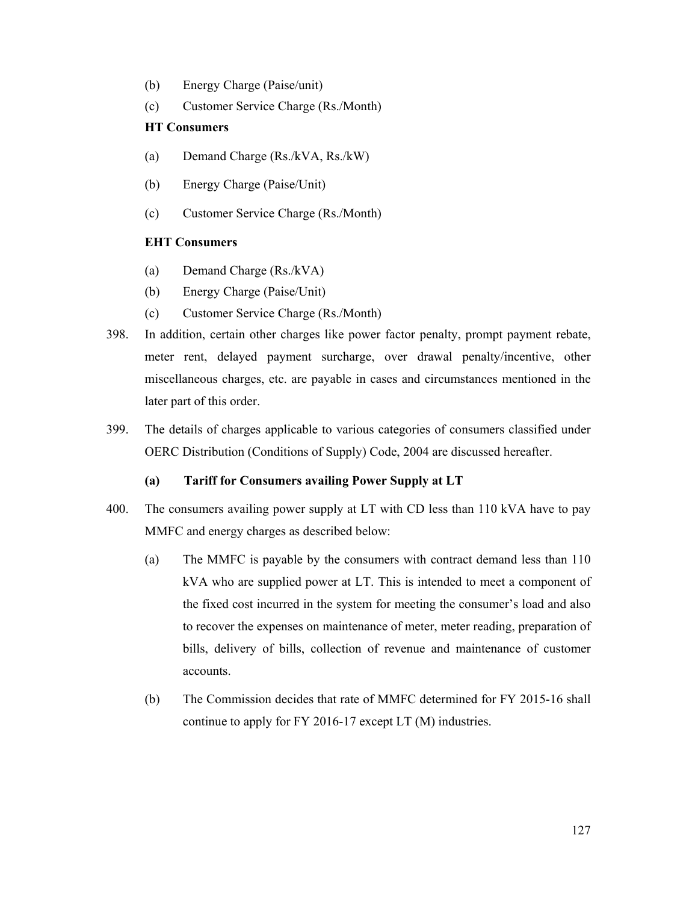(b) Energy Charge (Paise/unit)

(c) Customer Service Charge (Rs./Month)

**HT Consumers**

(a) Demand Charge (Rs./kVA, Rs./kW)

(b) Energy Charge (Paise/Unit)

(c) Customer Service Charge (Rs./Month)

**EHT Consumers**

(a) Demand Charge (Rs./kVA)

(b) Energy Charge (Paise/Unit)

(c) Customer Service Charge (Rs./Month)

398. In addition, certain other charges like power factor penalty, prompt payment rebate, meter rent, delayed payment surcharge, over drawal penalty/incentive, other miscellaneous charges, etc. are payable in cases and circumstances mentioned in the later part of this order.

399. The details of charges applicable to various categories of consumers classified under OERC Distribution (Conditions of Supply) Code, 2004 are discussed hereafter.

**(a) Tariff for Consumers availing Power Supply at LT**

400. The consumers availing power supply at LT with CD less than 110 kVA have to pay MMFC and energy charges as described below:

(a) The MMFC is payable by the consumers with contract demand less than 110 kVA who are supplied power at LT. This is intended to meet a component of the fixed cost incurred in the system for meeting the consumer's load and also to recover the expenses on maintenance of meter, meter reading, preparation of bills, delivery of bills, collection of revenue and maintenance of customer accounts.

(b) The Commission decides that rate of MMFC determined for FY 2015-16 shall continue to apply for FY 2016-17 except LT (M) industries.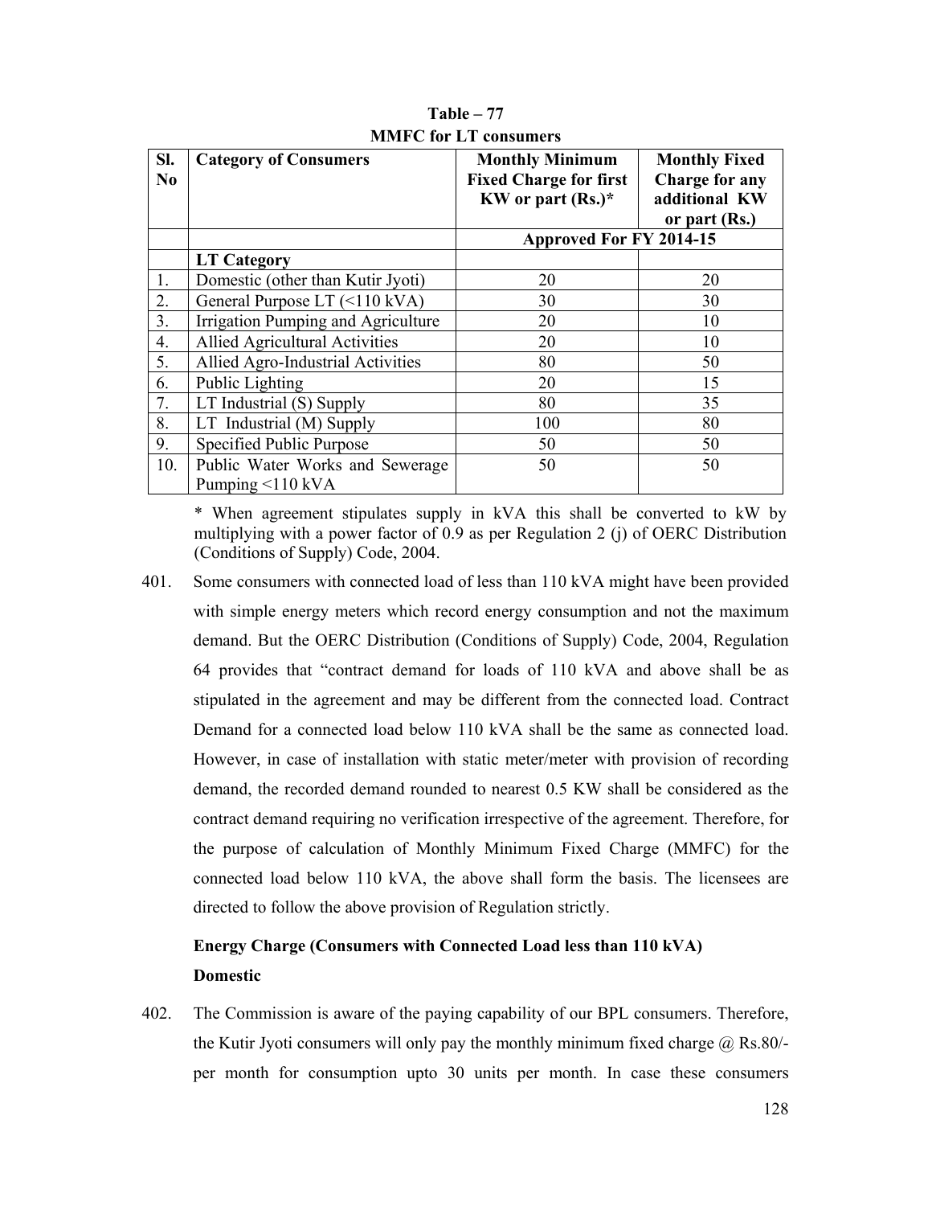**Table – 77**
**MMFC for LT consumers**

| Sl. No | Category of Consumers | Monthly Minimum Fixed Charge for first KW or part (Rs.)* | Monthly Fixed Charge for any additional KW or part (Rs.) |
|---|---|---|---|
| | | Approved For FY 2014-15 | |
| | **LT Category** | | |
| 1. | Domestic (other than Kutir Jyoti) | 20 | 20 |
| 2. | General Purpose LT (<110 kVA) | 30 | 30 |
| 3. | Irrigation Pumping and Agriculture | 20 | 10 |
| 4. | Allied Agricultural Activities | 20 | 10 |
| 5. | Allied Agro-Industrial Activities | 80 | 50 |
| 6. | Public Lighting | 20 | 15 |
| 7. | LT Industrial (S) Supply | 80 | 35 |
| 8. | LT Industrial (M) Supply | 100 | 80 |
| 9. | Specified Public Purpose | 50 | 50 |
| 10. | Public Water Works and Sewerage Pumping <110 kVA | 50 | 50 |

* When agreement stipulates supply in kVA this shall be converted to kW by multiplying with a power factor of 0.9 as per Regulation 2 (j) of OERC Distribution (Conditions of Supply) Code, 2004.

401. Some consumers with connected load of less than 110 kVA might have been provided with simple energy meters which record energy consumption and not the maximum demand. But the OERC Distribution (Conditions of Supply) Code, 2004, Regulation 64 provides that "contract demand for loads of 110 kVA and above shall be as stipulated in the agreement and may be different from the connected load. Contract Demand for a connected load below 110 kVA shall be the same as connected load. However, in case of installation with static meter/meter with provision of recording demand, the recorded demand rounded to nearest 0.5 KW shall be considered as the contract demand requiring no verification irrespective of the agreement. Therefore, for the purpose of calculation of Monthly Minimum Fixed Charge (MMFC) for the connected load below 110 kVA, the above shall form the basis. The licensees are directed to follow the above provision of Regulation strictly.

**Energy Charge (Consumers with Connected Load less than 110 kVA)**

**Domestic**

402. The Commission is aware of the paying capability of our BPL consumers. Therefore, the Kutir Jyoti consumers will only pay the monthly minimum fixed charge @ Rs.80/- per month for consumption upto 30 units per month. In case these consumers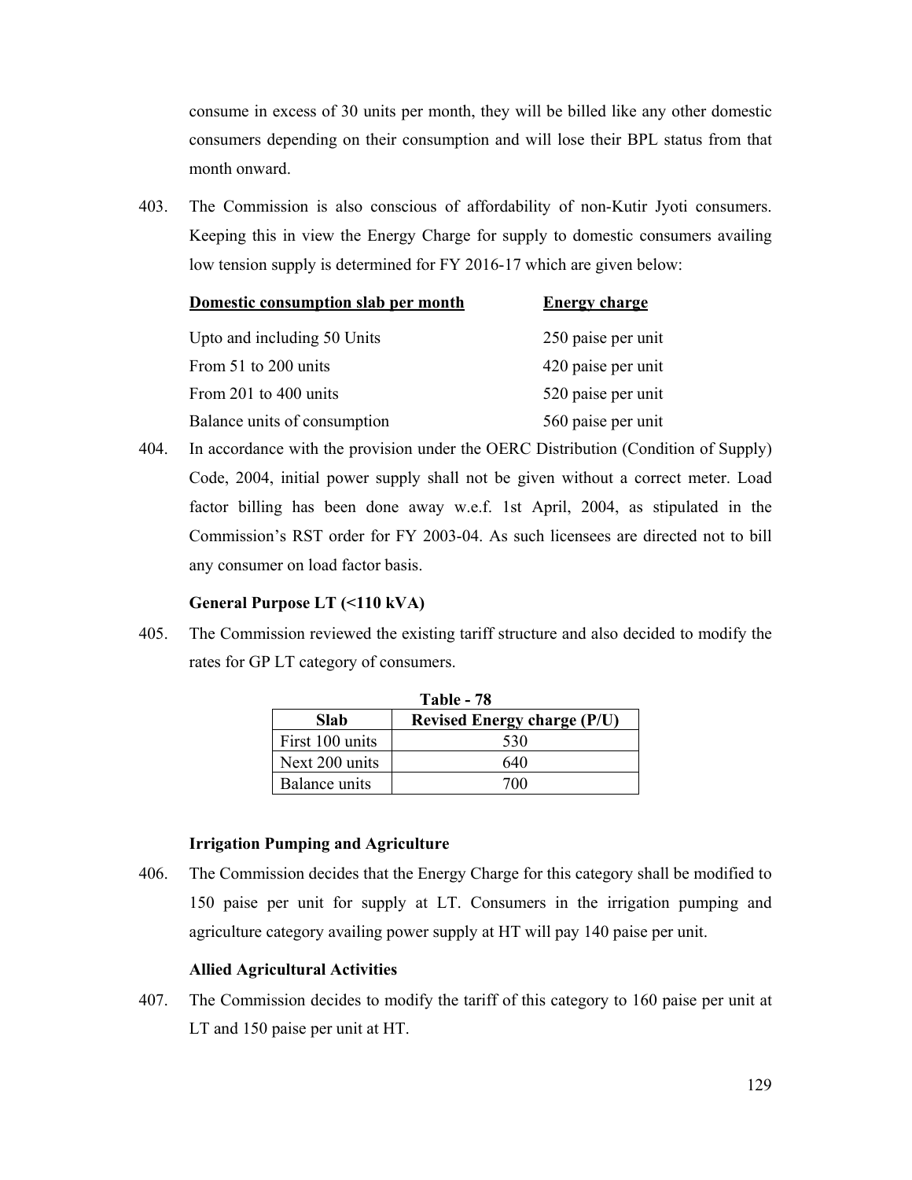consume in excess of 30 units per month, they will be billed like any other domestic consumers depending on their consumption and will lose their BPL status from that month onward.

403. The Commission is also conscious of affordability of non-Kutir Jyoti consumers. Keeping this in view the Energy Charge for supply to domestic consumers availing low tension supply is determined for FY 2016-17 which are given below:

| Domestic consumption slab per month | Energy charge |
|---|---|
| Upto and including 50 Units | 250 paise per unit |
| From 51 to 200 units | 420 paise per unit |
| From 201 to 400 units | 520 paise per unit |
| Balance units of consumption | 560 paise per unit |

404. In accordance with the provision under the OERC Distribution (Condition of Supply) Code, 2004, initial power supply shall not be given without a correct meter. Load factor billing has been done away w.e.f. 1st April, 2004, as stipulated in the Commission's RST order for FY 2003-04. As such licensees are directed not to bill any consumer on load factor basis.

**General Purpose LT (<110 kVA)**

405. The Commission reviewed the existing tariff structure and also decided to modify the rates for GP LT category of consumers.

**Table - 78**

| Slab | Revised Energy charge (P/U) |
|---|---|
| First 100 units | 530 |
| Next 200 units | 640 |
| Balance units | 700 |

**Irrigation Pumping and Agriculture**

406. The Commission decides that the Energy Charge for this category shall be modified to 150 paise per unit for supply at LT. Consumers in the irrigation pumping and agriculture category availing power supply at HT will pay 140 paise per unit.

**Allied Agricultural Activities**

407. The Commission decides to modify the tariff of this category to 160 paise per unit at LT and 150 paise per unit at HT.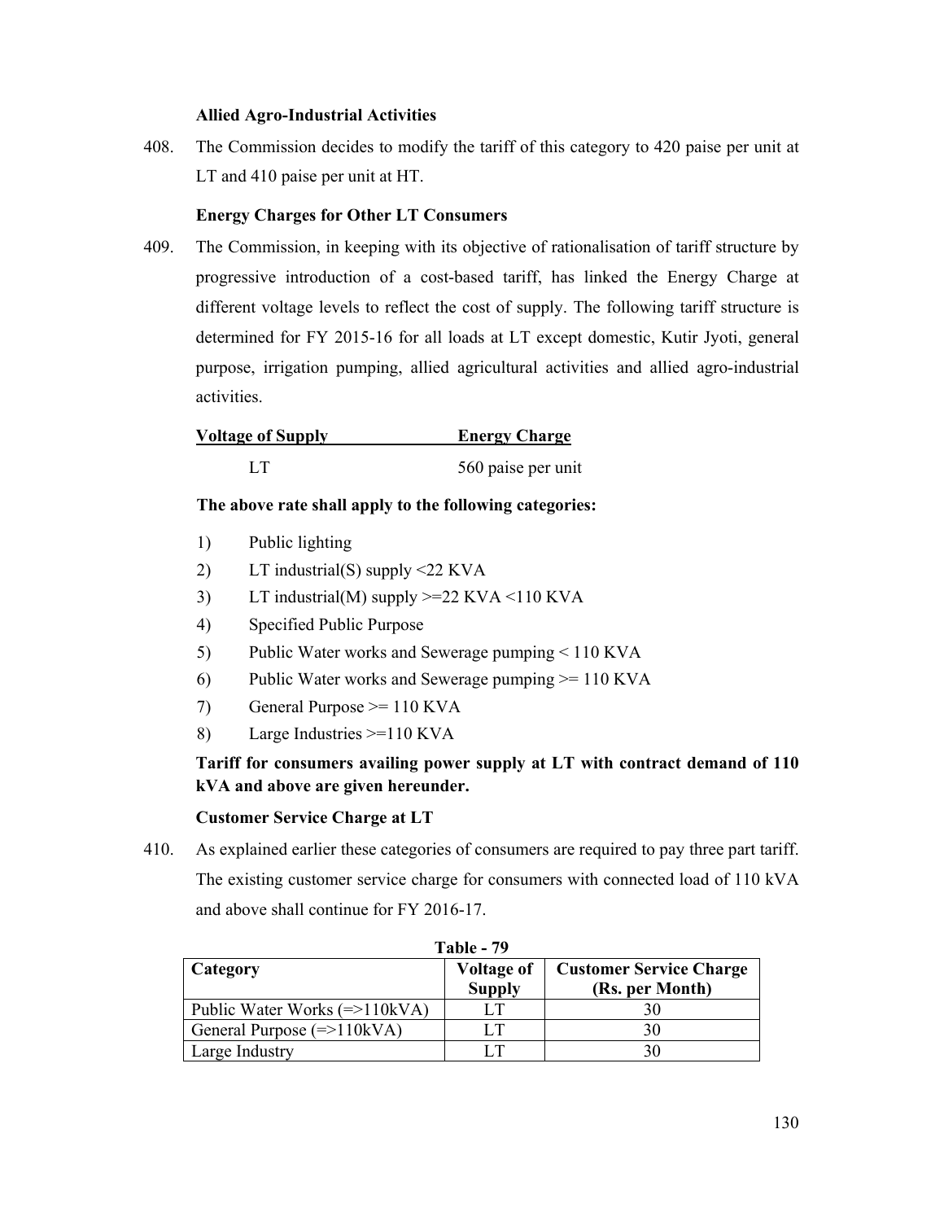**Allied Agro-Industrial Activities**

408. The Commission decides to modify the tariff of this category to 420 paise per unit at LT and 410 paise per unit at HT.

**Energy Charges for Other LT Consumers**

409. The Commission, in keeping with its objective of rationalisation of tariff structure by progressive introduction of a cost-based tariff, has linked the Energy Charge at different voltage levels to reflect the cost of supply. The following tariff structure is determined for FY 2015-16 for all loads at LT except domestic, Kutir Jyoti, general purpose, irrigation pumping, allied agricultural activities and allied agro-industrial activities.

| Voltage of Supply | Energy Charge |
|---|---|
| LT | 560 paise per unit |

**The above rate shall apply to the following categories:**

1) Public lighting
2) LT industrial(S) supply <22 KVA
3) LT industrial(M) supply >=22 KVA <110 KVA
4) Specified Public Purpose
5) Public Water works and Sewerage pumping < 110 KVA
6) Public Water works and Sewerage pumping >= 110 KVA
7) General Purpose >= 110 KVA
8) Large Industries >=110 KVA

**Tariff for consumers availing power supply at LT with contract demand of 110 kVA and above are given hereunder.**

**Customer Service Charge at LT**

410. As explained earlier these categories of consumers are required to pay three part tariff. The existing customer service charge for consumers with connected load of 110 kVA and above shall continue for FY 2016-17.

**Table - 79**

| Category | Voltage of Supply | Customer Service Charge (Rs. per Month) |
|---|---|---|
| Public Water Works (=>110kVA) | LT | 30 |
| General Purpose (=>110kVA) | LT | 30 |
| Large Industry | LT | 30 |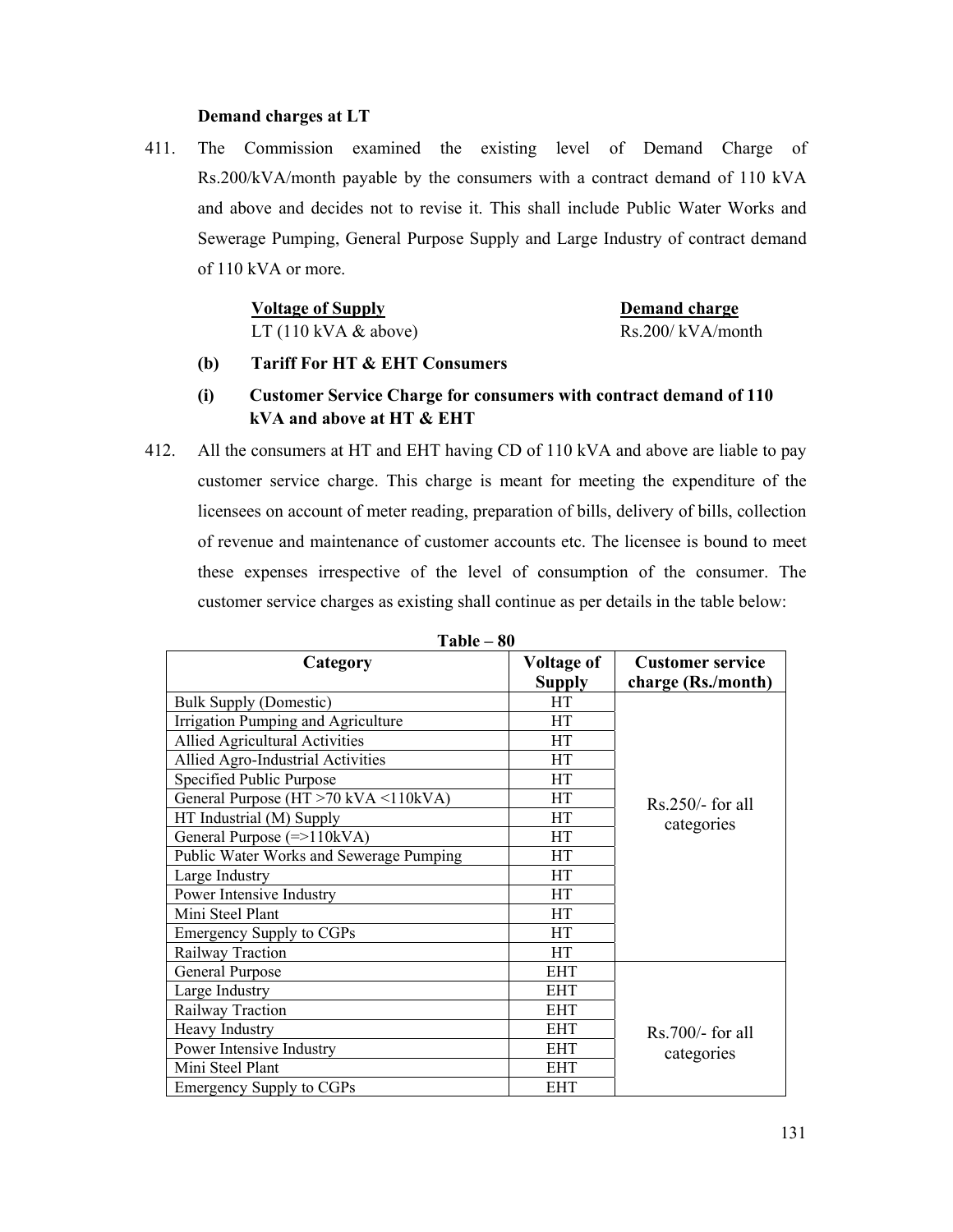**Demand charges at LT**

411. The Commission examined the existing level of Demand Charge of Rs.200/kVA/month payable by the consumers with a contract demand of 110 kVA and above and decides not to revise it. This shall include Public Water Works and Sewerage Pumping, General Purpose Supply and Large Industry of contract demand of 110 kVA or more.

| Voltage of Supply | Demand charge |
|---|---|
| LT (110 kVA & above) | Rs.200/ kVA/month |

**(b) Tariff For HT & EHT Consumers**

**(i) Customer Service Charge for consumers with contract demand of 110 kVA and above at HT & EHT**

412. All the consumers at HT and EHT having CD of 110 kVA and above are liable to pay customer service charge. This charge is meant for meeting the expenditure of the licensees on account of meter reading, preparation of bills, delivery of bills, collection of revenue and maintenance of customer accounts etc. The licensee is bound to meet these expenses irrespective of the level of consumption of the consumer. The customer service charges as existing shall continue as per details in the table below:

**Table – 80**

| Category | Voltage of Supply | Customer service charge (Rs./month) |
|---|---|---|
| Bulk Supply (Domestic) | HT | Rs.250/- for all categories |
| Irrigation Pumping and Agriculture | HT | |
| Allied Agricultural Activities | HT | |
| Allied Agro-Industrial Activities | HT | |
| Specified Public Purpose | HT | |
| General Purpose (HT >70 kVA <110kVA) | HT | |
| HT Industrial (M) Supply | HT | |
| General Purpose (=>110kVA) | HT | |
| Public Water Works and Sewerage Pumping | HT | |
| Large Industry | HT | |
| Power Intensive Industry | HT | |
| Mini Steel Plant | HT | |
| Emergency Supply to CGPs | HT | |
| Railway Traction | HT | |
| General Purpose | EHT | Rs.700/- for all categories |
| Large Industry | EHT | |
| Railway Traction | EHT | |
| Heavy Industry | EHT | |
| Power Intensive Industry | EHT | |
| Mini Steel Plant | EHT | |
| Emergency Supply to CGPs | EHT | |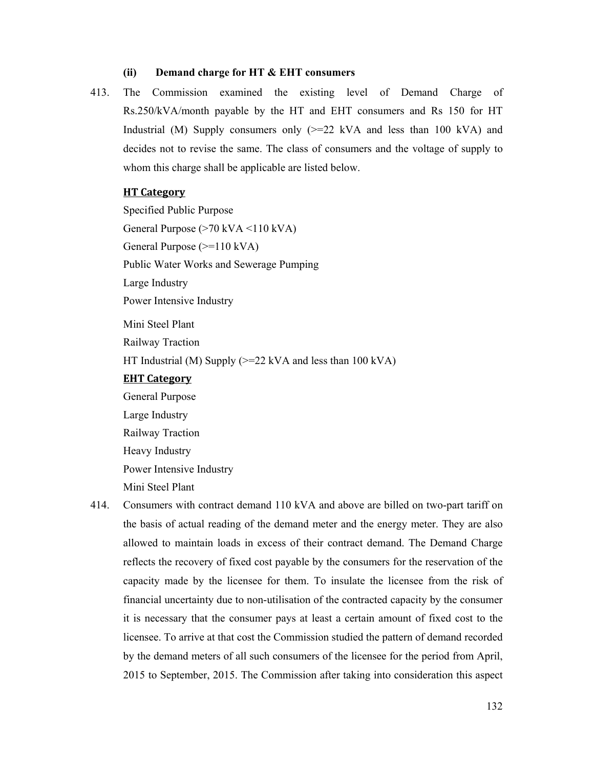### (ii) Demand charge for HT & EHT consumers

413. The Commission examined the existing level of Demand Charge of Rs.250/kVA/month payable by the HT and EHT consumers and Rs 150 for HT Industrial (M) Supply consumers only (>=22 kVA and less than 100 kVA) and decides not to revise the same. The class of consumers and the voltage of supply to whom this charge shall be applicable are listed below.

**HT Category**

Specified Public Purpose
General Purpose (>70 kVA <110 kVA)
General Purpose (>=110 kVA)
Public Water Works and Sewerage Pumping
Large Industry
Power Intensive Industry
Mini Steel Plant
Railway Traction
HT Industrial (M) Supply (>=22 kVA and less than 100 kVA)

**EHT Category**

General Purpose
Large Industry
Railway Traction
Heavy Industry
Power Intensive Industry
Mini Steel Plant

414. Consumers with contract demand 110 kVA and above are billed on two-part tariff on the basis of actual reading of the demand meter and the energy meter. They are also allowed to maintain loads in excess of their contract demand. The Demand Charge reflects the recovery of fixed cost payable by the consumers for the reservation of the capacity made by the licensee for them. To insulate the licensee from the risk of financial uncertainty due to non-utilisation of the contracted capacity by the consumer it is necessary that the consumer pays at least a certain amount of fixed cost to the licensee. To arrive at that cost the Commission studied the pattern of demand recorded by the demand meters of all such consumers of the licensee for the period from April, 2015 to September, 2015. The Commission after taking into consideration this aspect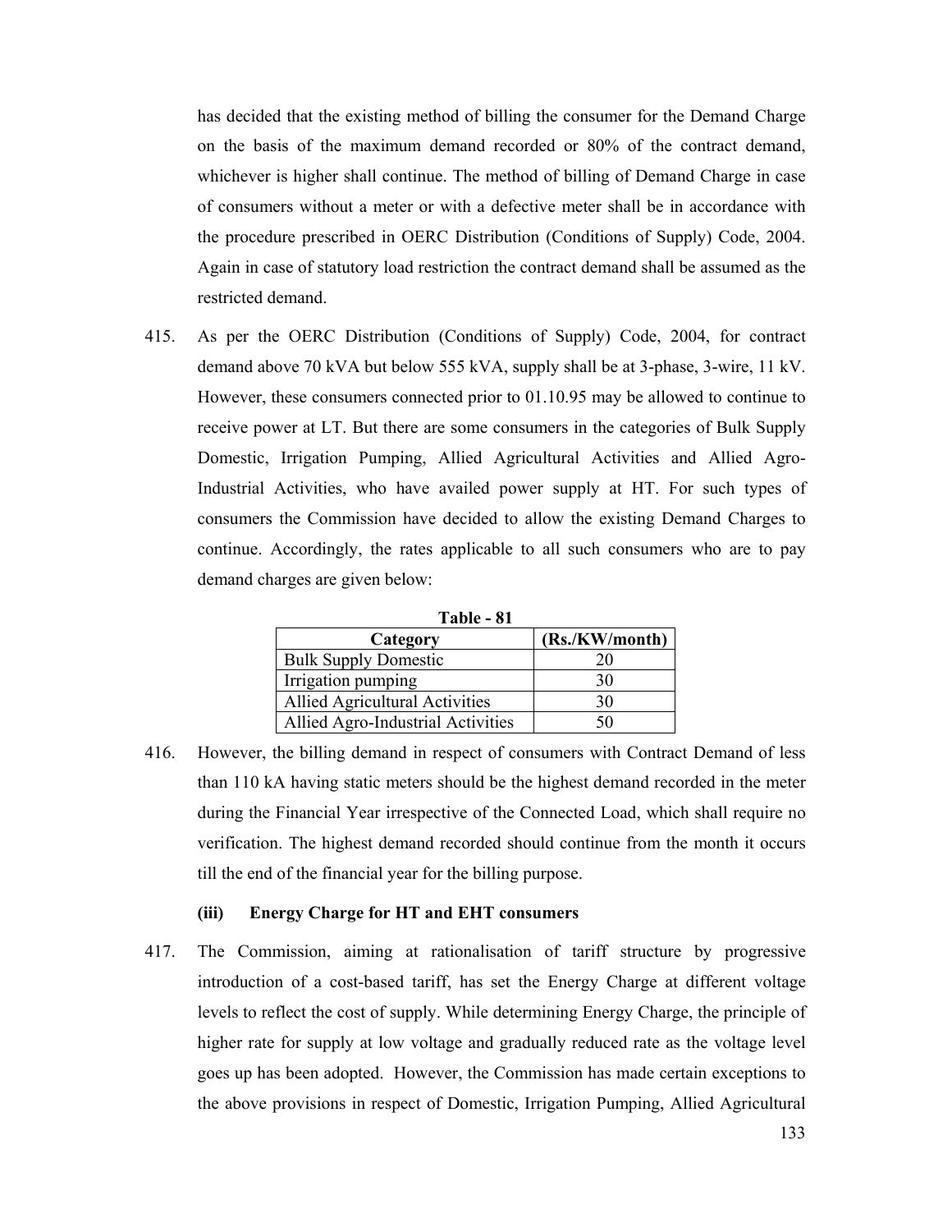has decided that the existing method of billing the consumer for the Demand Charge on the basis of the maximum demand recorded or 80% of the contract demand, whichever is higher shall continue. The method of billing of Demand Charge in case of consumers without a meter or with a defective meter shall be in accordance with the procedure prescribed in OERC Distribution (Conditions of Supply) Code, 2004. Again in case of statutory load restriction the contract demand shall be assumed as the restricted demand.

415. As per the OERC Distribution (Conditions of Supply) Code, 2004, for contract demand above 70 kVA but below 555 kVA, supply shall be at 3-phase, 3-wire, 11 kV. However, these consumers connected prior to 01.10.95 may be allowed to continue to receive power at LT. But there are some consumers in the categories of Bulk Supply Domestic, Irrigation Pumping, Allied Agricultural Activities and Allied Agro-Industrial Activities, who have availed power supply at HT. For such types of consumers the Commission have decided to allow the existing Demand Charges to continue. Accordingly, the rates applicable to all such consumers who are to pay demand charges are given below:

**Table - 81**

| Category | (Rs./KW/month) |
|---|---|
| Bulk Supply Domestic | 20 |
| Irrigation pumping | 30 |
| Allied Agricultural Activities | 30 |
| Allied Agro-Industrial Activities | 50 |

416. However, the billing demand in respect of consumers with Contract Demand of less than 110 kA having static meters should be the highest demand recorded in the meter during the Financial Year irrespective of the Connected Load, which shall require no verification. The highest demand recorded should continue from the month it occurs till the end of the financial year for the billing purpose.

**(iii) Energy Charge for HT and EHT consumers**

417. The Commission, aiming at rationalisation of tariff structure by progressive introduction of a cost-based tariff, has set the Energy Charge at different voltage levels to reflect the cost of supply. While determining Energy Charge, the principle of higher rate for supply at low voltage and gradually reduced rate as the voltage level goes up has been adopted. However, the Commission has made certain exceptions to the above provisions in respect of Domestic, Irrigation Pumping, Allied Agricultural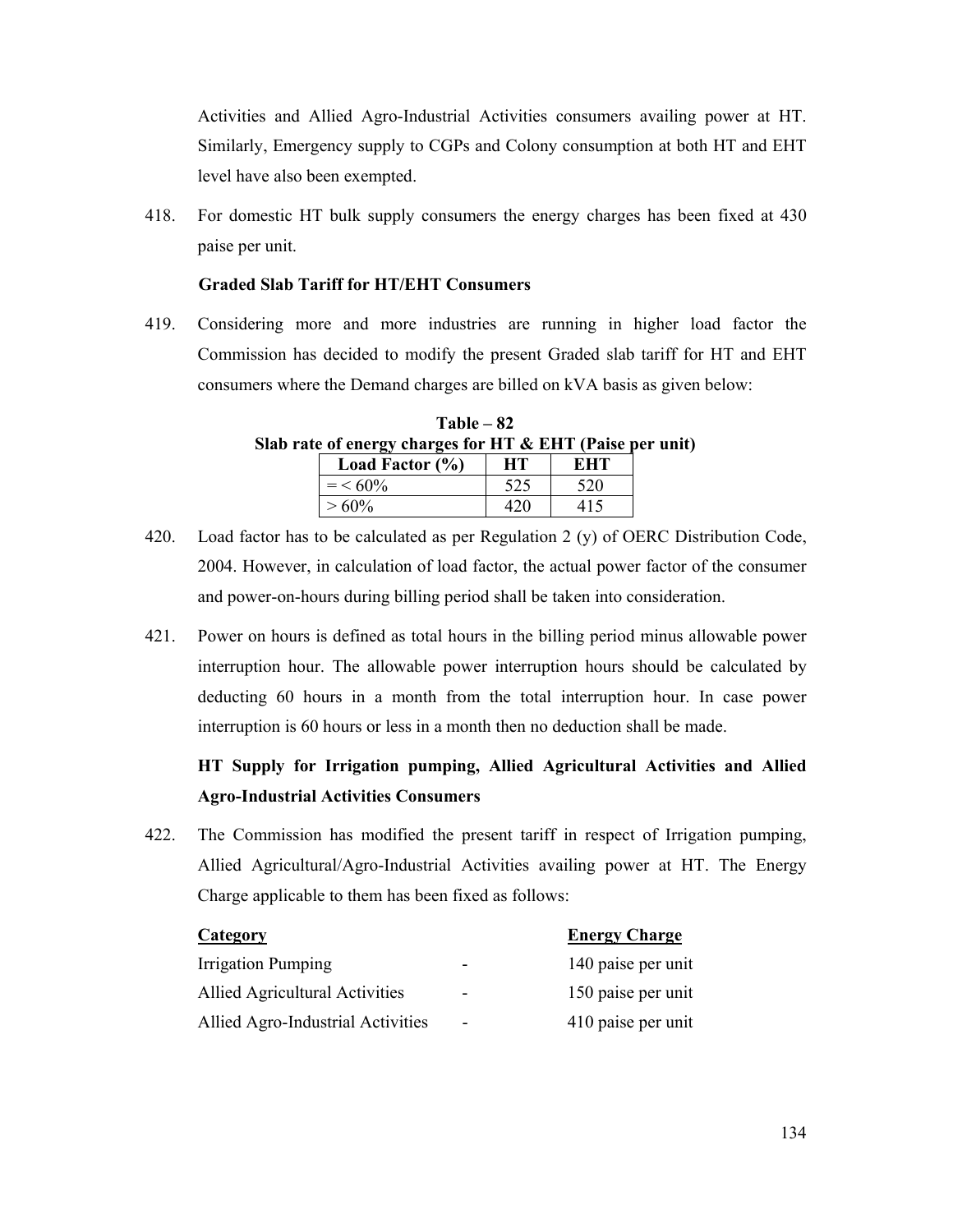Activities and Allied Agro-Industrial Activities consumers availing power at HT. Similarly, Emergency supply to CGPs and Colony consumption at both HT and EHT level have also been exempted.

418. For domestic HT bulk supply consumers the energy charges has been fixed at 430 paise per unit.

**Graded Slab Tariff for HT/EHT Consumers**

419. Considering more and more industries are running in higher load factor the Commission has decided to modify the present Graded slab tariff for HT and EHT consumers where the Demand charges are billed on kVA basis as given below:

**Table – 82**
**Slab rate of energy charges for HT & EHT (Paise per unit)**

| Load Factor (%) | HT | EHT |
|---|---|---|
| = < 60% | 525 | 520 |
| > 60% | 420 | 415 |

420. Load factor has to be calculated as per Regulation 2 (y) of OERC Distribution Code, 2004. However, in calculation of load factor, the actual power factor of the consumer and power-on-hours during billing period shall be taken into consideration.

421. Power on hours is defined as total hours in the billing period minus allowable power interruption hour. The allowable power interruption hours should be calculated by deducting 60 hours in a month from the total interruption hour. In case power interruption is 60 hours or less in a month then no deduction shall be made.

**HT Supply for Irrigation pumping, Allied Agricultural Activities and Allied Agro-Industrial Activities Consumers**

422. The Commission has modified the present tariff in respect of Irrigation pumping, Allied Agricultural/Agro-Industrial Activities availing power at HT. The Energy Charge applicable to them has been fixed as follows:

| Category | | Energy Charge |
|---|---|---|
| Irrigation Pumping | - | 140 paise per unit |
| Allied Agricultural Activities | - | 150 paise per unit |
| Allied Agro-Industrial Activities | - | 410 paise per unit |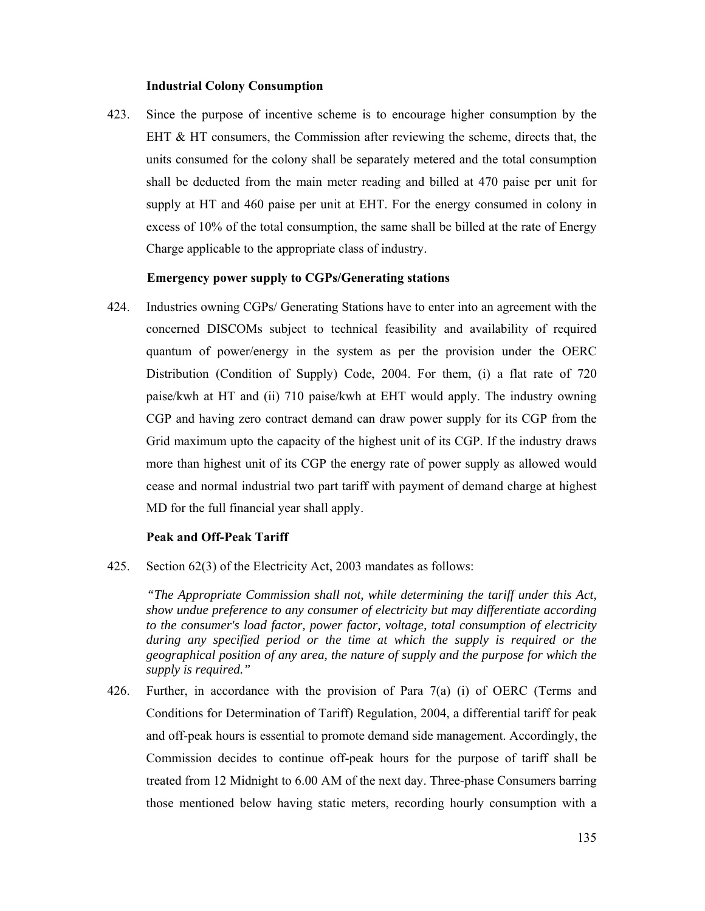### Industrial Colony Consumption

423. Since the purpose of incentive scheme is to encourage higher consumption by the EHT & HT consumers, the Commission after reviewing the scheme, directs that, the units consumed for the colony shall be separately metered and the total consumption shall be deducted from the main meter reading and billed at 470 paise per unit for supply at HT and 460 paise per unit at EHT. For the energy consumed in colony in excess of 10% of the total consumption, the same shall be billed at the rate of Energy Charge applicable to the appropriate class of industry.

### Emergency power supply to CGPs/Generating stations

424. Industries owning CGPs/ Generating Stations have to enter into an agreement with the concerned DISCOMs subject to technical feasibility and availability of required quantum of power/energy in the system as per the provision under the OERC Distribution (Condition of Supply) Code, 2004. For them, (i) a flat rate of 720 paise/kwh at HT and (ii) 710 paise/kwh at EHT would apply. The industry owning CGP and having zero contract demand can draw power supply for its CGP from the Grid maximum upto the capacity of the highest unit of its CGP. If the industry draws more than highest unit of its CGP the energy rate of power supply as allowed would cease and normal industrial two part tariff with payment of demand charge at highest MD for the full financial year shall apply.

### Peak and Off-Peak Tariff

425. Section 62(3) of the Electricity Act, 2003 mandates as follows:

> *"The Appropriate Commission shall not, while determining the tariff under this Act, show undue preference to any consumer of electricity but may differentiate according to the consumer's load factor, power factor, voltage, total consumption of electricity during any specified period or the time at which the supply is required or the geographical position of any area, the nature of supply and the purpose for which the supply is required."*

426. Further, in accordance with the provision of Para 7(a) (i) of OERC (Terms and Conditions for Determination of Tariff) Regulation, 2004, a differential tariff for peak and off-peak hours is essential to promote demand side management. Accordingly, the Commission decides to continue off-peak hours for the purpose of tariff shall be treated from 12 Midnight to 6.00 AM of the next day. Three-phase Consumers barring those mentioned below having static meters, recording hourly consumption with a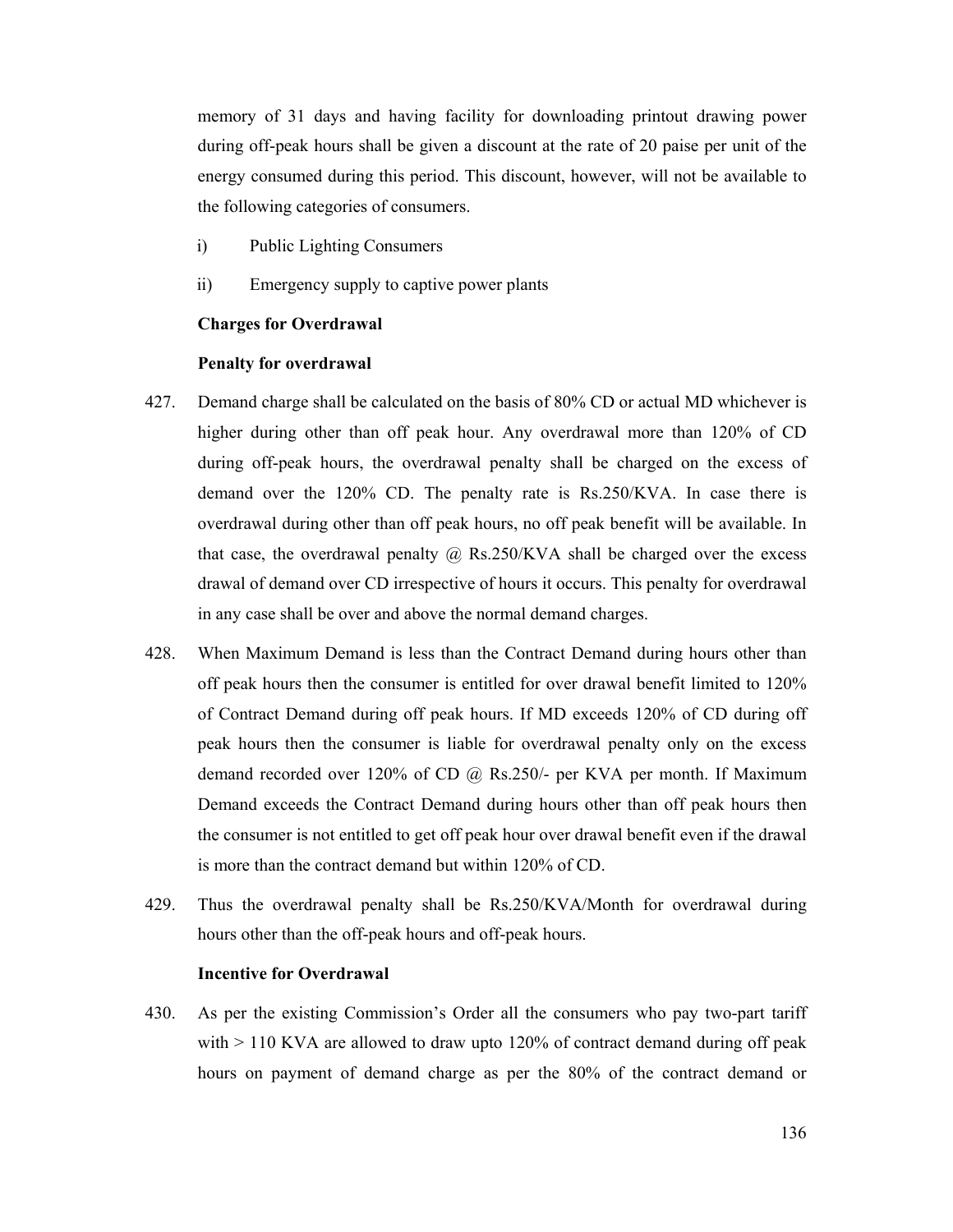memory of 31 days and having facility for downloading printout drawing power during off-peak hours shall be given a discount at the rate of 20 paise per unit of the energy consumed during this period. This discount, however, will not be available to the following categories of consumers.

i) Public Lighting Consumers

ii) Emergency supply to captive power plants

**Charges for Overdrawal**

**Penalty for overdrawal**

427. Demand charge shall be calculated on the basis of 80% CD or actual MD whichever is higher during other than off peak hour. Any overdrawal more than 120% of CD during off-peak hours, the overdrawal penalty shall be charged on the excess of demand over the 120% CD. The penalty rate is Rs.250/KVA. In case there is overdrawal during other than off peak hours, no off peak benefit will be available. In that case, the overdrawal penalty @ Rs.250/KVA shall be charged over the excess drawal of demand over CD irrespective of hours it occurs. This penalty for overdrawal in any case shall be over and above the normal demand charges.

428. When Maximum Demand is less than the Contract Demand during hours other than off peak hours then the consumer is entitled for over drawal benefit limited to 120% of Contract Demand during off peak hours. If MD exceeds 120% of CD during off peak hours then the consumer is liable for overdrawal penalty only on the excess demand recorded over 120% of CD @ Rs.250/- per KVA per month. If Maximum Demand exceeds the Contract Demand during hours other than off peak hours then the consumer is not entitled to get off peak hour over drawal benefit even if the drawal is more than the contract demand but within 120% of CD.

429. Thus the overdrawal penalty shall be Rs.250/KVA/Month for overdrawal during hours other than the off-peak hours and off-peak hours.

**Incentive for Overdrawal**

430. As per the existing Commission's Order all the consumers who pay two-part tariff with > 110 KVA are allowed to draw upto 120% of contract demand during off peak hours on payment of demand charge as per the 80% of the contract demand or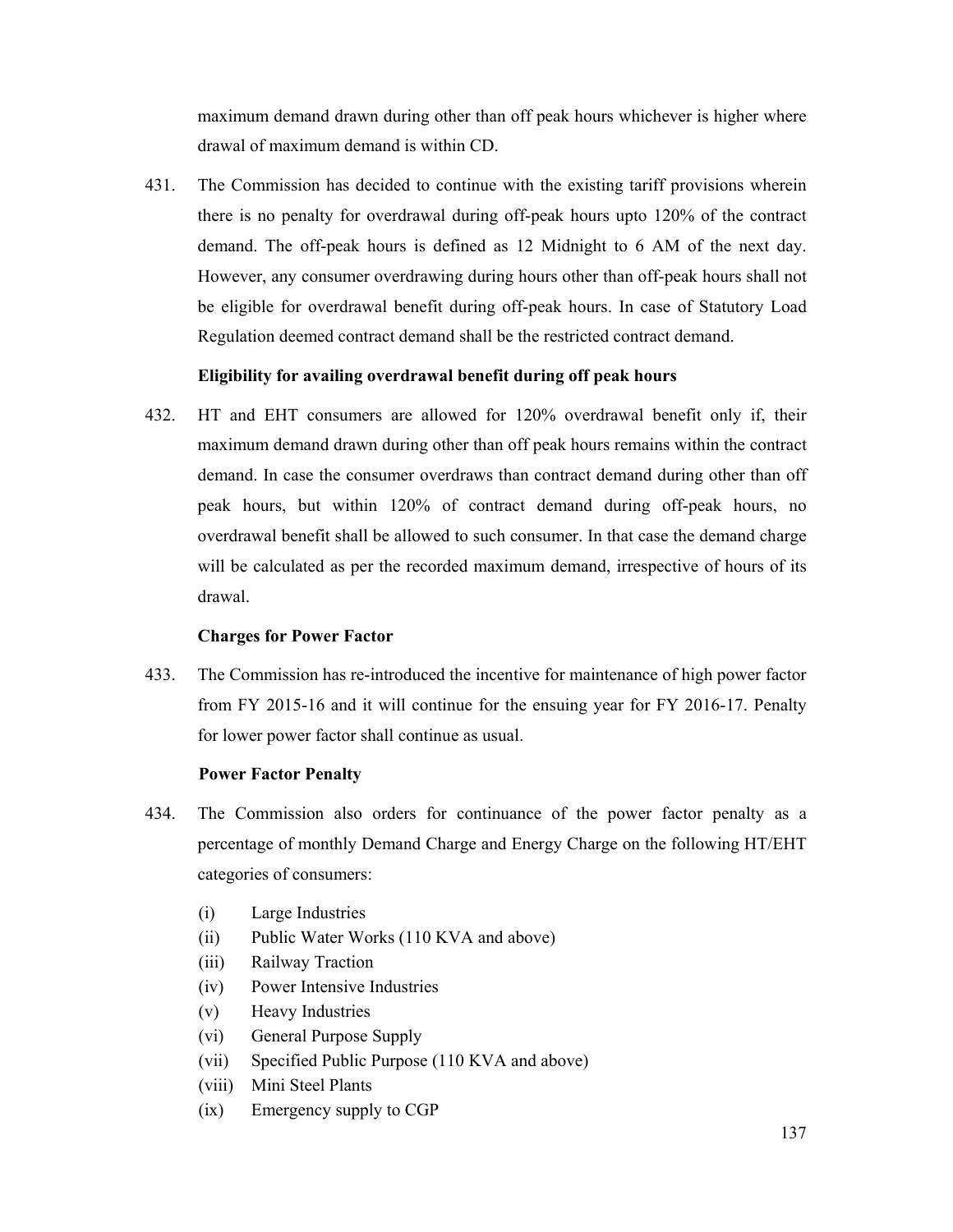maximum demand drawn during other than off peak hours whichever is higher where drawal of maximum demand is within CD.

431. The Commission has decided to continue with the existing tariff provisions wherein there is no penalty for overdrawal during off-peak hours upto 120% of the contract demand. The off-peak hours is defined as 12 Midnight to 6 AM of the next day. However, any consumer overdrawing during hours other than off-peak hours shall not be eligible for overdrawal benefit during off-peak hours. In case of Statutory Load Regulation deemed contract demand shall be the restricted contract demand.

**Eligibility for availing overdrawal benefit during off peak hours**

432. HT and EHT consumers are allowed for 120% overdrawal benefit only if, their maximum demand drawn during other than off peak hours remains within the contract demand. In case the consumer overdraws than contract demand during other than off peak hours, but within 120% of contract demand during off-peak hours, no overdrawal benefit shall be allowed to such consumer. In that case the demand charge will be calculated as per the recorded maximum demand, irrespective of hours of its drawal.

**Charges for Power Factor**

433. The Commission has re-introduced the incentive for maintenance of high power factor from FY 2015-16 and it will continue for the ensuing year for FY 2016-17. Penalty for lower power factor shall continue as usual.

**Power Factor Penalty**

434. The Commission also orders for continuance of the power factor penalty as a percentage of monthly Demand Charge and Energy Charge on the following HT/EHT categories of consumers:

(i) Large Industries
(ii) Public Water Works (110 KVA and above)
(iii) Railway Traction
(iv) Power Intensive Industries
(v) Heavy Industries
(vi) General Purpose Supply
(vii) Specified Public Purpose (110 KVA and above)
(viii) Mini Steel Plants
(ix) Emergency supply to CGP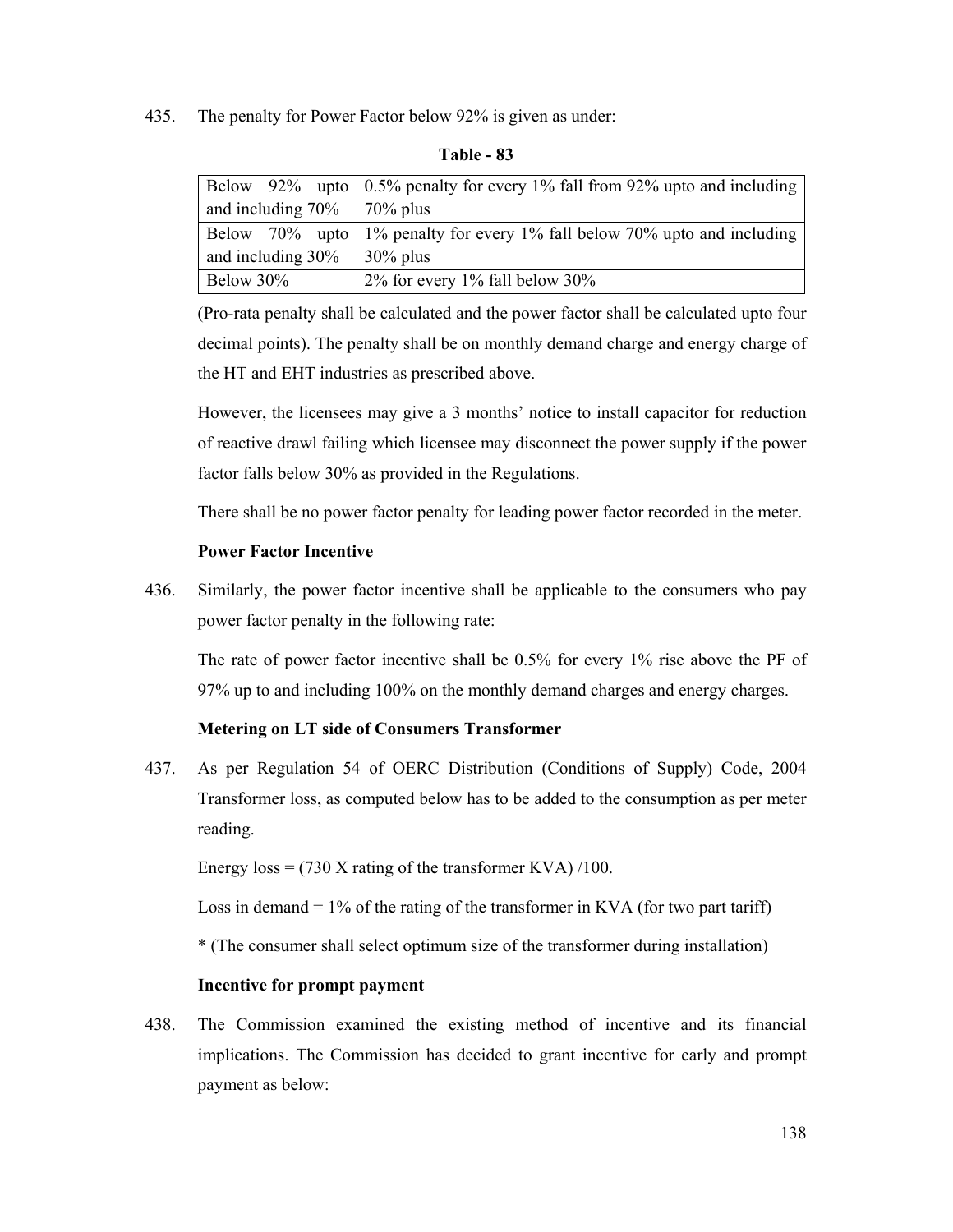435. The penalty for Power Factor below 92% is given as under:

**Table - 83**

| Below 92% upto and including 70% | 0.5% penalty for every 1% fall from 92% upto and including 70% plus |
|---|---|
| Below 70% upto and including 30% | 1% penalty for every 1% fall below 70% upto and including 30% plus |
| Below 30% | 2% for every 1% fall below 30% |

(Pro-rata penalty shall be calculated and the power factor shall be calculated upto four decimal points). The penalty shall be on monthly demand charge and energy charge of the HT and EHT industries as prescribed above.

However, the licensees may give a 3 months' notice to install capacitor for reduction of reactive drawl failing which licensee may disconnect the power supply if the power factor falls below 30% as provided in the Regulations.

There shall be no power factor penalty for leading power factor recorded in the meter.

**Power Factor Incentive**

436. Similarly, the power factor incentive shall be applicable to the consumers who pay power factor penalty in the following rate:

The rate of power factor incentive shall be 0.5% for every 1% rise above the PF of 97% up to and including 100% on the monthly demand charges and energy charges.

**Metering on LT side of Consumers Transformer**

437. As per Regulation 54 of OERC Distribution (Conditions of Supply) Code, 2004 Transformer loss, as computed below has to be added to the consumption as per meter reading.

Energy loss = (730 X rating of the transformer KVA) /100.

Loss in demand = 1% of the rating of the transformer in KVA (for two part tariff)

* (The consumer shall select optimum size of the transformer during installation)

**Incentive for prompt payment**

438. The Commission examined the existing method of incentive and its financial implications. The Commission has decided to grant incentive for early and prompt payment as below: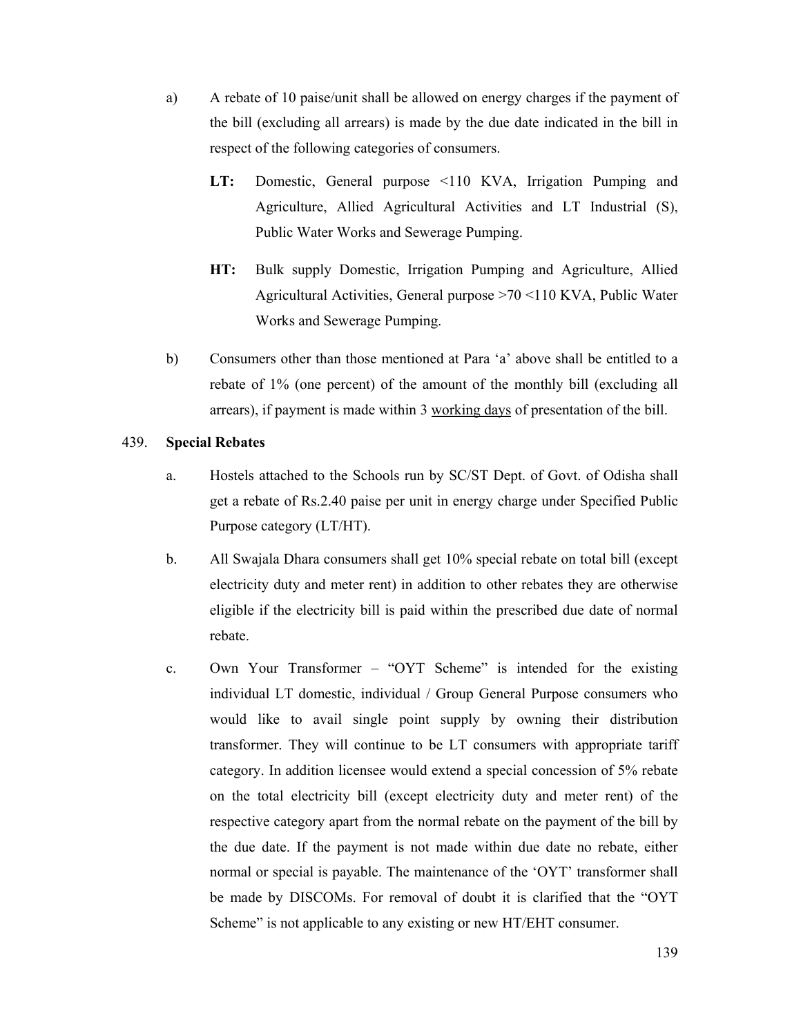a) A rebate of 10 paise/unit shall be allowed on energy charges if the payment of the bill (excluding all arrears) is made by the due date indicated in the bill in respect of the following categories of consumers.

   **LT:** Domestic, General purpose <110 KVA, Irrigation Pumping and Agriculture, Allied Agricultural Activities and LT Industrial (S), Public Water Works and Sewerage Pumping.

   **HT:** Bulk supply Domestic, Irrigation Pumping and Agriculture, Allied Agricultural Activities, General purpose >70 <110 KVA, Public Water Works and Sewerage Pumping.

b) Consumers other than those mentioned at Para 'a' above shall be entitled to a rebate of 1% (one percent) of the amount of the monthly bill (excluding all arrears), if payment is made within 3 <u>working days</u> of presentation of the bill.

439. **Special Rebates**

a. Hostels attached to the Schools run by SC/ST Dept. of Govt. of Odisha shall get a rebate of Rs.2.40 paise per unit in energy charge under Specified Public Purpose category (LT/HT).

b. All Swajala Dhara consumers shall get 10% special rebate on total bill (except electricity duty and meter rent) in addition to other rebates they are otherwise eligible if the electricity bill is paid within the prescribed due date of normal rebate.

c. Own Your Transformer – "OYT Scheme" is intended for the existing individual LT domestic, individual / Group General Purpose consumers who would like to avail single point supply by owning their distribution transformer. They will continue to be LT consumers with appropriate tariff category. In addition licensee would extend a special concession of 5% rebate on the total electricity bill (except electricity duty and meter rent) of the respective category apart from the normal rebate on the payment of the bill by the due date. If the payment is not made within due date no rebate, either normal or special is payable. The maintenance of the 'OYT' transformer shall be made by DISCOMs. For removal of doubt it is clarified that the "OYT Scheme" is not applicable to any existing or new HT/EHT consumer.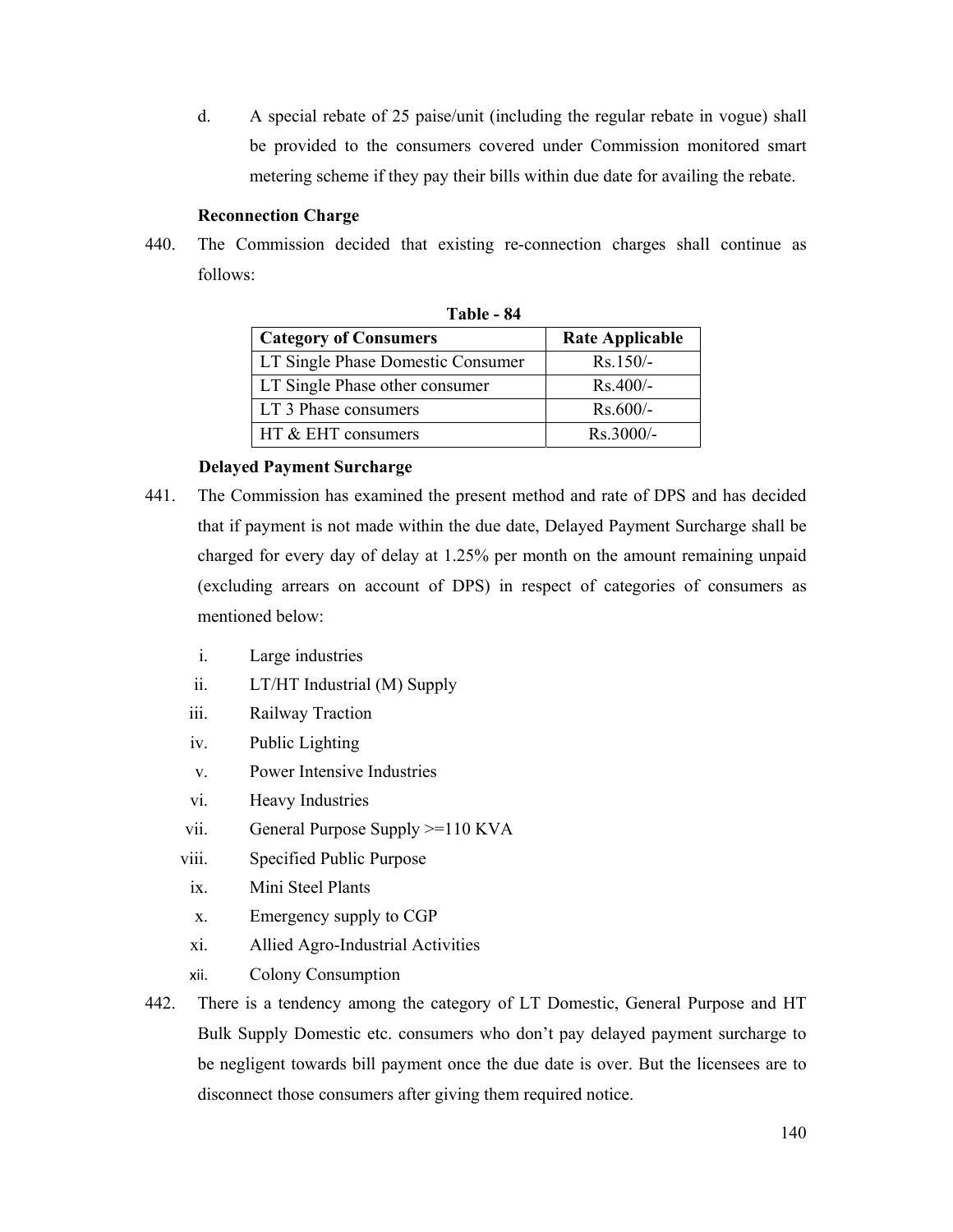d. A special rebate of 25 paise/unit (including the regular rebate in vogue) shall be provided to the consumers covered under Commission monitored smart metering scheme if they pay their bills within due date for availing the rebate.

**Reconnection Charge**

440. The Commission decided that existing re-connection charges shall continue as follows:

**Table - 84**

| Category of Consumers | Rate Applicable |
|---|---|
| LT Single Phase Domestic Consumer | Rs.150/- |
| LT Single Phase other consumer | Rs.400/- |
| LT 3 Phase consumers | Rs.600/- |
| HT & EHT consumers | Rs.3000/- |

**Delayed Payment Surcharge**

441. The Commission has examined the present method and rate of DPS and has decided that if payment is not made within the due date, Delayed Payment Surcharge shall be charged for every day of delay at 1.25% per month on the amount remaining unpaid (excluding arrears on account of DPS) in respect of categories of consumers as mentioned below:

i. Large industries
ii. LT/HT Industrial (M) Supply
iii. Railway Traction
iv. Public Lighting
v. Power Intensive Industries
vi. Heavy Industries
vii. General Purpose Supply >=110 KVA
viii. Specified Public Purpose
ix. Mini Steel Plants
x. Emergency supply to CGP
xi. Allied Agro-Industrial Activities
xii. Colony Consumption

442. There is a tendency among the category of LT Domestic, General Purpose and HT Bulk Supply Domestic etc. consumers who don't pay delayed payment surcharge to be negligent towards bill payment once the due date is over. But the licensees are to disconnect those consumers after giving them required notice.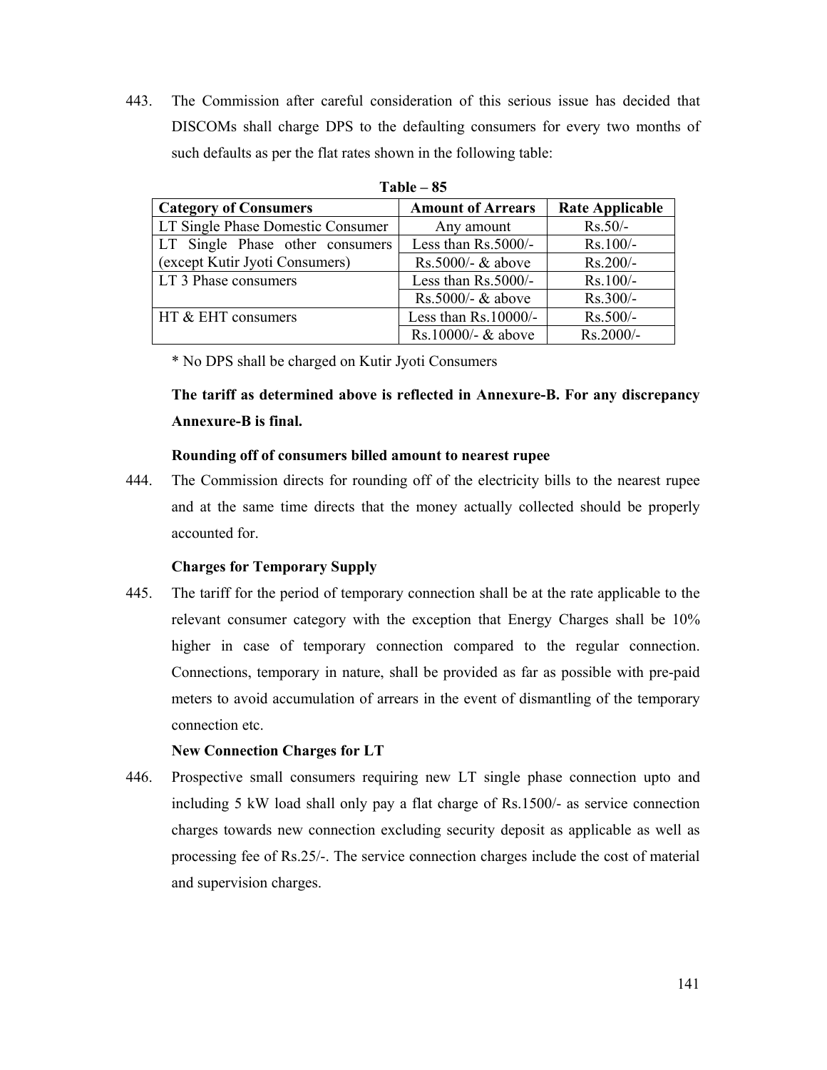443. The Commission after careful consideration of this serious issue has decided that DISCOMs shall charge DPS to the defaulting consumers for every two months of such defaults as per the flat rates shown in the following table:

**Table – 85**

| Category of Consumers | Amount of Arrears | Rate Applicable |
|---|---|---|
| LT Single Phase Domestic Consumer | Any amount | Rs.50/- |
| LT Single Phase other consumers (except Kutir Jyoti Consumers) | Less than Rs.5000/- | Rs.100/- |
| | Rs.5000/- & above | Rs.200/- |
| LT 3 Phase consumers | Less than Rs.5000/- | Rs.100/- |
| | Rs.5000/- & above | Rs.300/- |
| HT & EHT consumers | Less than Rs.10000/- | Rs.500/- |
| | Rs.10000/- & above | Rs.2000/- |

* No DPS shall be charged on Kutir Jyoti Consumers

**The tariff as determined above is reflected in Annexure-B. For any discrepancy Annexure-B is final.**

**Rounding off of consumers billed amount to nearest rupee**

444. The Commission directs for rounding off of the electricity bills to the nearest rupee and at the same time directs that the money actually collected should be properly accounted for.

**Charges for Temporary Supply**

445. The tariff for the period of temporary connection shall be at the rate applicable to the relevant consumer category with the exception that Energy Charges shall be 10% higher in case of temporary connection compared to the regular connection. Connections, temporary in nature, shall be provided as far as possible with pre-paid meters to avoid accumulation of arrears in the event of dismantling of the temporary connection etc.

**New Connection Charges for LT**

446. Prospective small consumers requiring new LT single phase connection upto and including 5 kW load shall only pay a flat charge of Rs.1500/- as service connection charges towards new connection excluding security deposit as applicable as well as processing fee of Rs.25/-. The service connection charges include the cost of material and supervision charges.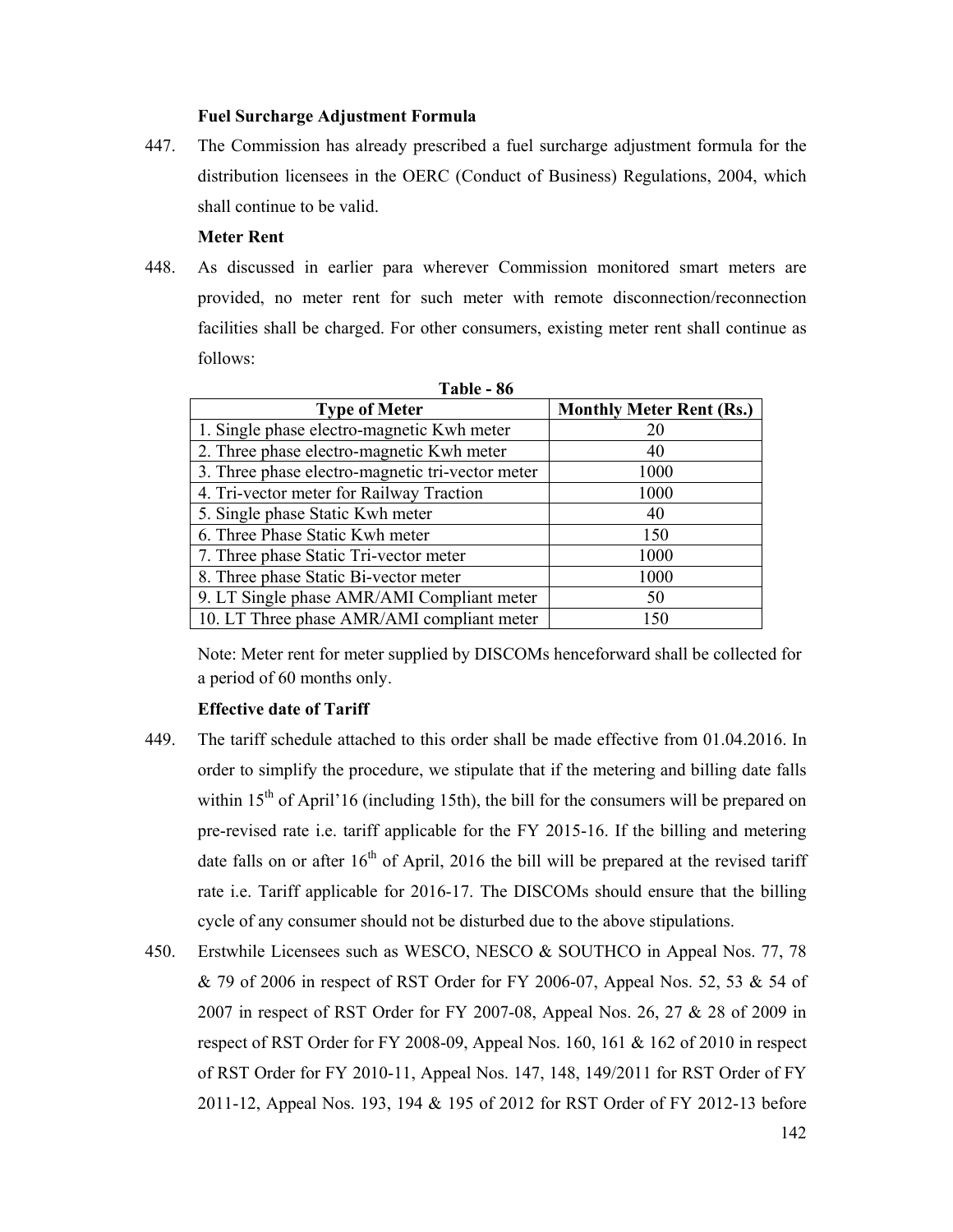**Fuel Surcharge Adjustment Formula**

447. The Commission has already prescribed a fuel surcharge adjustment formula for the distribution licensees in the OERC (Conduct of Business) Regulations, 2004, which shall continue to be valid.

**Meter Rent**

448. As discussed in earlier para wherever Commission monitored smart meters are provided, no meter rent for such meter with remote disconnection/reconnection facilities shall be charged. For other consumers, existing meter rent shall continue as follows:

**Table - 86**

| Type of Meter | Monthly Meter Rent (Rs.) |
|---|---|
| 1. Single phase electro-magnetic Kwh meter | 20 |
| 2. Three phase electro-magnetic Kwh meter | 40 |
| 3. Three phase electro-magnetic tri-vector meter | 1000 |
| 4. Tri-vector meter for Railway Traction | 1000 |
| 5. Single phase Static Kwh meter | 40 |
| 6. Three Phase Static Kwh meter | 150 |
| 7. Three phase Static Tri-vector meter | 1000 |
| 8. Three phase Static Bi-vector meter | 1000 |
| 9. LT Single phase AMR/AMI Compliant meter | 50 |
| 10. LT Three phase AMR/AMI compliant meter | 150 |

Note: Meter rent for meter supplied by DISCOMs henceforward shall be collected for a period of 60 months only.

**Effective date of Tariff**

449. The tariff schedule attached to this order shall be made effective from 01.04.2016. In order to simplify the procedure, we stipulate that if the metering and billing date falls within 15th of April'16 (including 15th), the bill for the consumers will be prepared on pre-revised rate i.e. tariff applicable for the FY 2015-16. If the billing and metering date falls on or after 16th of April, 2016 the bill will be prepared at the revised tariff rate i.e. Tariff applicable for 2016-17. The DISCOMs should ensure that the billing cycle of any consumer should not be disturbed due to the above stipulations.

450. Erstwhile Licensees such as WESCO, NESCO & SOUTHCO in Appeal Nos. 77, 78 & 79 of 2006 in respect of RST Order for FY 2006-07, Appeal Nos. 52, 53 & 54 of 2007 in respect of RST Order for FY 2007-08, Appeal Nos. 26, 27 & 28 of 2009 in respect of RST Order for FY 2008-09, Appeal Nos. 160, 161 & 162 of 2010 in respect of RST Order for FY 2010-11, Appeal Nos. 147, 148, 149/2011 for RST Order of FY 2011-12, Appeal Nos. 193, 194 & 195 of 2012 for RST Order of FY 2012-13 before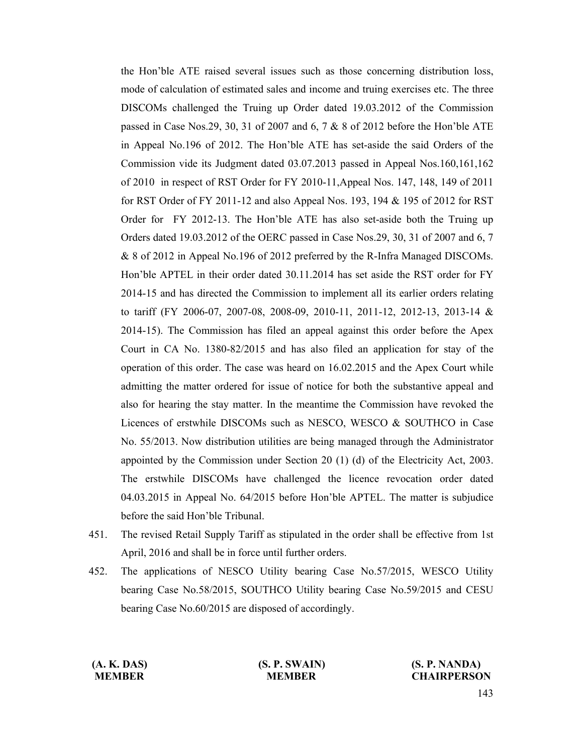the Hon'ble ATE raised several issues such as those concerning distribution loss, mode of calculation of estimated sales and income and truing exercises etc. The three DISCOMs challenged the Truing up Order dated 19.03.2012 of the Commission passed in Case Nos.29, 30, 31 of 2007 and 6, 7 & 8 of 2012 before the Hon'ble ATE in Appeal No.196 of 2012. The Hon'ble ATE has set-aside the said Orders of the Commission vide its Judgment dated 03.07.2013 passed in Appeal Nos.160,161,162 of 2010 in respect of RST Order for FY 2010-11,Appeal Nos. 147, 148, 149 of 2011 for RST Order of FY 2011-12 and also Appeal Nos. 193, 194 & 195 of 2012 for RST Order for FY 2012-13. The Hon'ble ATE has also set-aside both the Truing up Orders dated 19.03.2012 of the OERC passed in Case Nos.29, 30, 31 of 2007 and 6, 7 & 8 of 2012 in Appeal No.196 of 2012 preferred by the R-Infra Managed DISCOMs. Hon'ble APTEL in their order dated 30.11.2014 has set aside the RST order for FY 2014-15 and has directed the Commission to implement all its earlier orders relating to tariff (FY 2006-07, 2007-08, 2008-09, 2010-11, 2011-12, 2012-13, 2013-14 & 2014-15). The Commission has filed an appeal against this order before the Apex Court in CA No. 1380-82/2015 and has also filed an application for stay of the operation of this order. The case was heard on 16.02.2015 and the Apex Court while admitting the matter ordered for issue of notice for both the substantive appeal and also for hearing the stay matter. In the meantime the Commission have revoked the Licences of erstwhile DISCOMs such as NESCO, WESCO & SOUTHCO in Case No. 55/2013. Now distribution utilities are being managed through the Administrator appointed by the Commission under Section 20 (1) (d) of the Electricity Act, 2003. The erstwhile DISCOMs have challenged the licence revocation order dated 04.03.2015 in Appeal No. 64/2015 before Hon'ble APTEL. The matter is subjudice before the said Hon'ble Tribunal.

451. The revised Retail Supply Tariff as stipulated in the order shall be effective from 1st April, 2016 and shall be in force until further orders.

452. The applications of NESCO Utility bearing Case No.57/2015, WESCO Utility bearing Case No.58/2015, SOUTHCO Utility bearing Case No.59/2015 and CESU bearing Case No.60/2015 are disposed of accordingly.

| **(A. K. DAS)** | **(S. P. SWAIN)** | **(S. P. NANDA)** |
|---|---|---|
| **MEMBER** | **MEMBER** | **CHAIRPERSON** |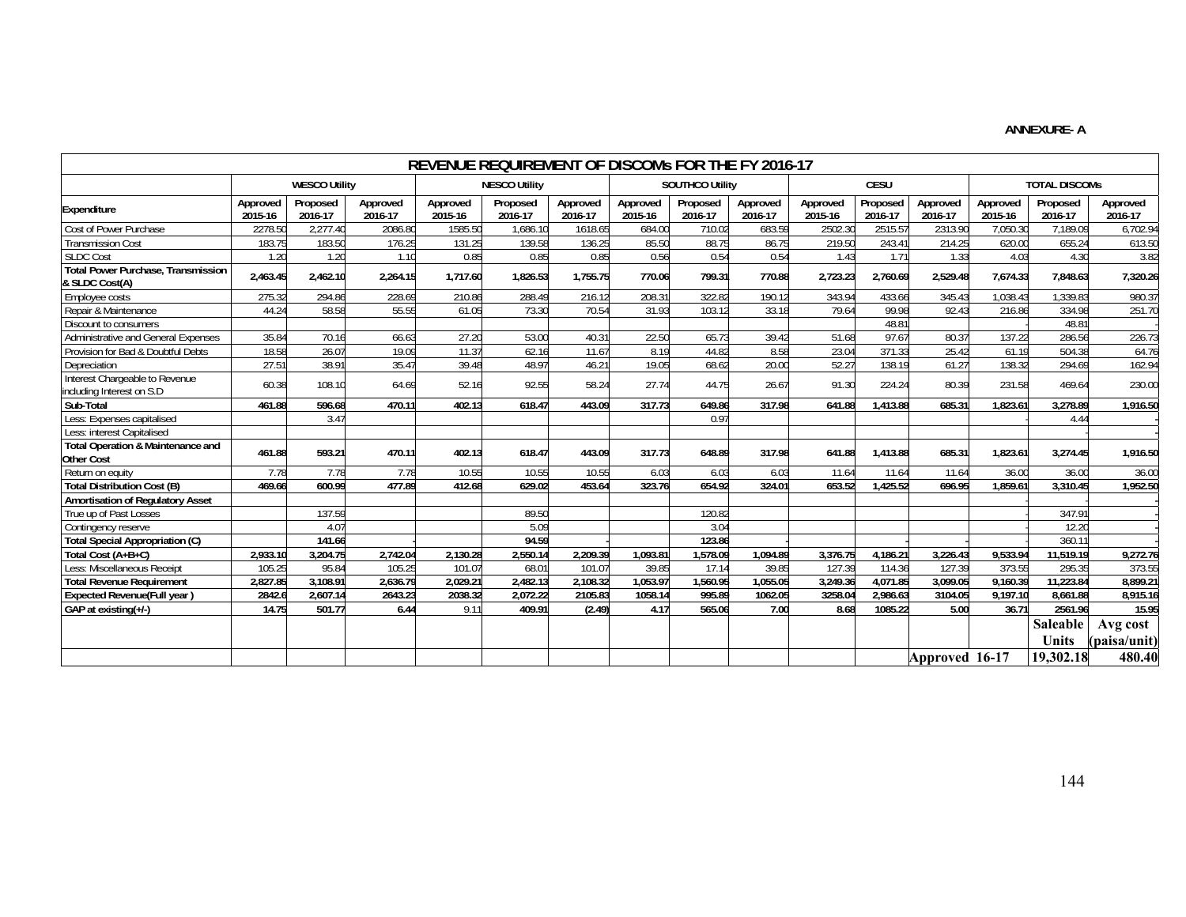**ANNEXURE- A**

| REVENUE REQUIREMENT OF DISCOMs FOR THE FY 2016-17 | | | | | | | | | | | | | | | |
|---|---|---|---|---|---|---|---|---|---|---|---|---|---|---|---|
| | WESCO Utility | | | NESCO Utility | | | SOUTHCO Utility | | | CESU | | | TOTAL DISCOMs | | |
| Expenditure | Approved 2015-16 | Proposed 2016-17 | Approved 2016-17 | Approved 2015-16 | Proposed 2016-17 | Approved 2016-17 | Approved 2015-16 | Proposed 2016-17 | Approved 2016-17 | Approved 2015-16 | Proposed 2016-17 | Approved 2016-17 | Approved 2015-16 | Proposed 2016-17 | Approved 2016-17 |
| Cost of Power Purchase | 2278.50 | 2,277.40 | 2086.80 | 1585.50 | 1,686.10 | 1618.65 | 684.00 | 710.02 | 683.59 | 2502.30 | 2515.57 | 2313.90 | 7,050.30 | 7,189.09 | 6,702.94 |
| Transmission Cost | 183.75 | 183.50 | 176.25 | 131.25 | 139.58 | 136.25 | 85.50 | 88.75 | 86.75 | 219.50 | 243.41 | 214.25 | 620.00 | 655.24 | 613.50 |
| SLDC Cost | 1.20 | 1.20 | 1.10 | 0.85 | 0.85 | 0.85 | 0.56 | 0.54 | 0.54 | 1.43 | 1.71 | 1.33 | 4.03 | 4.30 | 3.82 |
| **Total Power Purchase, Transmission & SLDC Cost(A)** | **2,463.45** | **2,462.10** | **2,264.15** | **1,717.60** | **1,826.53** | **1,755.75** | **770.06** | **799.31** | **770.88** | **2,723.23** | **2,760.69** | **2,529.48** | **7,674.33** | **7,848.63** | **7,320.26** |
| Employee costs | 275.32 | 294.86 | 228.69 | 210.86 | 288.49 | 216.12 | 208.31 | 322.82 | 190.12 | 343.94 | 433.66 | 345.43 | 1,038.43 | 1,339.83 | 980.37 |
| Repair & Maintenance | 44.24 | 58.58 | 55.55 | 61.05 | 73.30 | 70.54 | 31.93 | 103.12 | 33.18 | 79.64 | 99.98 | 92.43 | 216.86 | 334.98 | 251.70 |
| Discount to consumers | | | | | | | | | | | 48.81 | | - | 48.81 | - |
| Administrative and General Expenses | 35.84 | 70.16 | 66.63 | 27.20 | 53.00 | 40.31 | 22.50 | 65.73 | 39.42 | 51.68 | 97.67 | 80.37 | 137.22 | 286.56 | 226.73 |
| Provision for Bad & Doubtful Debts | 18.58 | 26.07 | 19.09 | 11.37 | 62.16 | 11.67 | 8.19 | 44.82 | 8.58 | 23.04 | 371.33 | 25.42 | 61.19 | 504.38 | 64.76 |
| Depreciation | 27.51 | 38.91 | 35.47 | 39.48 | 48.97 | 46.21 | 19.05 | 68.62 | 20.00 | 52.27 | 138.19 | 61.27 | 138.32 | 294.69 | 162.94 |
| Interest Chargeable to Revenue including Interest on S.D | 60.38 | 108.10 | 64.69 | 52.16 | 92.55 | 58.24 | 27.74 | 44.75 | 26.67 | 91.30 | 224.24 | 80.39 | 231.58 | 469.64 | 230.00 |
| **Sub-Total** | **461.88** | **596.68** | **470.11** | **402.13** | **618.47** | **443.09** | **317.73** | **649.86** | **317.98** | **641.88** | **1,413.88** | **685.31** | **1,823.61** | **3,278.89** | **1,916.50** |
| Less: Expenses capitalised | | 3.47 | | | | | | 0.97 | | | | | - | 4.44 | - |
| Less: interest Capitalised | | | | | | | | | | | | | - | - | - |
| **Total Operation & Maintenance and Other Cost** | **461.88** | **593.21** | **470.11** | **402.13** | **618.47** | **443.09** | **317.73** | **648.89** | **317.98** | **641.88** | **1,413.88** | **685.31** | **1,823.61** | **3,274.45** | **1,916.50** |
| Return on equity | 7.78 | 7.78 | 7.78 | 10.55 | 10.55 | 10.55 | 6.03 | 6.03 | 6.03 | 11.64 | 11.64 | 11.64 | 36.00 | 36.00 | 36.00 |
| **Total Distribution Cost (B)** | **469.66** | **600.99** | **477.89** | **412.68** | **629.02** | **453.64** | **323.76** | **654.92** | **324.01** | **653.52** | **1,425.52** | **696.95** | **1,859.61** | **3,310.45** | **1,952.50** |
| **Amortisation of Regulatory Asset** | | | | | | | | | | | | | - | - | - |
| True up of Past Losses | | 137.59 | | | 89.50 | | | 120.82 | | | | | - | 347.91 | - |
| Contingency reserve | | 4.07 | | | 5.09 | | | 3.04 | | | | | - | 12.20 | - |
| **Total Special Appropriation (C)** | | **141.66** | - | | **94.59** | | | **123.86** | - | | | | - | **360.11** | - |
| **Total Cost (A+B+C)** | **2,933.10** | **3,204.75** | **2,742.04** | **2,130.28** | **2,550.14** | **2,209.39** | **1,093.81** | **1,578.09** | **1,094.89** | **3,376.75** | **4,186.21** | **3,226.43** | **9,533.94** | **11,519.19** | **9,272.76** |
| Less: Miscellaneous Receipt | 105.25 | 95.84 | 105.25 | 101.07 | 68.01 | 101.07 | 39.85 | 17.14 | 39.85 | 127.39 | 114.36 | 127.39 | 373.55 | 295.35 | 373.55 |
| **Total Revenue Requirement** | **2,827.85** | **3,108.91** | **2,636.79** | **2,029.21** | **2,482.13** | **2,108.32** | **1,053.97** | **1,560.95** | **1,055.05** | **3,249.36** | **4,071.85** | **3,099.05** | **9,160.39** | **11,223.84** | **8,899.21** |
| **Expected Revenue(Full year )** | **2842.6** | **2,607.14** | **2643.23** | **2038.32** | **2,072.22** | **2105.83** | **1058.14** | **995.89** | **1062.05** | **3258.04** | **2,986.63** | **3104.05** | **9,197.10** | **8,661.88** | **8,915.16** |
| **GAP at existing(+/-)** | **14.75** | **501.77** | **6.44** | 9.11 | **409.91** | **(2.49)** | **4.17** | **565.06** | **7.00** | **8.68** | **1085.22** | **5.00** | **36.71** | **2561.96** | **15.95** |
| | | | | | | | | | | | | | | **Saleable Units** | **Avg cost (paisa/unit)** |
| | | | | | | | | | | | | **Approved** | **16-17** | **19,302.18** | **480.40** |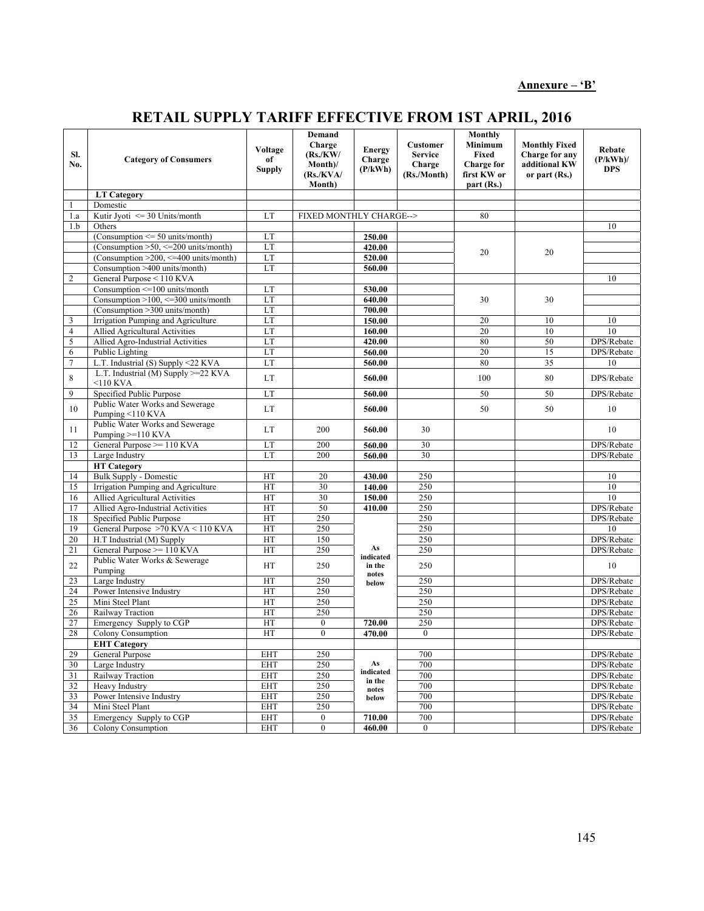**Annexure – 'B'**

# RETAIL SUPPLY TARIFF EFFECTIVE FROM 1ST APRIL, 2016

| Sl. No. | Category of Consumers | Voltage of Supply | Demand Charge (Rs./KW/ Month)/ (Rs./KVA/ Month) | Energy Charge (P/kWh) | Customer Service Charge (Rs./Month) | Monthly Minimum Fixed Charge for first KW or part (Rs.) | Monthly Fixed Charge for any additional KW or part (Rs.) | Rebate (P/kWh)/ DPS |
|---|---|---|---|---|---|---|---|---|
| | **LT Category** | | | | | | | |
| 1 | Domestic | | | | | | | |
| 1.a | Kutir Jyoti <= 30 Units/month | LT | FIXED MONTHLY CHARGE--> | | | 80 | | |
| 1.b | Others | | | | | | | 10 |
| | (Consumption <= 50 units/month) | LT | | **250.00** | | 20 | 20 | |
| | (Consumption >50, <=200 units/month) | LT | | **420.00** | | | | |
| | (Consumption >200, <=400 units/month) | LT | | **520.00** | | | | |
| | Consumption >400 units/month) | LT | | **560.00** | | | | |
| 2 | General Purpose < 110 KVA | | | | | | | 10 |
| | Consumption <=100 units/month | LT | | **530.00** | | 30 | 30 | |
| | Consumption >100, <=300 units/month | LT | | **640.00** | | | | |
| | (Consumption >300 units/month) | LT | | **700.00** | | | | |
| 3 | Irrigation Pumping and Agriculture | LT | | **150.00** | | 20 | 10 | 10 |
| 4 | Allied Agricultural Activities | LT | | **160.00** | | 20 | 10 | 10 |
| 5 | Allied Agro-Industrial Activities | LT | | **420.00** | | 80 | 50 | DPS/Rebate |
| 6 | Public Lighting | LT | | **560.00** | | 20 | 15 | DPS/Rebate |
| 7 | L.T. Industrial (S) Supply <22 KVA | LT | | **560.00** | | 80 | 35 | 10 |
| 8 | L.T. Industrial (M) Supply >=22 KVA <110 KVA | LT | | **560.00** | | 100 | 80 | DPS/Rebate |
| 9 | Specified Public Purpose | LT | | **560.00** | | 50 | 50 | DPS/Rebate |
| 10 | Public Water Works and Sewerage Pumping <110 KVA | LT | | **560.00** | | 50 | 50 | 10 |
| 11 | Public Water Works and Sewerage Pumping >=110 KVA | LT | 200 | **560.00** | 30 | | | 10 |
| 12 | General Purpose >= 110 KVA | LT | 200 | **560.00** | 30 | | | DPS/Rebate |
| 13 | Large Industry | LT | 200 | **560.00** | 30 | | | DPS/Rebate |
| | **HT Category** | | | | | | | |
| 14 | Bulk Supply - Domestic | HT | 20 | **430.00** | 250 | | | 10 |
| 15 | Irrigation Pumping and Agriculture | HT | 30 | **140.00** | 250 | | | 10 |
| 16 | Allied Agricultural Activities | HT | 30 | **150.00** | 250 | | | 10 |
| 17 | Allied Agro-Industrial Activities | HT | 50 | **410.00** | 250 | | | DPS/Rebate |
| 18 | Specified Public Purpose | HT | 250 | **As indicated in the notes below** | 250 | | | DPS/Rebate |
| 19 | General Purpose >70 KVA < 110 KVA | HT | 250 | | 250 | | | 10 |
| 20 | H.T Industrial (M) Supply | HT | 150 | | 250 | | | DPS/Rebate |
| 21 | General Purpose >= 110 KVA | HT | 250 | | 250 | | | DPS/Rebate |
| 22 | Public Water Works & Sewerage Pumping | HT | 250 | | 250 | | | 10 |
| 23 | Large Industry | HT | 250 | | 250 | | | DPS/Rebate |
| 24 | Power Intensive Industry | HT | 250 | | 250 | | | DPS/Rebate |
| 25 | Mini Steel Plant | HT | 250 | | 250 | | | DPS/Rebate |
| 26 | Railway Traction | HT | 250 | | 250 | | | DPS/Rebate |
| 27 | Emergency Supply to CGP | HT | 0 | **720.00** | 250 | | | DPS/Rebate |
| 28 | Colony Consumption | HT | 0 | **470.00** | 0 | | | DPS/Rebate |
| | **EHT Category** | | | | | | | |
| 29 | General Purpose | EHT | 250 | **As indicated in the notes below** | 700 | | | DPS/Rebate |
| 30 | Large Industry | EHT | 250 | | 700 | | | DPS/Rebate |
| 31 | Railway Traction | EHT | 250 | | 700 | | | DPS/Rebate |
| 32 | Heavy Industry | EHT | 250 | | 700 | | | DPS/Rebate |
| 33 | Power Intensive Industry | EHT | 250 | | 700 | | | DPS/Rebate |
| 34 | Mini Steel Plant | EHT | 250 | | 700 | | | DPS/Rebate |
| 35 | Emergency Supply to CGP | EHT | 0 | **710.00** | 700 | | | DPS/Rebate |
| 36 | Colony Consumption | EHT | 0 | **460.00** | 0 | | | DPS/Rebate |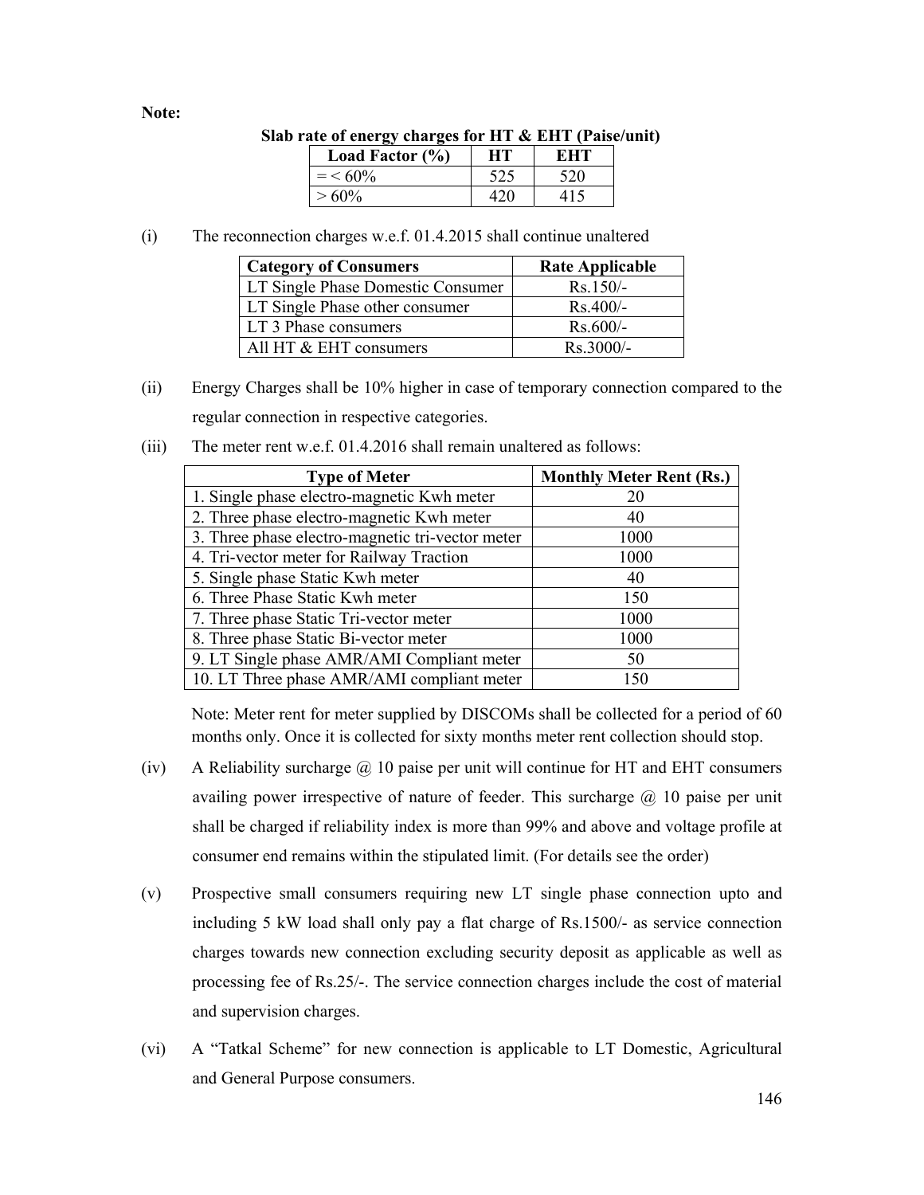**Note:**

**Slab rate of energy charges for HT & EHT (Paise/unit)**

| Load Factor (%) | HT | EHT |
|---|---|---|
| = < 60% | 525 | 520 |
| > 60% | 420 | 415 |

(i) The reconnection charges w.e.f. 01.4.2015 shall continue unaltered

| Category of Consumers | Rate Applicable |
|---|---|
| LT Single Phase Domestic Consumer | Rs.150/- |
| LT Single Phase other consumer | Rs.400/- |
| LT 3 Phase consumers | Rs.600/- |
| All HT & EHT consumers | Rs.3000/- |

(ii) Energy Charges shall be 10% higher in case of temporary connection compared to the regular connection in respective categories.

(iii) The meter rent w.e.f. 01.4.2016 shall remain unaltered as follows:

| Type of Meter | Monthly Meter Rent (Rs.) |
|---|---|
| 1. Single phase electro-magnetic Kwh meter | 20 |
| 2. Three phase electro-magnetic Kwh meter | 40 |
| 3. Three phase electro-magnetic tri-vector meter | 1000 |
| 4. Tri-vector meter for Railway Traction | 1000 |
| 5. Single phase Static Kwh meter | 40 |
| 6. Three Phase Static Kwh meter | 150 |
| 7. Three phase Static Tri-vector meter | 1000 |
| 8. Three phase Static Bi-vector meter | 1000 |
| 9. LT Single phase AMR/AMI Compliant meter | 50 |
| 10. LT Three phase AMR/AMI compliant meter | 150 |

Note: Meter rent for meter supplied by DISCOMs shall be collected for a period of 60 months only. Once it is collected for sixty months meter rent collection should stop.

(iv) A Reliability surcharge @ 10 paise per unit will continue for HT and EHT consumers availing power irrespective of nature of feeder. This surcharge @ 10 paise per unit shall be charged if reliability index is more than 99% and above and voltage profile at consumer end remains within the stipulated limit. (For details see the order)

(v) Prospective small consumers requiring new LT single phase connection upto and including 5 kW load shall only pay a flat charge of Rs.1500/- as service connection charges towards new connection excluding security deposit as applicable as well as processing fee of Rs.25/-. The service connection charges include the cost of material and supervision charges.

(vi) A "Tatkal Scheme" for new connection is applicable to LT Domestic, Agricultural and General Purpose consumers.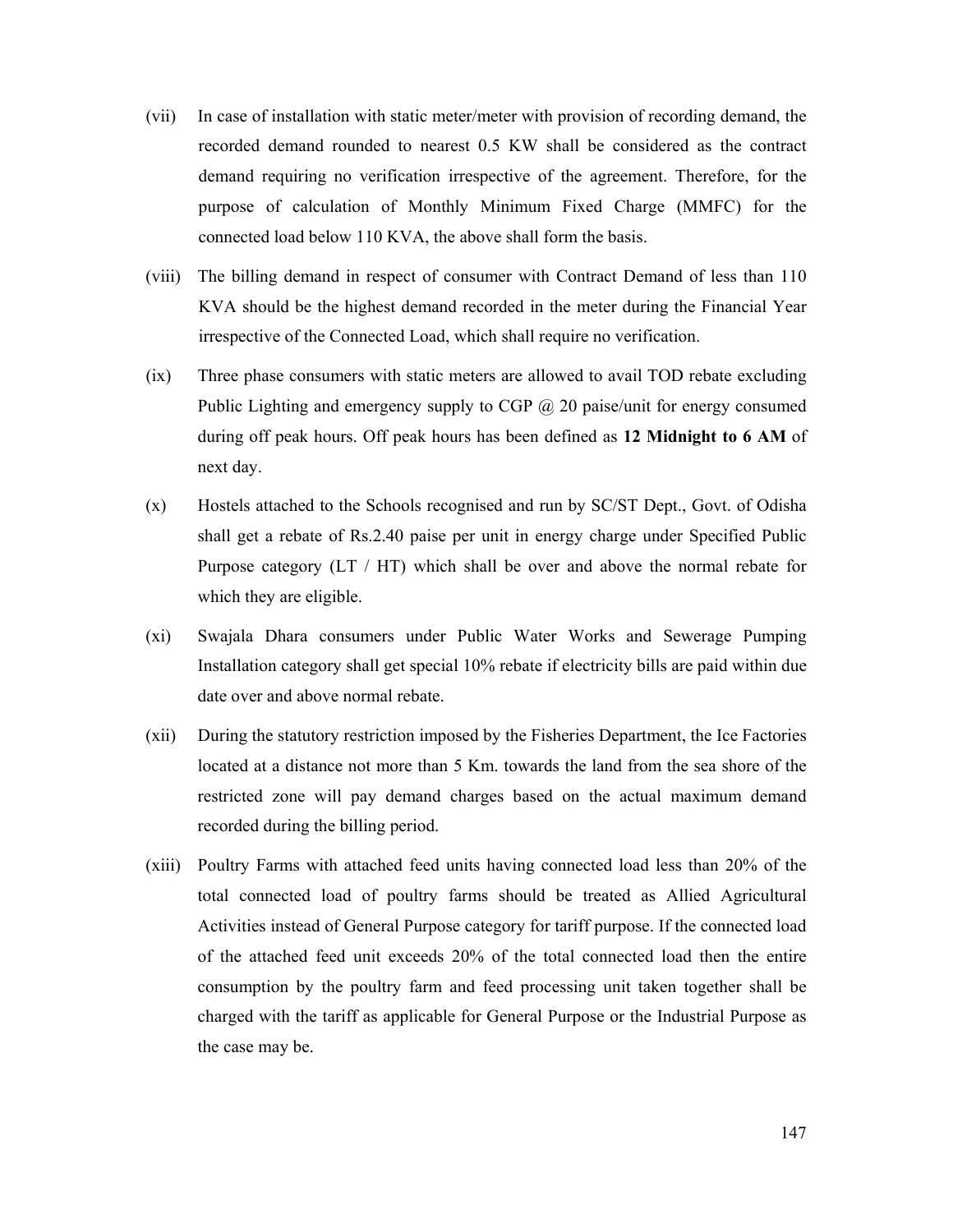(vii) In case of installation with static meter/meter with provision of recording demand, the recorded demand rounded to nearest 0.5 KW shall be considered as the contract demand requiring no verification irrespective of the agreement. Therefore, for the purpose of calculation of Monthly Minimum Fixed Charge (MMFC) for the connected load below 110 KVA, the above shall form the basis.

(viii) The billing demand in respect of consumer with Contract Demand of less than 110 KVA should be the highest demand recorded in the meter during the Financial Year irrespective of the Connected Load, which shall require no verification.

(ix) Three phase consumers with static meters are allowed to avail TOD rebate excluding Public Lighting and emergency supply to CGP @ 20 paise/unit for energy consumed during off peak hours. Off peak hours has been defined as **12 Midnight to 6 AM** of next day.

(x) Hostels attached to the Schools recognised and run by SC/ST Dept., Govt. of Odisha shall get a rebate of Rs.2.40 paise per unit in energy charge under Specified Public Purpose category (LT / HT) which shall be over and above the normal rebate for which they are eligible.

(xi) Swajala Dhara consumers under Public Water Works and Sewerage Pumping Installation category shall get special 10% rebate if electricity bills are paid within due date over and above normal rebate.

(xii) During the statutory restriction imposed by the Fisheries Department, the Ice Factories located at a distance not more than 5 Km. towards the land from the sea shore of the restricted zone will pay demand charges based on the actual maximum demand recorded during the billing period.

(xiii) Poultry Farms with attached feed units having connected load less than 20% of the total connected load of poultry farms should be treated as Allied Agricultural Activities instead of General Purpose category for tariff purpose. If the connected load of the attached feed unit exceeds 20% of the total connected load then the entire consumption by the poultry farm and feed processing unit taken together shall be charged with the tariff as applicable for General Purpose or the Industrial Purpose as the case may be.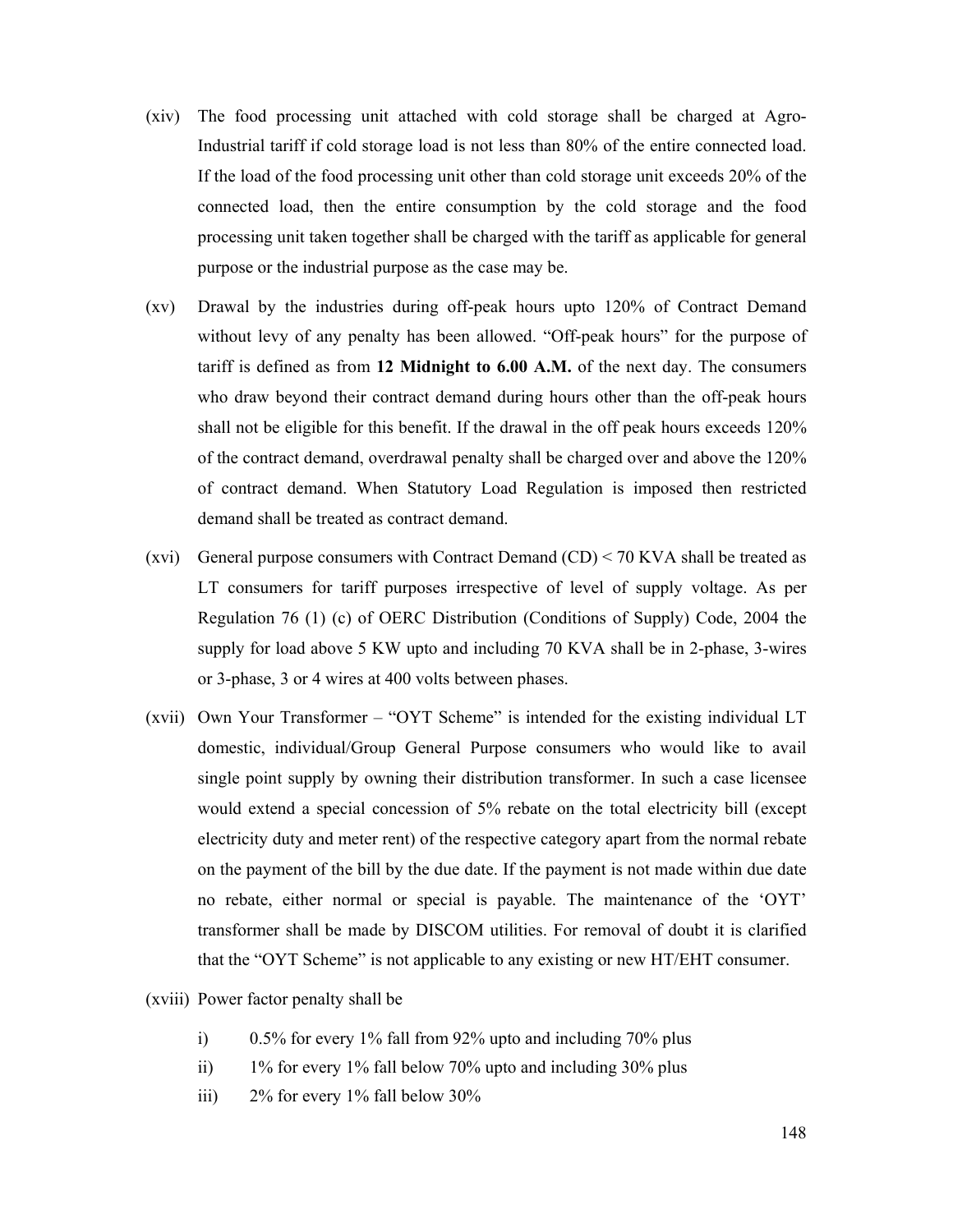(xiv) The food processing unit attached with cold storage shall be charged at Agro-Industrial tariff if cold storage load is not less than 80% of the entire connected load. If the load of the food processing unit other than cold storage unit exceeds 20% of the connected load, then the entire consumption by the cold storage and the food processing unit taken together shall be charged with the tariff as applicable for general purpose or the industrial purpose as the case may be.

(xv) Drawal by the industries during off-peak hours upto 120% of Contract Demand without levy of any penalty has been allowed. "Off-peak hours" for the purpose of tariff is defined as from **12 Midnight to 6.00 A.M.** of the next day. The consumers who draw beyond their contract demand during hours other than the off-peak hours shall not be eligible for this benefit. If the drawal in the off peak hours exceeds 120% of the contract demand, overdrawal penalty shall be charged over and above the 120% of contract demand. When Statutory Load Regulation is imposed then restricted demand shall be treated as contract demand.

(xvi) General purpose consumers with Contract Demand (CD) < 70 KVA shall be treated as LT consumers for tariff purposes irrespective of level of supply voltage. As per Regulation 76 (1) (c) of OERC Distribution (Conditions of Supply) Code, 2004 the supply for load above 5 KW upto and including 70 KVA shall be in 2-phase, 3-wires or 3-phase, 3 or 4 wires at 400 volts between phases.

(xvii) Own Your Transformer – "OYT Scheme" is intended for the existing individual LT domestic, individual/Group General Purpose consumers who would like to avail single point supply by owning their distribution transformer. In such a case licensee would extend a special concession of 5% rebate on the total electricity bill (except electricity duty and meter rent) of the respective category apart from the normal rebate on the payment of the bill by the due date. If the payment is not made within due date no rebate, either normal or special is payable. The maintenance of the 'OYT' transformer shall be made by DISCOM utilities. For removal of doubt it is clarified that the "OYT Scheme" is not applicable to any existing or new HT/EHT consumer.

(xviii) Power factor penalty shall be

i) 0.5% for every 1% fall from 92% upto and including 70% plus

ii) 1% for every 1% fall below 70% upto and including 30% plus

iii) 2% for every 1% fall below 30%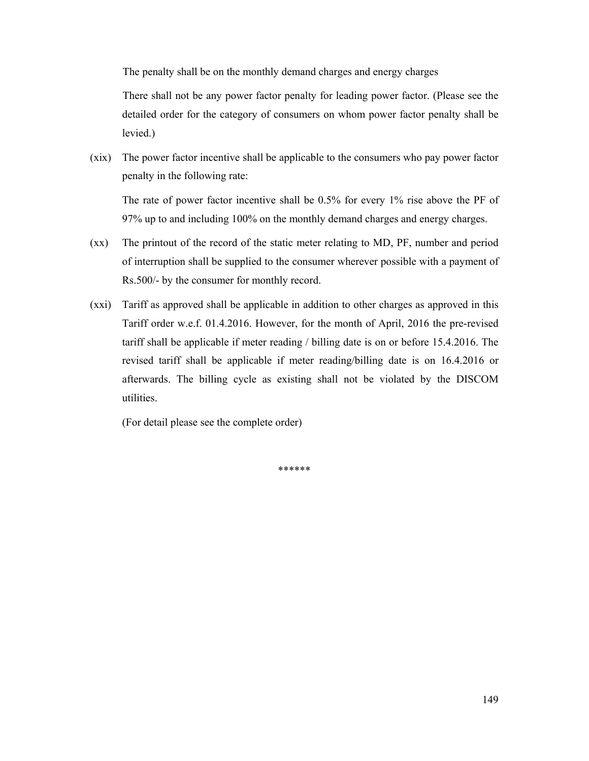The penalty shall be on the monthly demand charges and energy charges

There shall not be any power factor penalty for leading power factor. (Please see the detailed order for the category of consumers on whom power factor penalty shall be levied.)

(xix) The power factor incentive shall be applicable to the consumers who pay power factor penalty in the following rate:

The rate of power factor incentive shall be 0.5% for every 1% rise above the PF of 97% up to and including 100% on the monthly demand charges and energy charges.

(xx) The printout of the record of the static meter relating to MD, PF, number and period of interruption shall be supplied to the consumer wherever possible with a payment of Rs.500/- by the consumer for monthly record.

(xxi) Tariff as approved shall be applicable in addition to other charges as approved in this Tariff order w.e.f. 01.4.2016. However, for the month of April, 2016 the pre-revised tariff shall be applicable if meter reading / billing date is on or before 15.4.2016. The revised tariff shall be applicable if meter reading/billing date is on 16.4.2016 or afterwards. The billing cycle as existing shall not be violated by the DISCOM utilities.

(For detail please see the complete order)

******